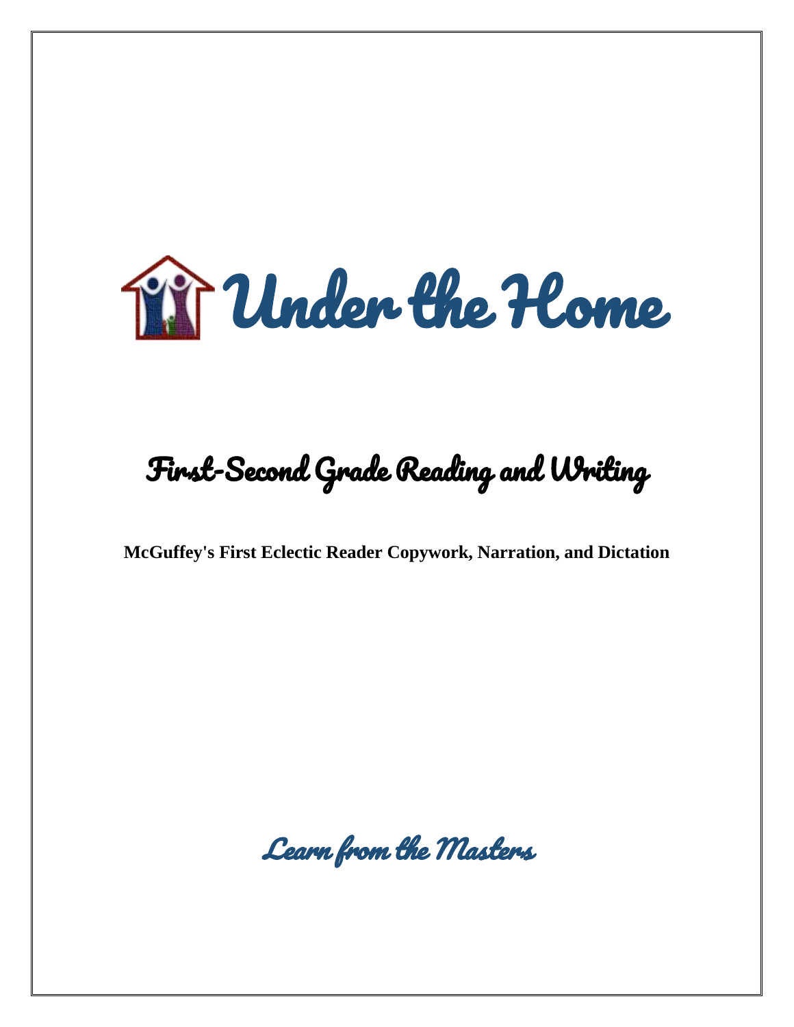# Under the Home

## First-Second Grade Reading and Writing

**McGuffey's First Eclectic Reader Copywork, Narration, and Dictation**

*Learn from the Masters*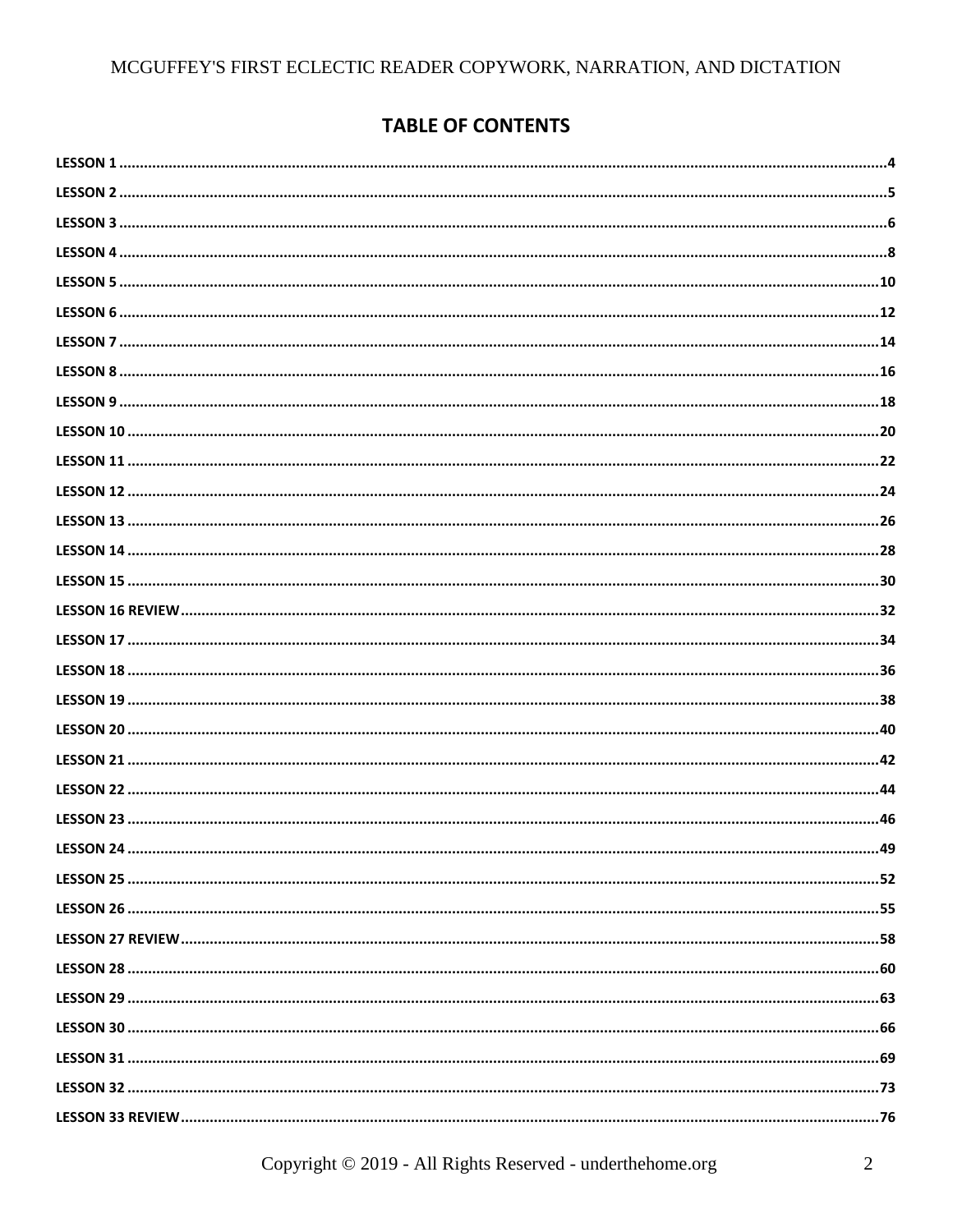## TABLE OF CONTENTS

LESSON 1 .....4
LESSON 2 .....5
LESSON 3 .....6
LESSON 4 .....8
LESSON 5 .....10
LESSON 6 .....12
LESSON 7 .....14
LESSON 8 .....16
LESSON 9 .....18
LESSON 10 .....20
LESSON 11 .....22
LESSON 12 .....24
LESSON 13 .....26
LESSON 14 .....28
LESSON 15 .....30
LESSON 16 REVIEW .....32
LESSON 17 .....34
LESSON 18 .....36
LESSON 19 .....38
LESSON 20 .....40
LESSON 21 .....42
LESSON 22 .....44
LESSON 23 .....46
LESSON 24 .....49
LESSON 25 .....52
LESSON 26 .....55
LESSON 27 REVIEW .....58
LESSON 28 .....60
LESSON 29 .....63
LESSON 30 .....66
LESSON 31 .....69
LESSON 32 .....73
LESSON 33 REVIEW .....76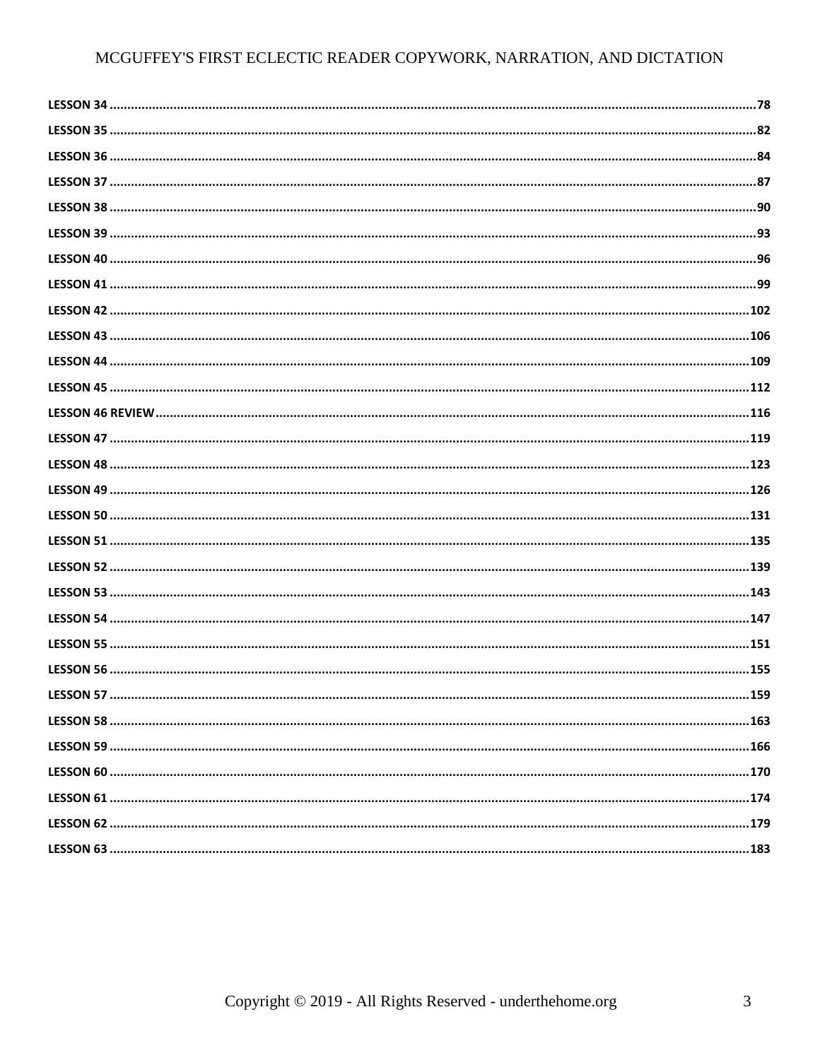LESSON 34 ....................................................................................................................................................................78
LESSON 35 ....................................................................................................................................................................82
LESSON 36 ....................................................................................................................................................................84
LESSON 37 ....................................................................................................................................................................87
LESSON 38 ....................................................................................................................................................................90
LESSON 39 ....................................................................................................................................................................93
LESSON 40 ....................................................................................................................................................................96
LESSON 41 ....................................................................................................................................................................99
LESSON 42 ..................................................................................................................................................................102
LESSON 43 ..................................................................................................................................................................106
LESSON 44 ..................................................................................................................................................................109
LESSON 45 ..................................................................................................................................................................112
LESSON 46 REVIEW ....................................................................................................................................................116
LESSON 47 ..................................................................................................................................................................119
LESSON 48 ..................................................................................................................................................................123
LESSON 49 ..................................................................................................................................................................126
LESSON 50 ..................................................................................................................................................................131
LESSON 51 ..................................................................................................................................................................135
LESSON 52 ..................................................................................................................................................................139
LESSON 53 ..................................................................................................................................................................143
LESSON 54 ..................................................................................................................................................................147
LESSON 55 ..................................................................................................................................................................151
LESSON 56 ..................................................................................................................................................................155
LESSON 57 ..................................................................................................................................................................159
LESSON 58 ..................................................................................................................................................................163
LESSON 59 ..................................................................................................................................................................166
LESSON 60 ..................................................................................................................................................................170
LESSON 61 ..................................................................................................................................................................174
LESSON 62 ..................................................................................................................................................................179
LESSON 63 ..................................................................................................................................................................183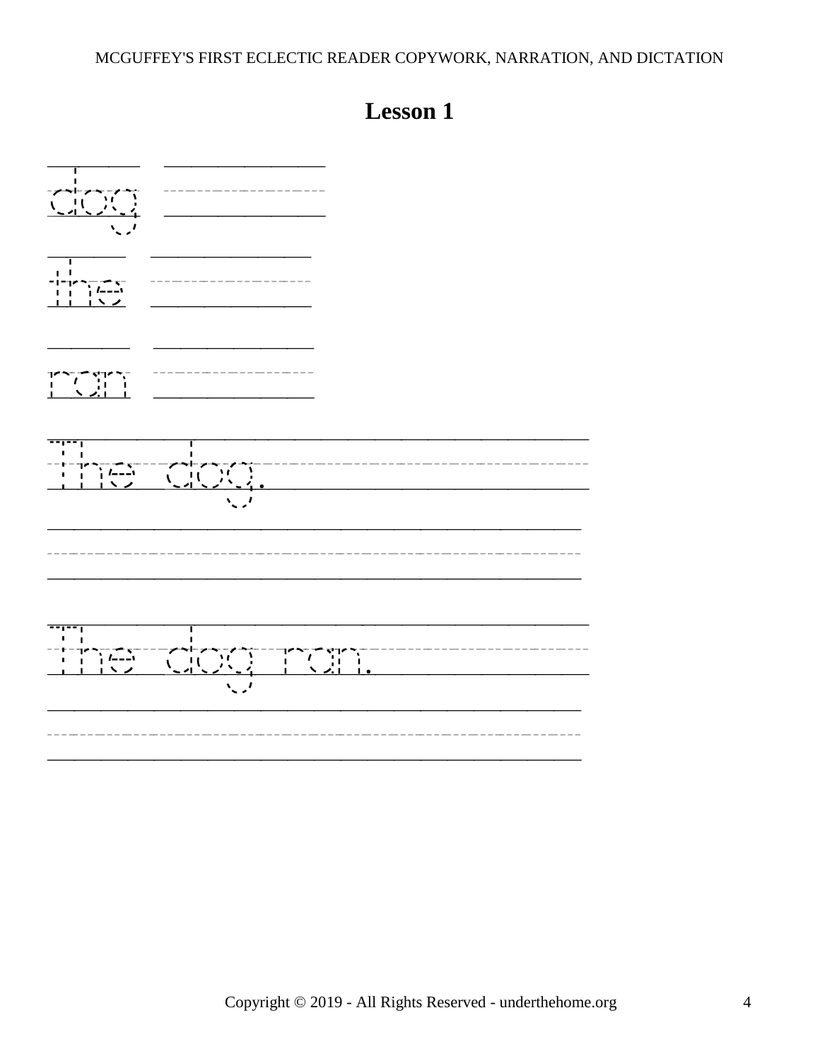# Lesson 1

dog

the

ran

The dog.

The dog ran.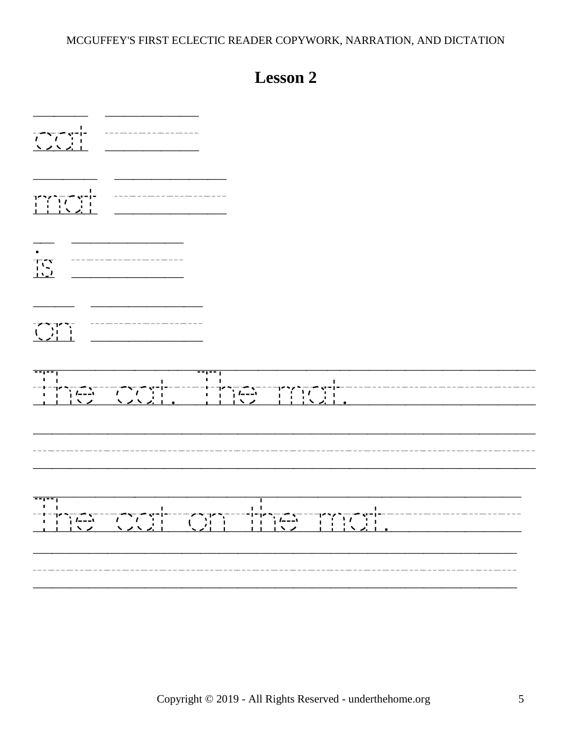# Lesson 2

cat

mat

is

on

The cat. The mat.

The cat on the mat.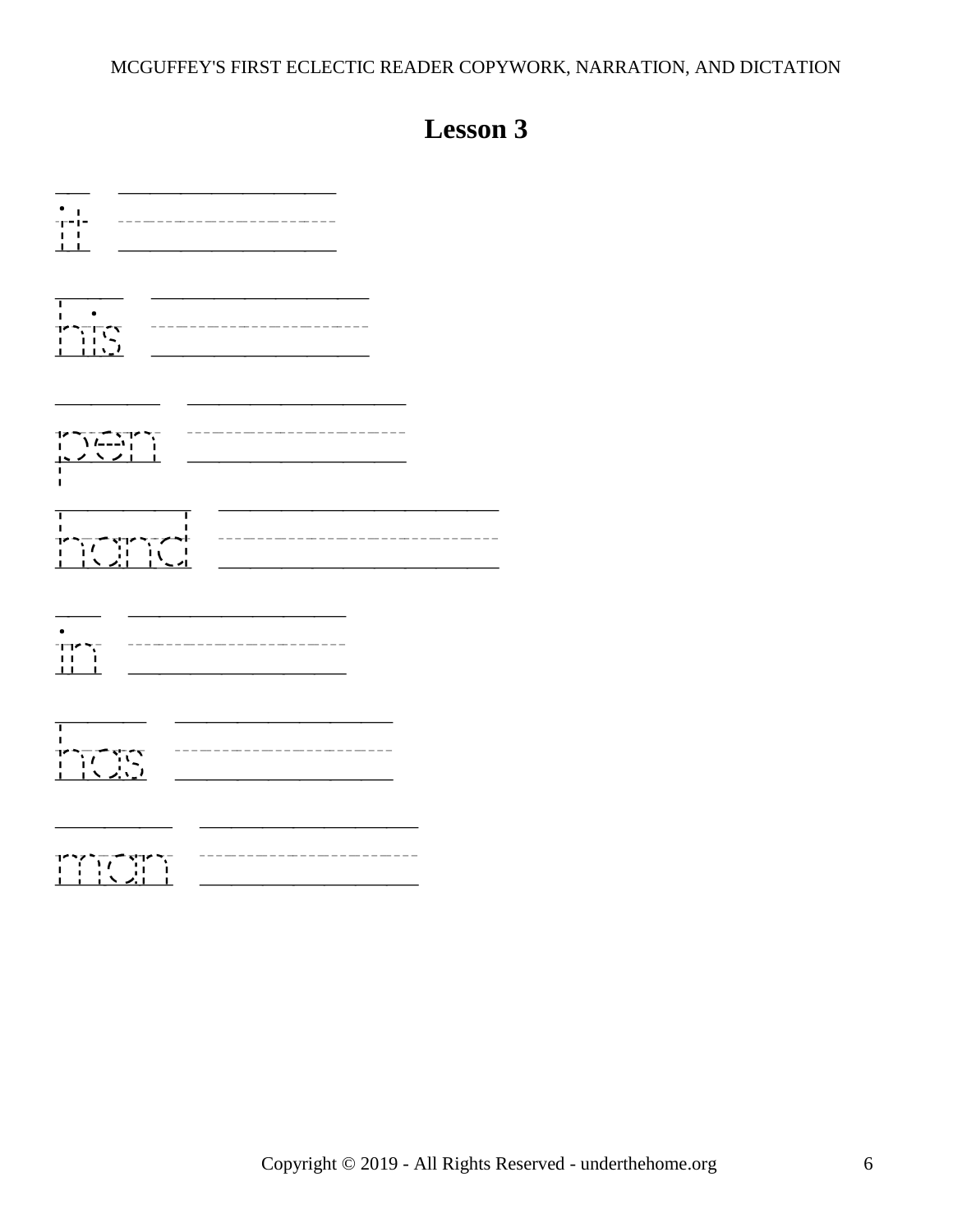# Lesson 3

it

his

pen

hand

in

has

man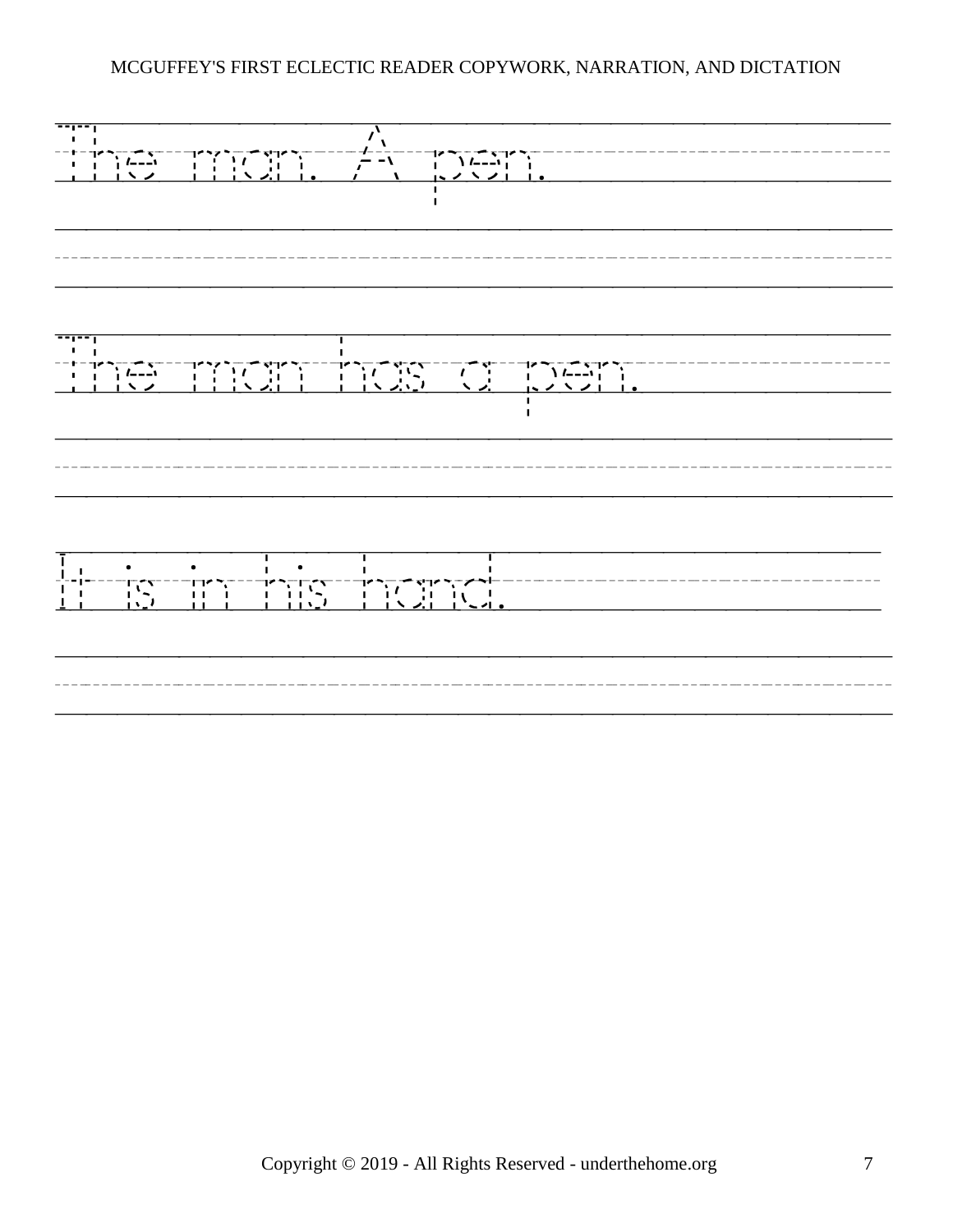The man. A pen.

The man has a pen.

It is in his hand.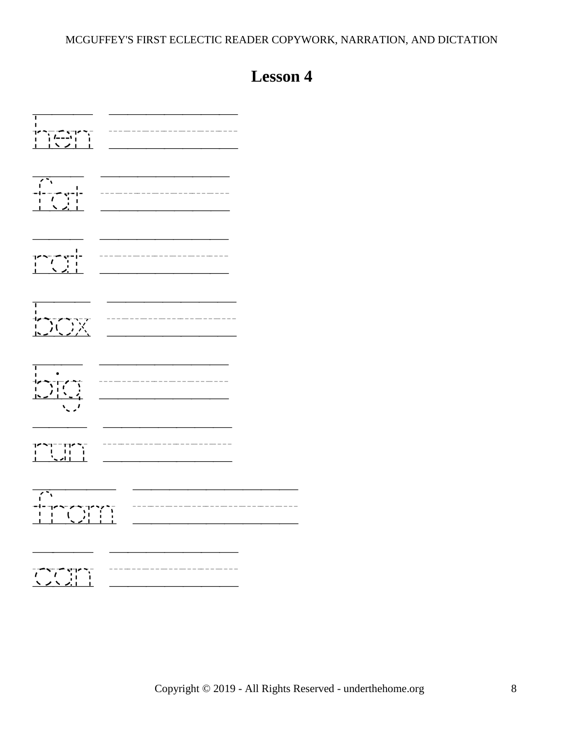# Lesson 4

hen

fat

rat

box

big

run

from

can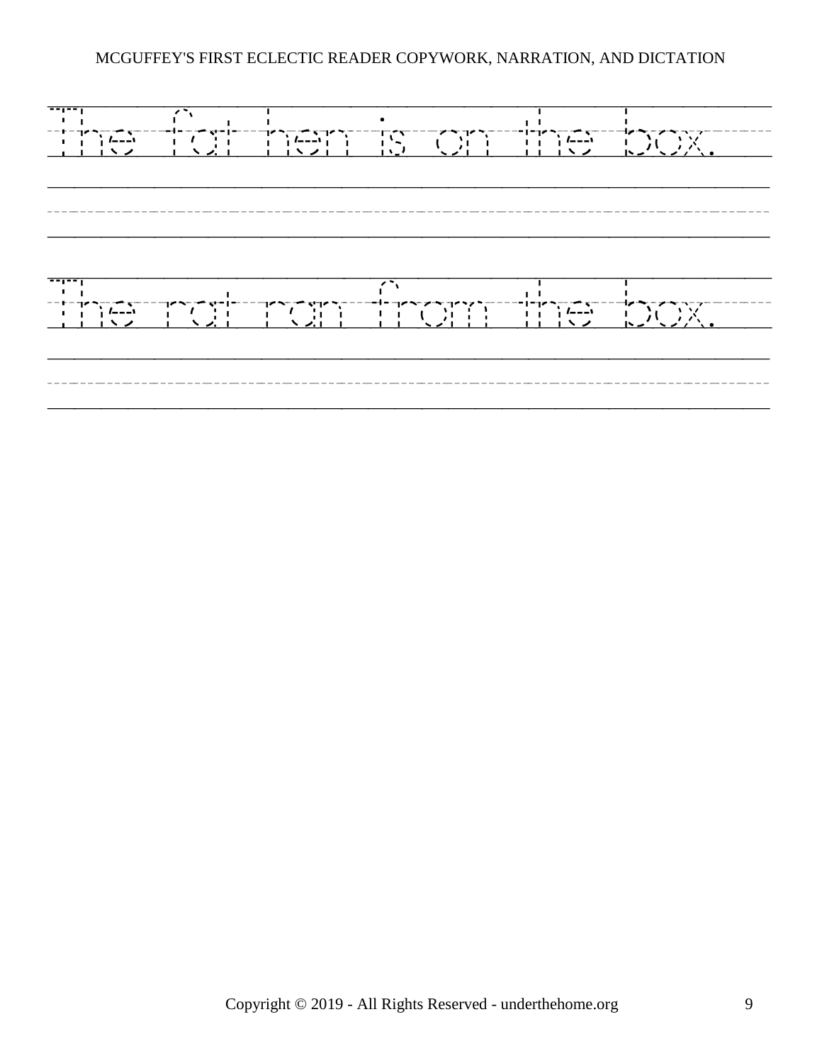The fat hen is on the box.

The rat ran from the box.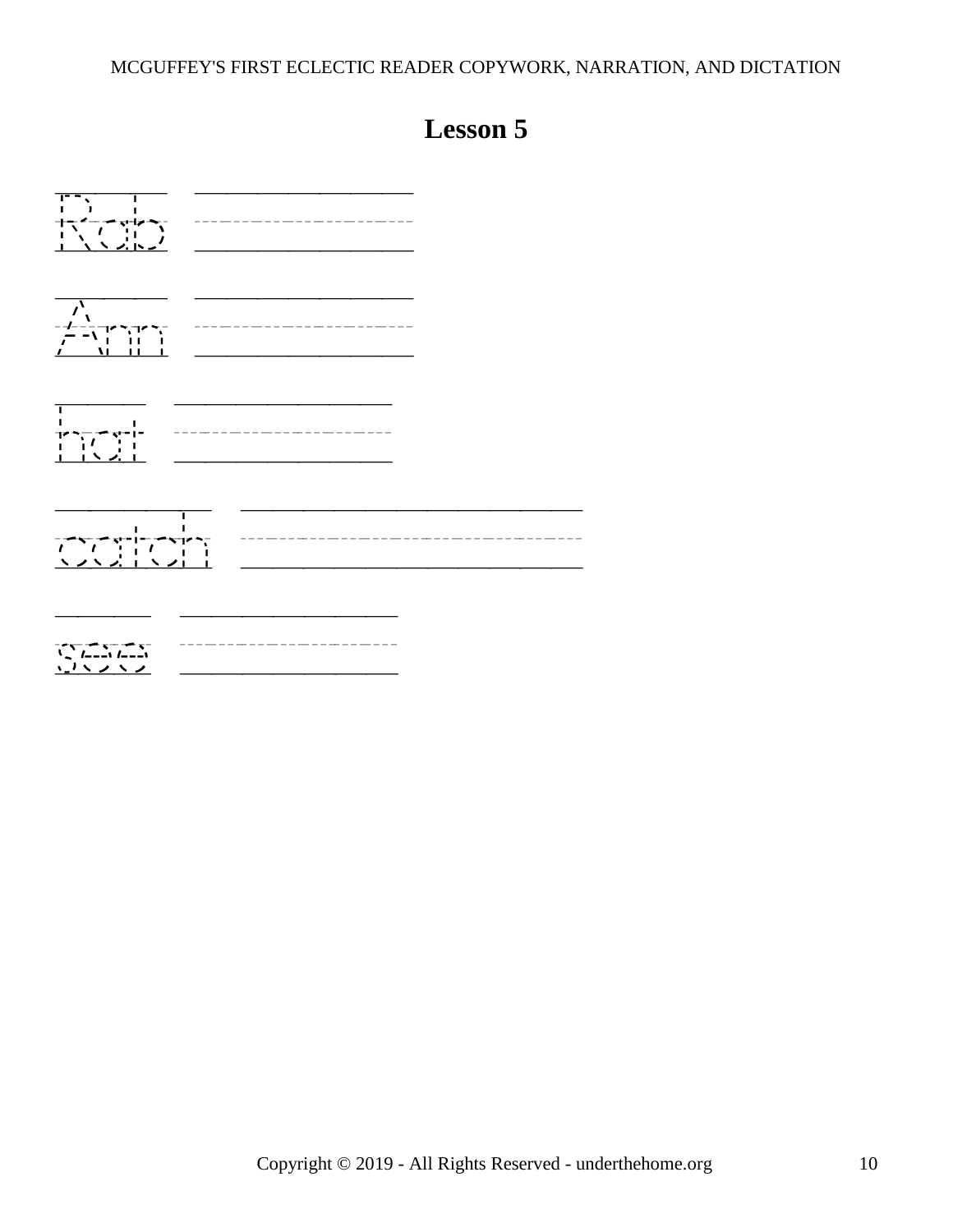# Lesson 5

Rob

Ann

hat

catch

see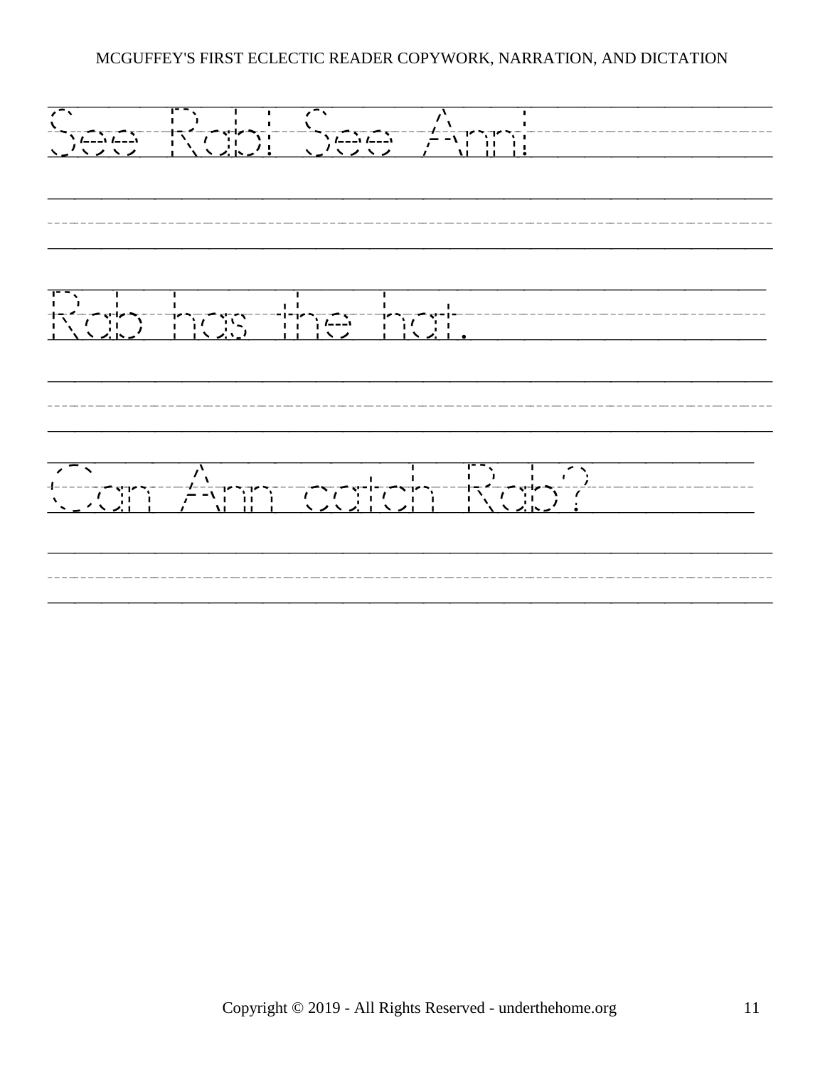See Rab! See Ann!

Rab has the hat.

Can Ann catch Rab?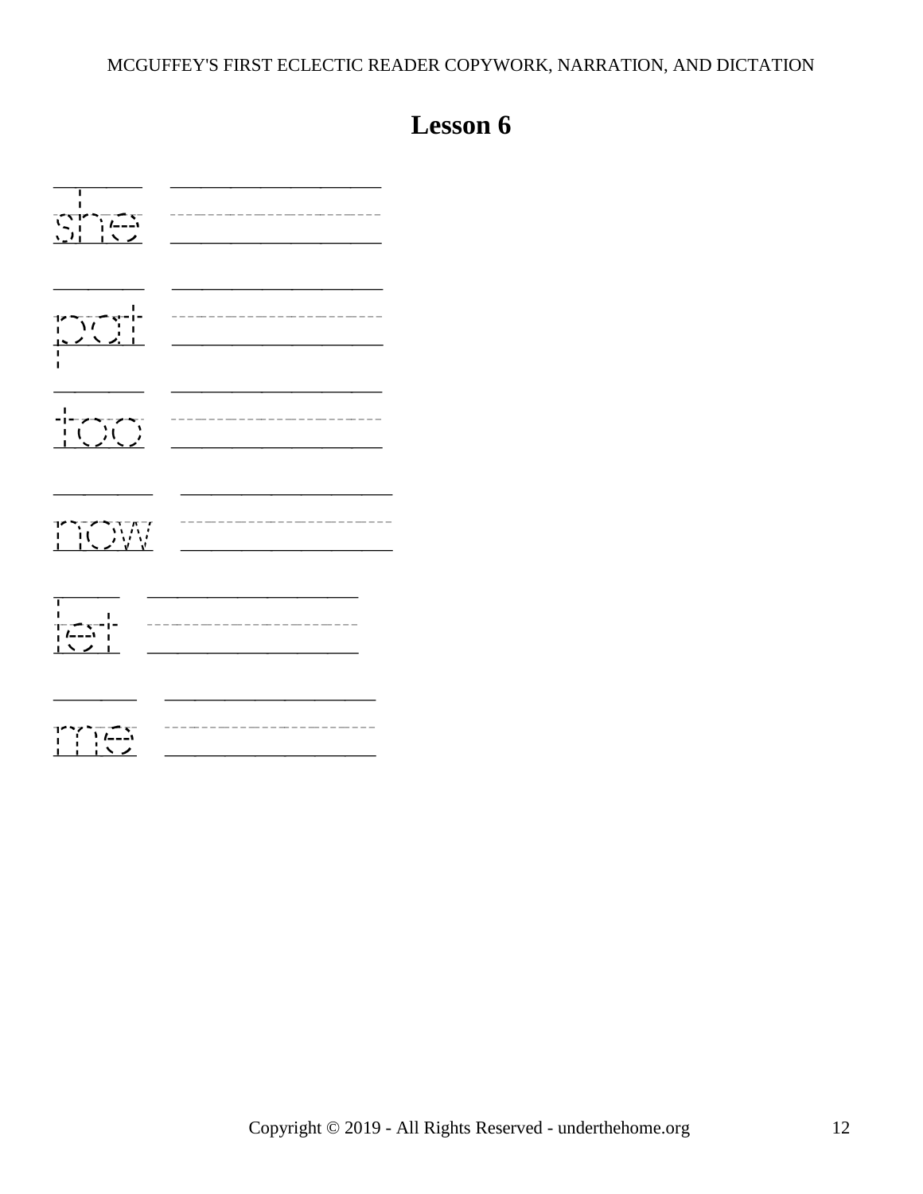# Lesson 6

she

pat

too

now

let

me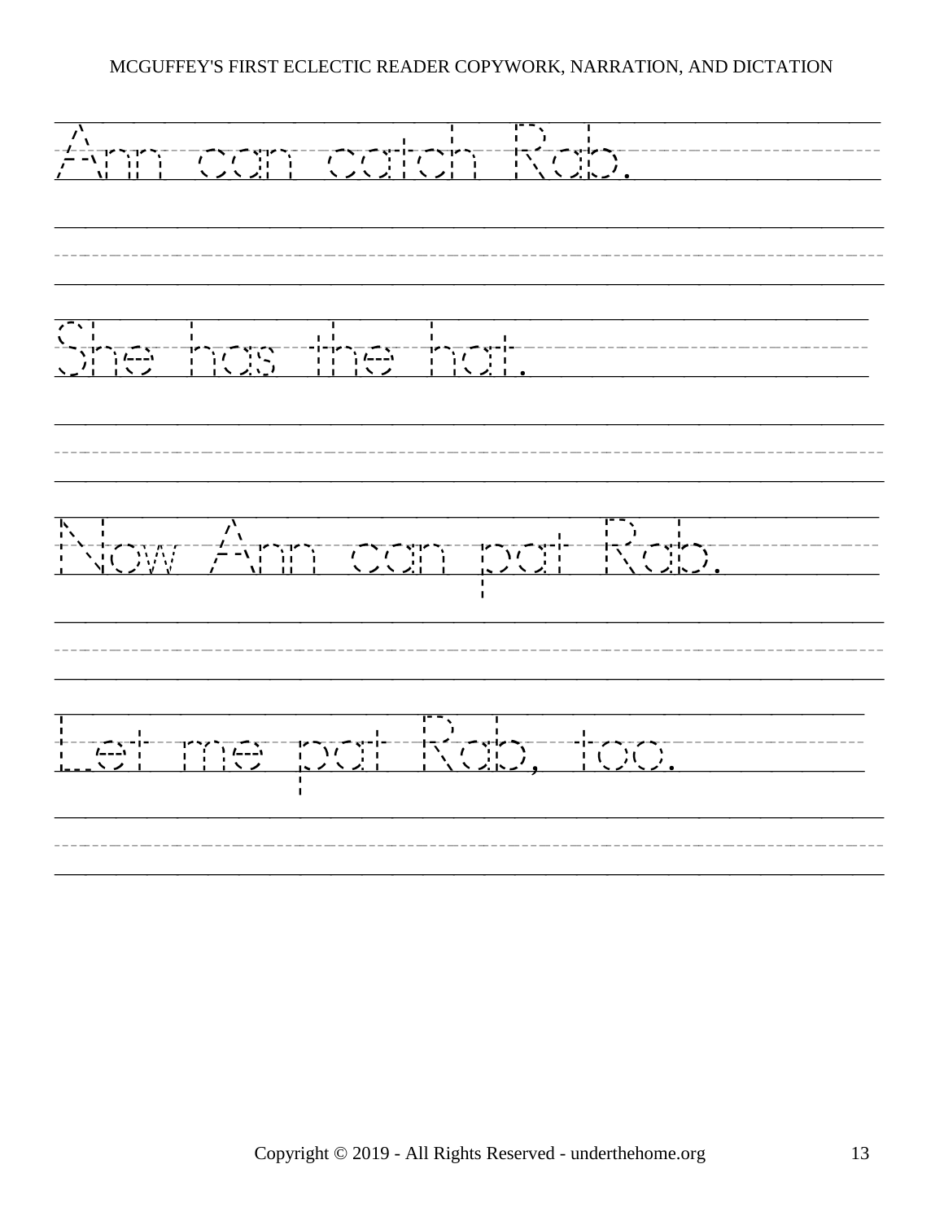Ann can catch Rab.

She has the hat.

Now Ann can pat Rab.

Let me pat Rab, too.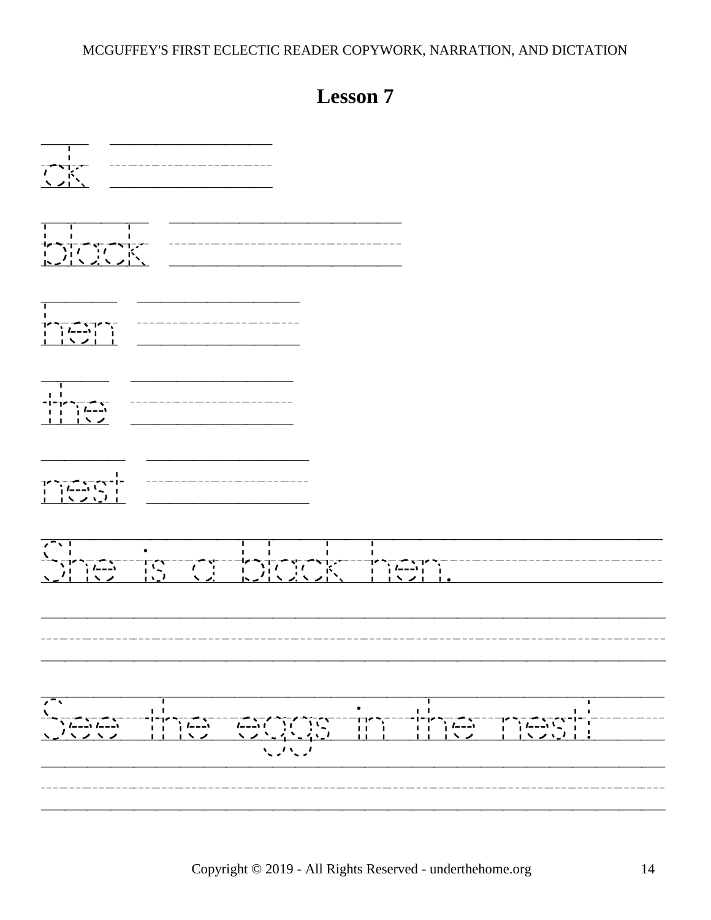# Lesson 7

ck

black

hen

the

nest

She is a black hen.

See the eggs in the nest!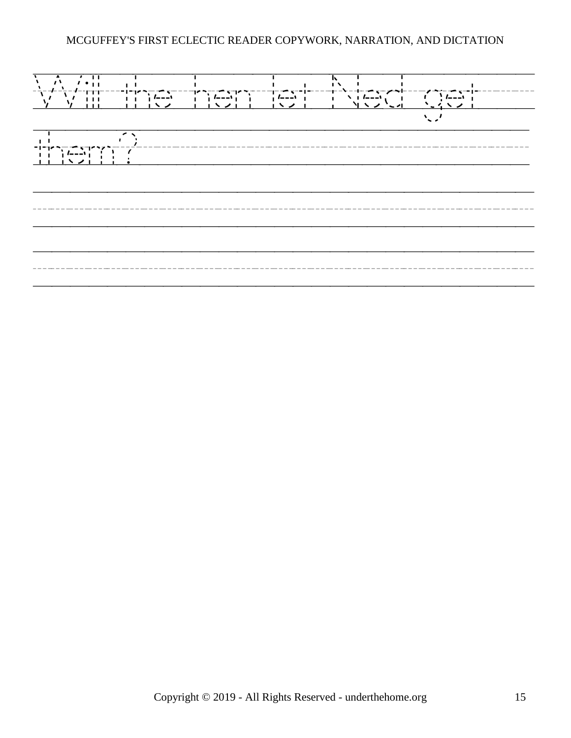Will the hen let Ned get them?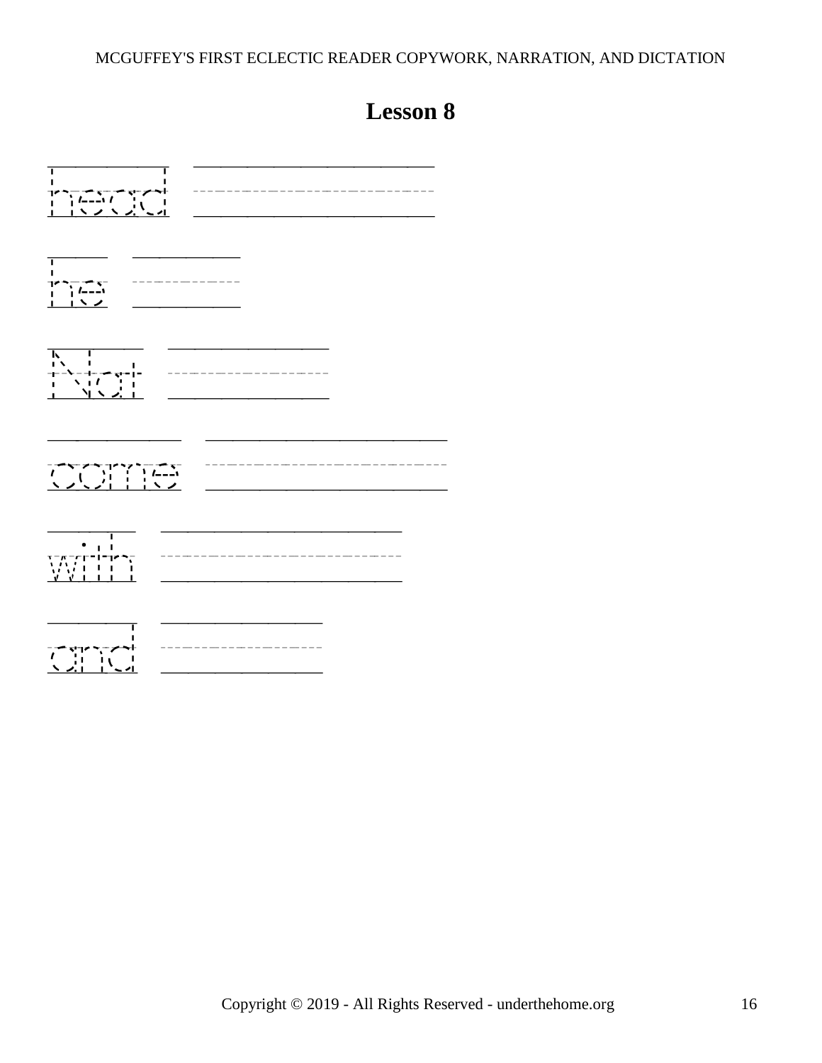# Lesson 8

head

he

Nat

come

with

and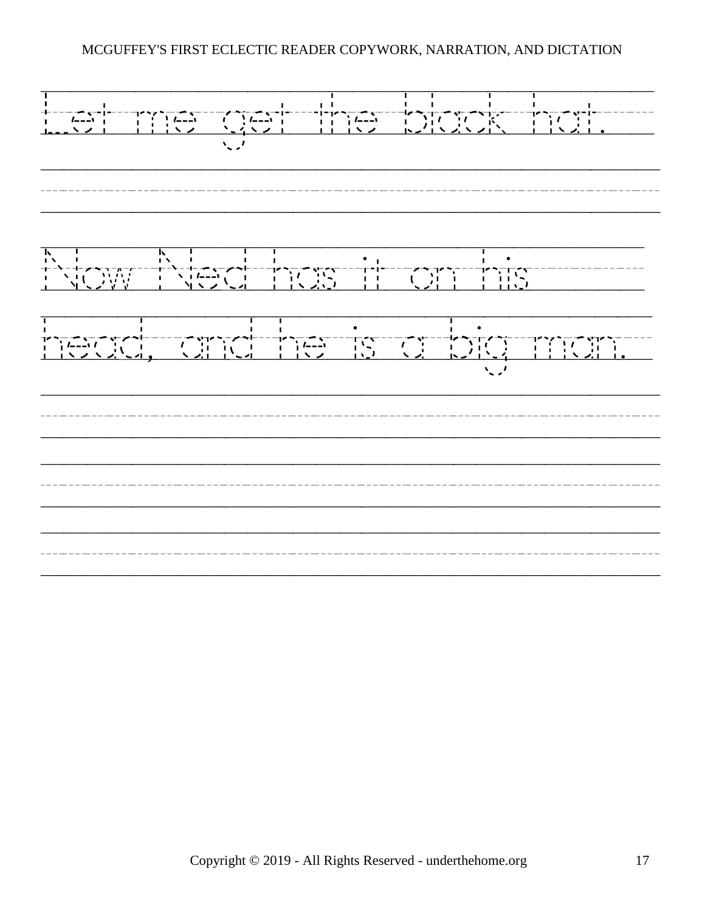Let me get the black hat.

Now Ned has it on his
head, and he is a big man.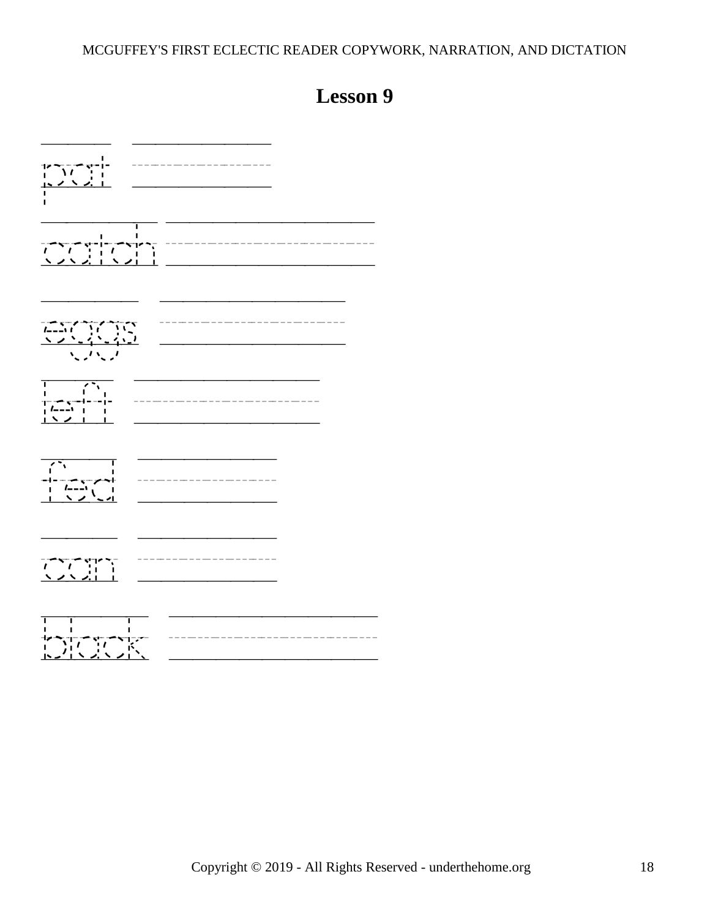# Lesson 9

pat

catch

eggs

left

fed

can

black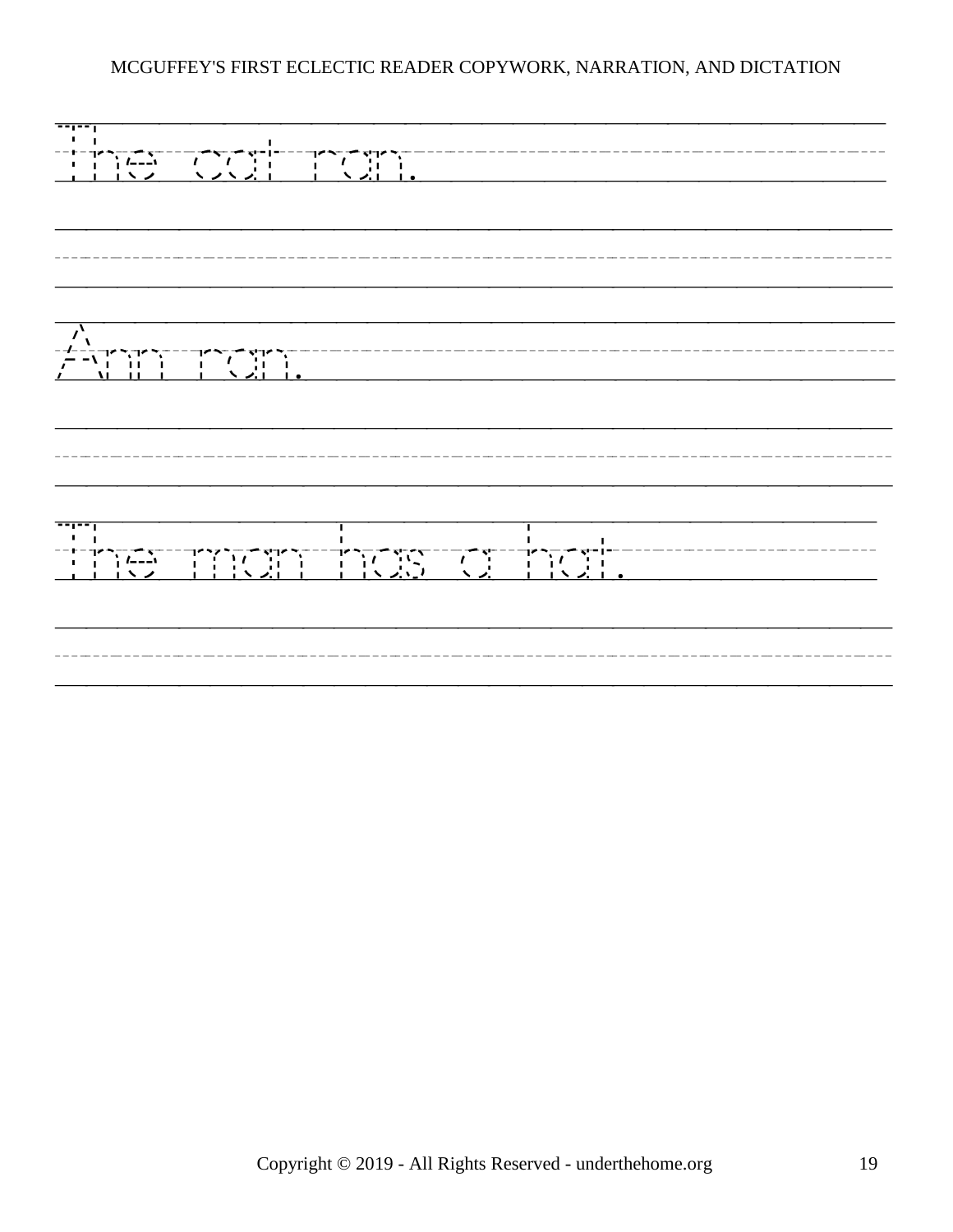The cat ran.

Ann ran.

The man has a hat.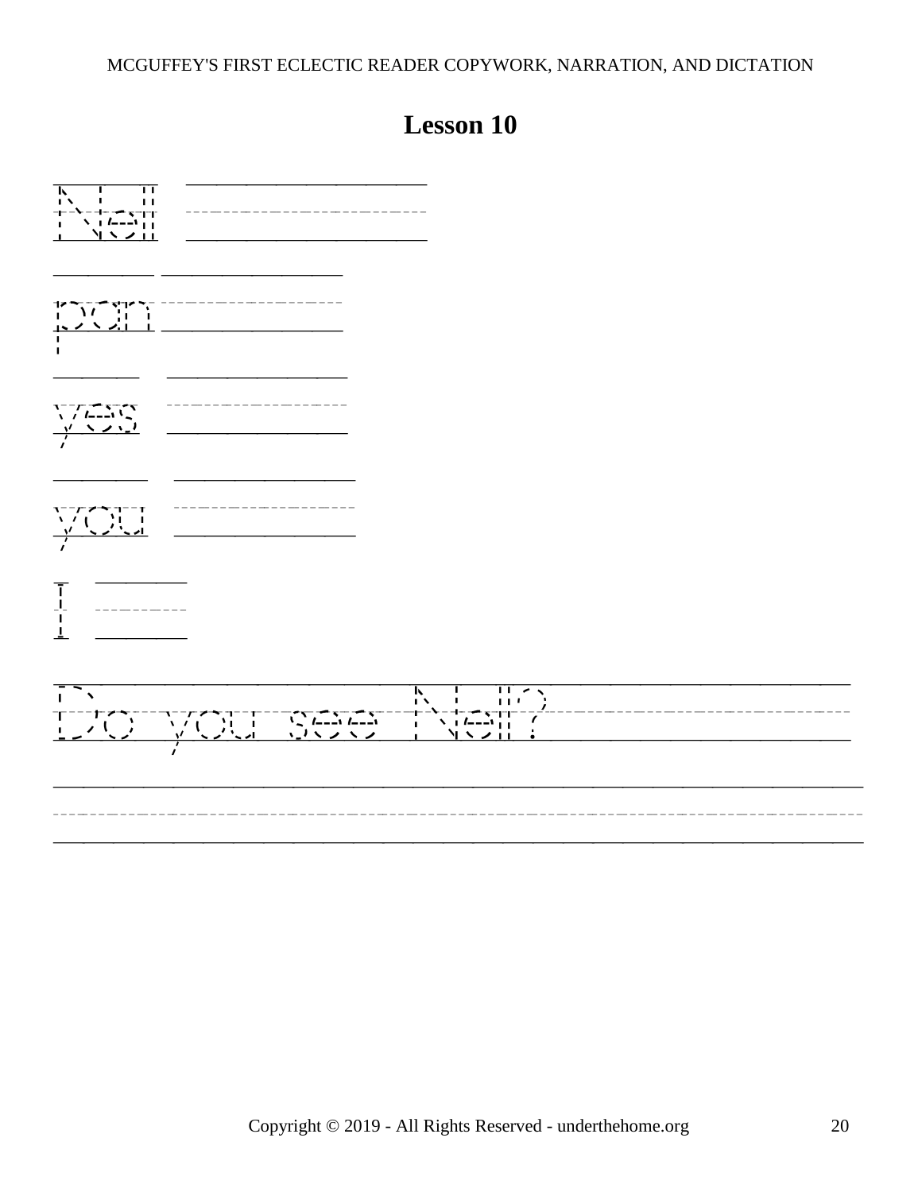# Lesson 10

Nell

pan

yes

you

I

Do you see Nell?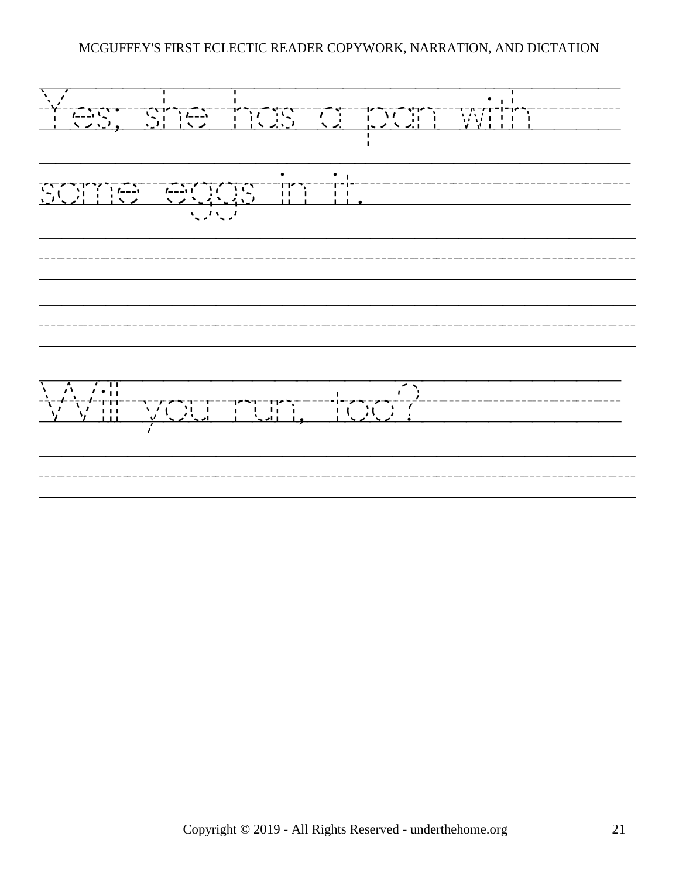Yes; she has a pan with some eggs in it.

Will you run, too?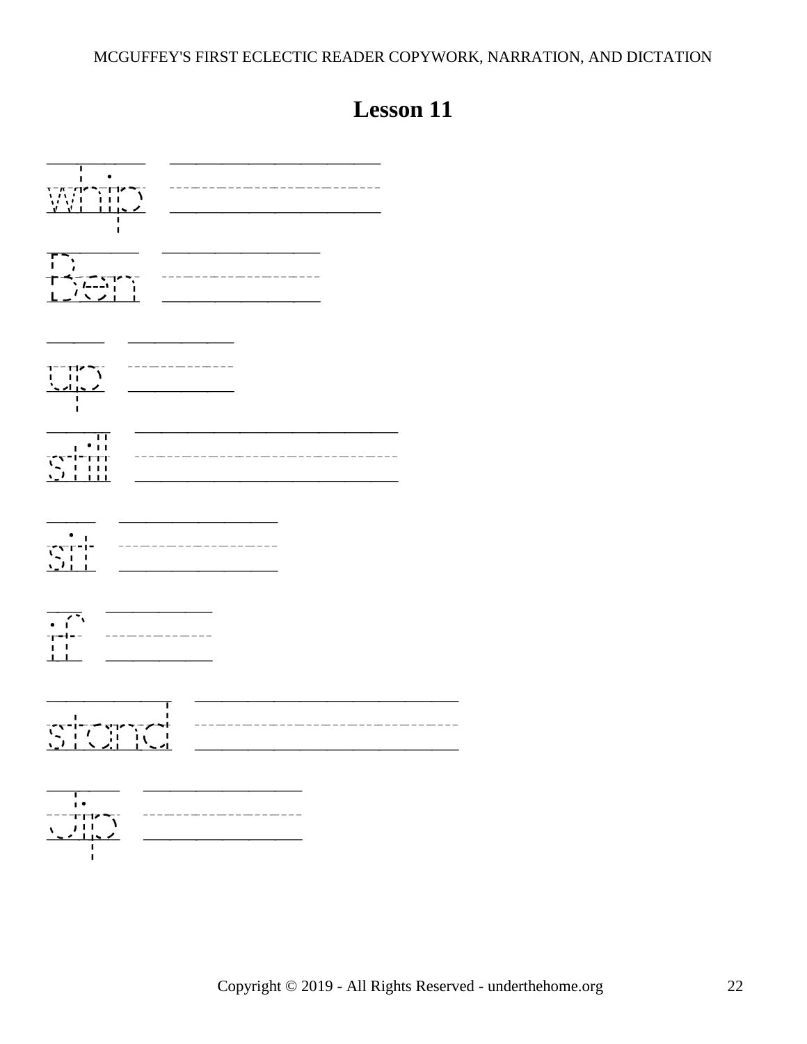# Lesson 11

whip

Ben

up

still

sit

if

stand

Jip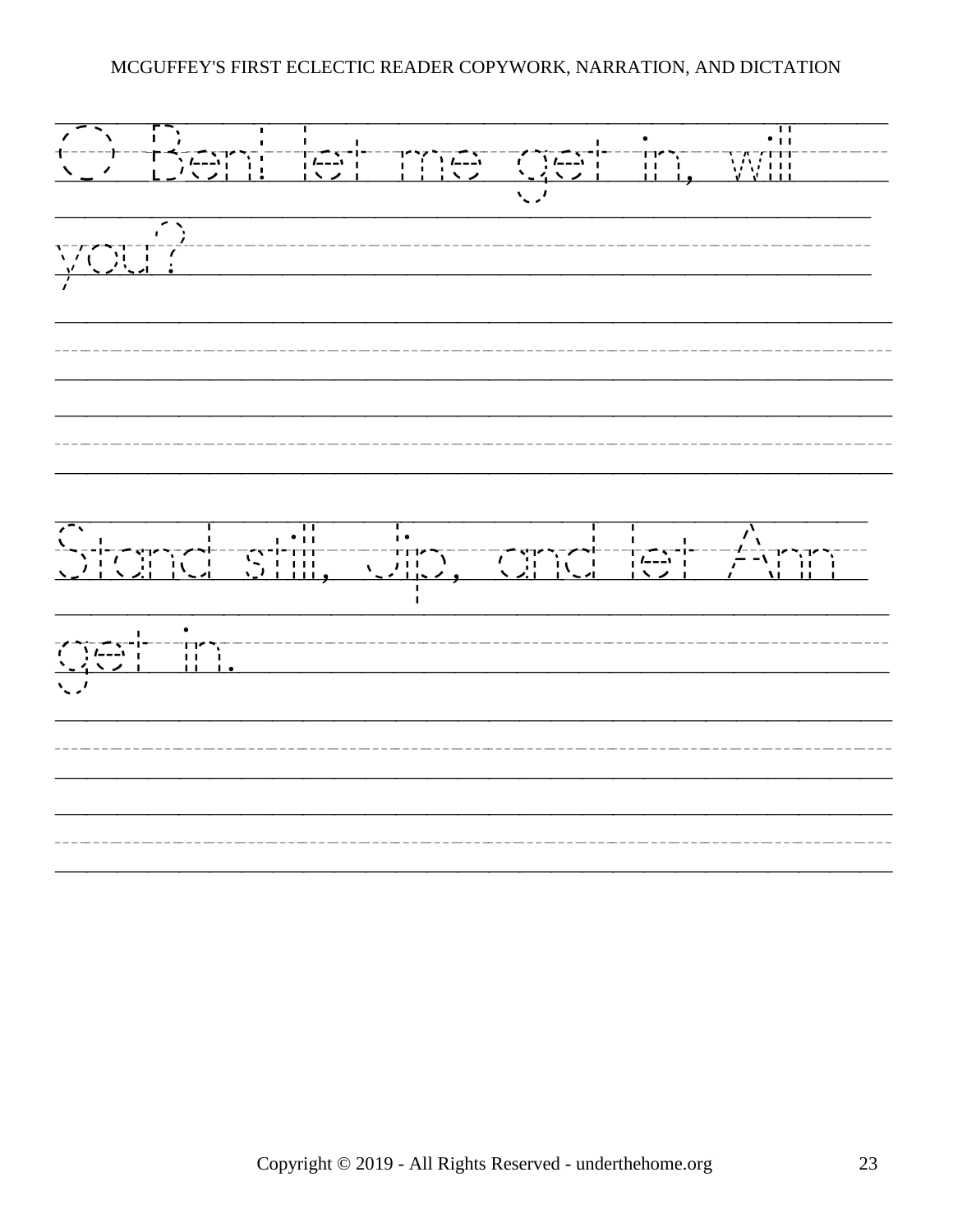O Ben! let me get in, will you?

Stand still, Jip, and let Ann get in.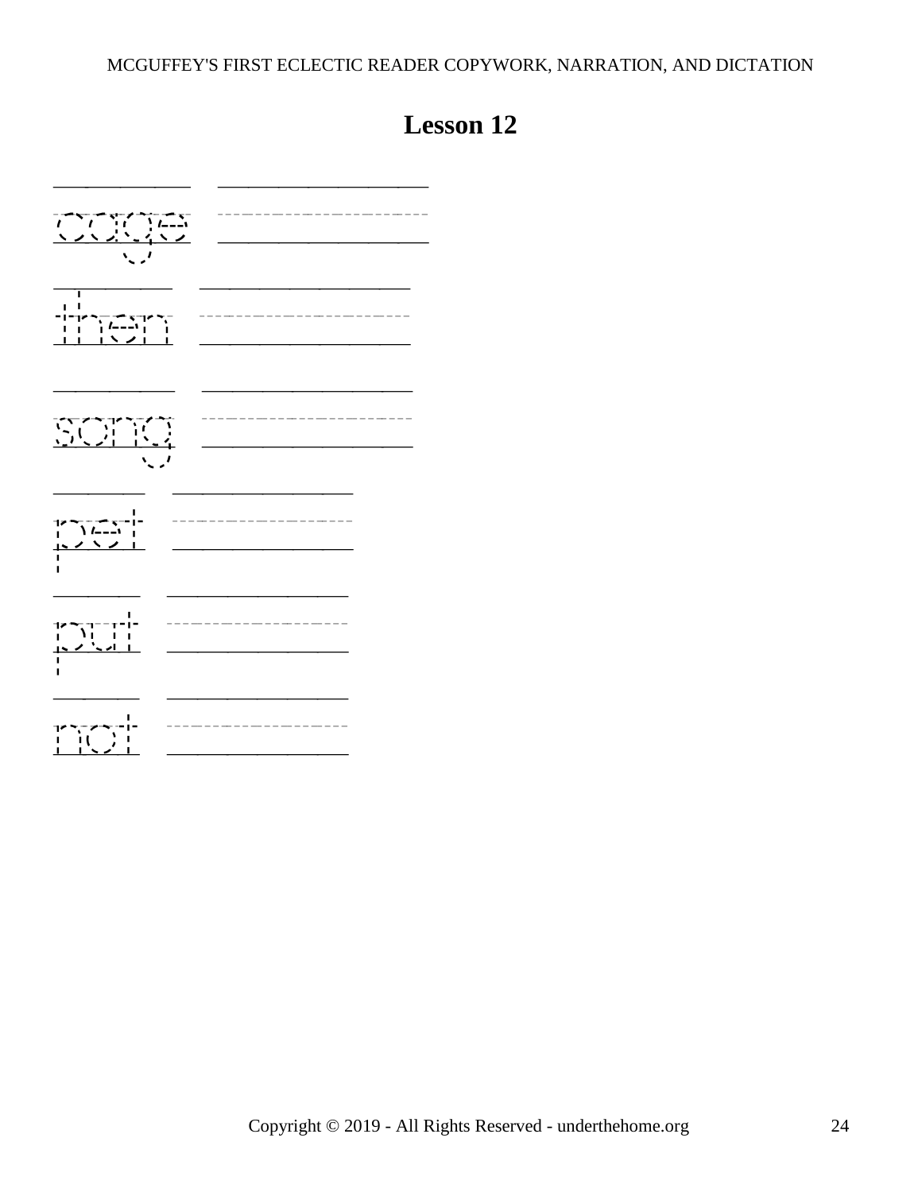# Lesson 12

cage

then

song

pet

put

not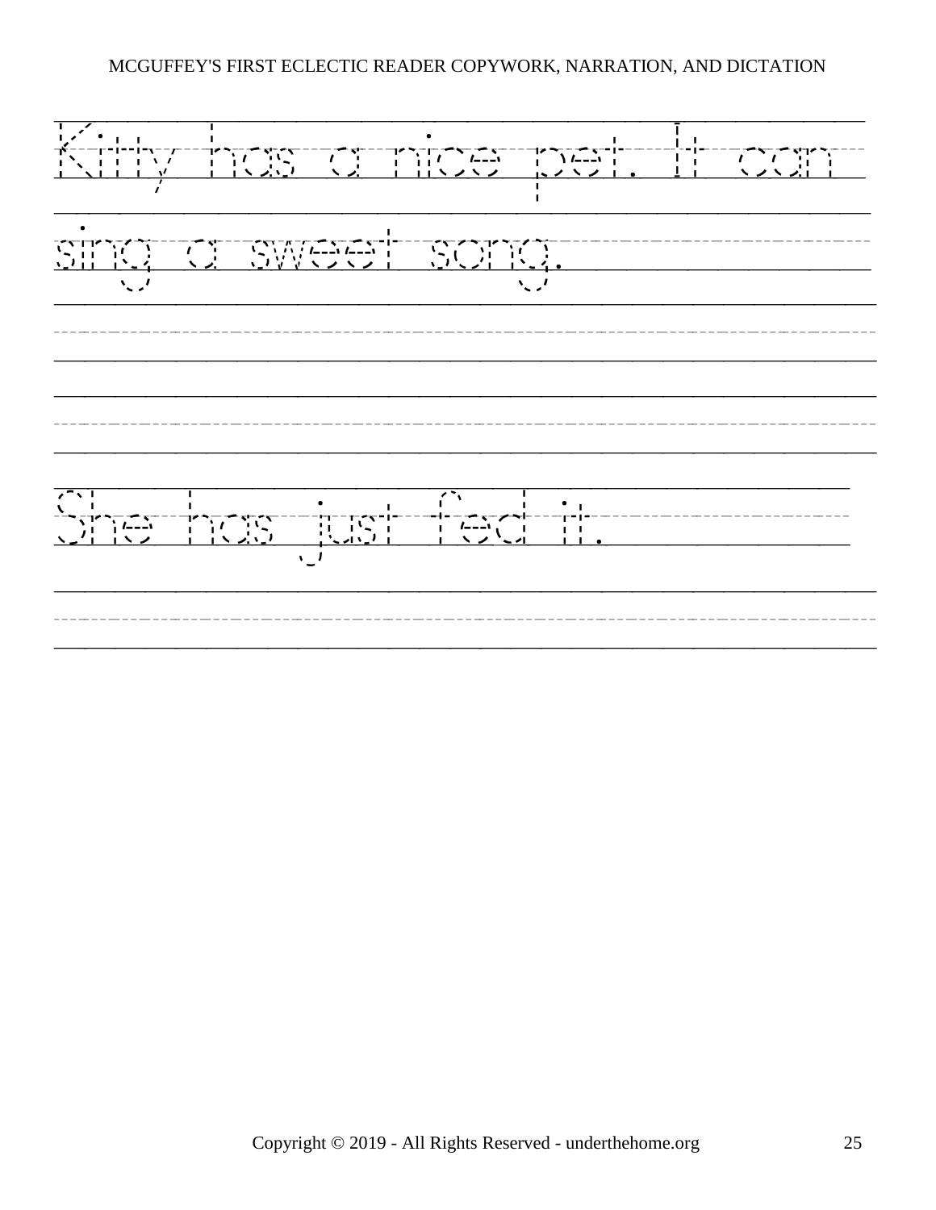Kitty has a nice pet. It can sing a sweet song.

She has just fed it.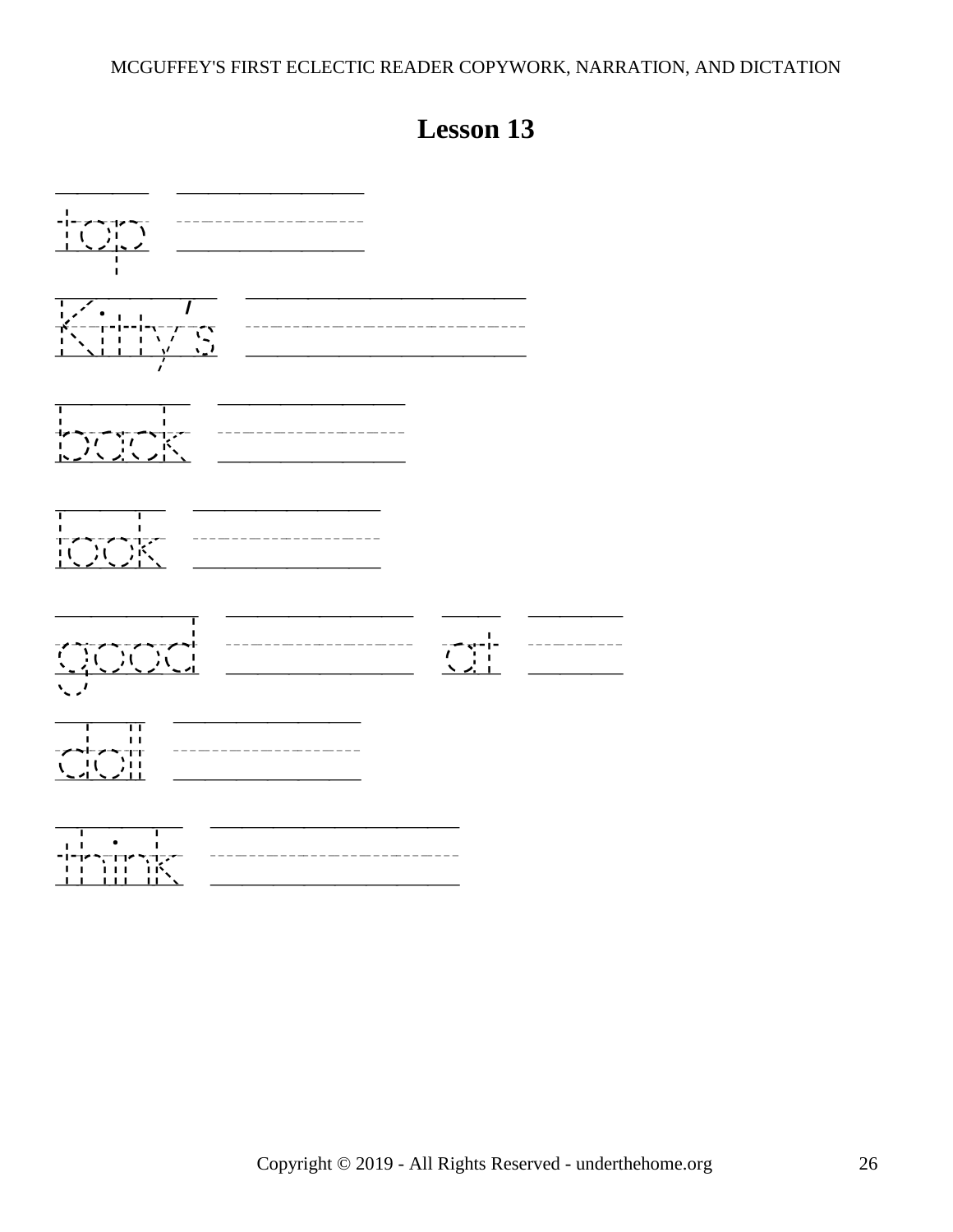# Lesson 13

top

Kitty's

back

look

good at

doll

think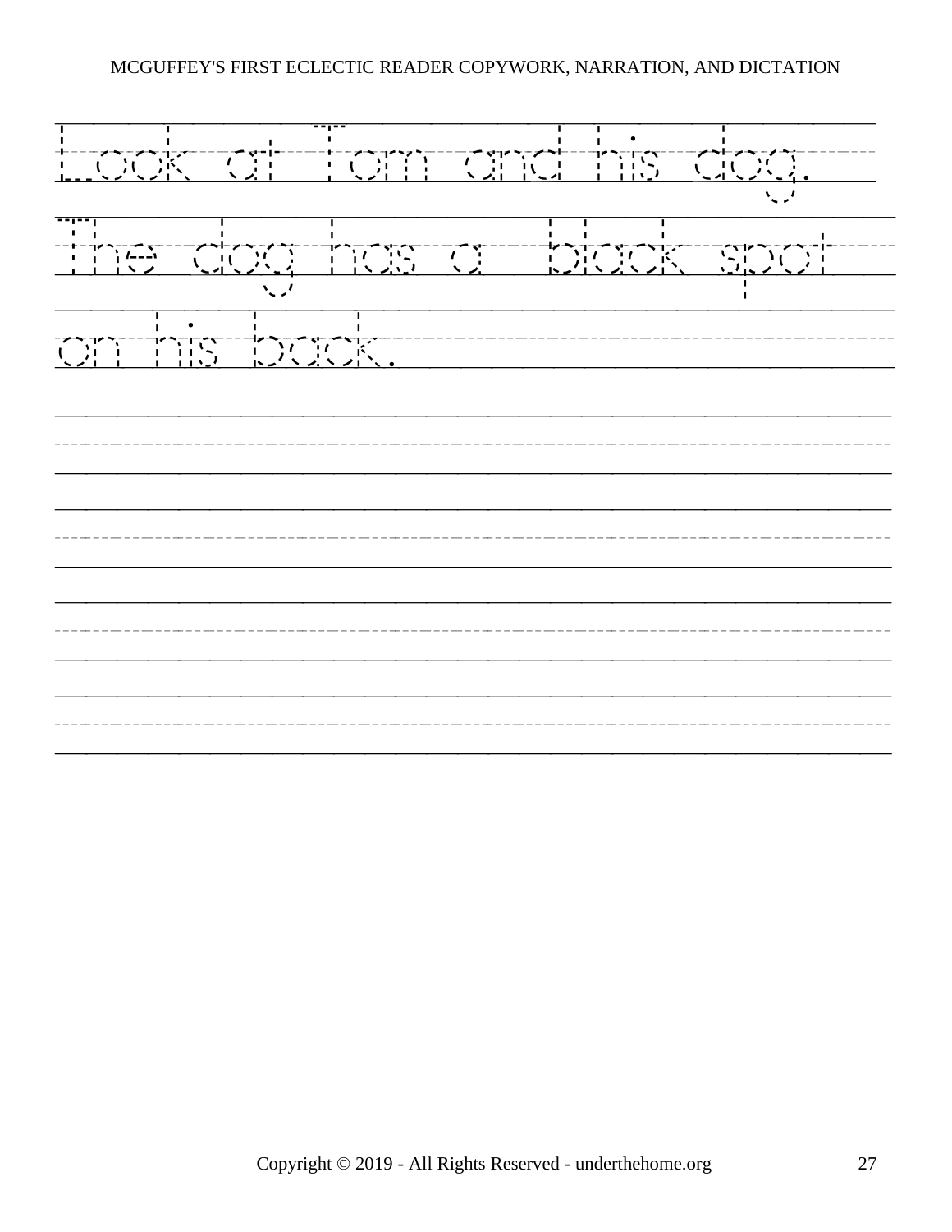Look at Tom and his dog.

The dog has a black spot

on his back.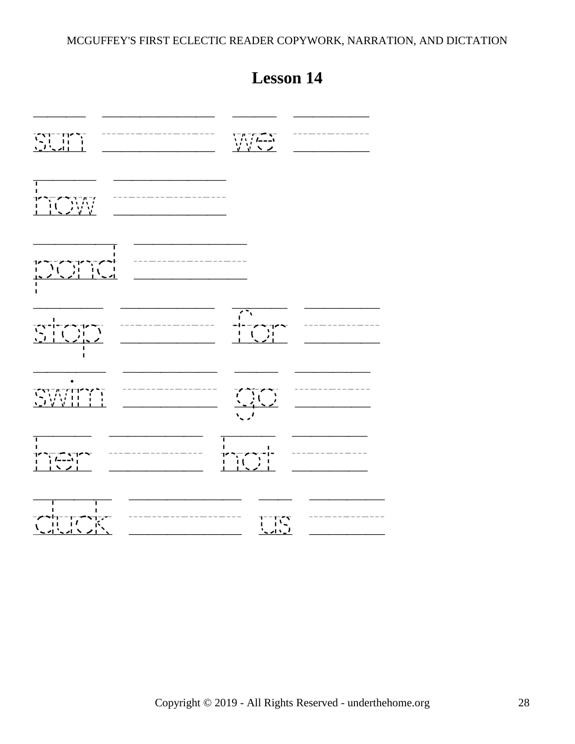## Lesson 14

sun ______ we ______

how ______

pond ______

stop ______ for ______

swim ______ go ______

her ______ hot ______

duck ______ us ______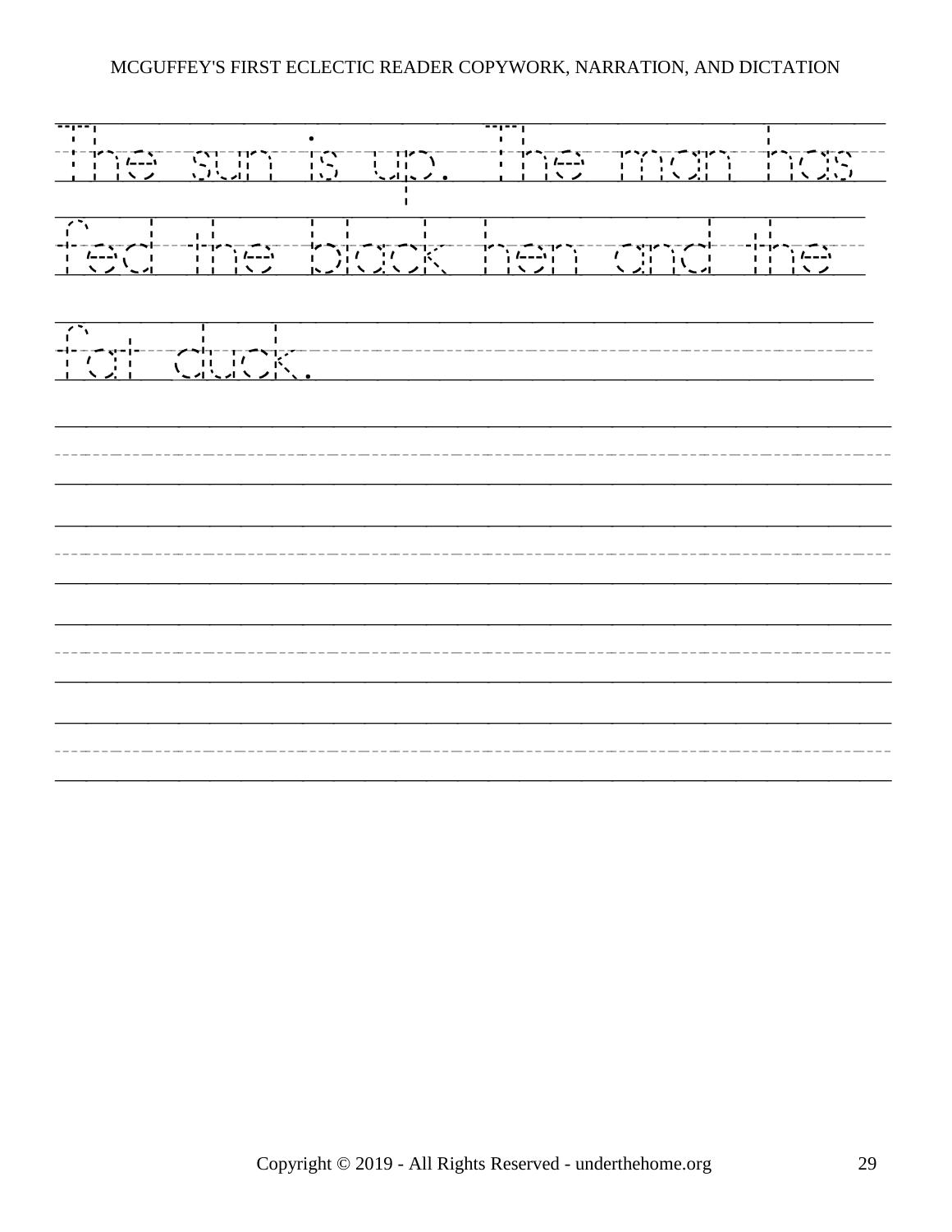The sun is up. The man has fed the black hen and the fat duck.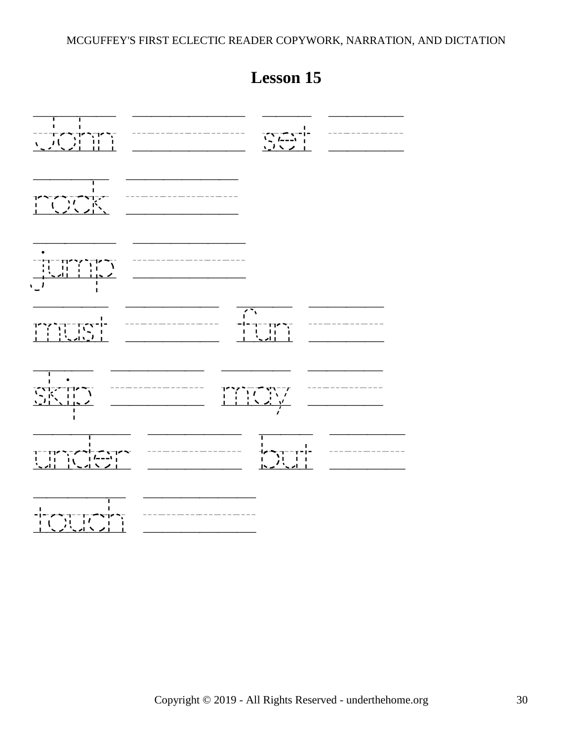# Lesson 15

John ______ set ______

rock ______

jump ______

must ______ fun ______

skip ______ may ______

under ______ but ______

touch ______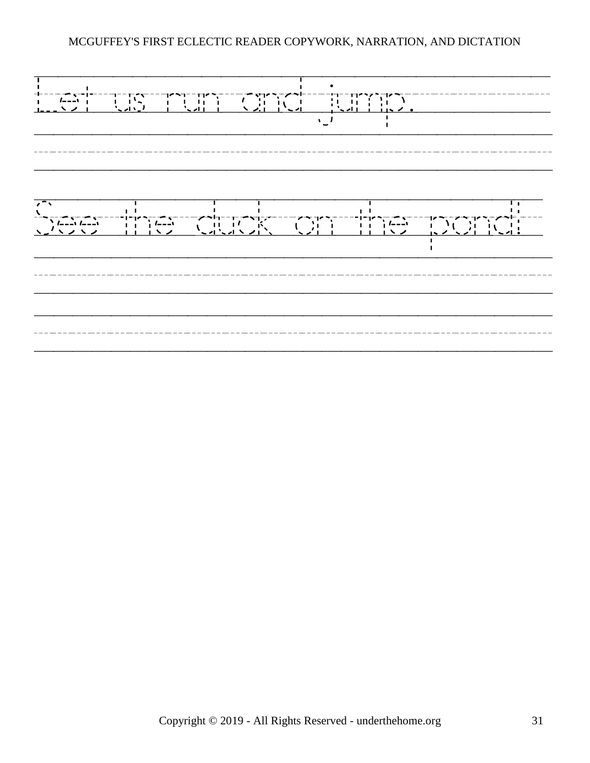Let us run and jump.

See the duck on the pond!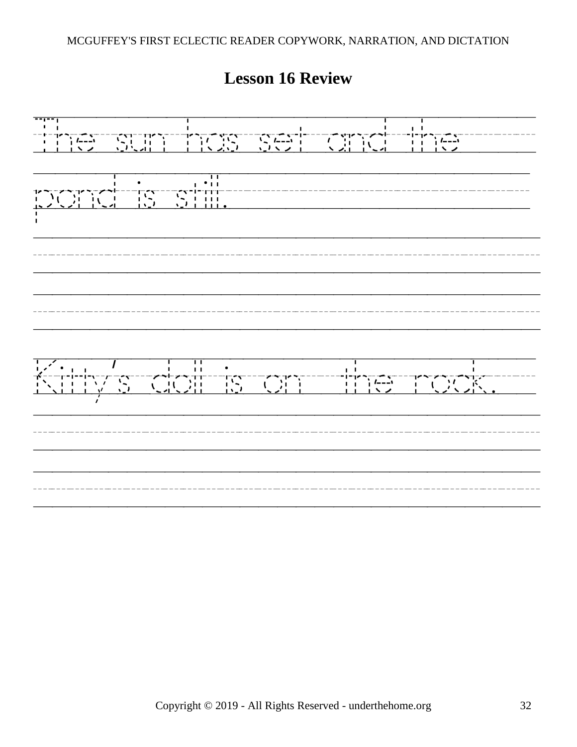## Lesson 16 Review

The sun has set and the pond is still.

Kitty's doll is on the rock.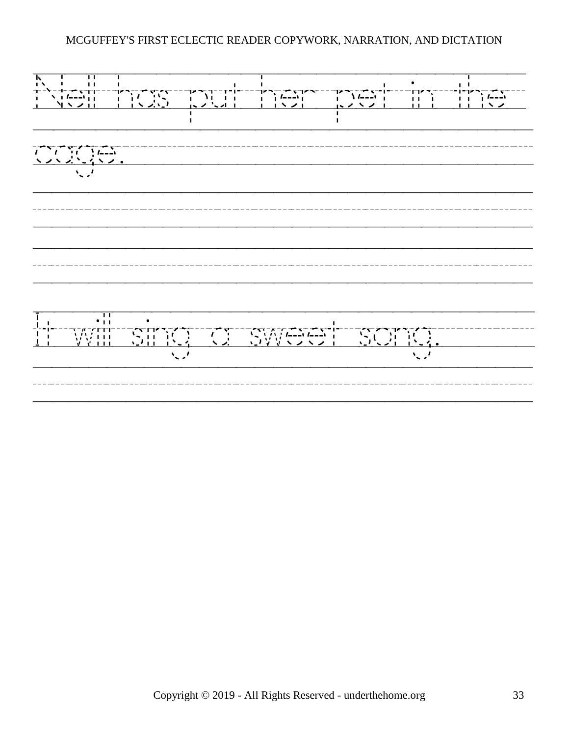Nell has put her pet in the cage.

It will sing a sweet song.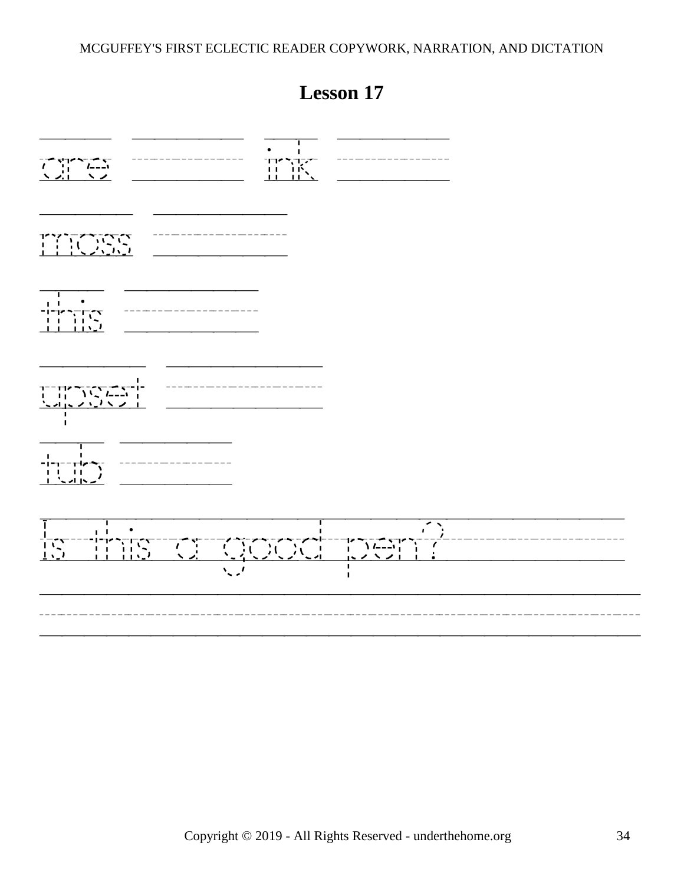## Lesson 17

are ink

moss

this

upset

tub

Is this a good pen?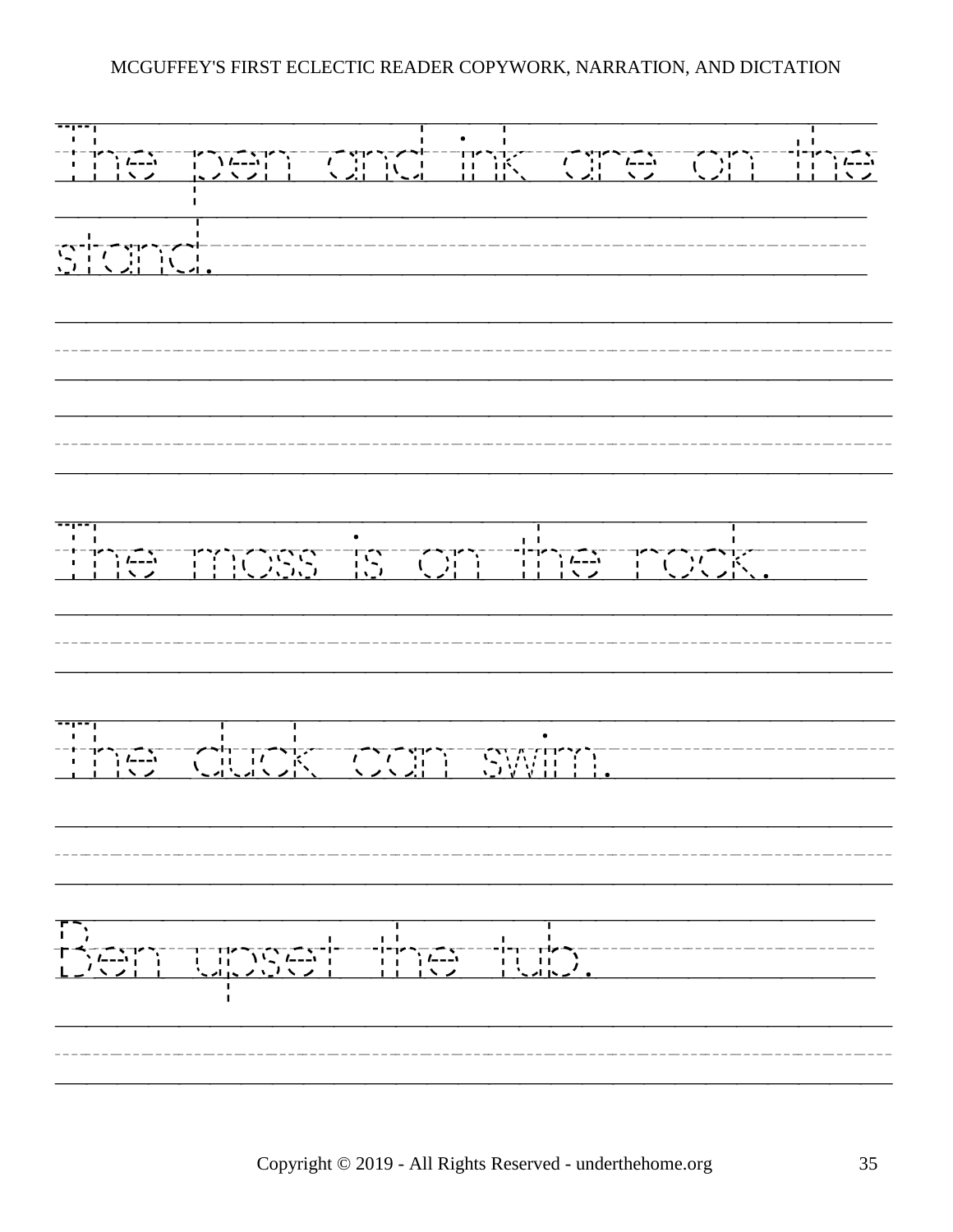The pen and ink are on the stand.

The moss is on the rock.

The duck can swim.

Ben upset the tub.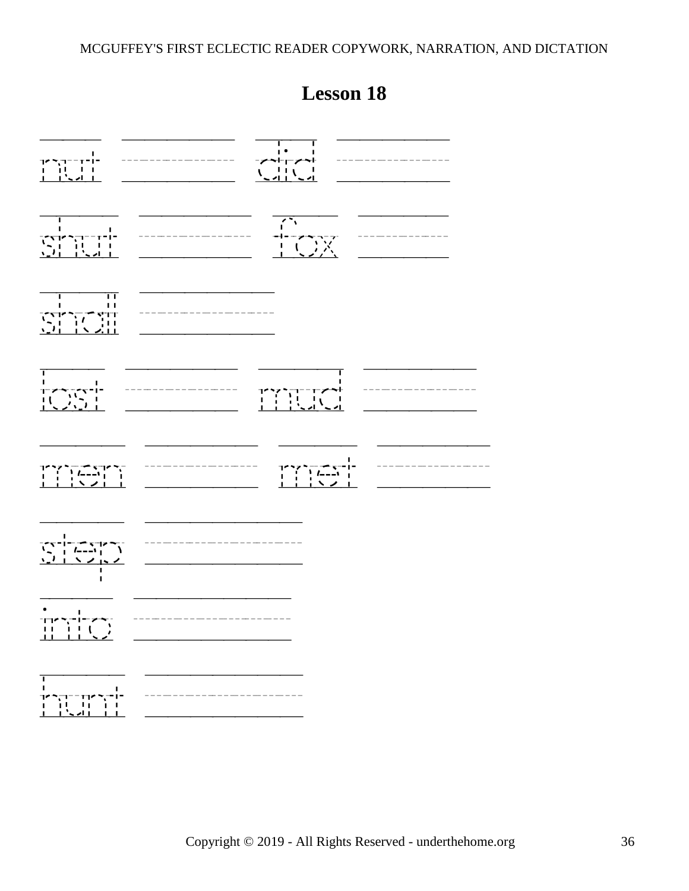# Lesson 18

nut did

shut fox

shall

lost mud

men met

step

into

hunt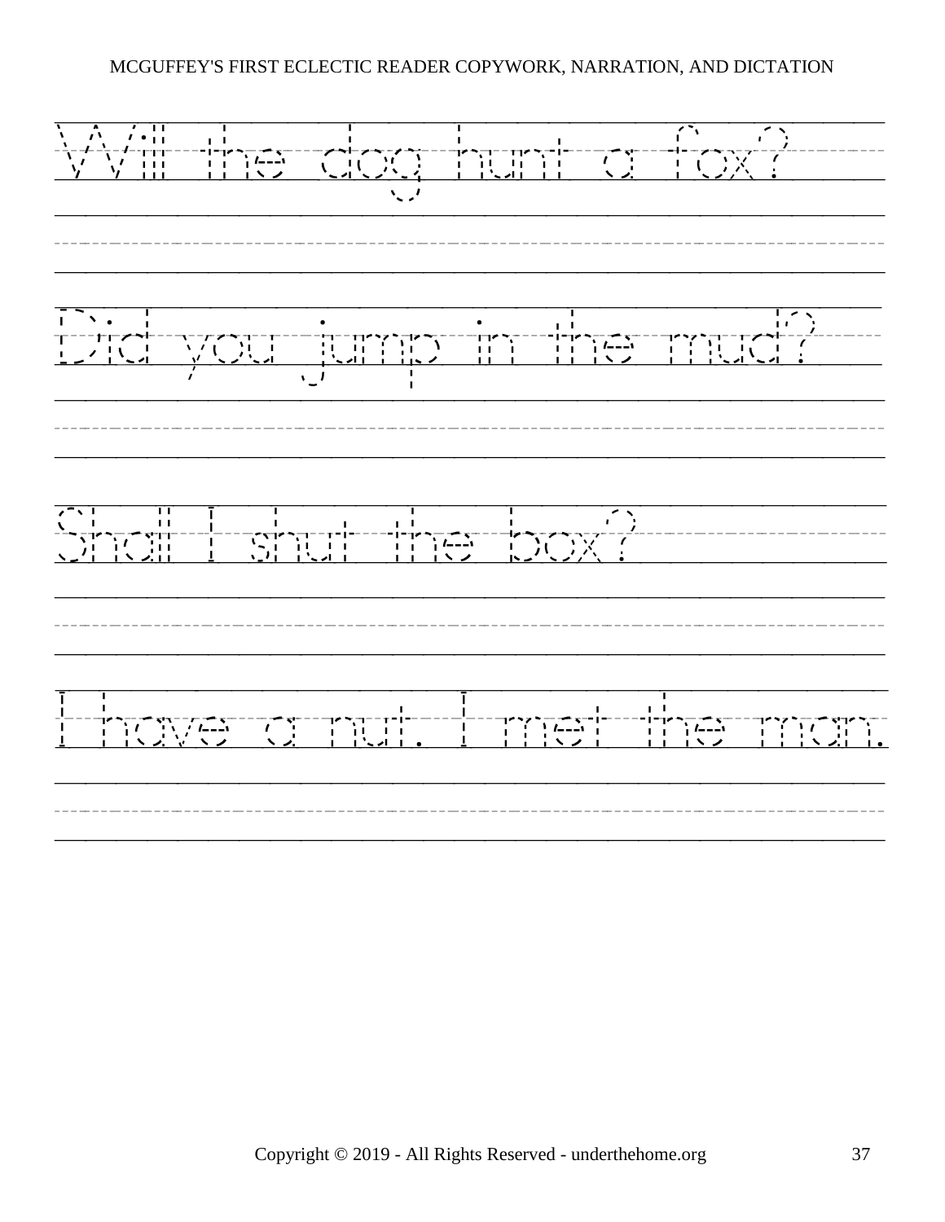Will the dog hunt a fox?

Did you jump in the mud?

Shall I shut the box?

I have a nut. I met the man.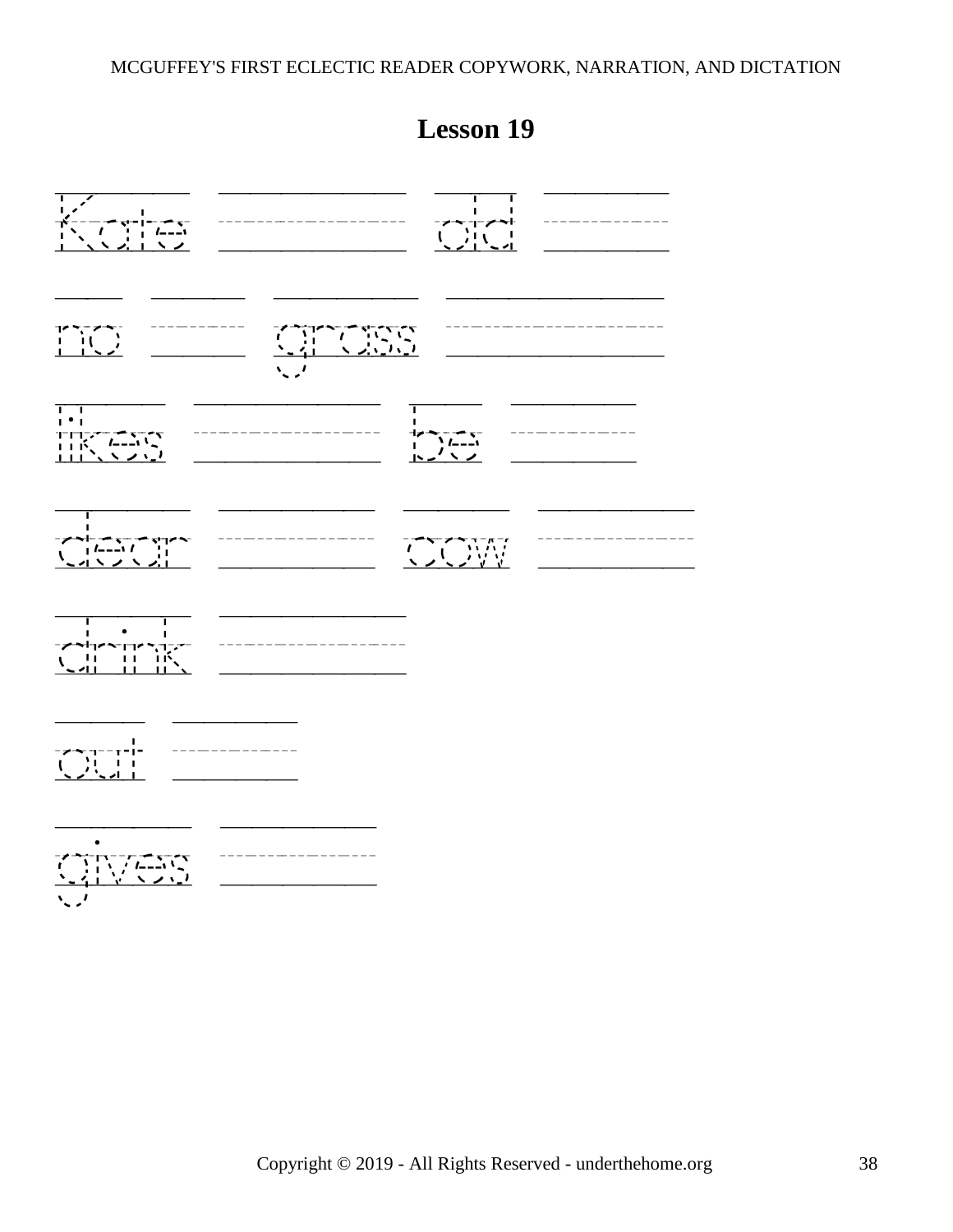# Lesson 19

Kate old

no grass

likes be

dear cow

drink

out

gives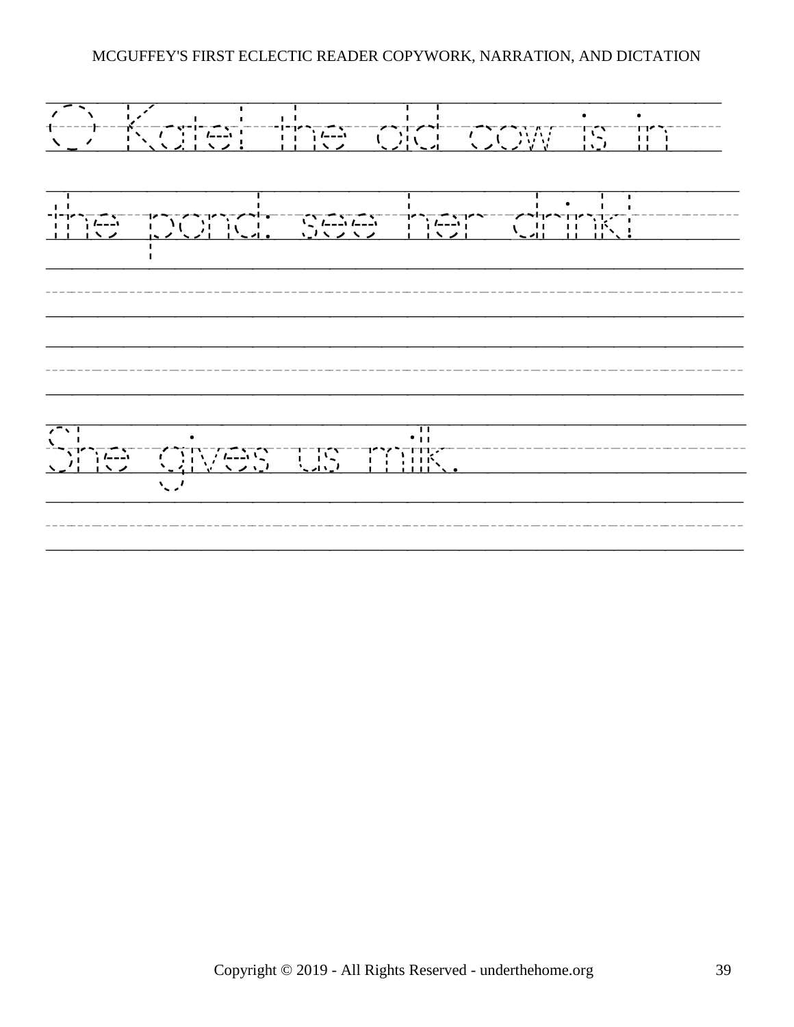O Kate! the old cow is in the pond: see her drink!

She gives us milk.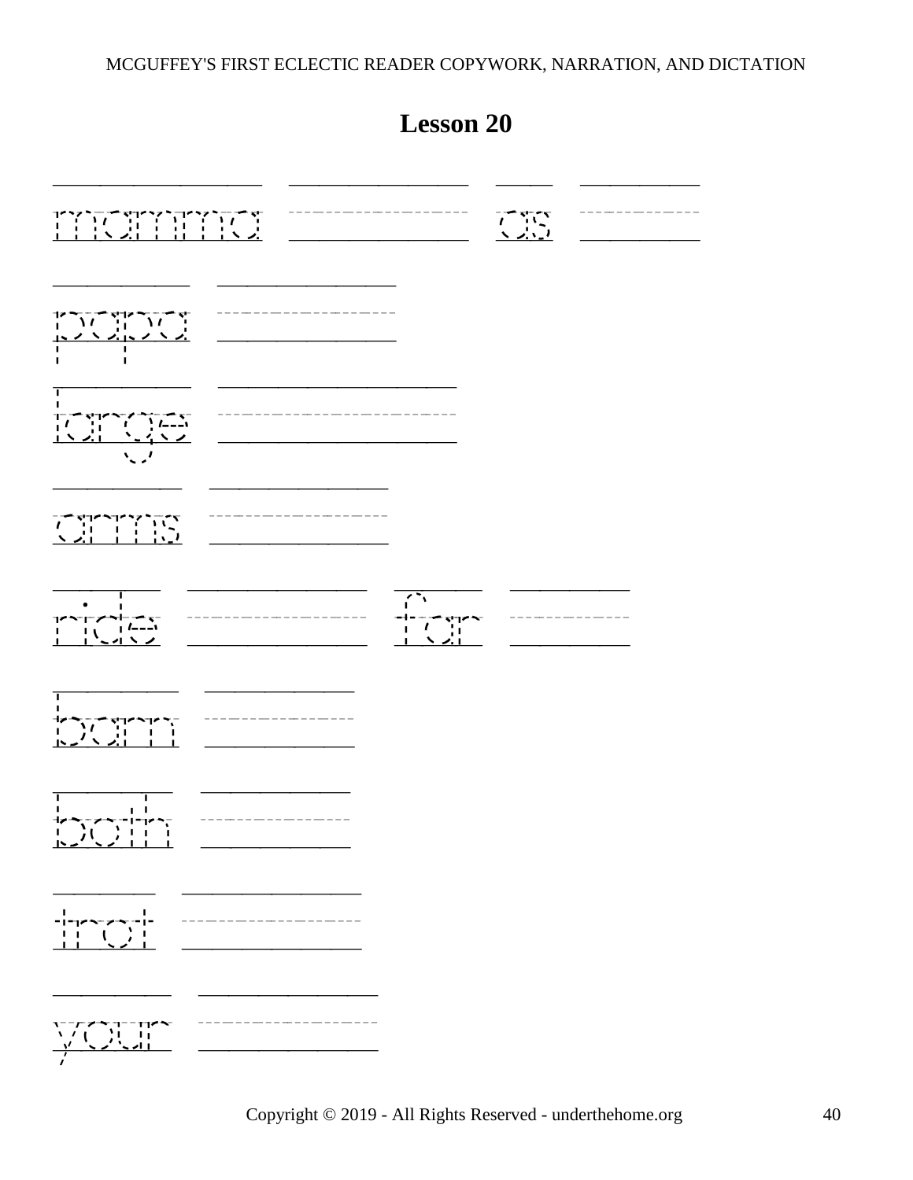## Lesson 20

mamma as

papa

large

arms

ride for

barn

both

trot

your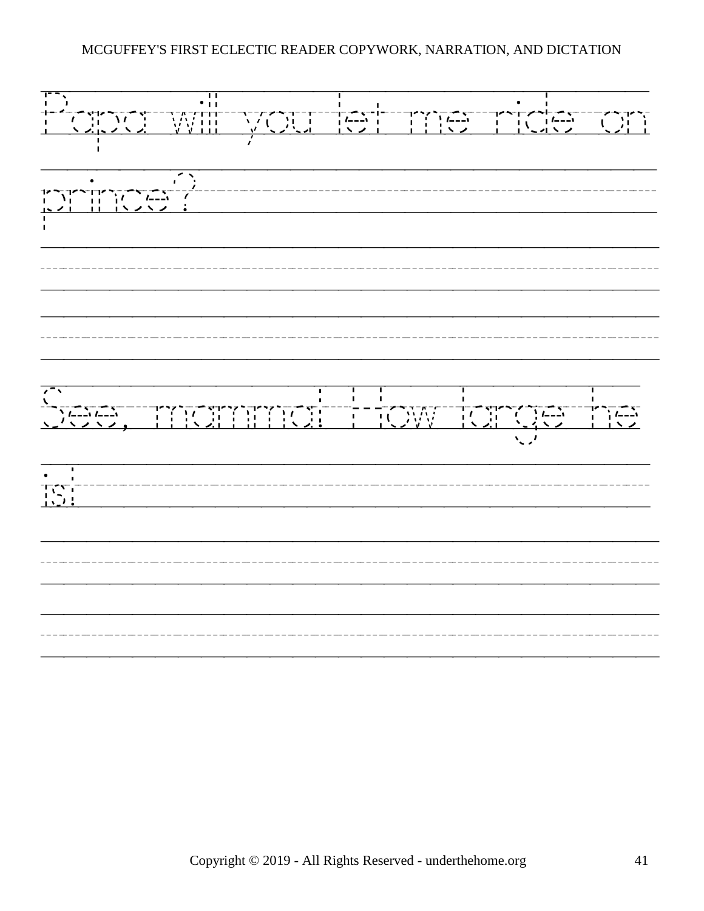Papa will you let me ride on prince?

See, mamma! How large he is!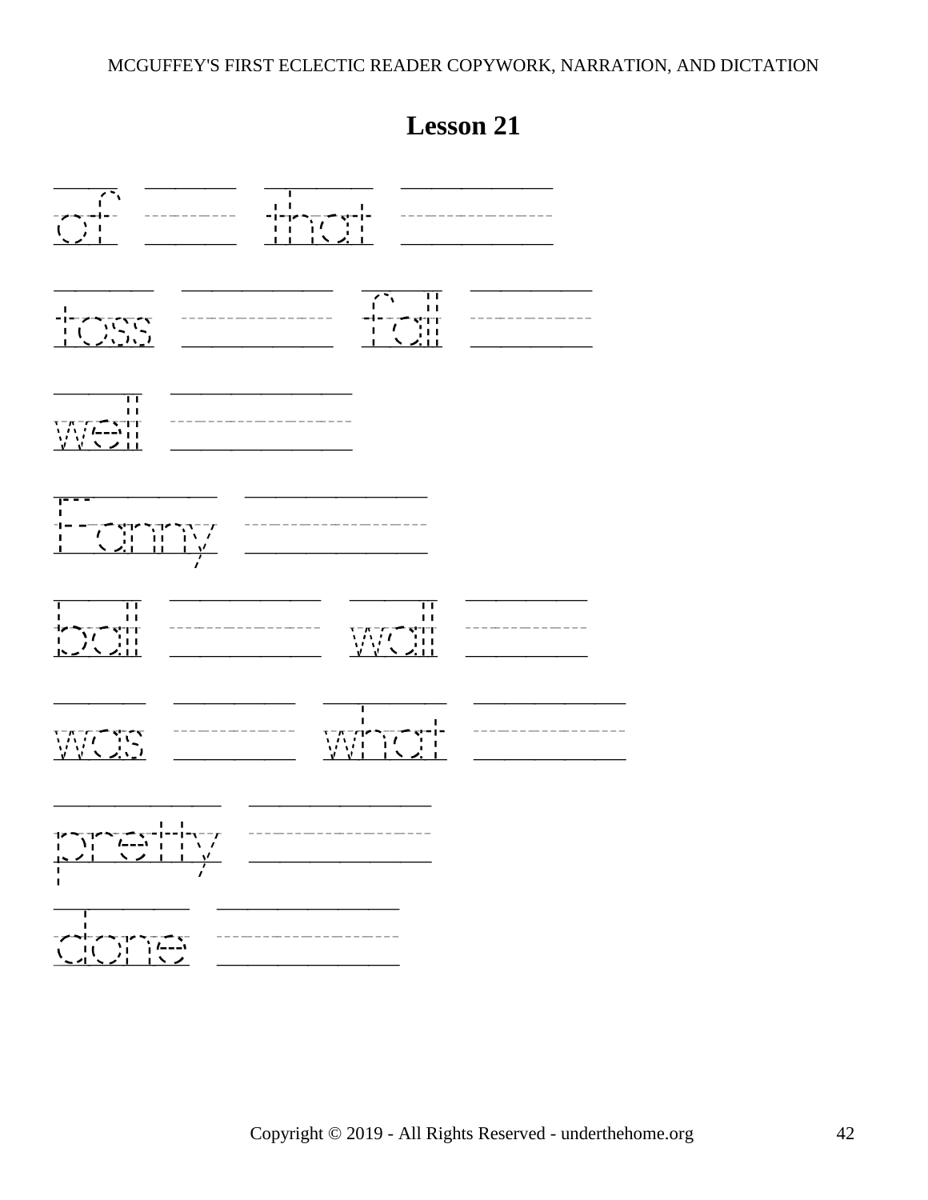## Lesson 21

of ______ that ______

toss ______ fall ______

well ______

Fanny ______

ball ______ wall ______

was ______ what ______

pretty ______

done ______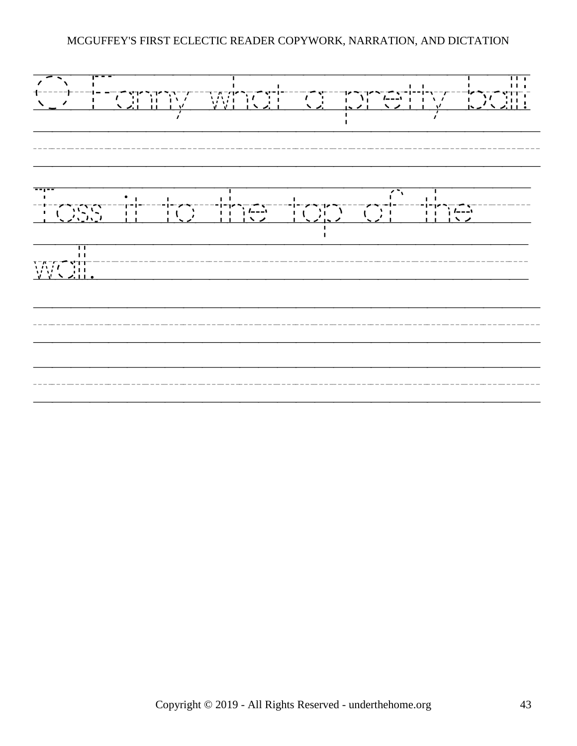O Fanny what a pretty ball!

Toss it to the top of the wall.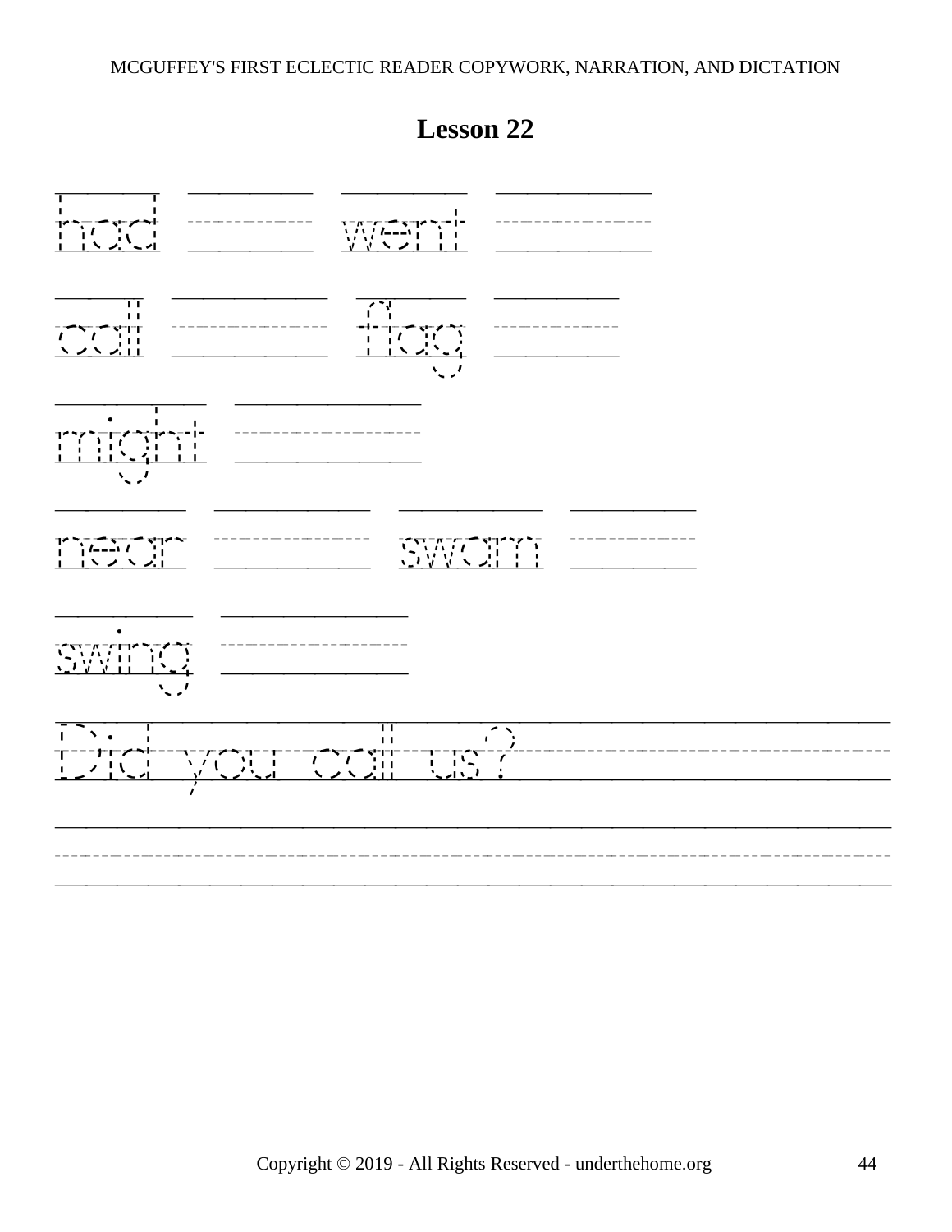# Lesson 22

had went

call flag

might

near swam

swing

Did you call us?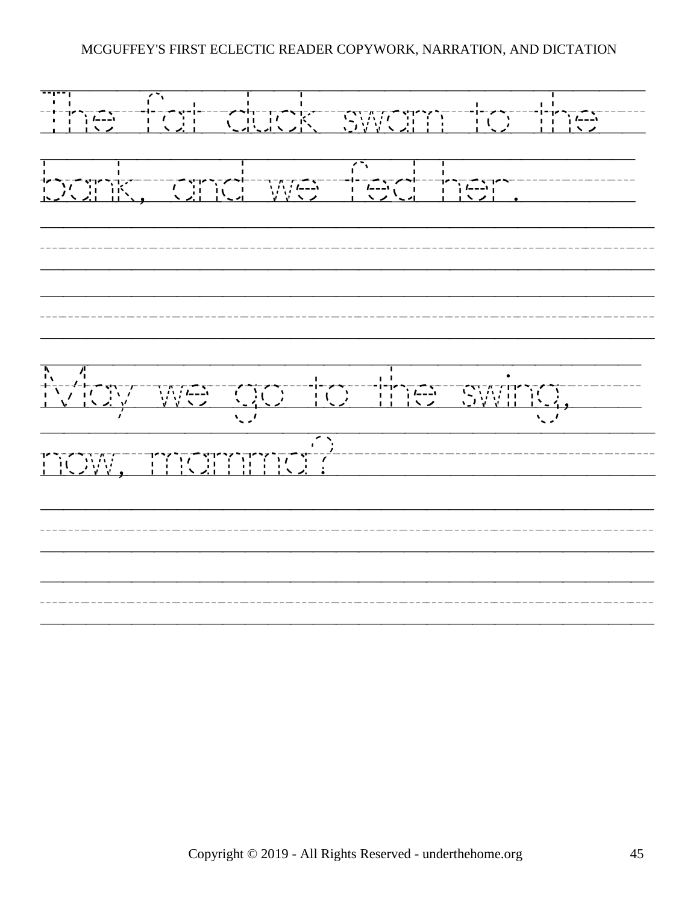The fat duck swam to the bank, and we fed her.

May we go to the swing, now, mamma?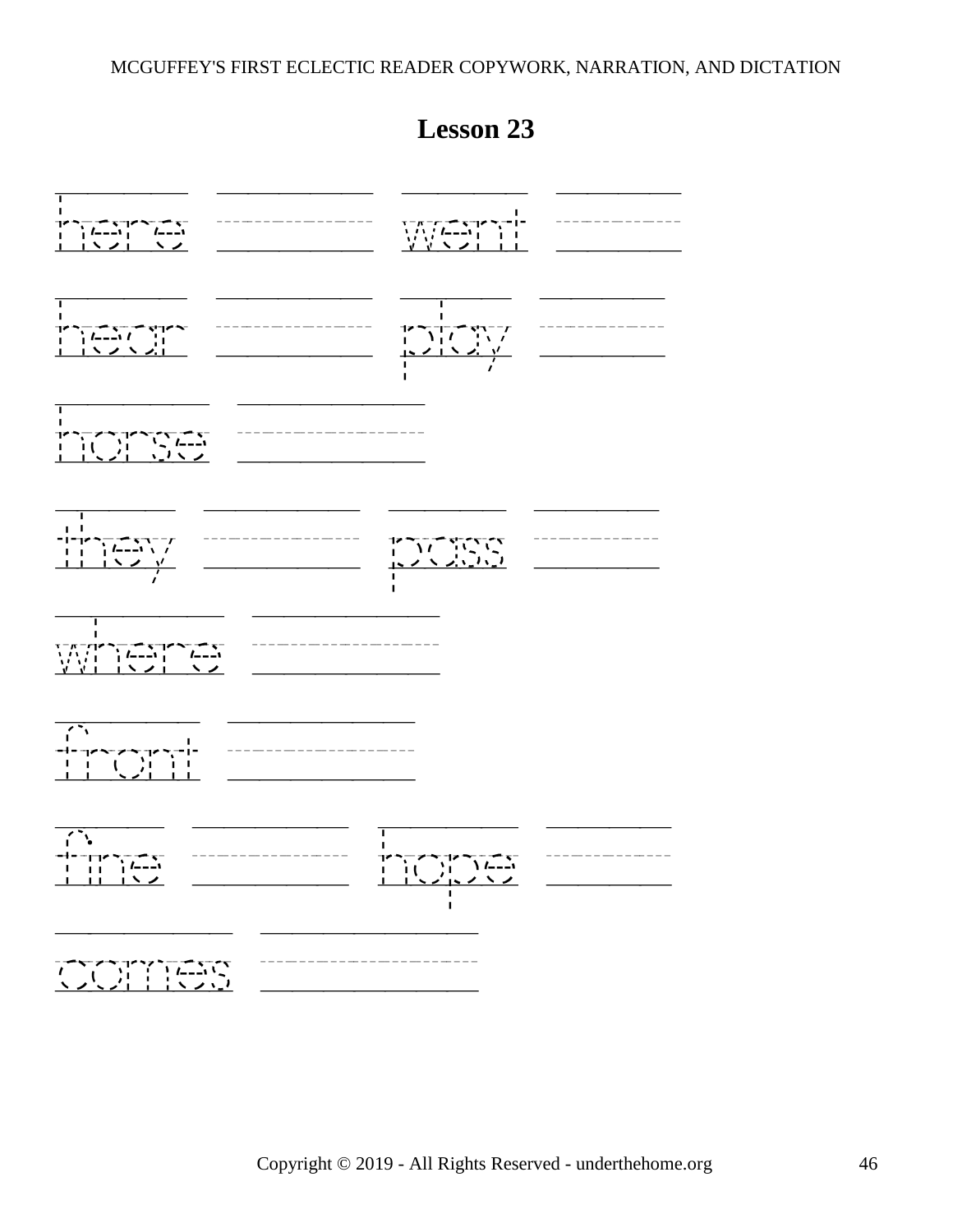# Lesson 23

here ______ went ______

hear ______ play ______

horse ______

they ______ pass ______

where ______

front ______

fine ______ hope ______

comes ______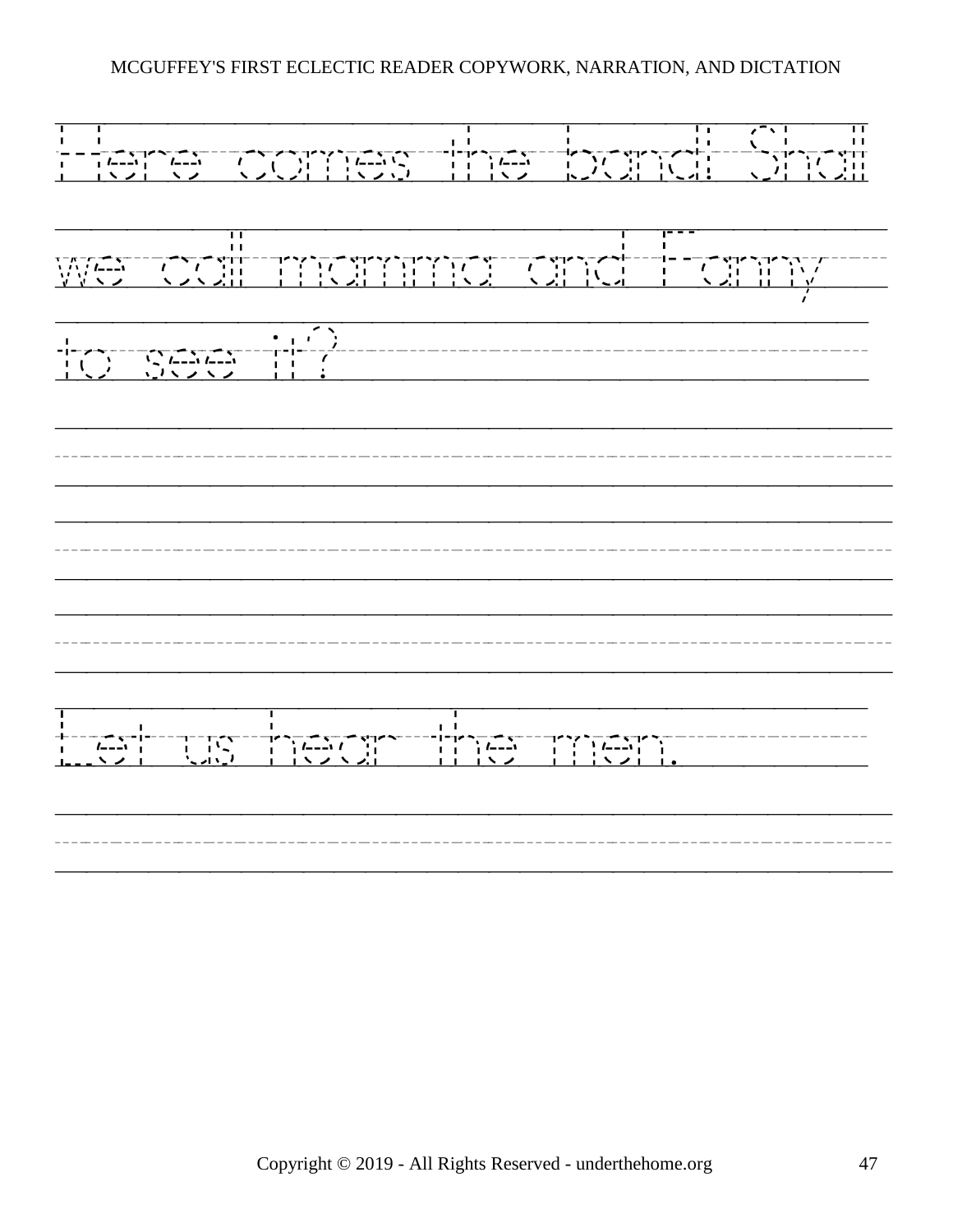Here comes the band! Shall we call mamma and Fanny to see it?

Let us hear the men.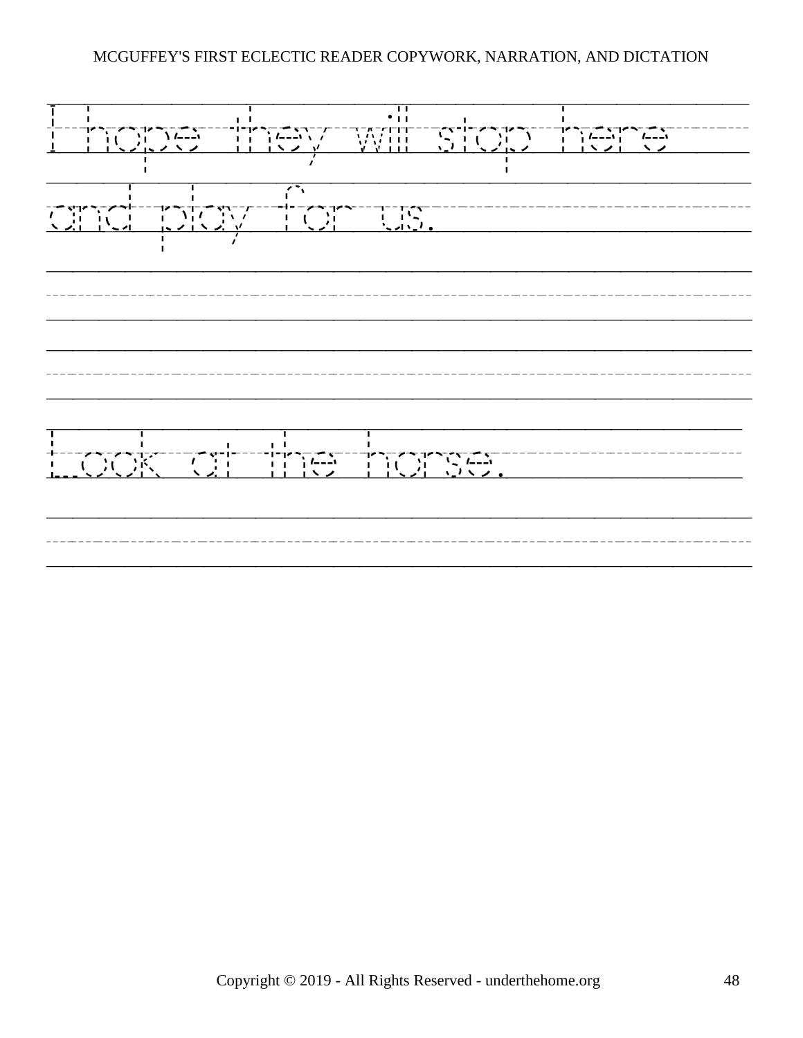I hope they will stop here
and play for us.

Look at the horse.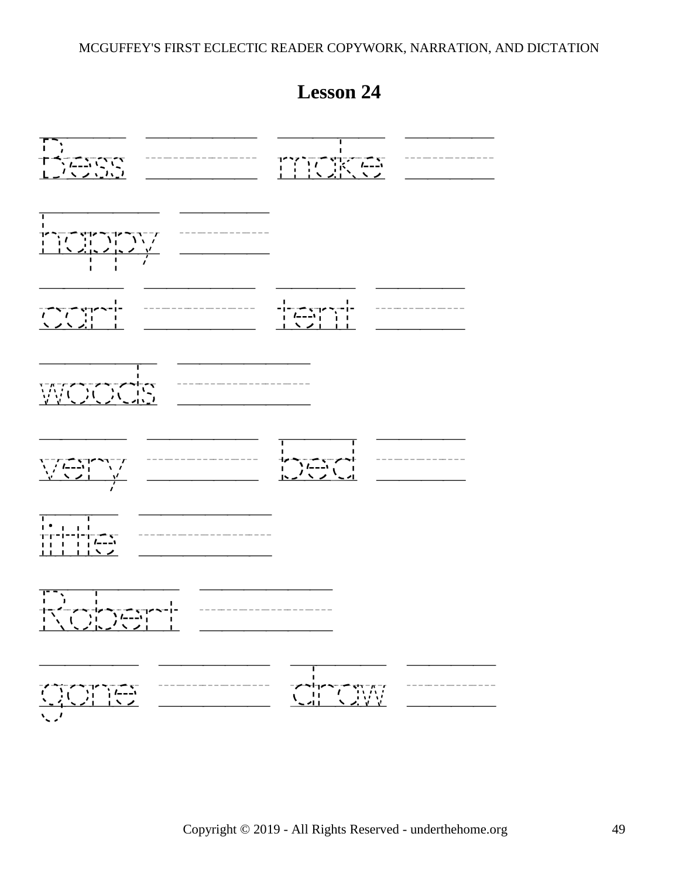# Lesson 24

Bess ____________ make ____________

happy ____________

cart ____________ tent ____________

woods ____________

very ____________ bed ____________

little ____________

Robert ____________

gone ____________ draw ____________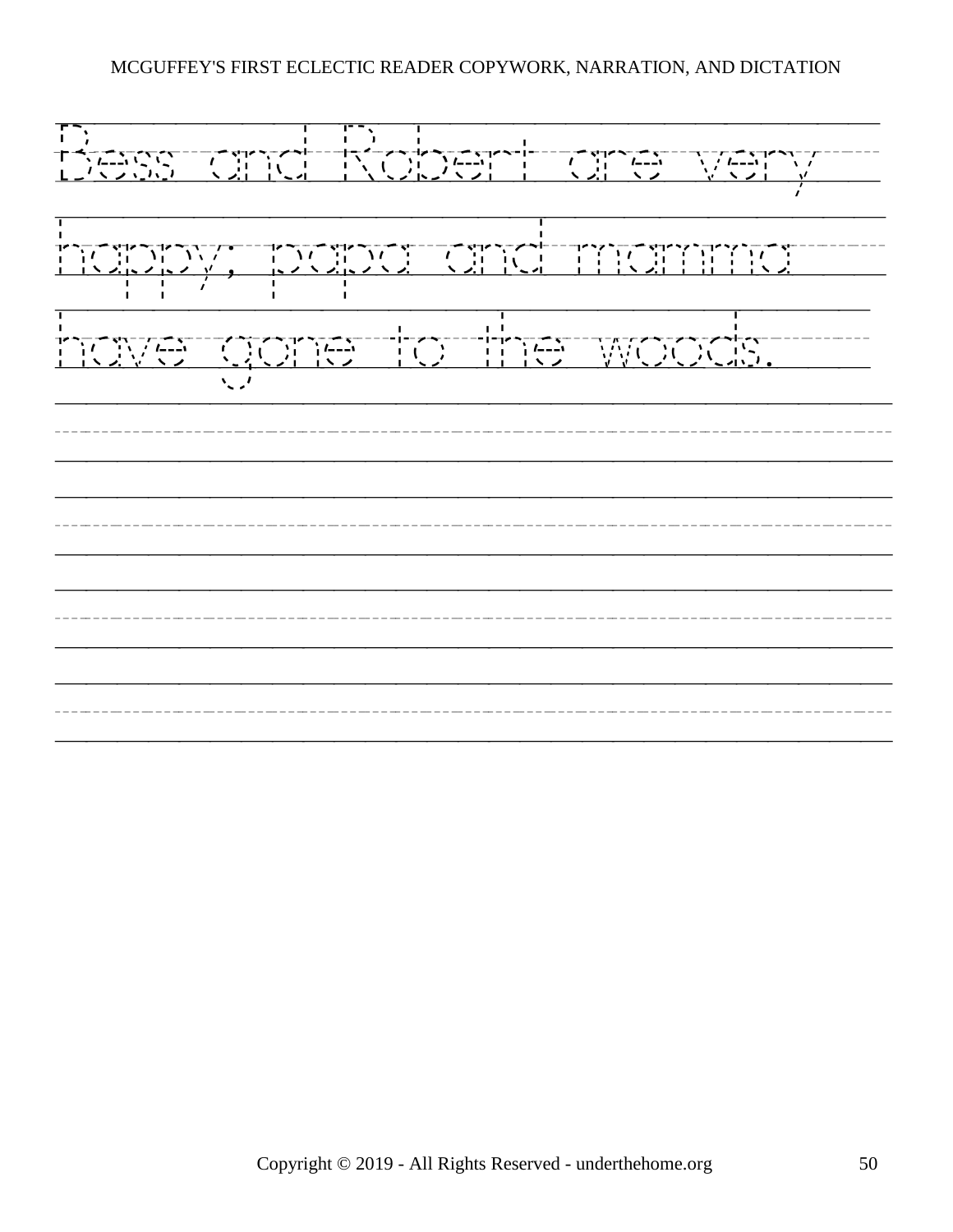Bess and Robert are very happy; papa and mamma have gone to the woods.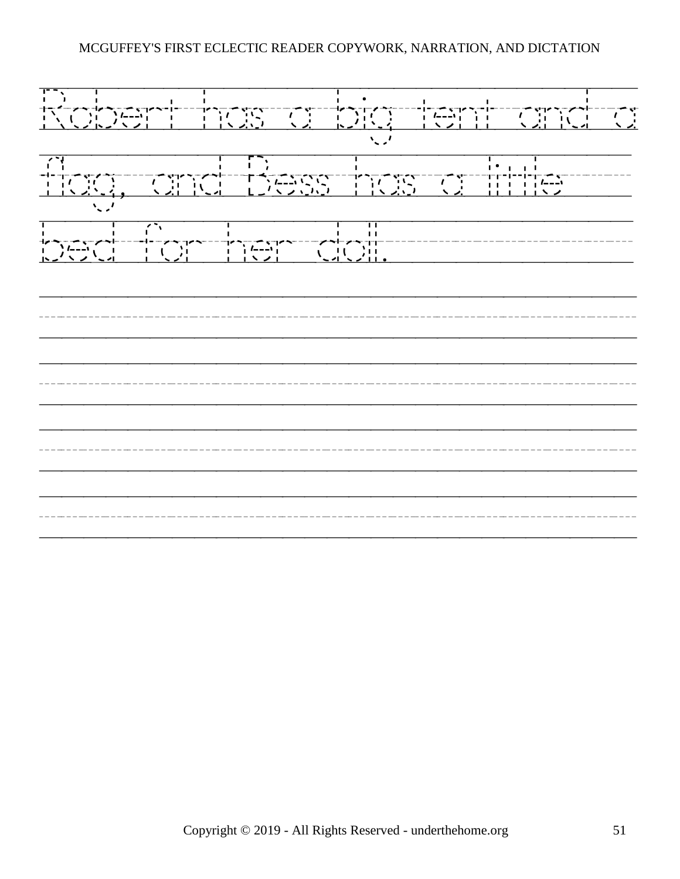Robert has a big tent and a flag, and Bess has a little bed for her doll.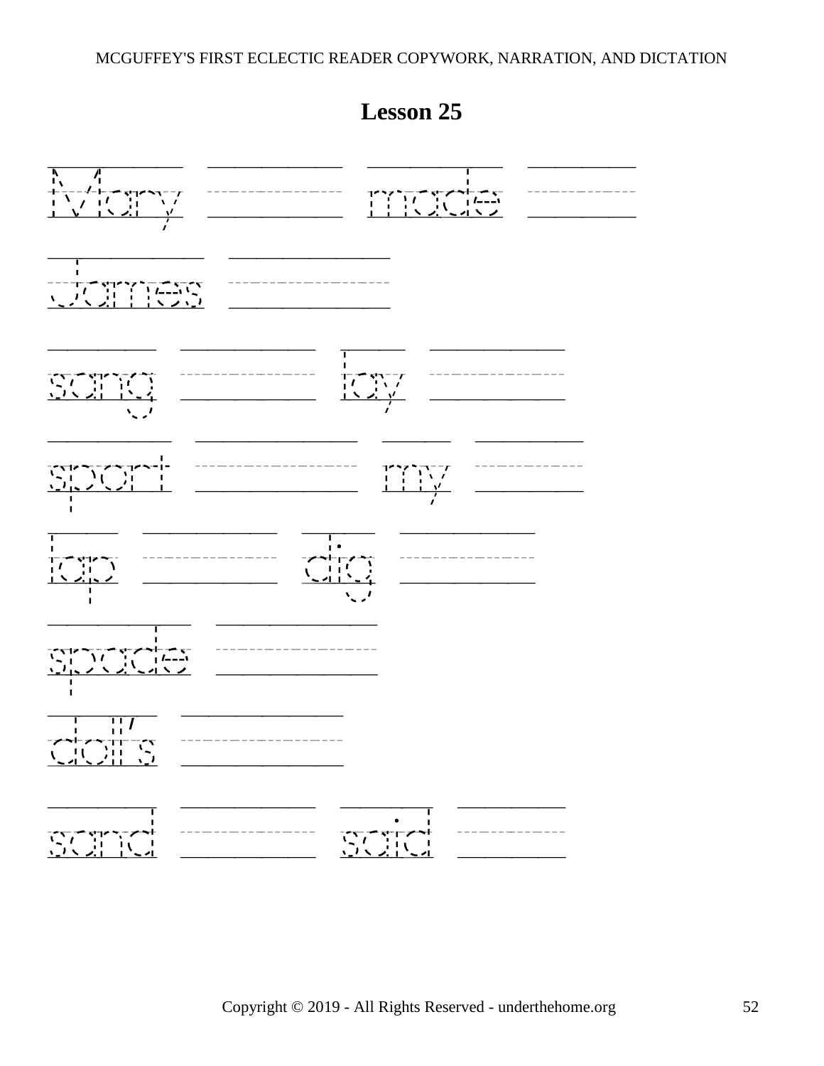## Lesson 25

Mary made

James

sang lay

sport my

lap dig

spade

doll's

sand said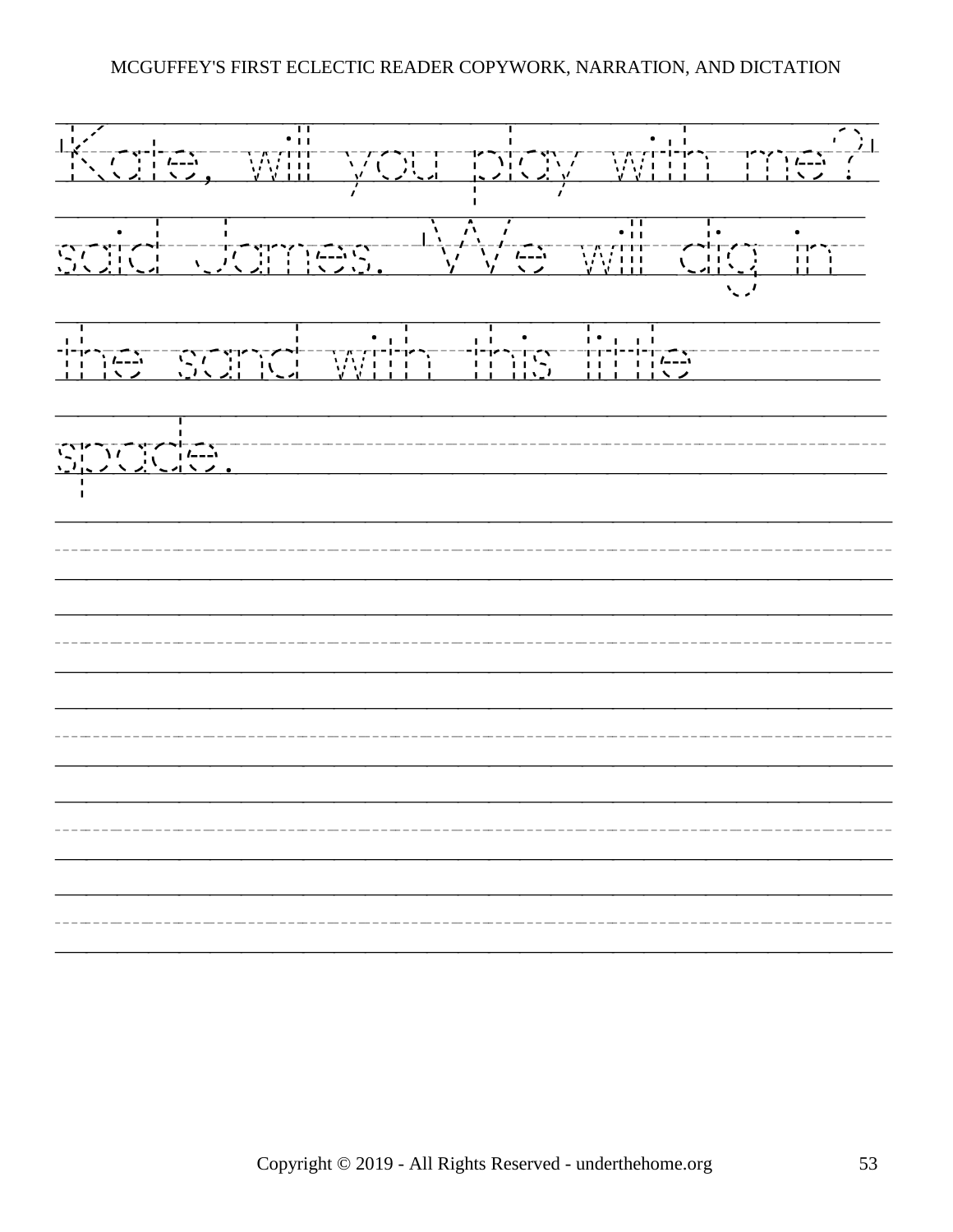"Kate, will you play with me?" said James. "We will dig in the sand with this little spade.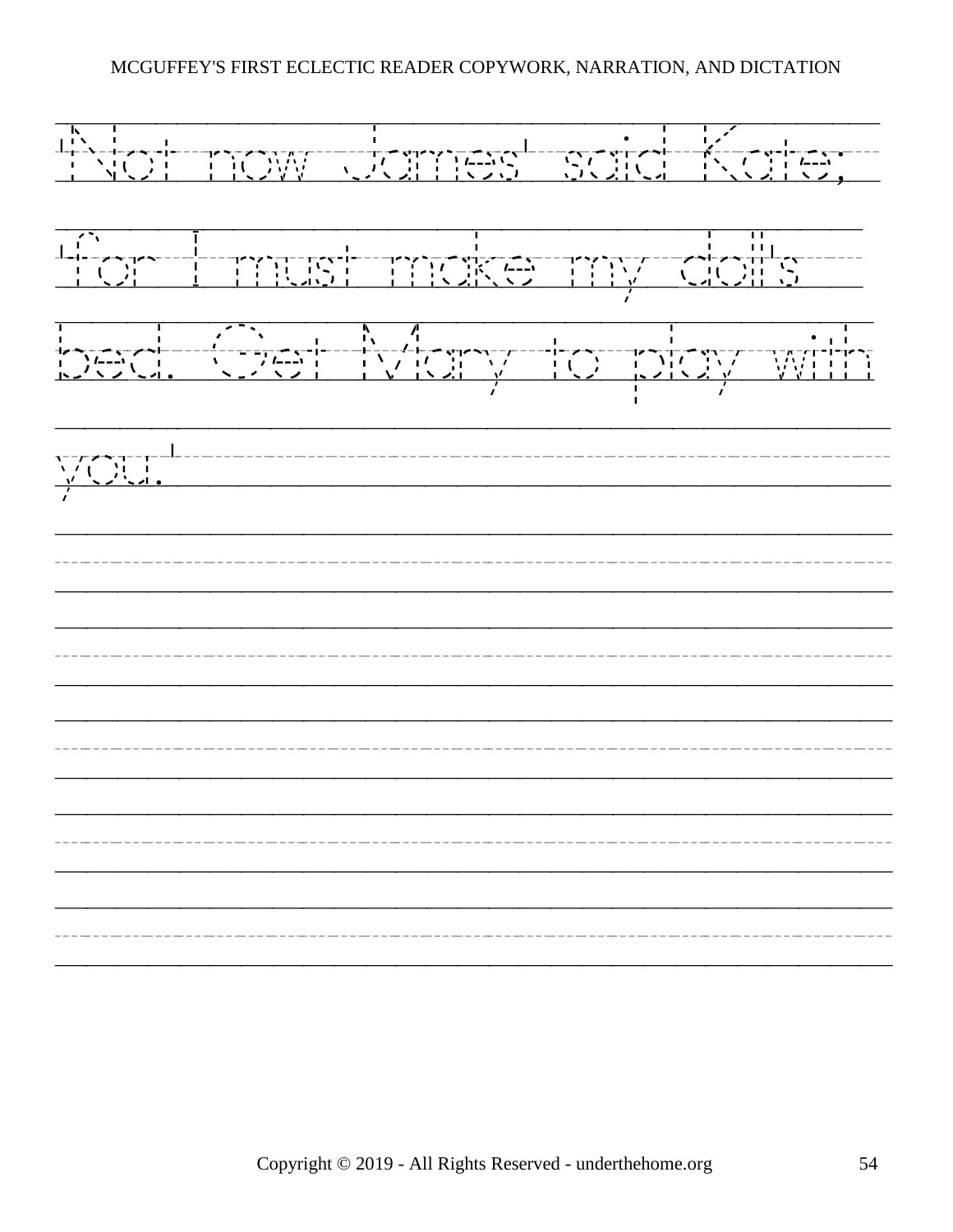"Not now James" said Kate; "for I must make my doll's bed. Get Mary to play with you."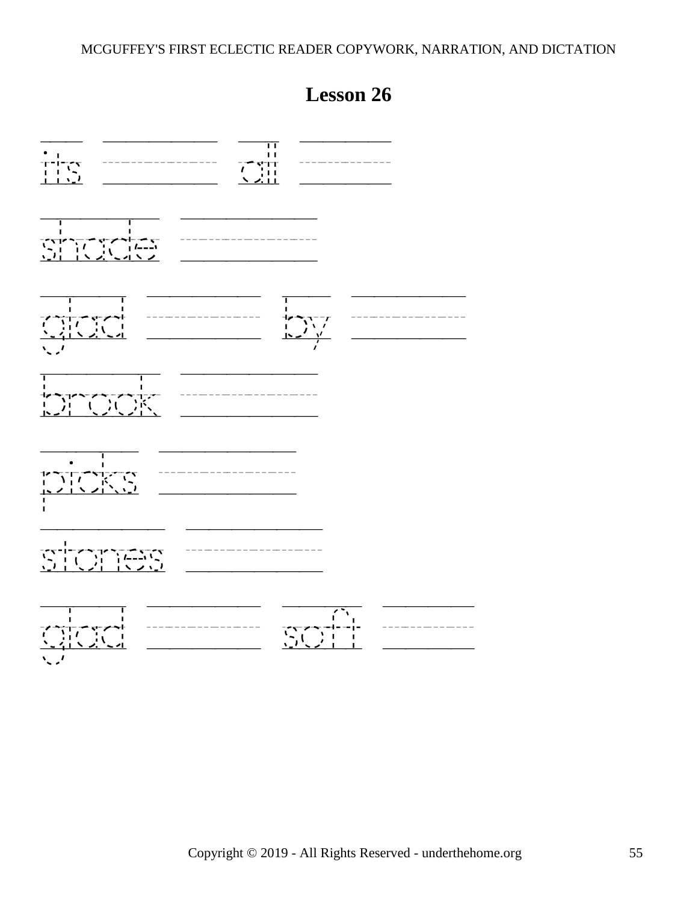# Lesson 26

its ______ all ______

shade ______

glad ______ by ______

brook ______

picks ______

stones ______

glad ______ soft ______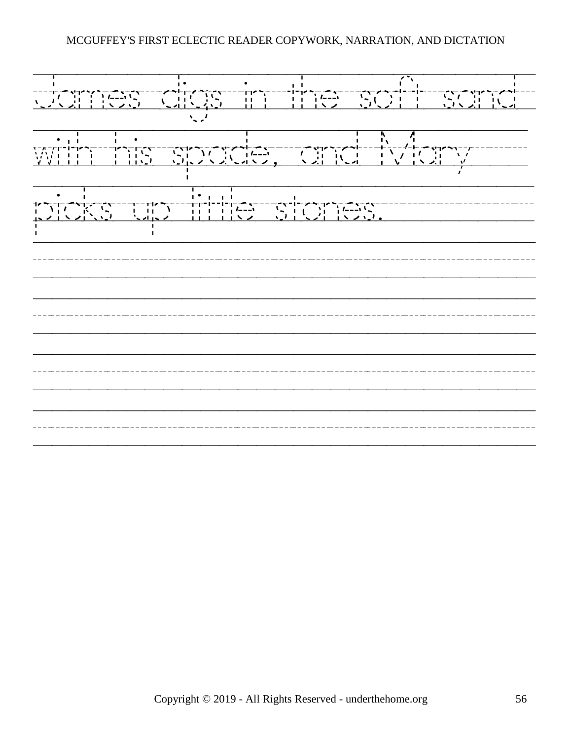James digs in the soft sand with his spade, and Mary picks up little stones.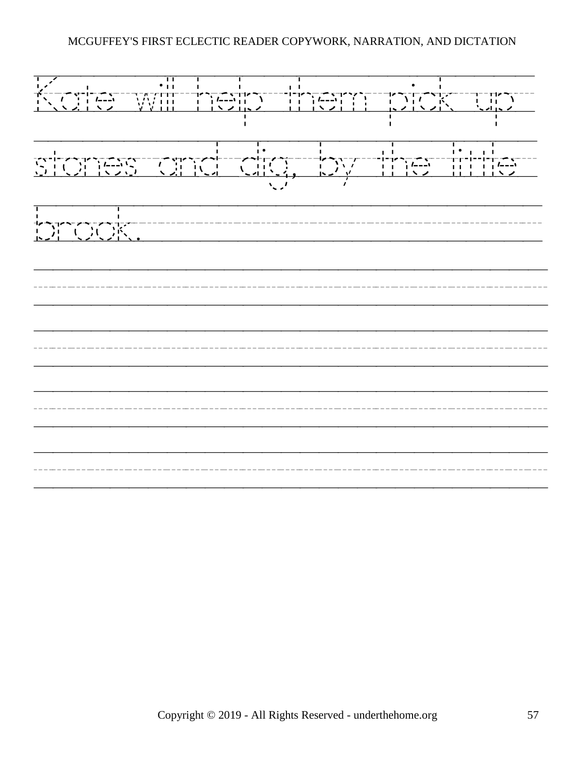Kate will help them pick up stones and dig, by the little brook.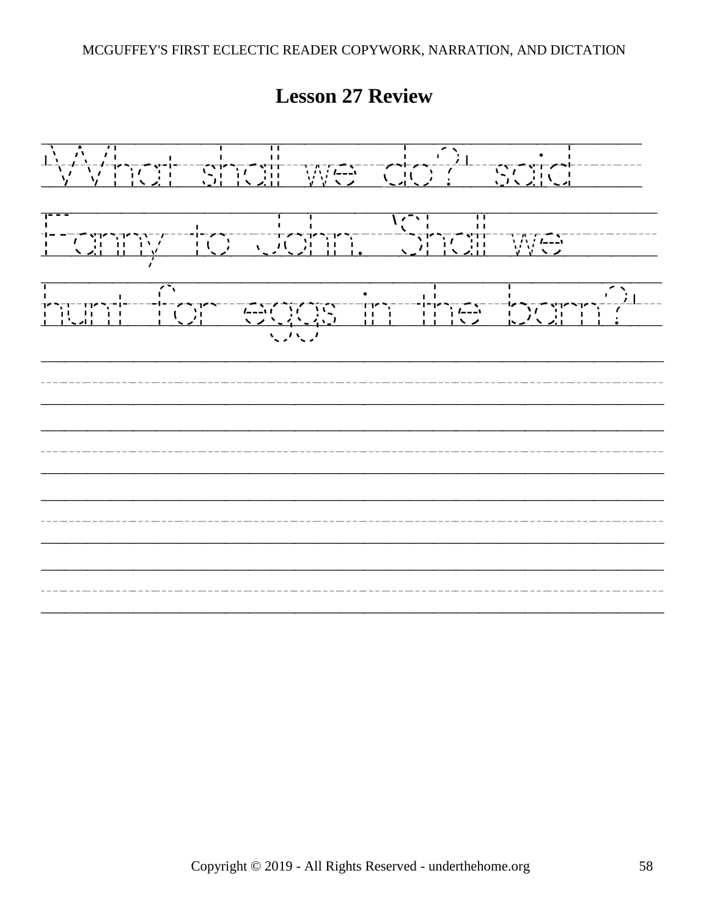## Lesson 27 Review

"What shall we do?" said Fanny to John. "Shall we hunt for eggs in the barn?"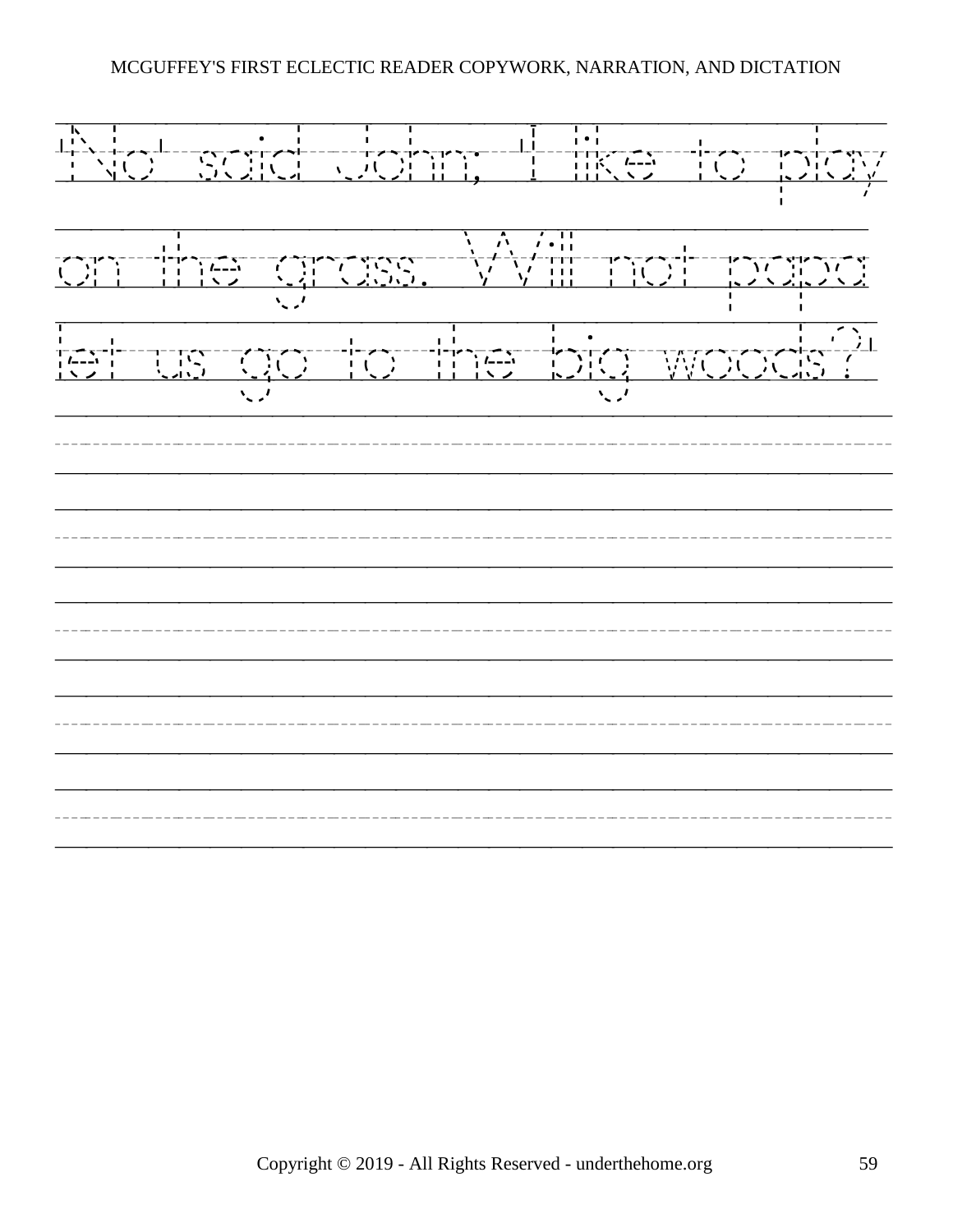"No" said John; "I like to play on the grass. Will not papa let us go to the big woods?"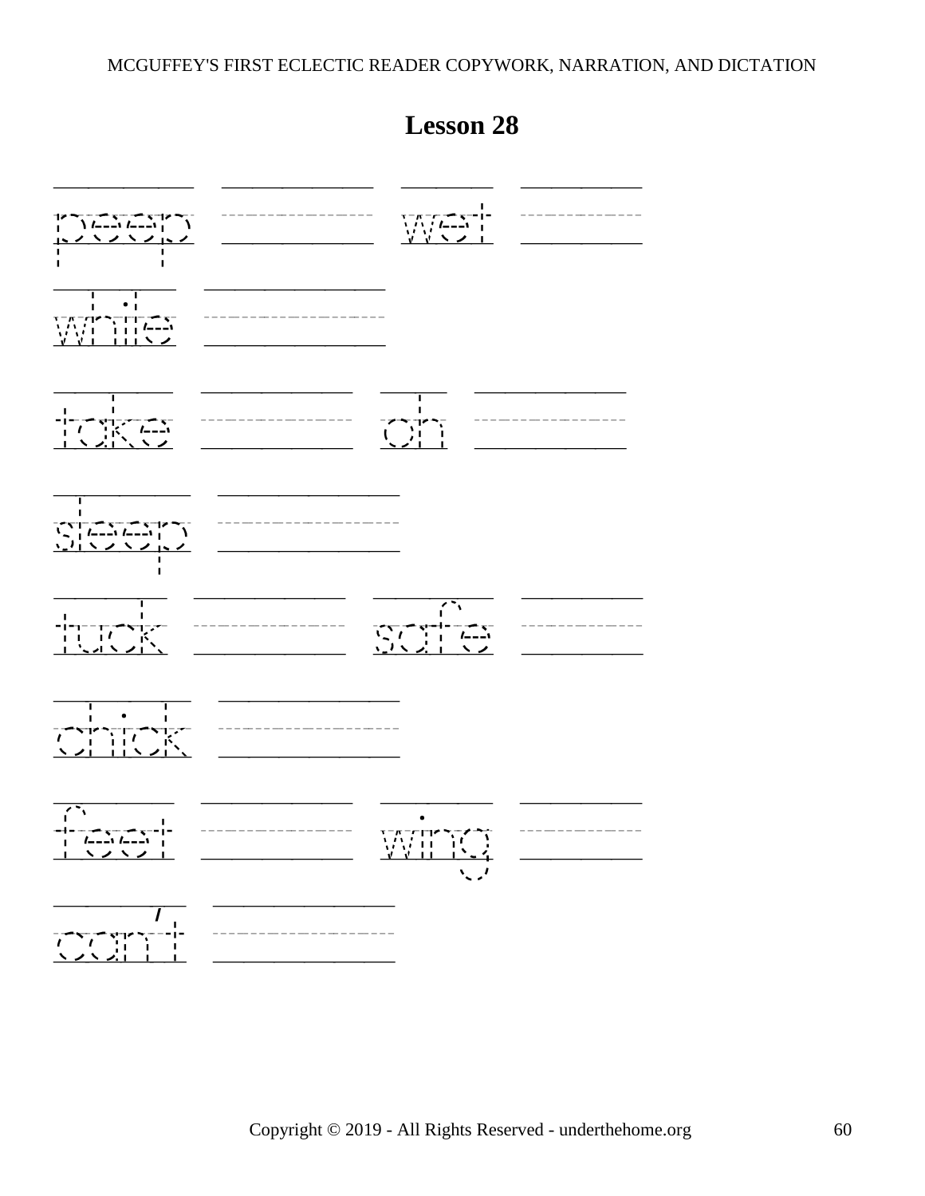# Lesson 28

peep wet

while

take on

sleep

tuck safe

chick

feet wing

can't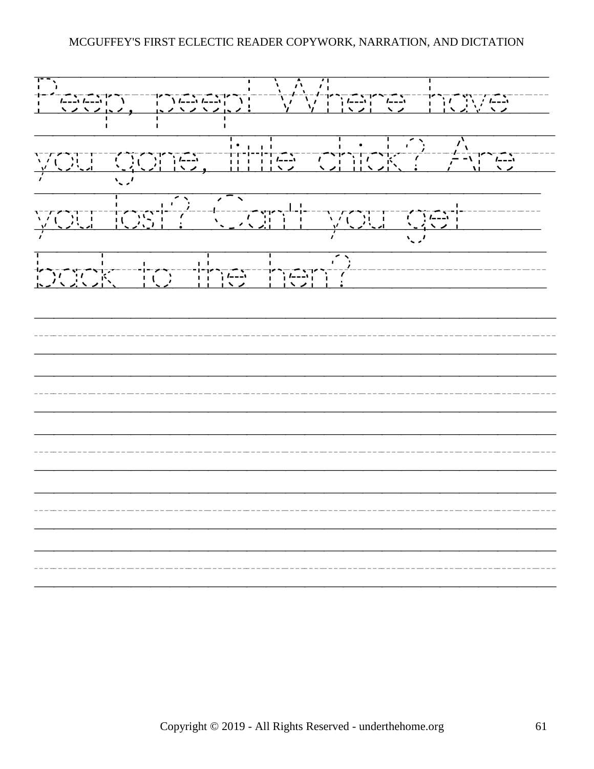Peep, peep! Where have you gone, little chick? Are you lost? Can't you get back to the hen?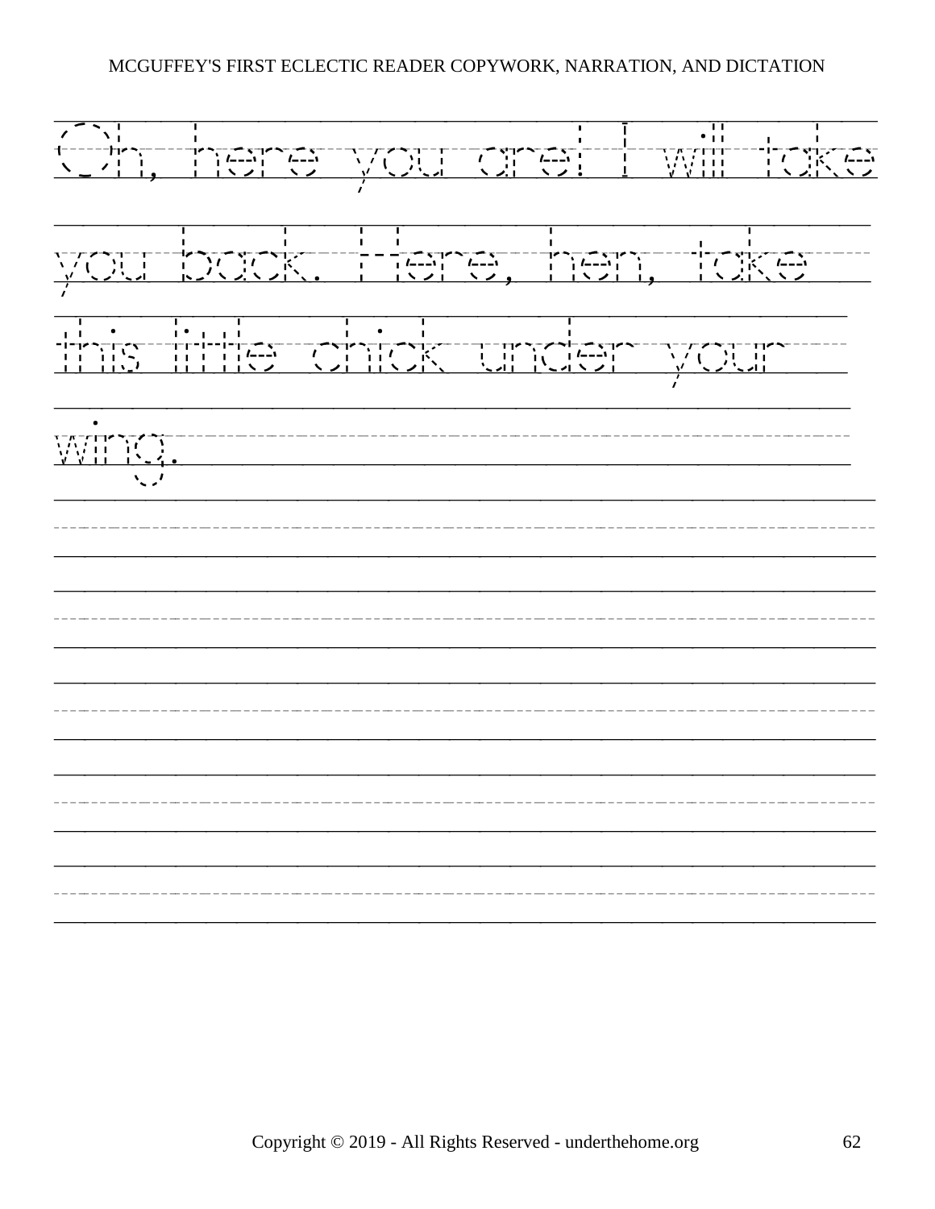Oh, here you are! I will take you back. Here, hen, take this little chick under your wing.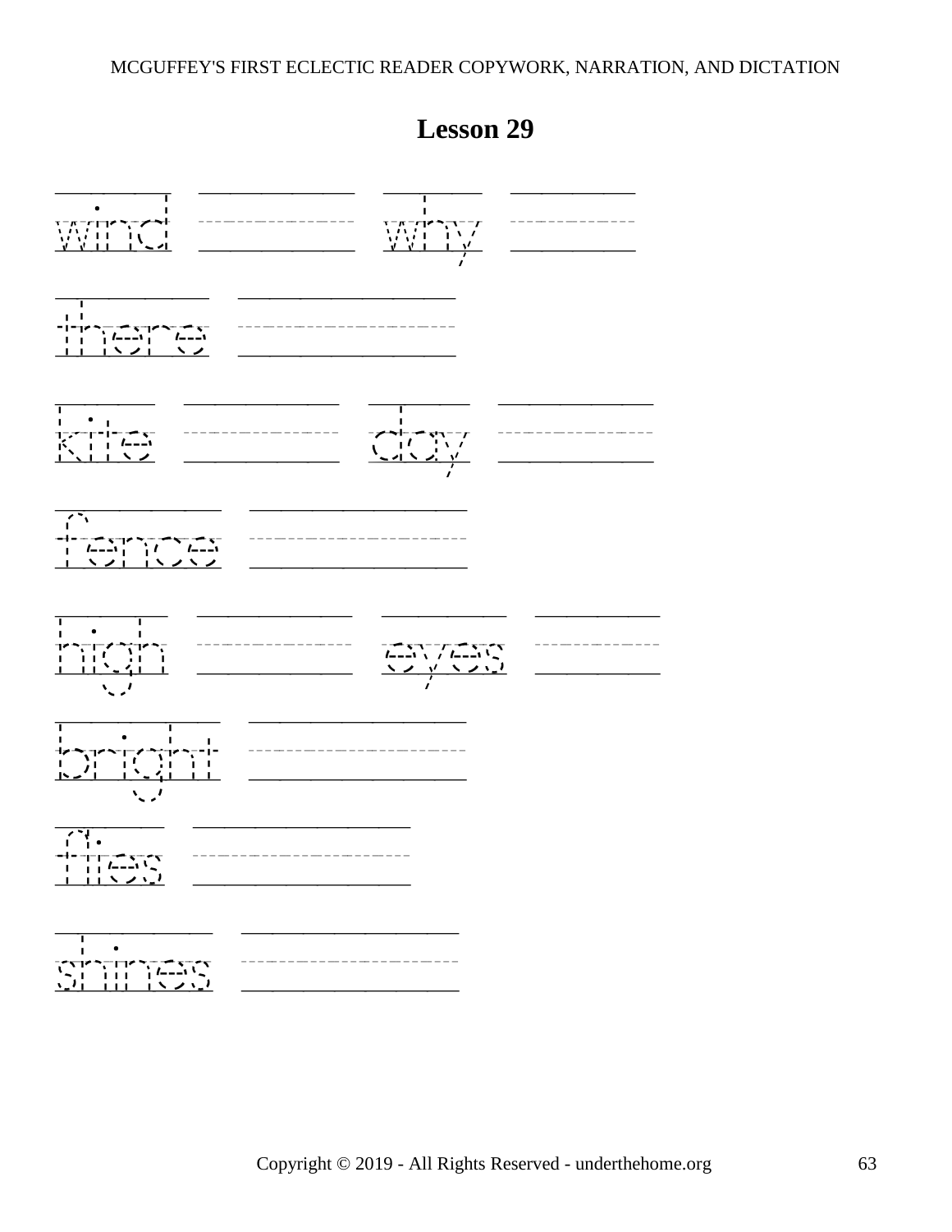# Lesson 29

wind why

there

kite day

fence

high eyes

bright

flies

shines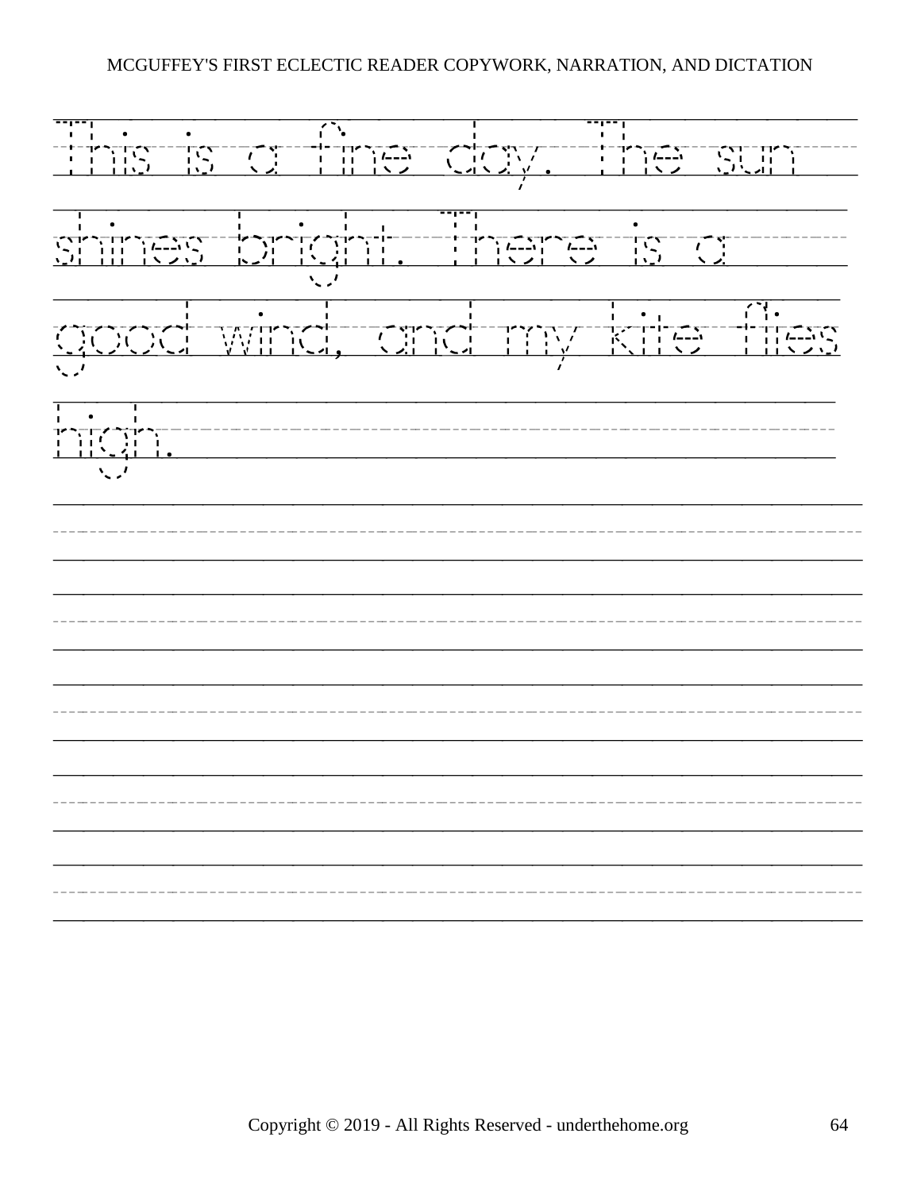This is a fine day. The sun shines bright. There is a good wind, and my kite flies high.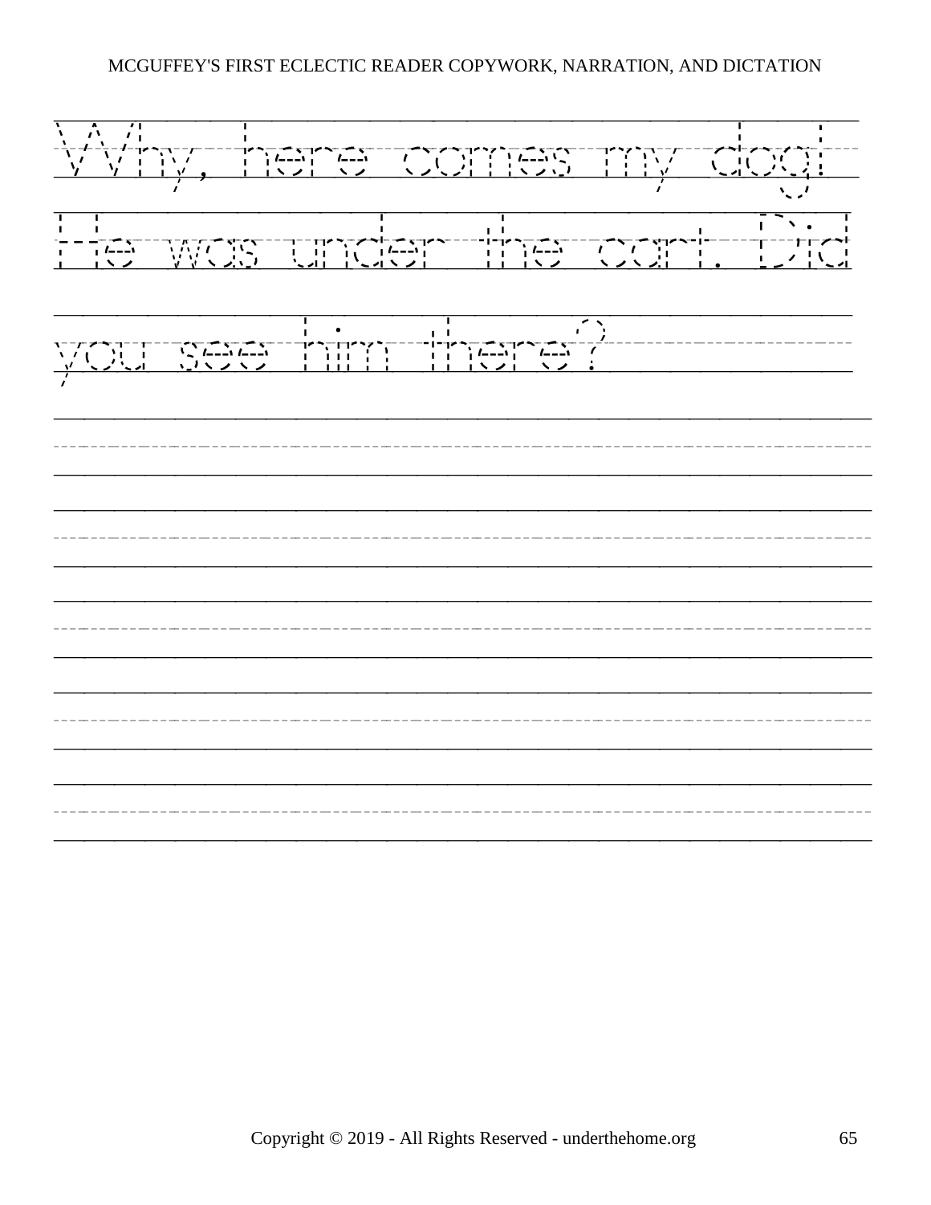Why, here comes my dog! He was under the cart. Did you see him there?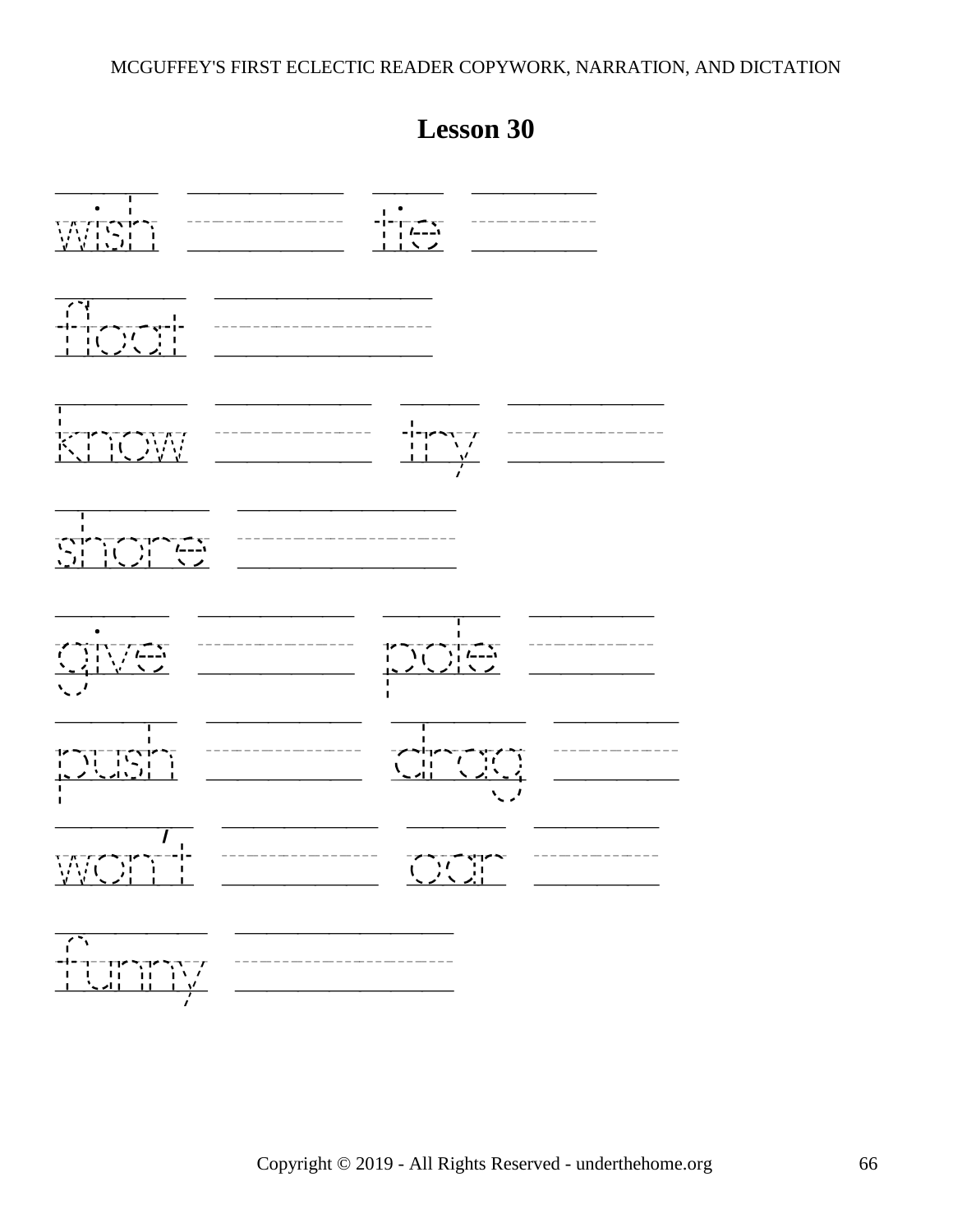# Lesson 30

wish ____________ tie ____________

float ____________

know ____________ try ____________

shore ____________

give ____________ pole ____________

push ____________ drag ____________

won't ____________ oar ____________

funny ____________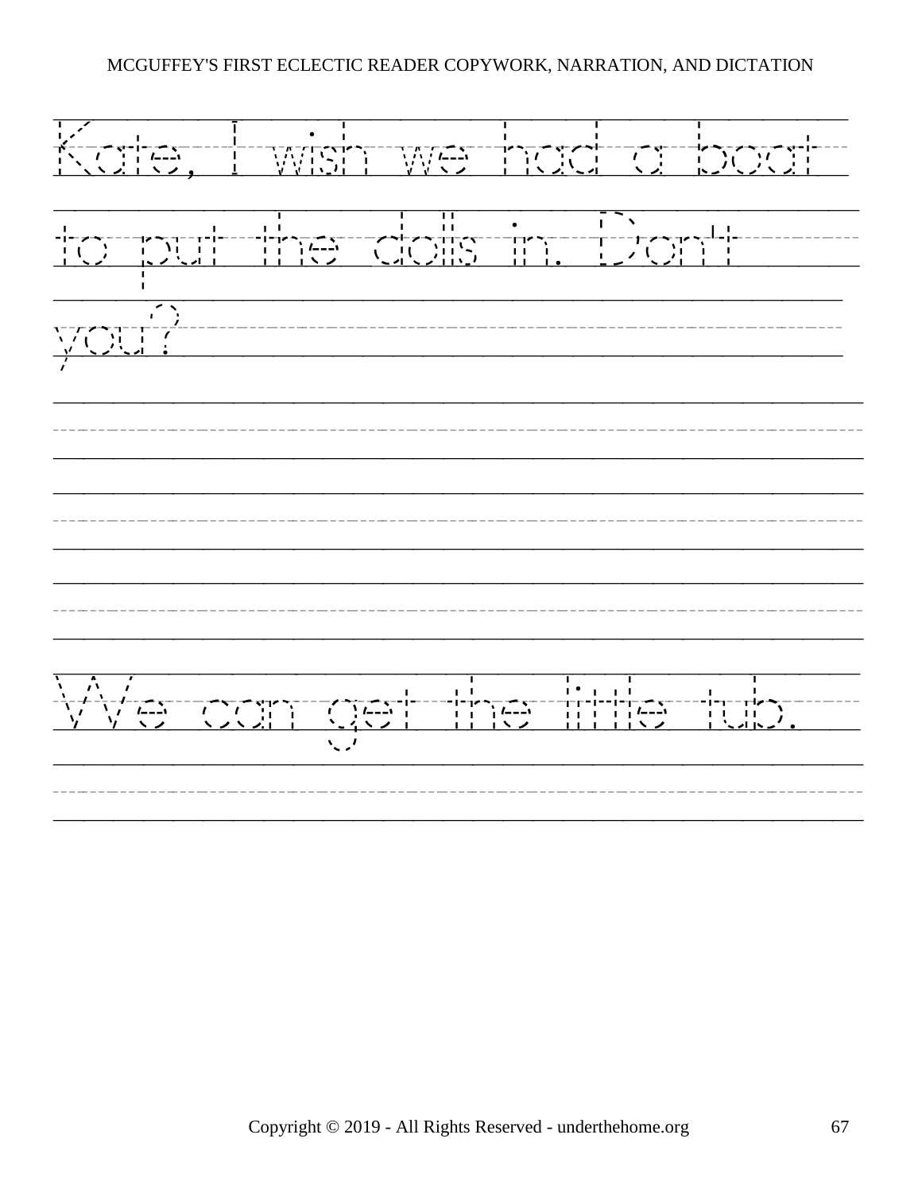Kate, I wish we had a boat to put the dolls in. Don't you?

We can get the little tub.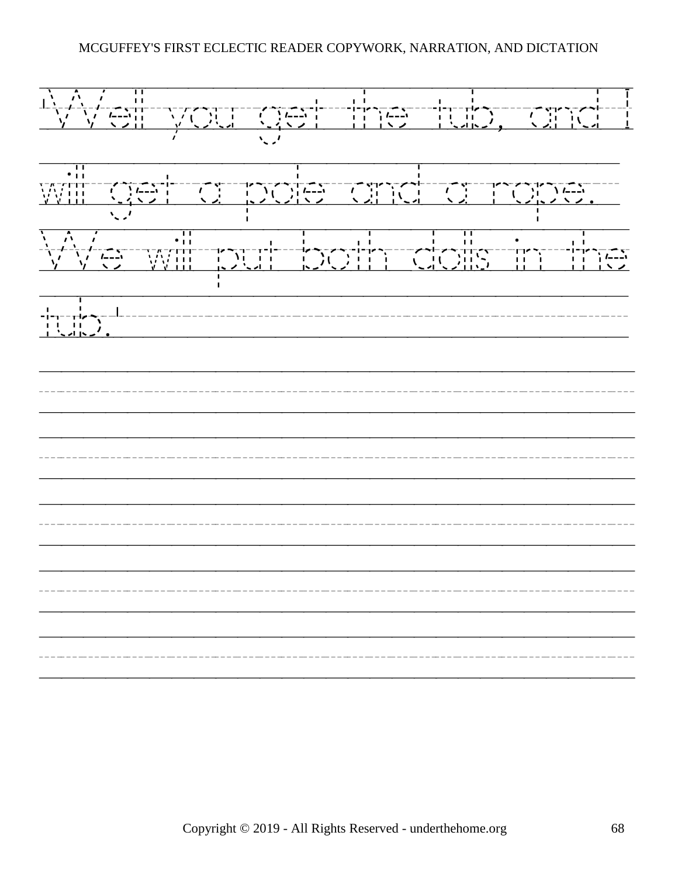'Well you get the tub, and I will get a pole and a rope. We will put both dolls in the tub.'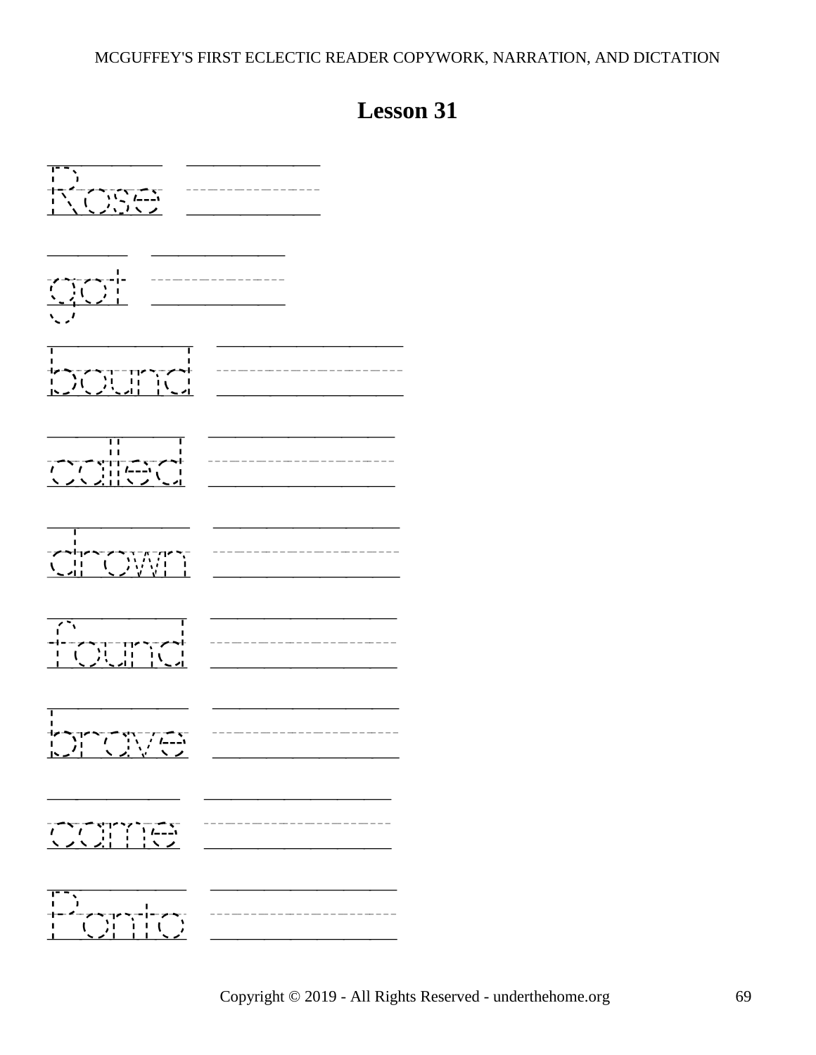## Lesson 31

Rose

got

bound

called

drown

found

brave

came

Ponto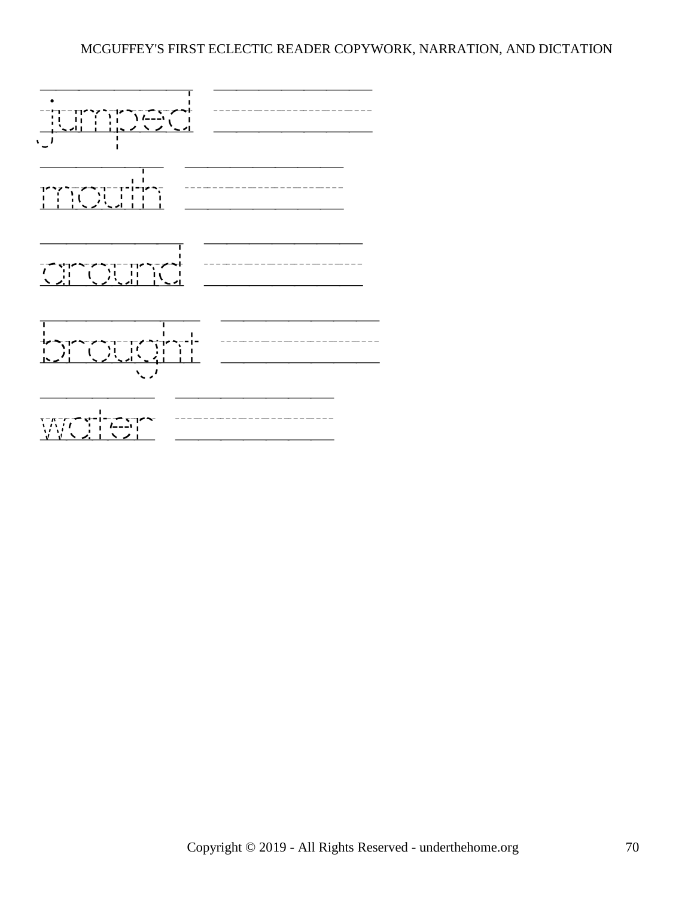jumped

mouth

around

brought

water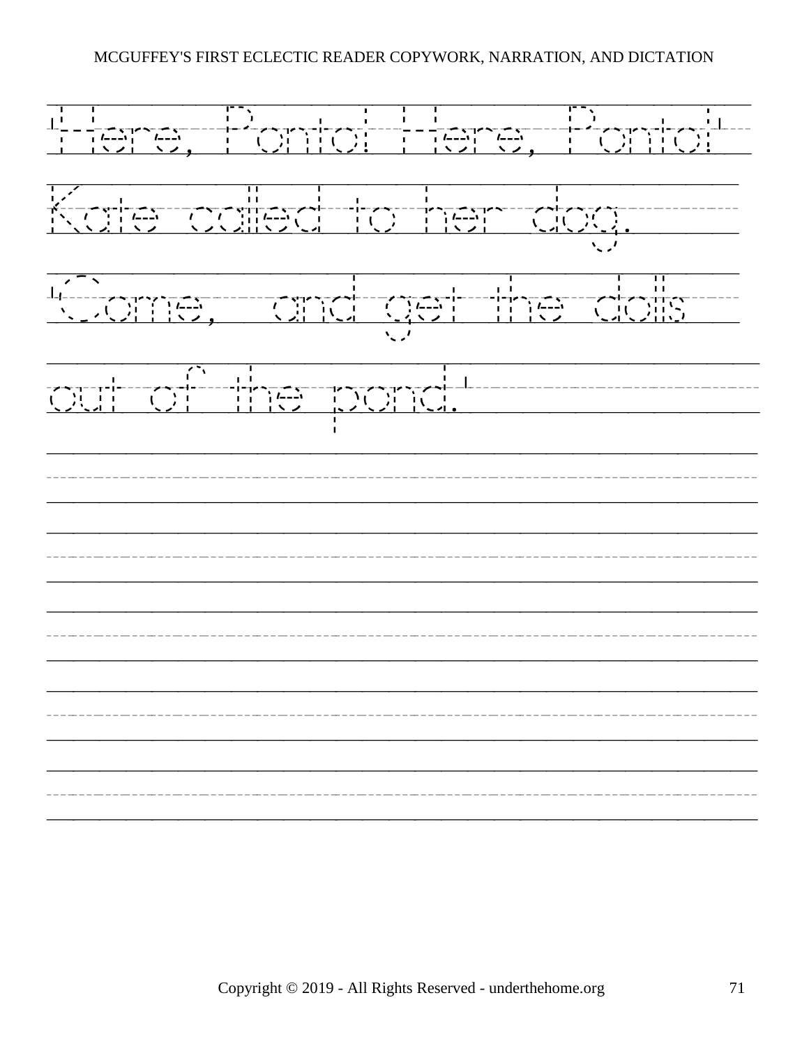'Here, Ponto! Here, Ponto!'

Kate called to her dog.

'Come, and get the dolls

out of the pond.'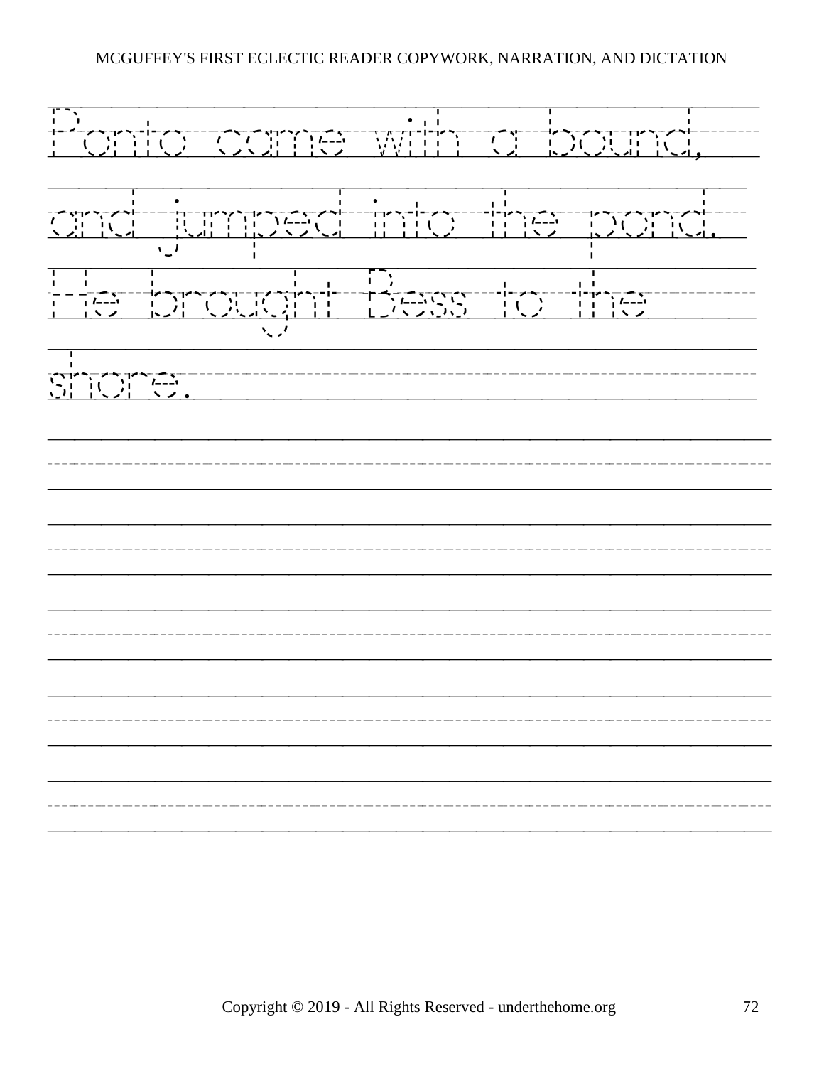Ponto came with a bound,
and jumped into the pond.
He brought Bess to the
shore.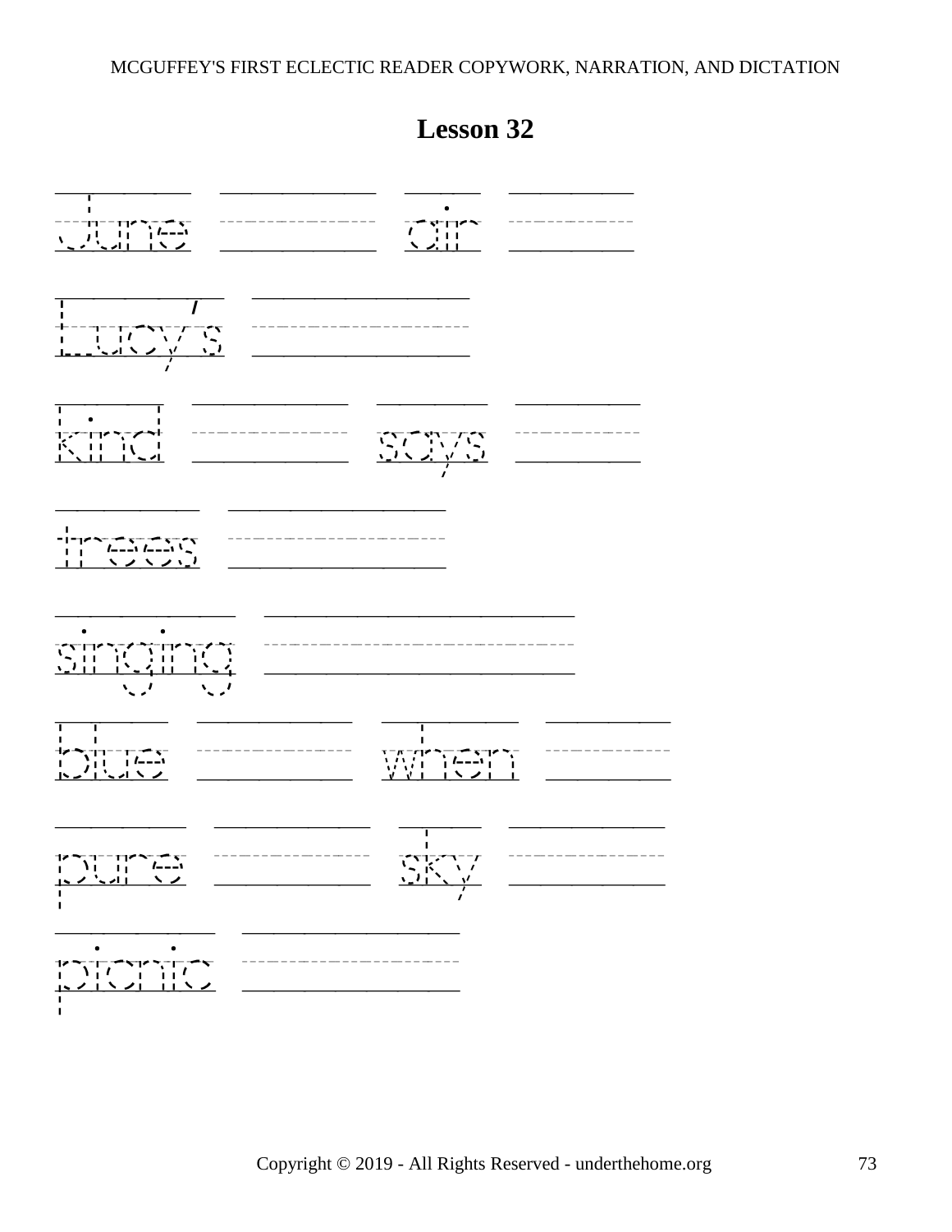# Lesson 32

June  air

Lucy's

kind  says

trees

singing

blue  when

pure  sky

picnic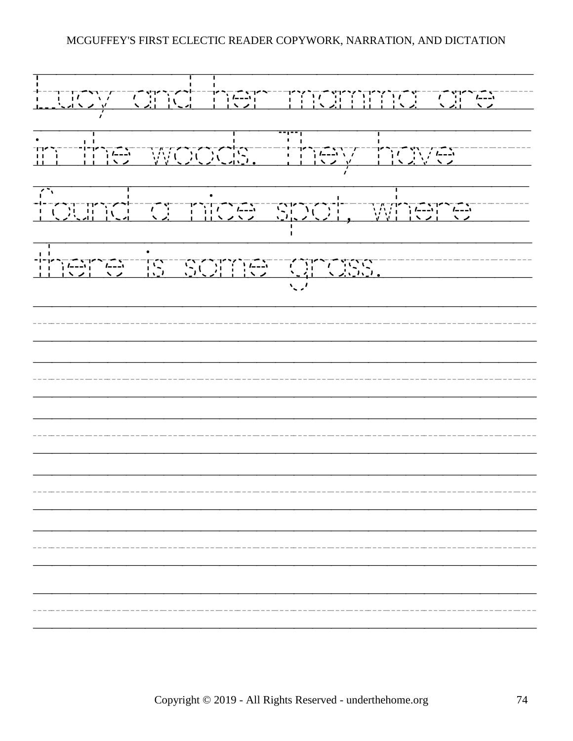Lucy and her mamma are in the woods. They have found a nice spot, where there is some grass.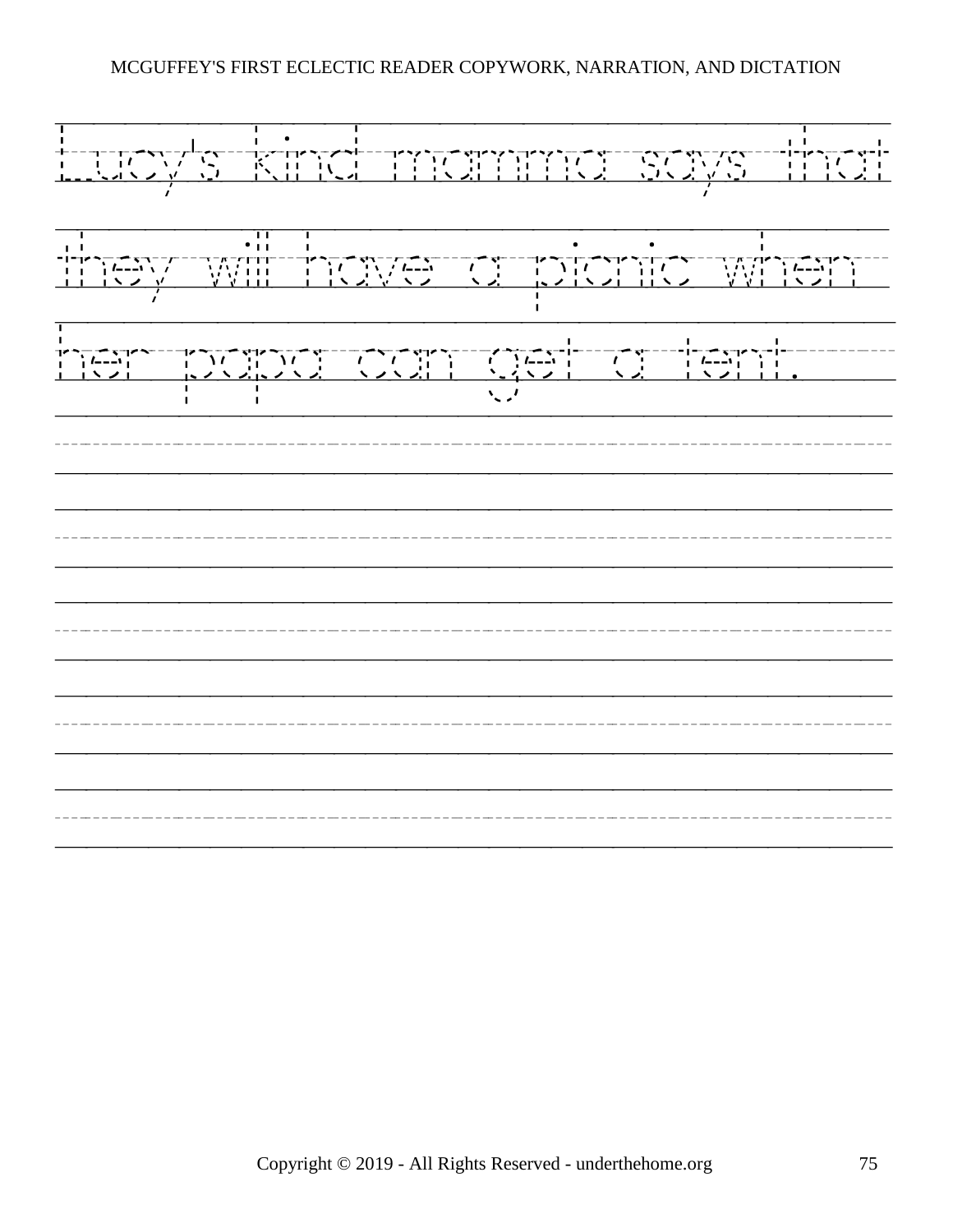Lucy's kind mamma says that

they will have a picnic when

her papa can get a tent.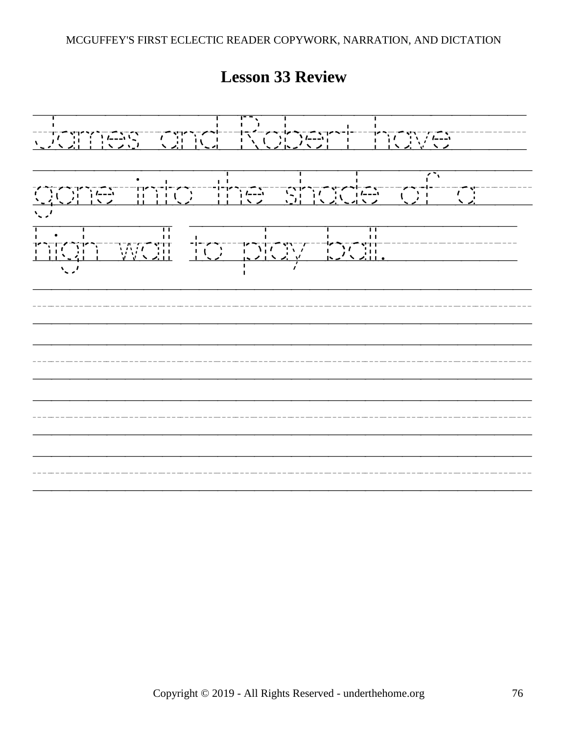## Lesson 33 Review

James and Robert have gone into the shade of a high wall to play ball.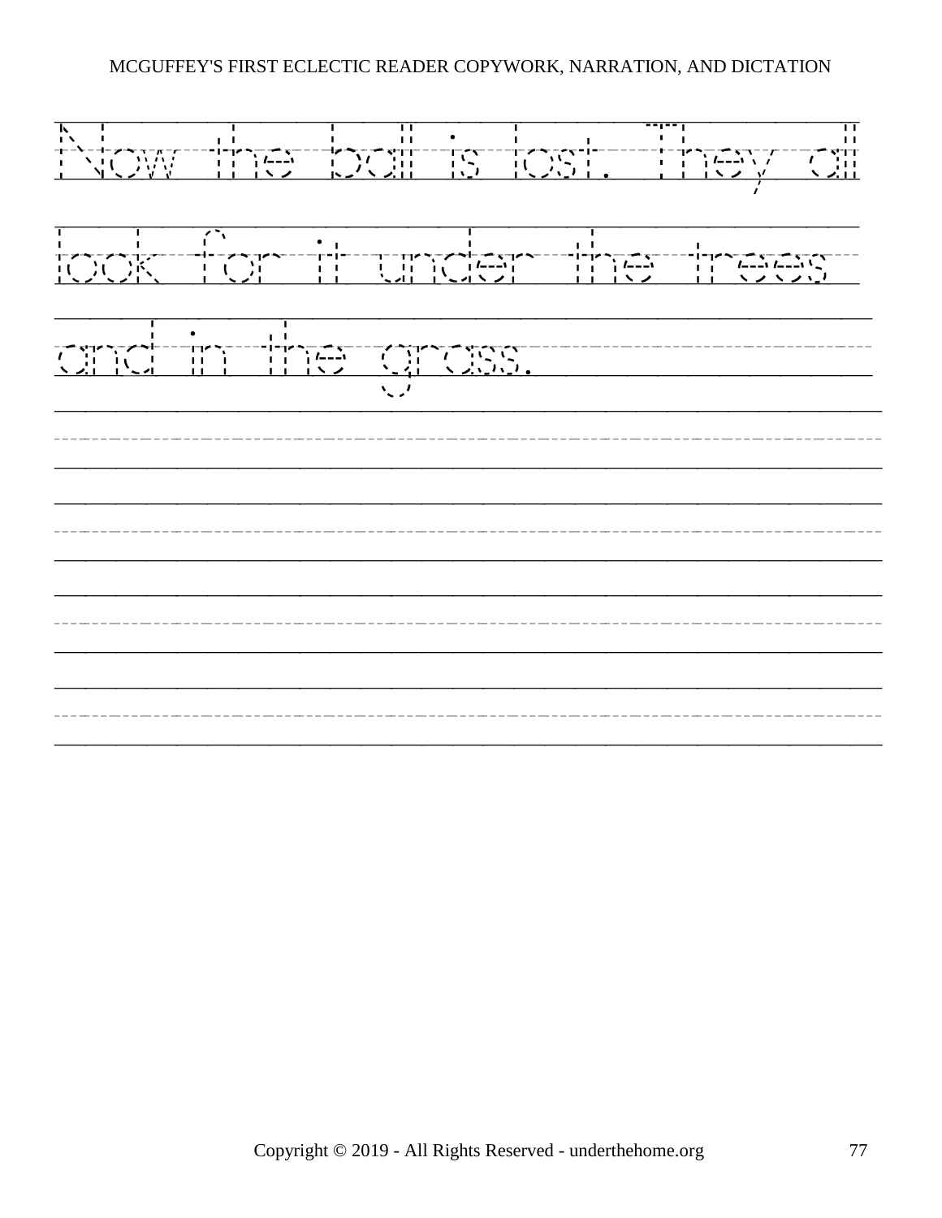Now the ball is lost. They all look for it under the trees and in the grass.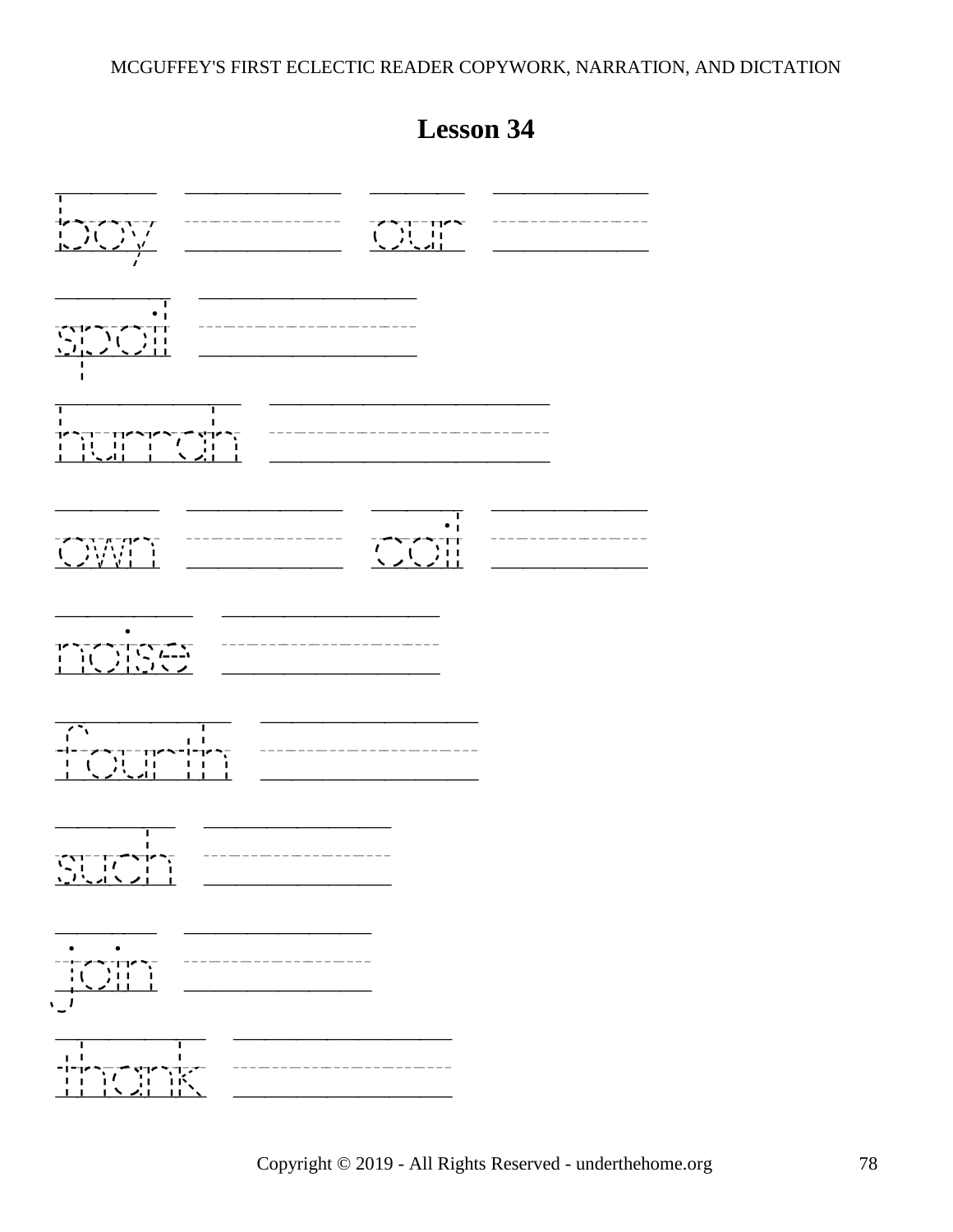# Lesson 34

boy our

spoil

hurrah

own coil

noise

fourth

such

join

thank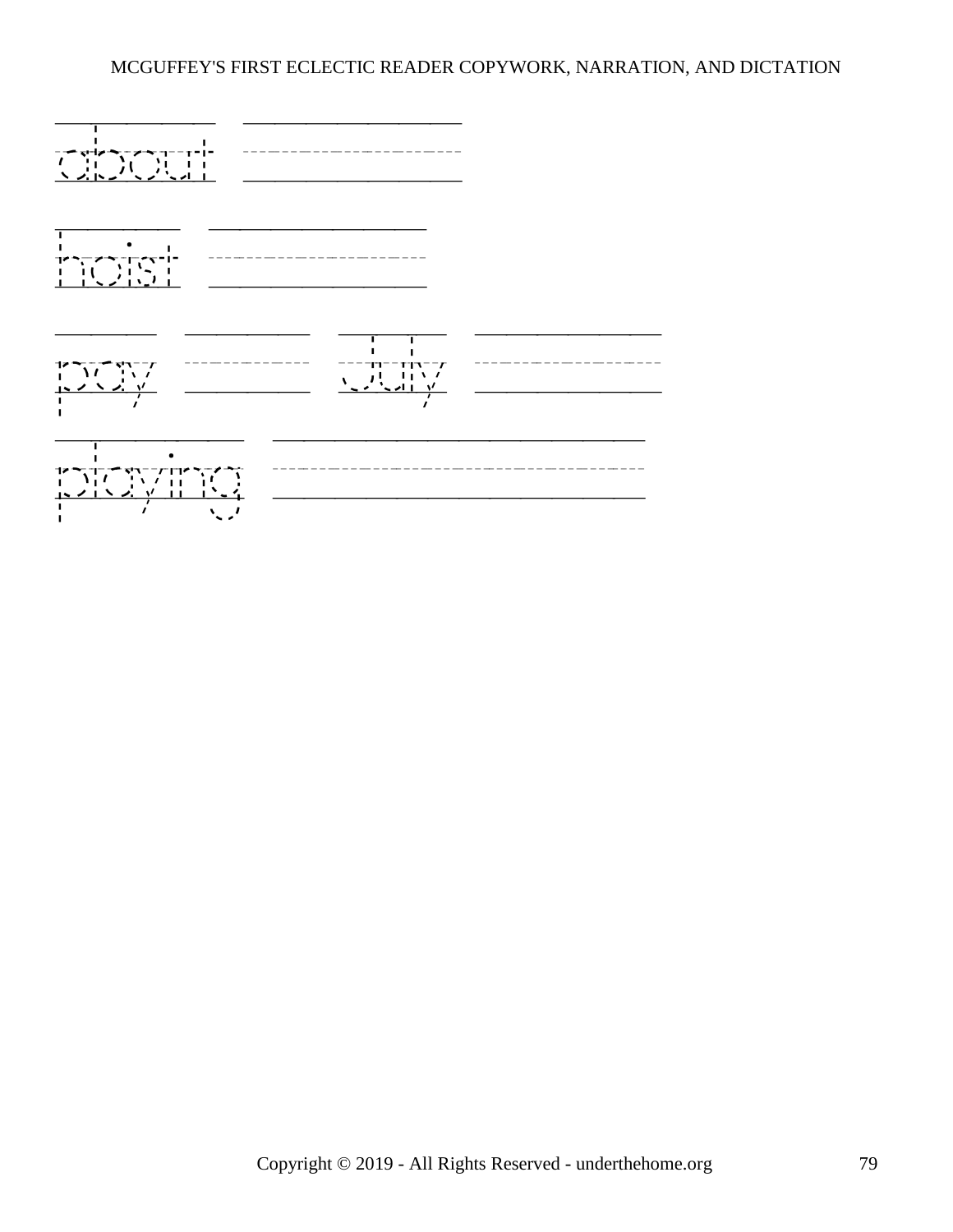about

hoist

pay July

playing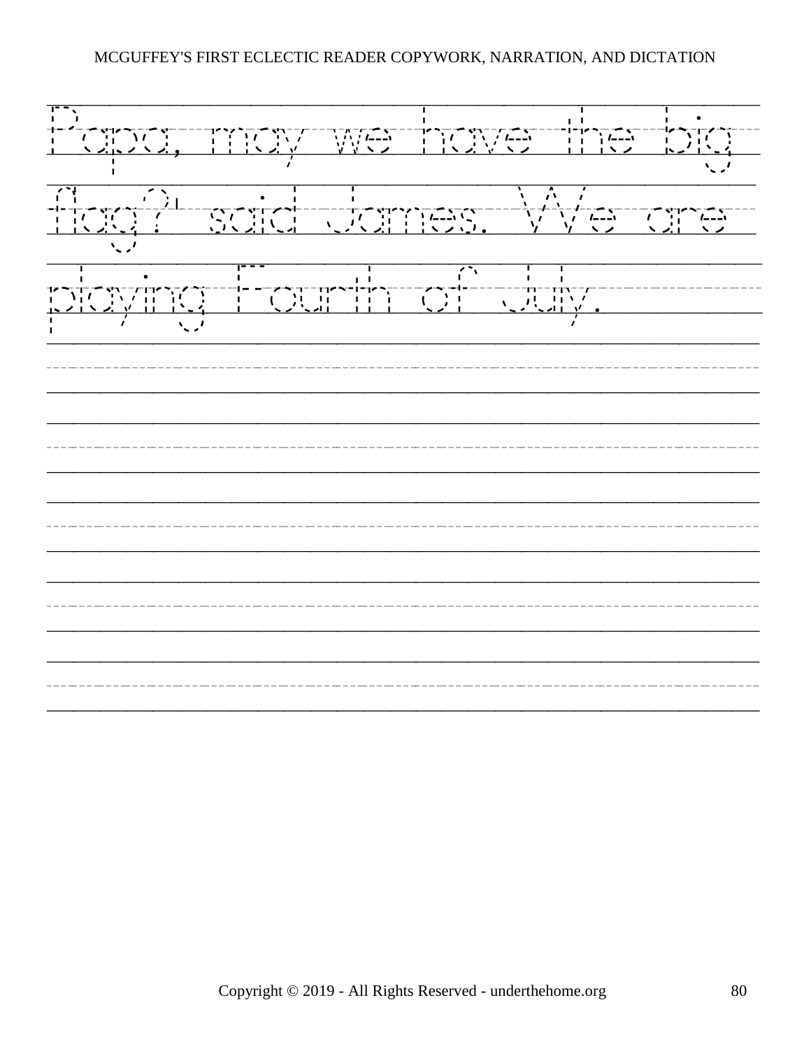Papa, may we have the big flag?' said James. We are playing Fourth of July.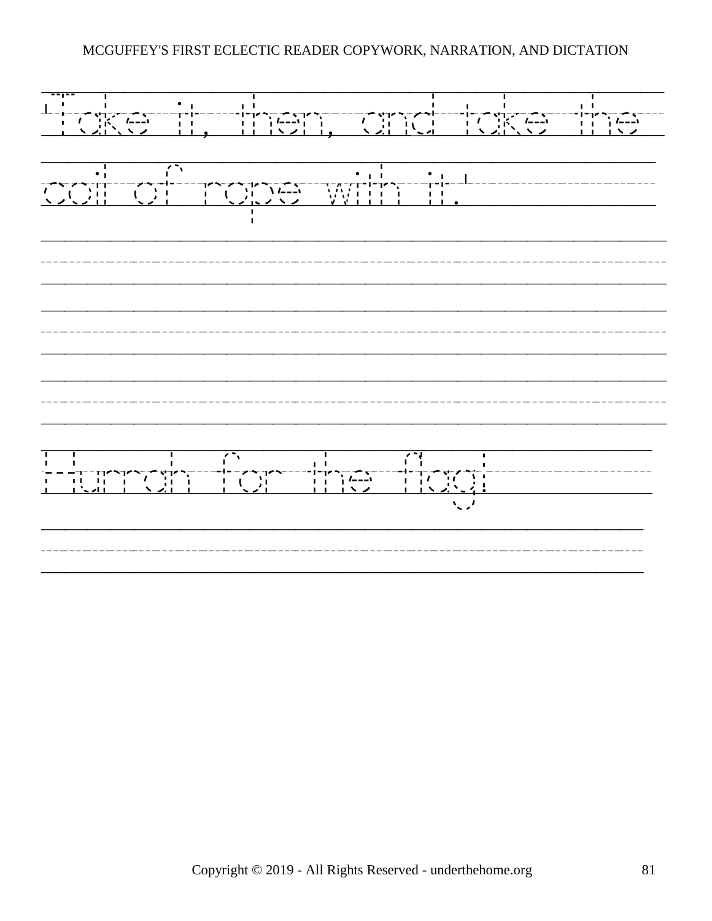'Take it, then, and take the coil of rope with it.'

Hurrah for the flag!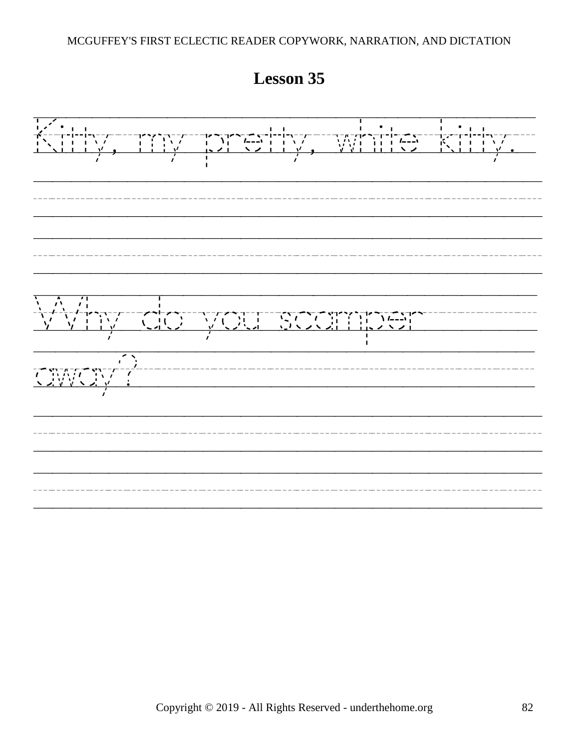# Lesson 35

Kitty, my pretty, white kitty.

Why do you scamper away?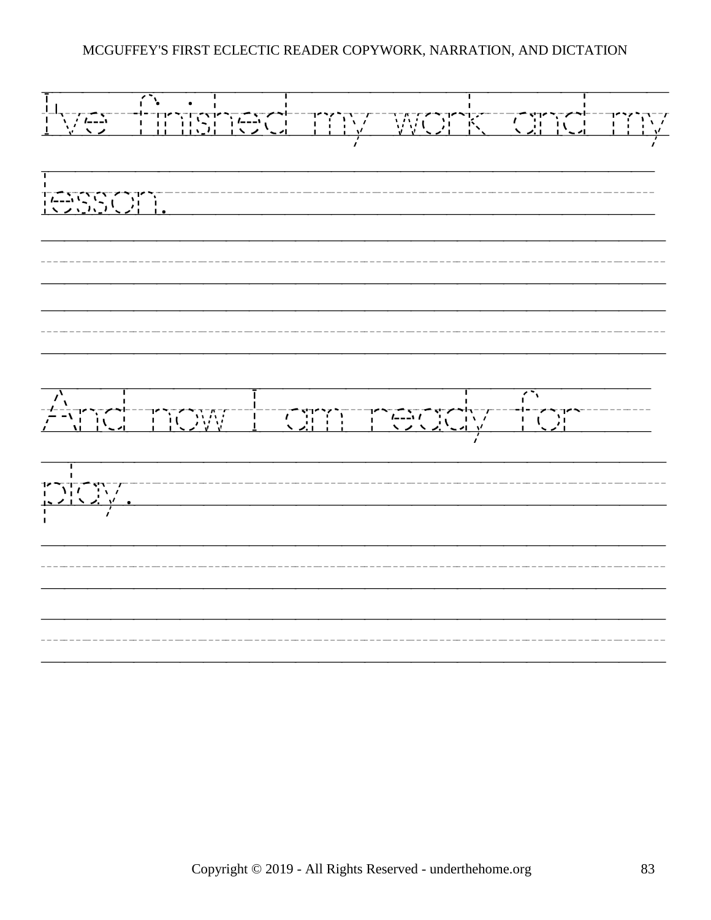I've finished my work and my lesson.

And now I am ready for play.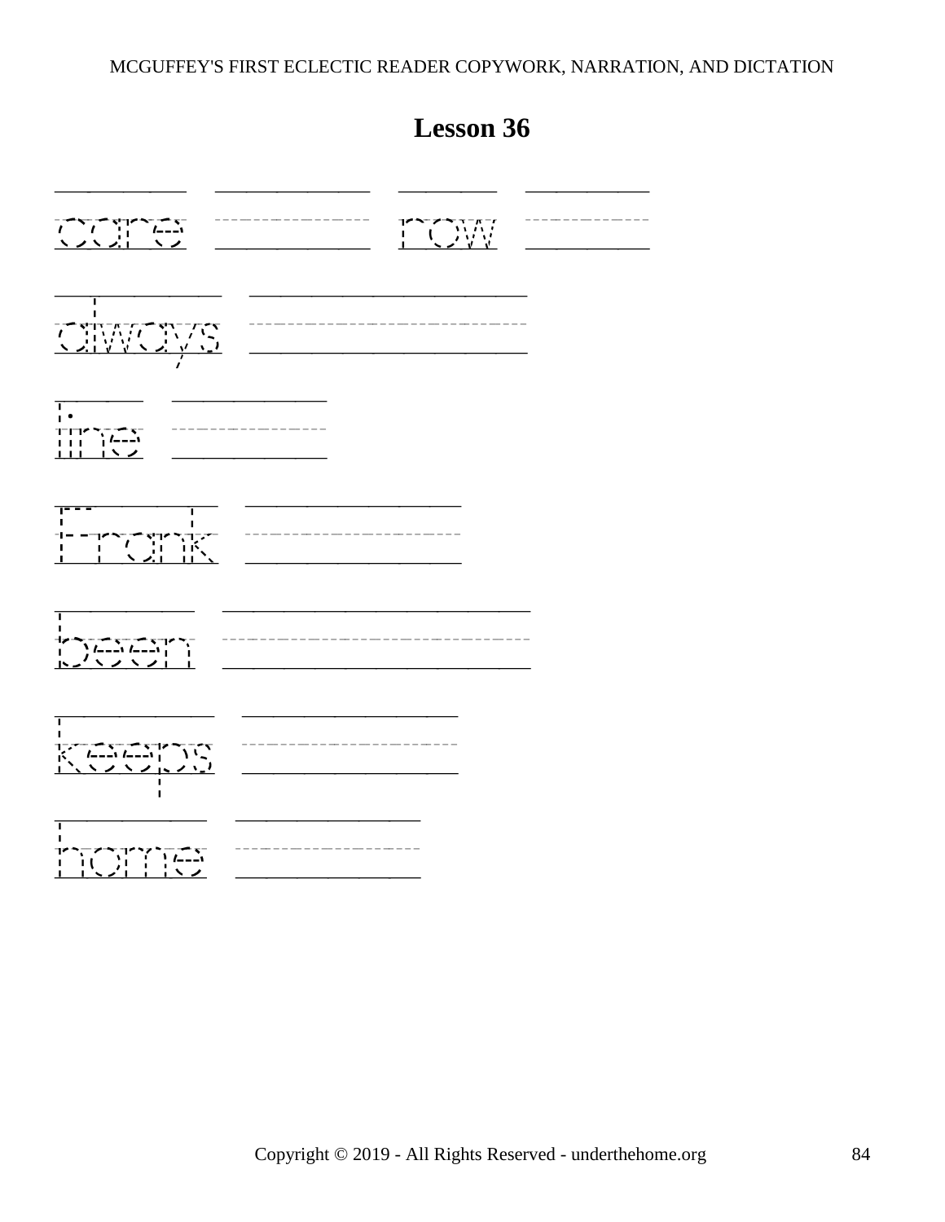# Lesson 36

care row

always

line

Frank

been

keeps

home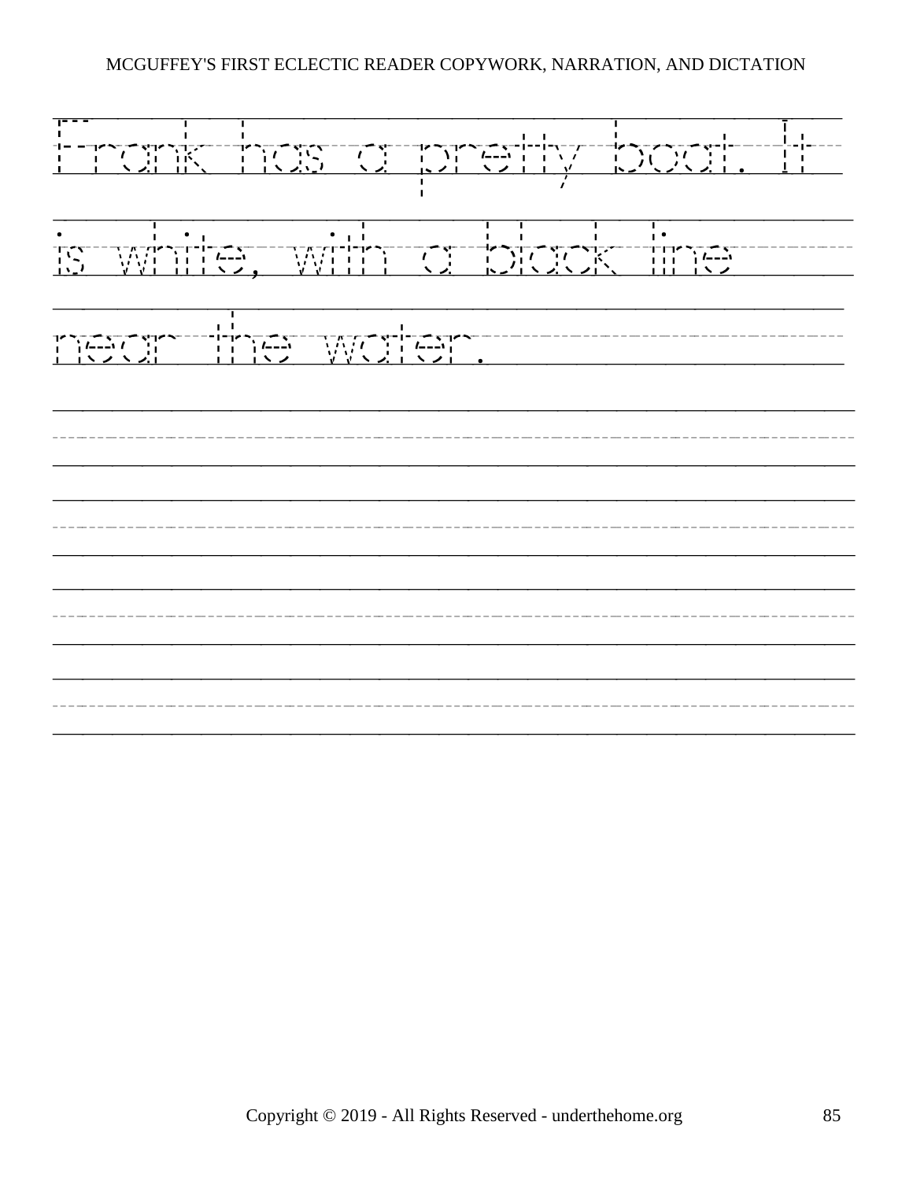Frank has a pretty boat. It is white, with a black line near the water.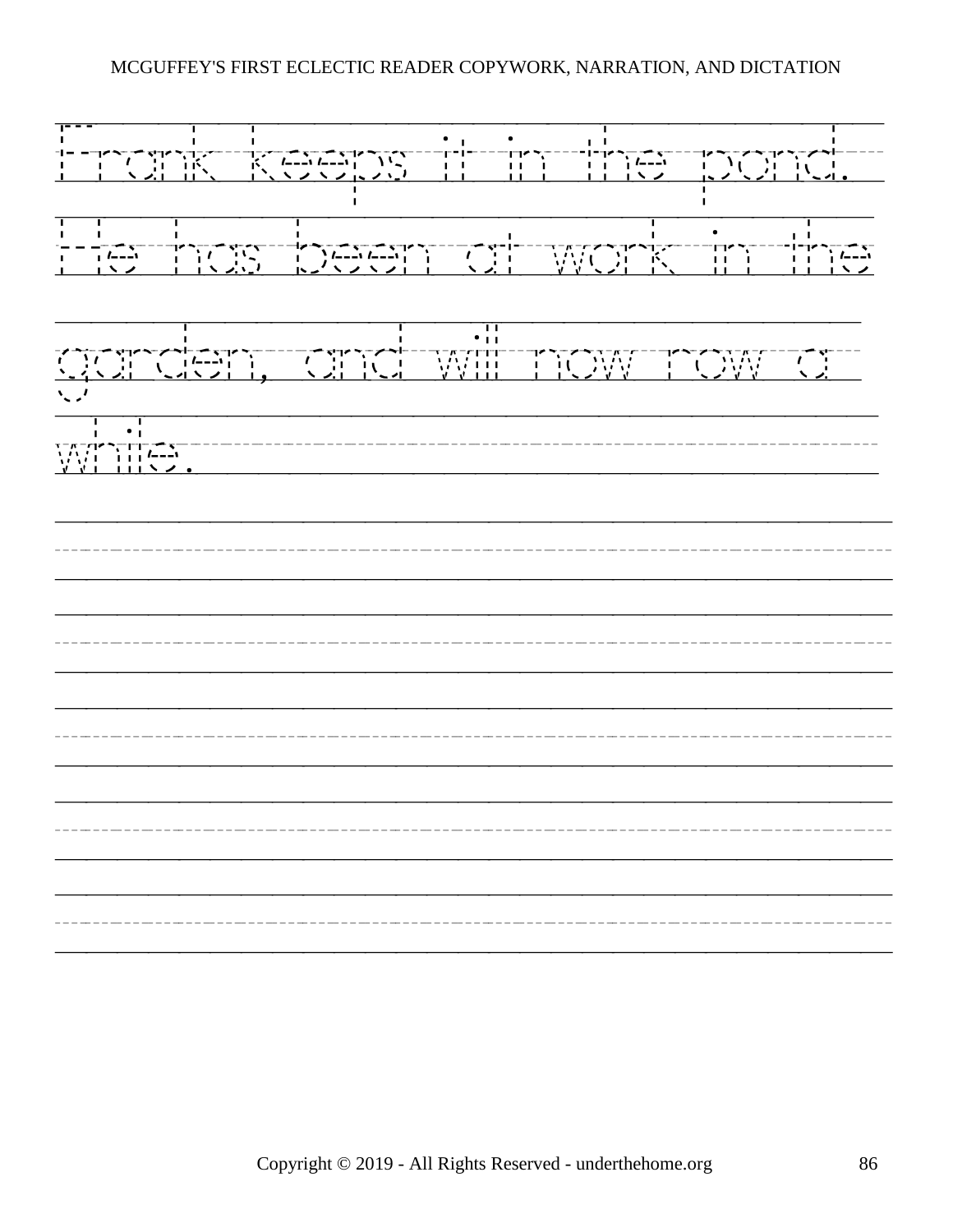Frank keeps it in the pond. He has been at work in the garden, and will now row a while.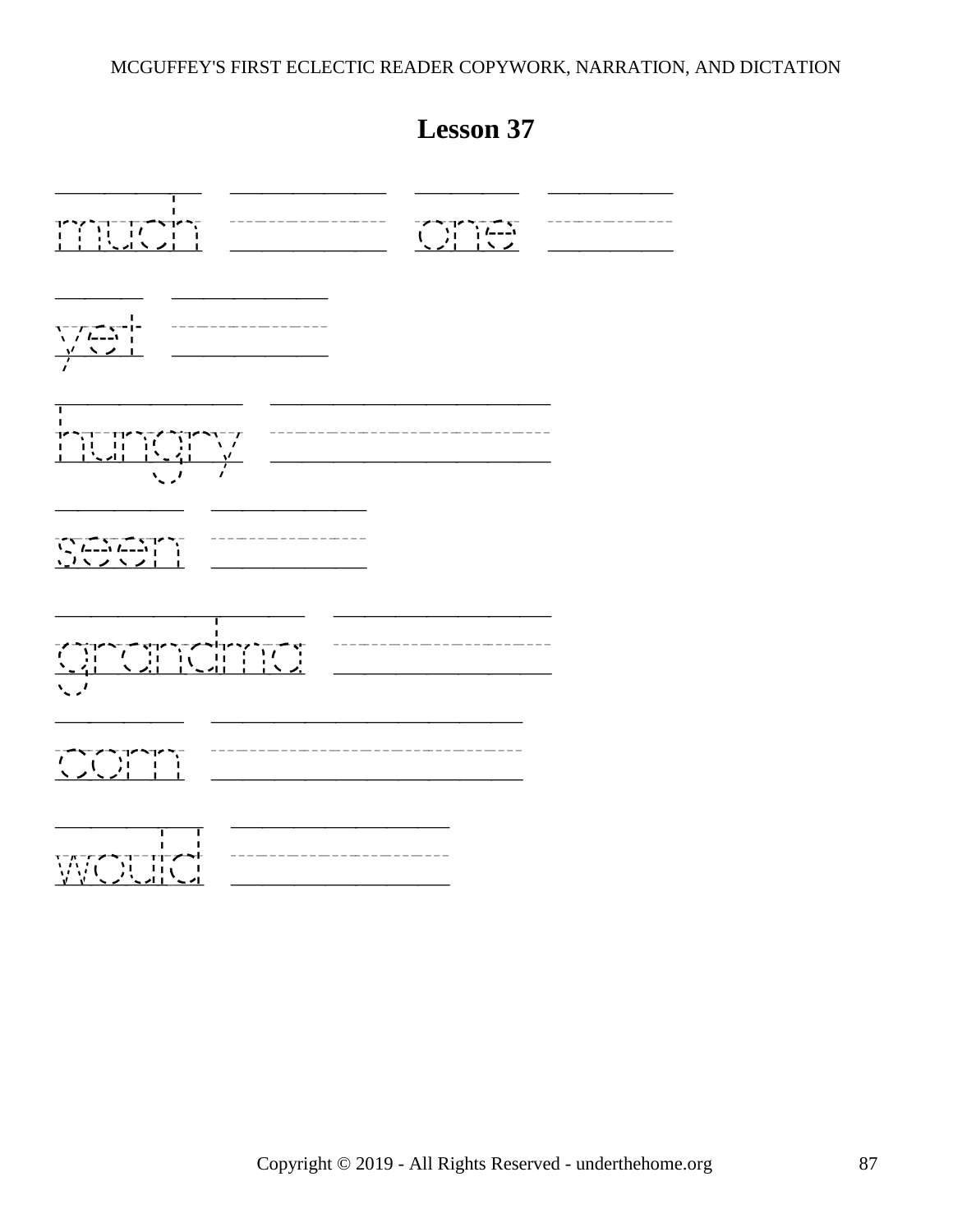## Lesson 37

much ____________ one ____________

yet ____________

hungry ____________

seen ____________

grandma ____________

corn ____________

would ____________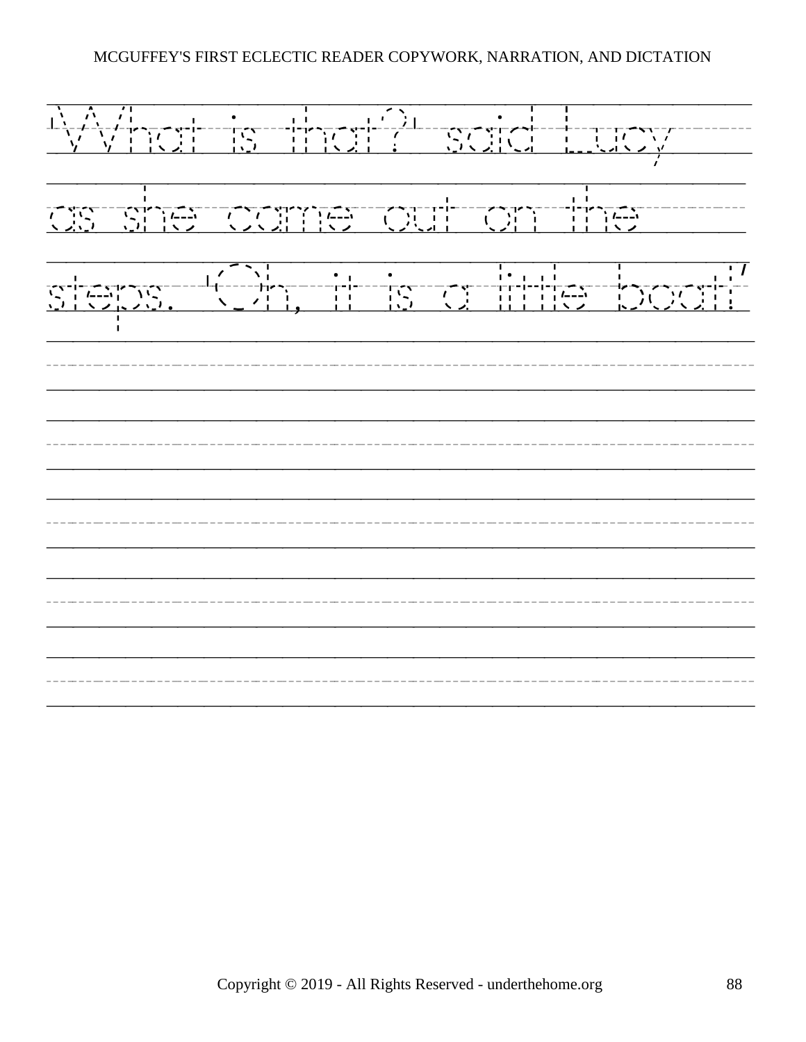'What is that?' said Lucy

as she came out on the

steps. 'Oh, it is a little boat!'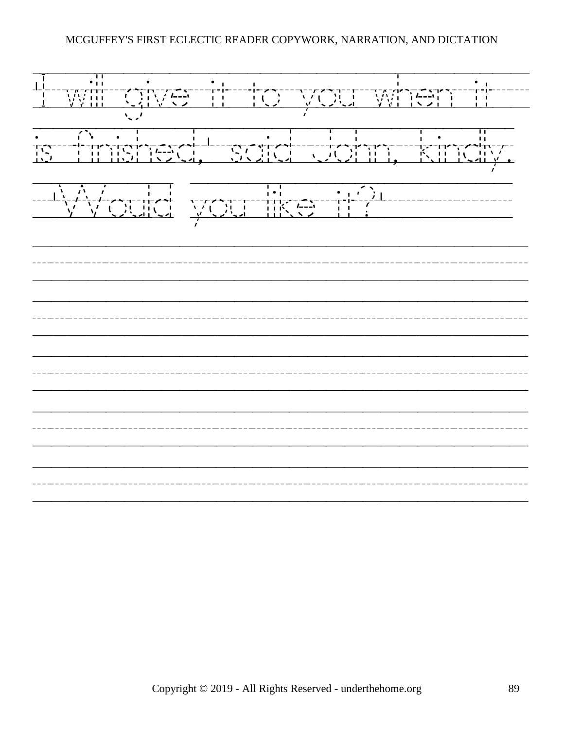'I will give it to you when it is finished,' said John, kindly. 'Would you like it?'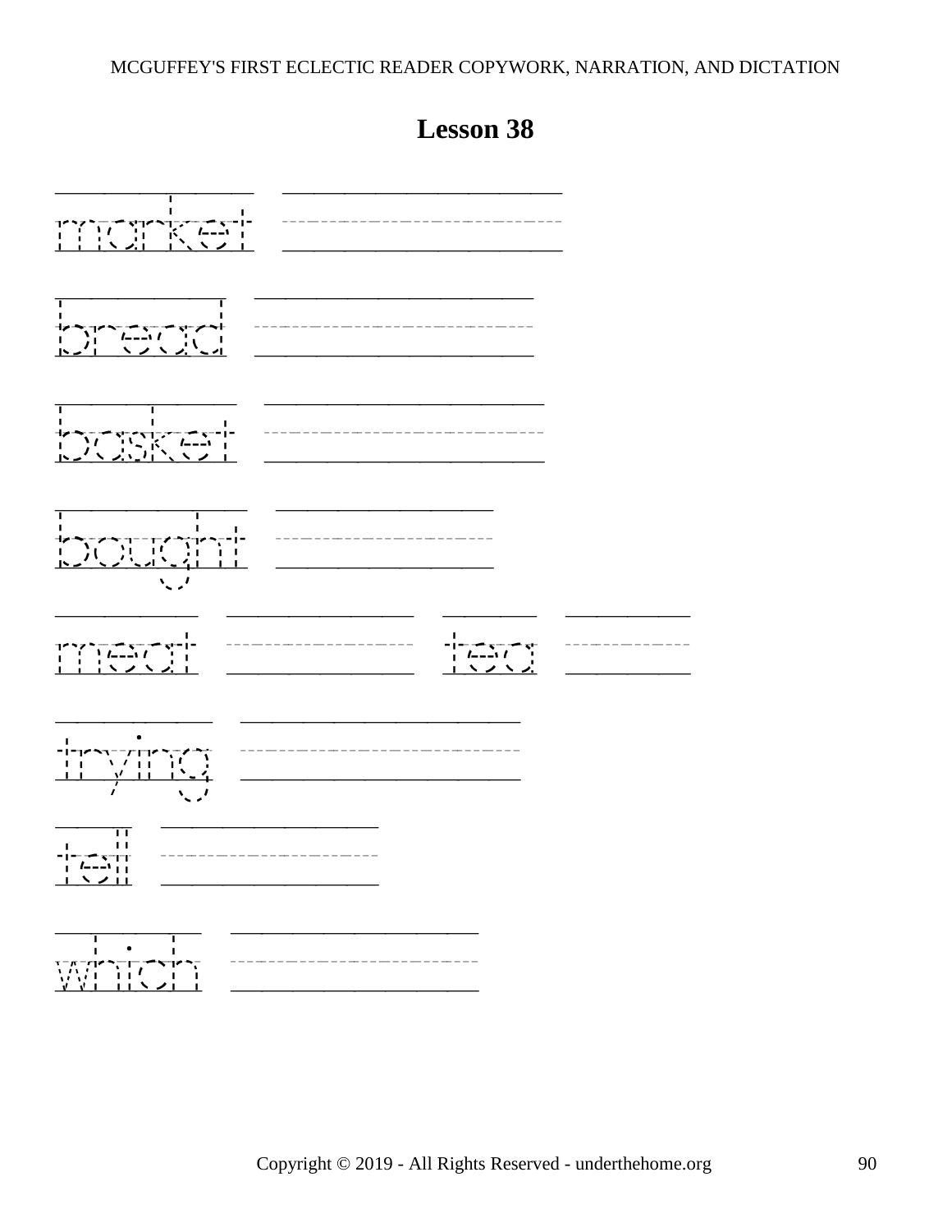# Lesson 38

market

bread

basket

bought

meat tea

trying

tell

which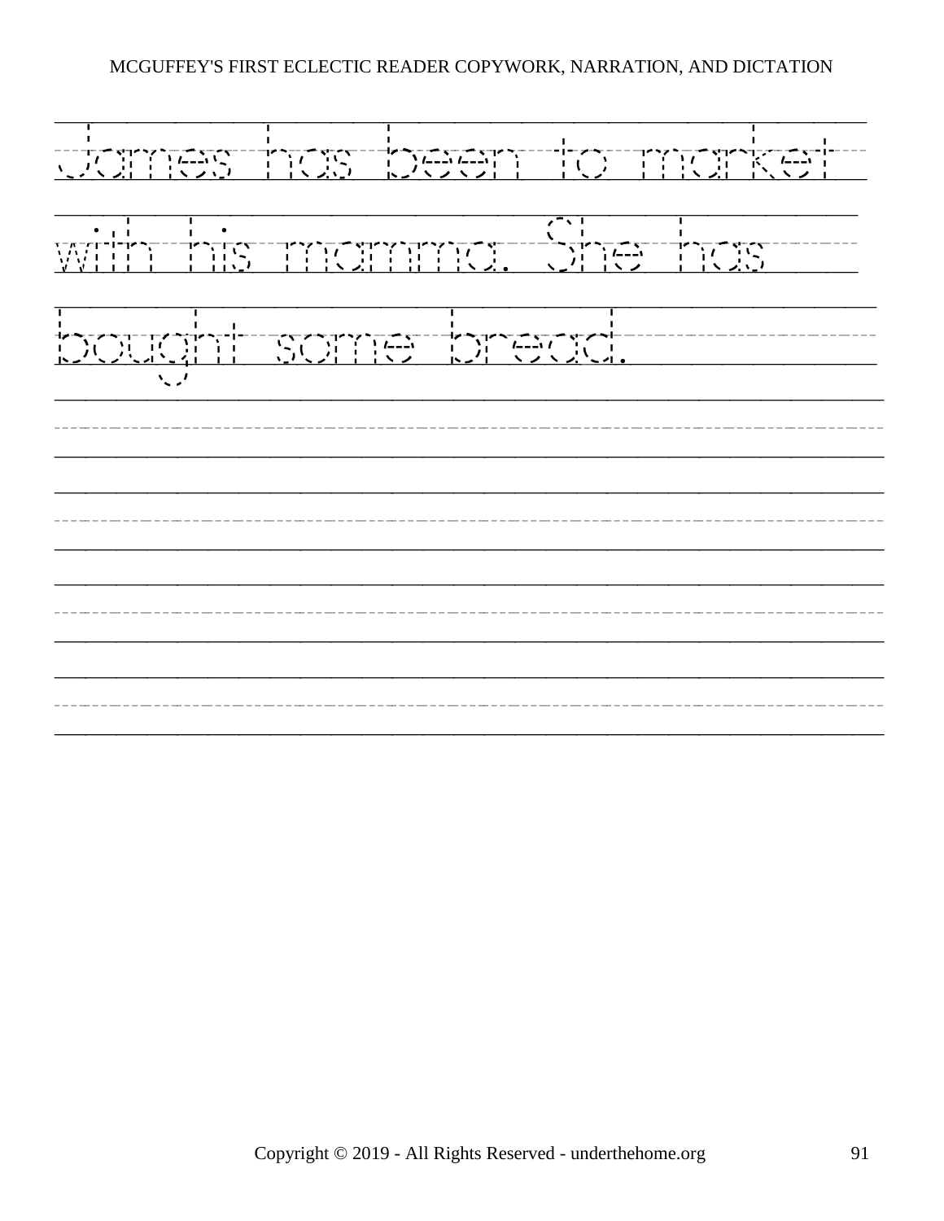James has been to market with his mamma. She has bought some bread.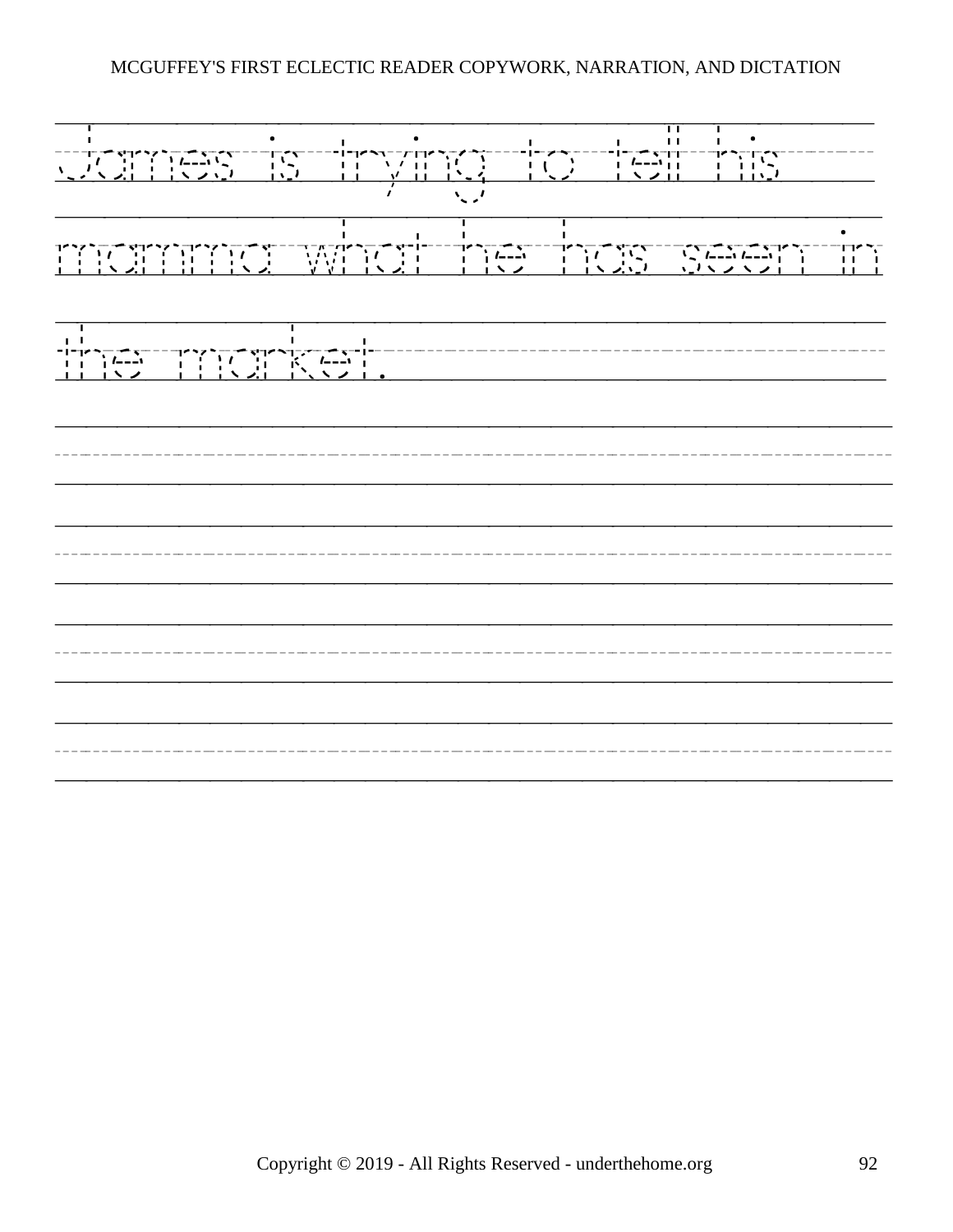James is trying to tell his mamma what he has seen in the market.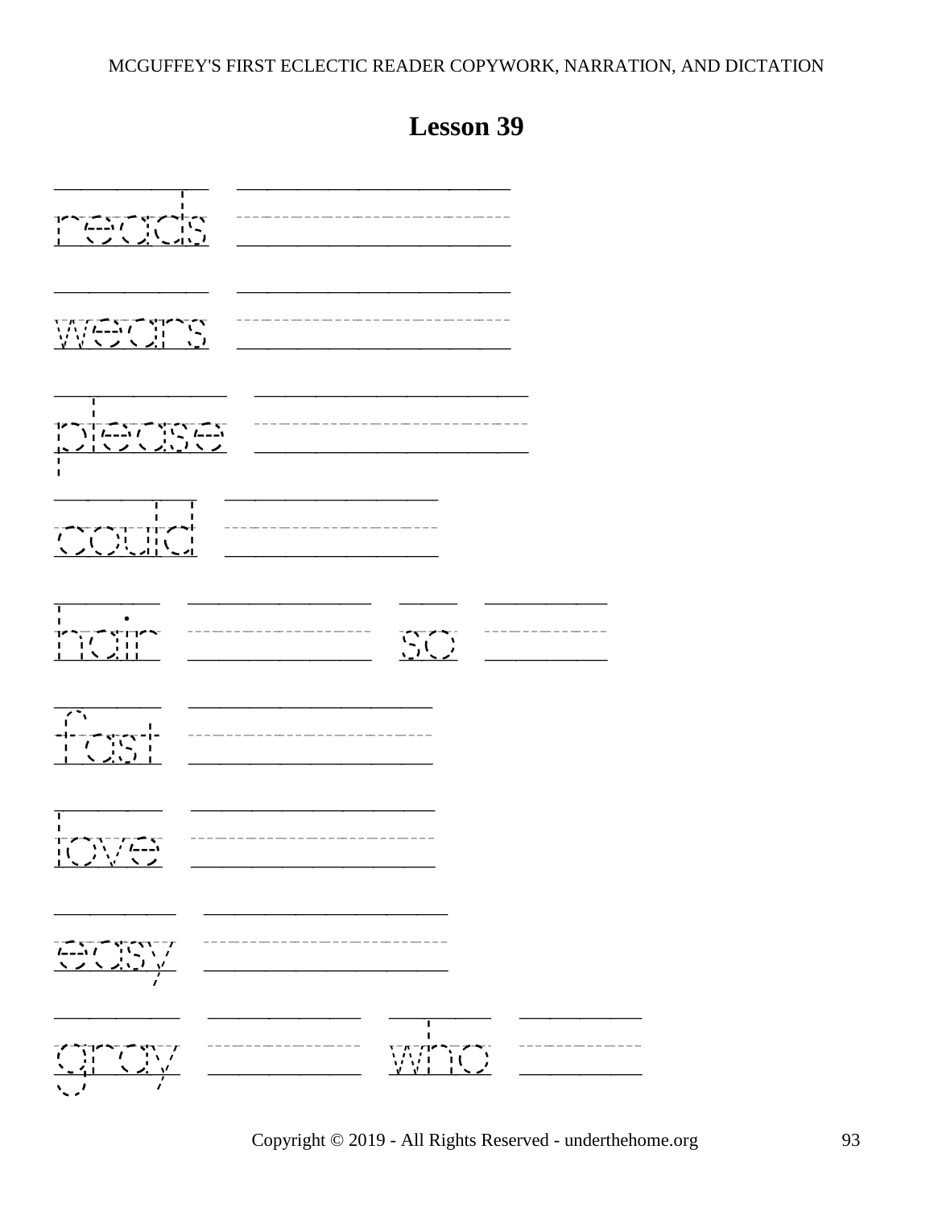# Lesson 39

reads

wears

please

could

hair

so

fast

love

easy

gray

who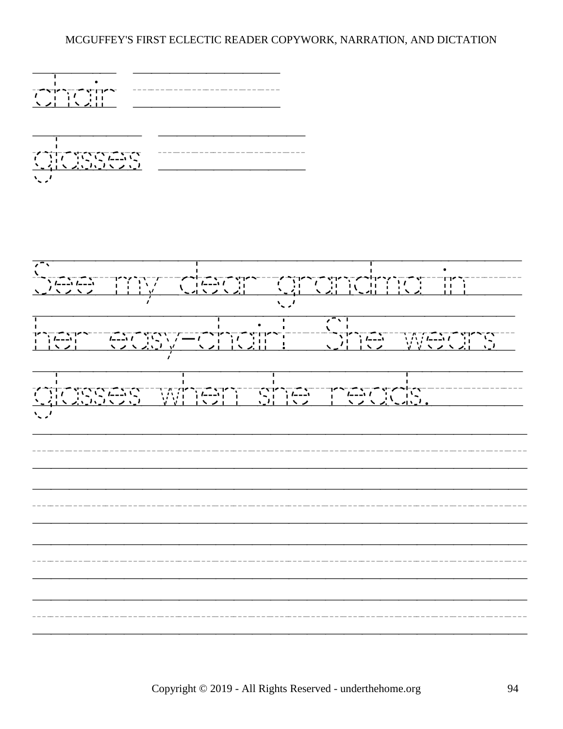chair

glasses

See my dear grandma in her easy-chair! She wears glasses when she reads.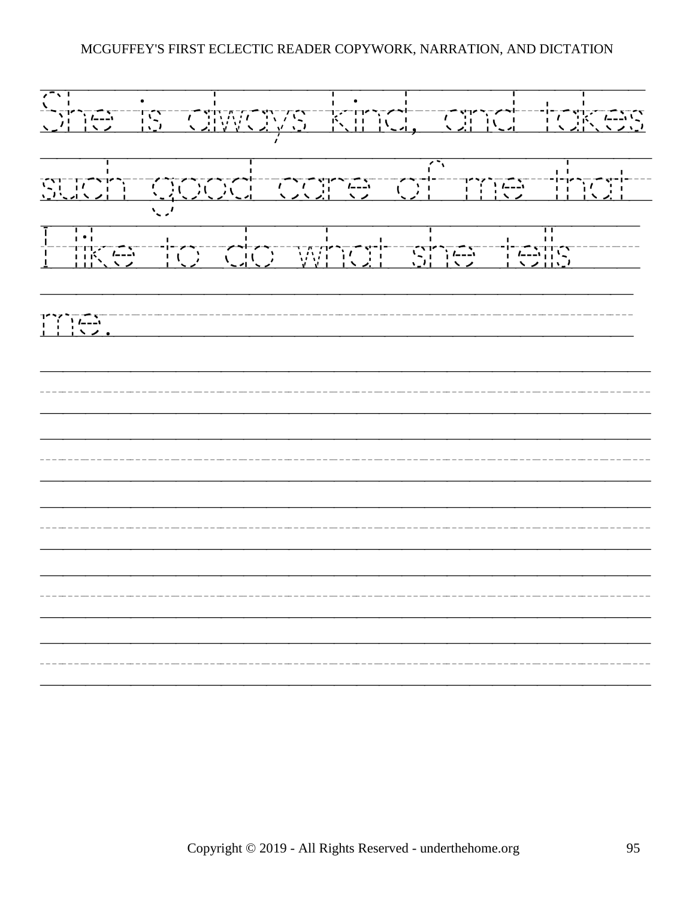She is always kind, and takes such good care of me that I like to do what she tells me.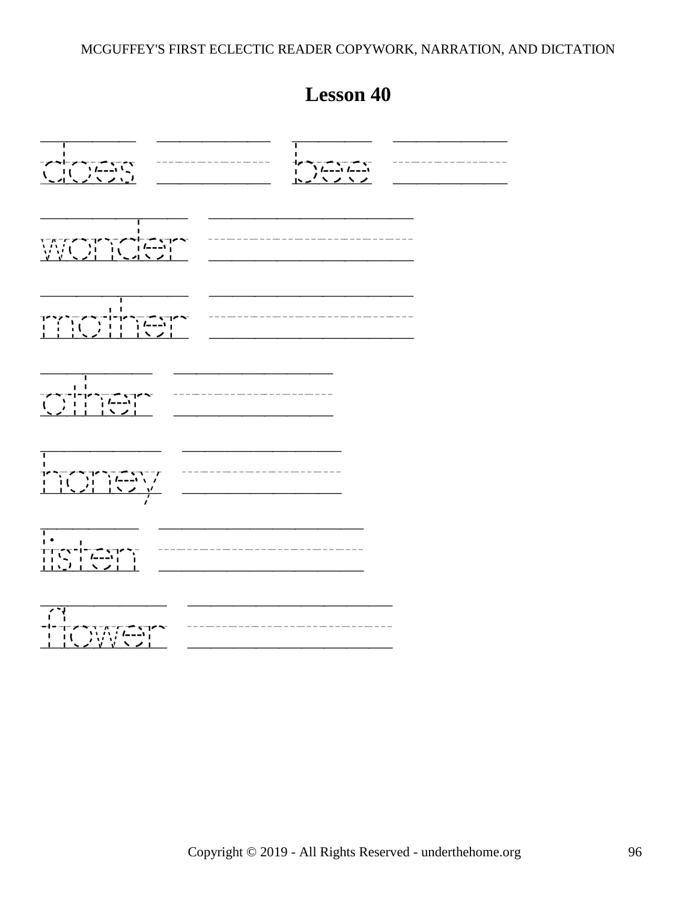# Lesson 40

does ______ bee ______

wonder ______

mother ______

other ______

honey ______

listen ______

flower ______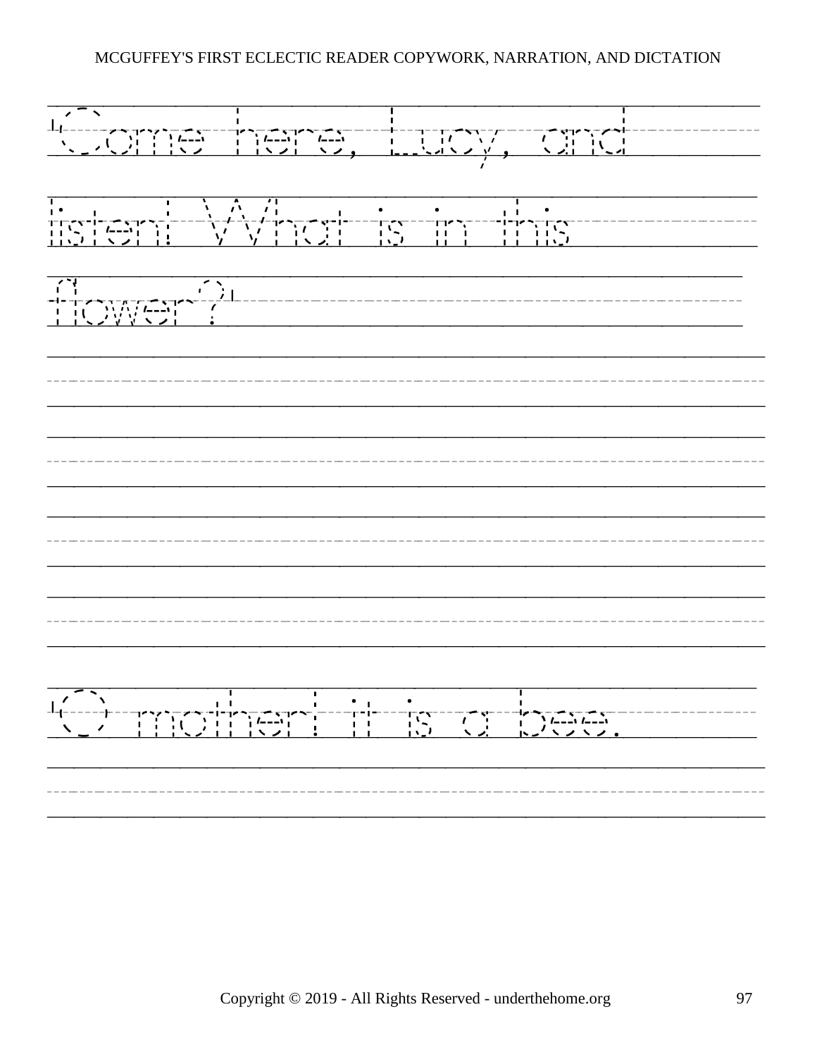"Come here, Lucy, and listen! What is in this flower?"

"O mother! it is a bee.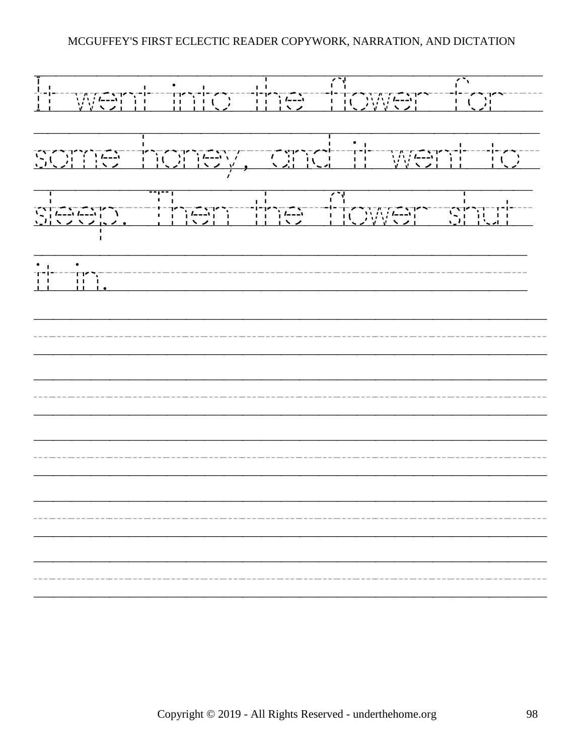It went into the flower for some honey, and it went to sleep. Then the flower shut it in.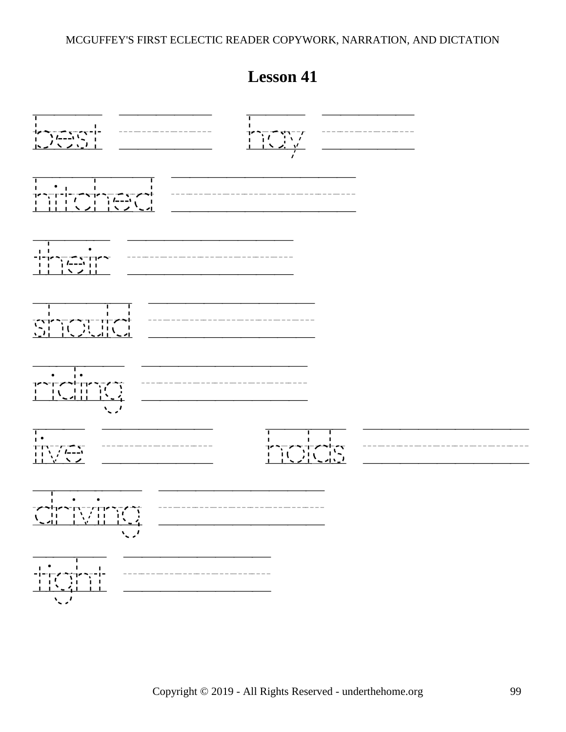## Lesson 41

best hay

hitched

their

should

riding

live holds

driving

tight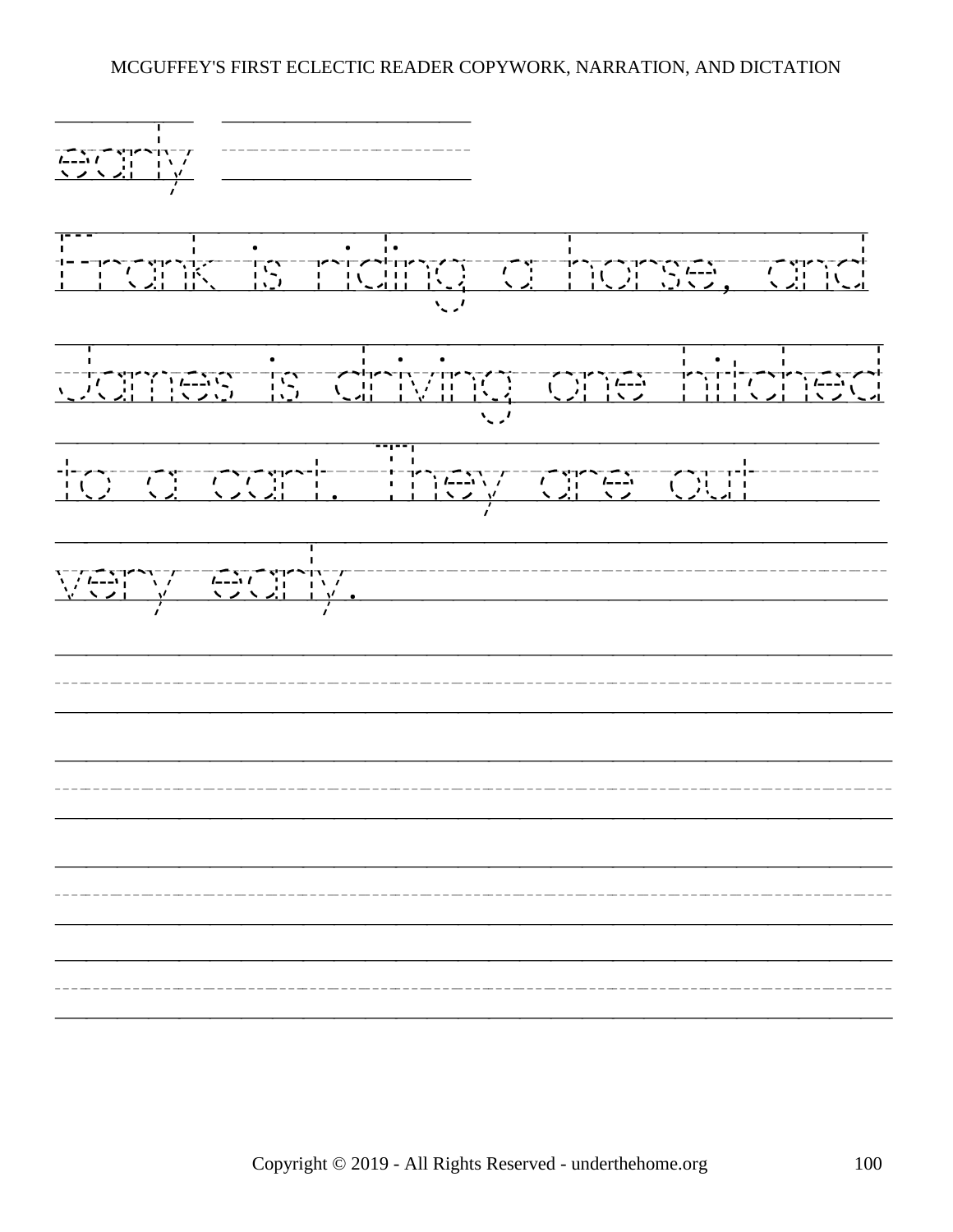early

Frank is riding a horse, and James is driving one hitched to a cart. They are out very early.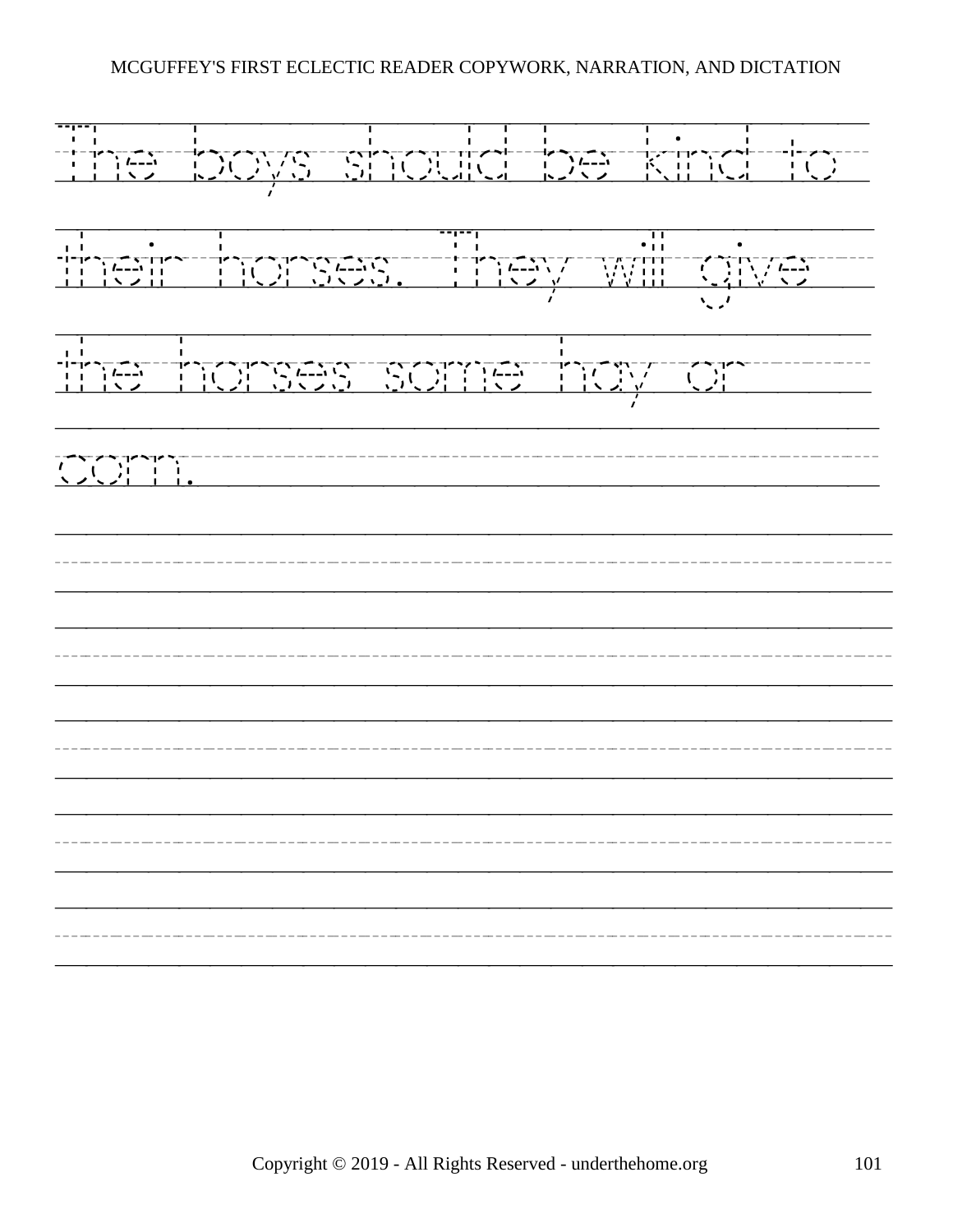The boys should be kind to their horses. They will give the horses some hay or corn.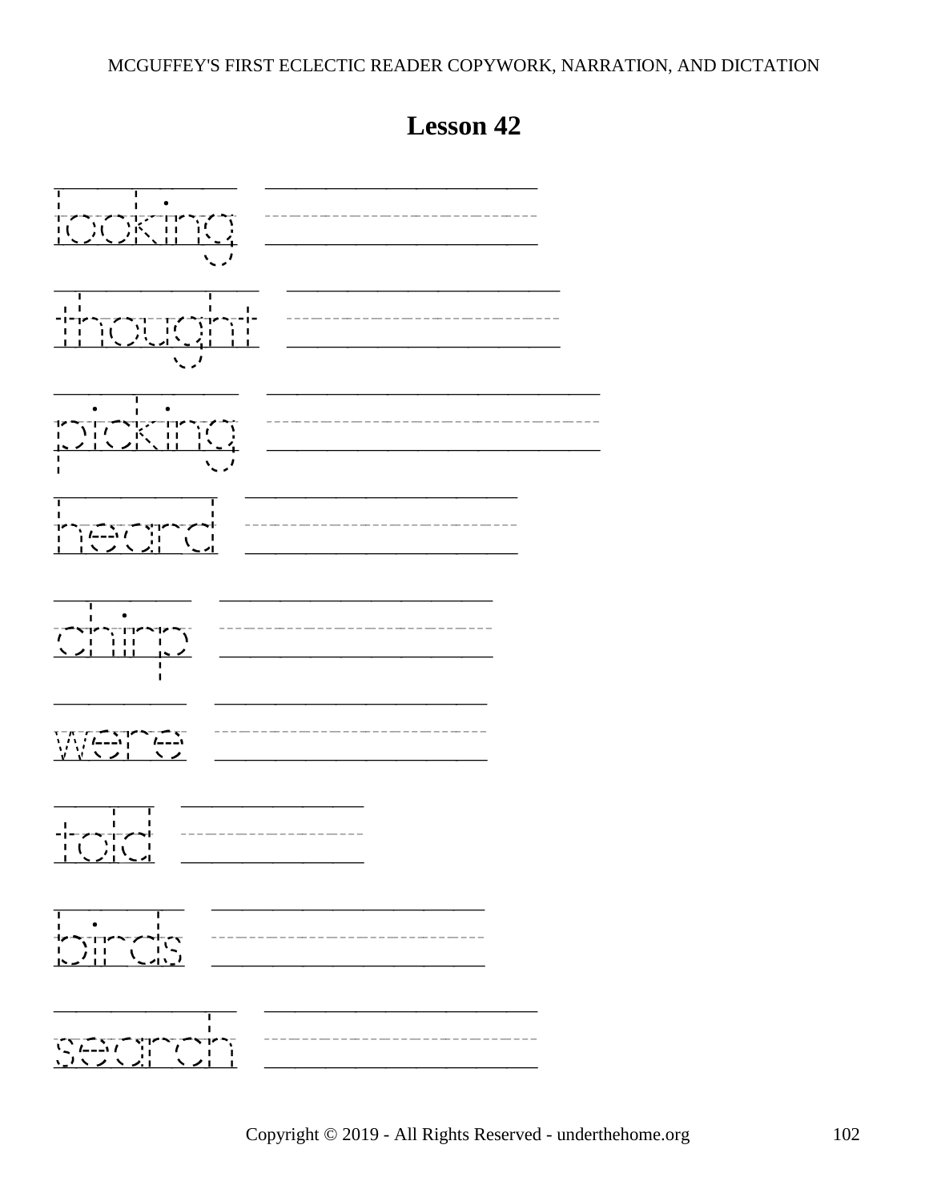# Lesson 42

looking

thought

picking

heard

chirp

were

told

birds

search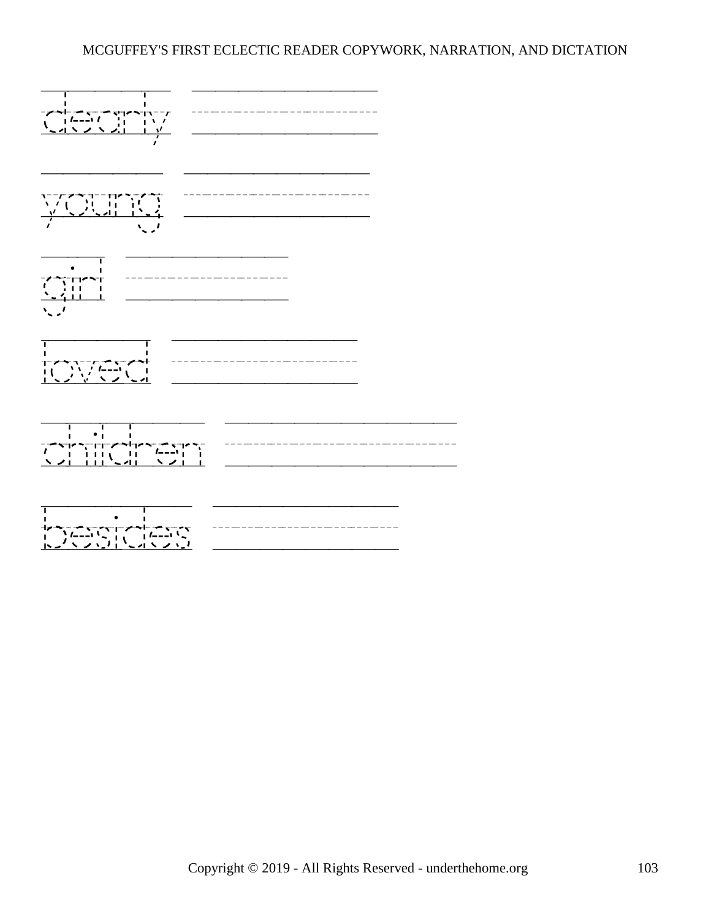dearly

young

girl

loved

children

besides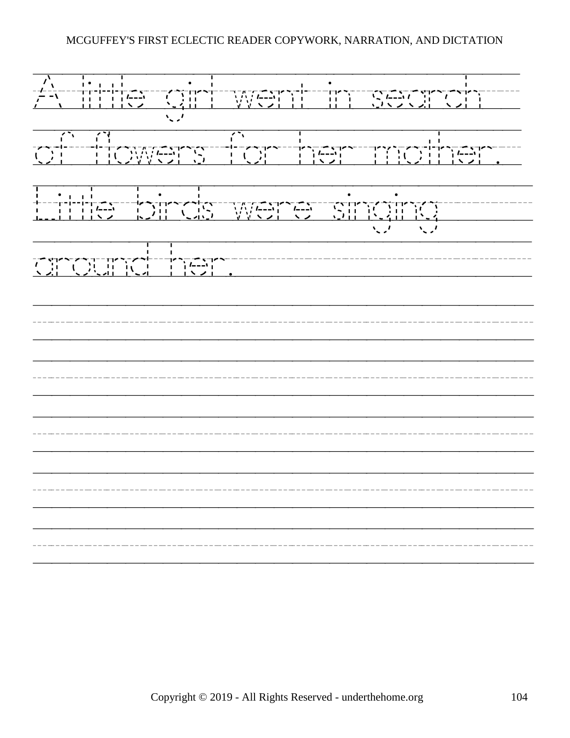A little girl went in search of flowers for her mother. Little birds were singing around her.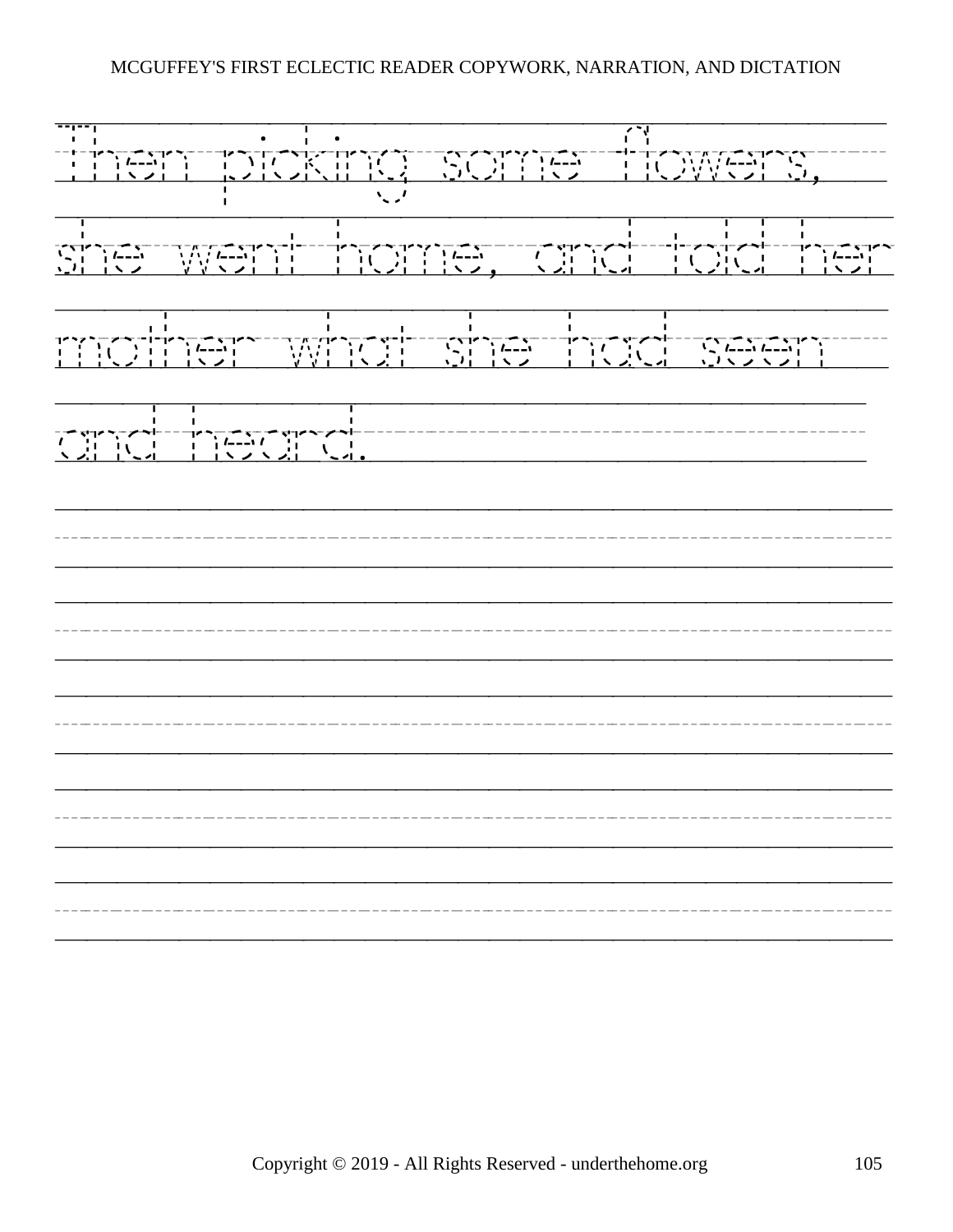Then picking some flowers, she went home, and told her mother what she had seen and heard.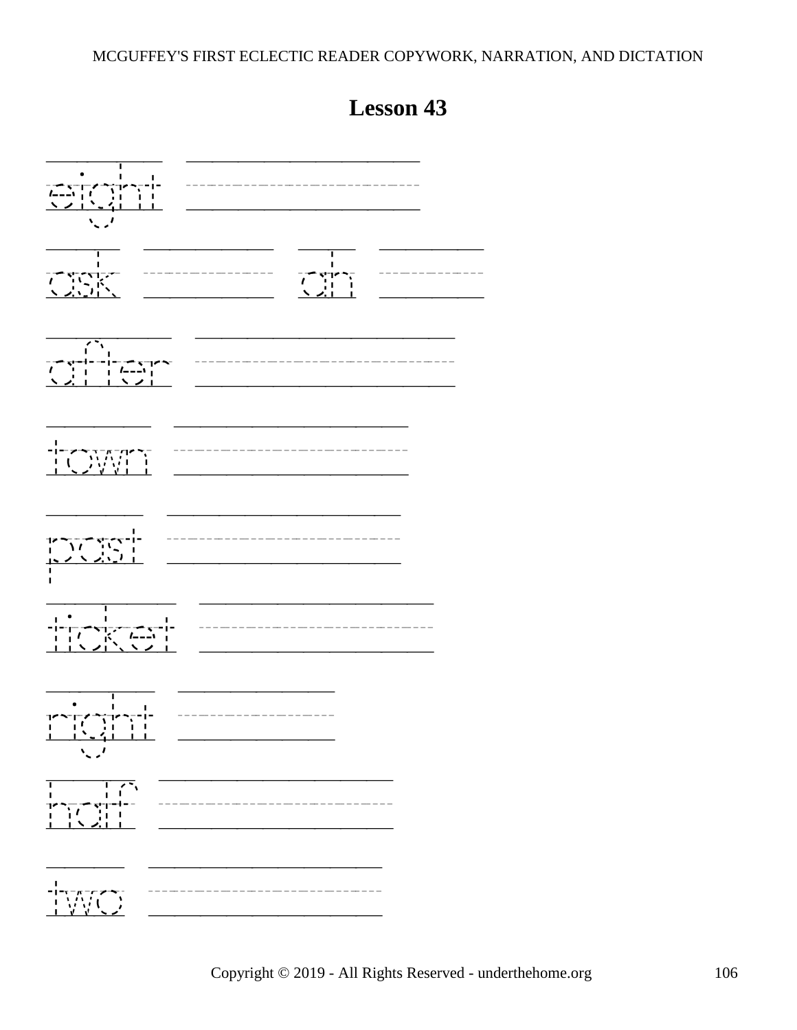# Lesson 43

eight ____________________

ask ____________ ah ____________

after ____________________

town ____________________

past ____________________

ticket ____________________

right ____________________

half ____________________

two ____________________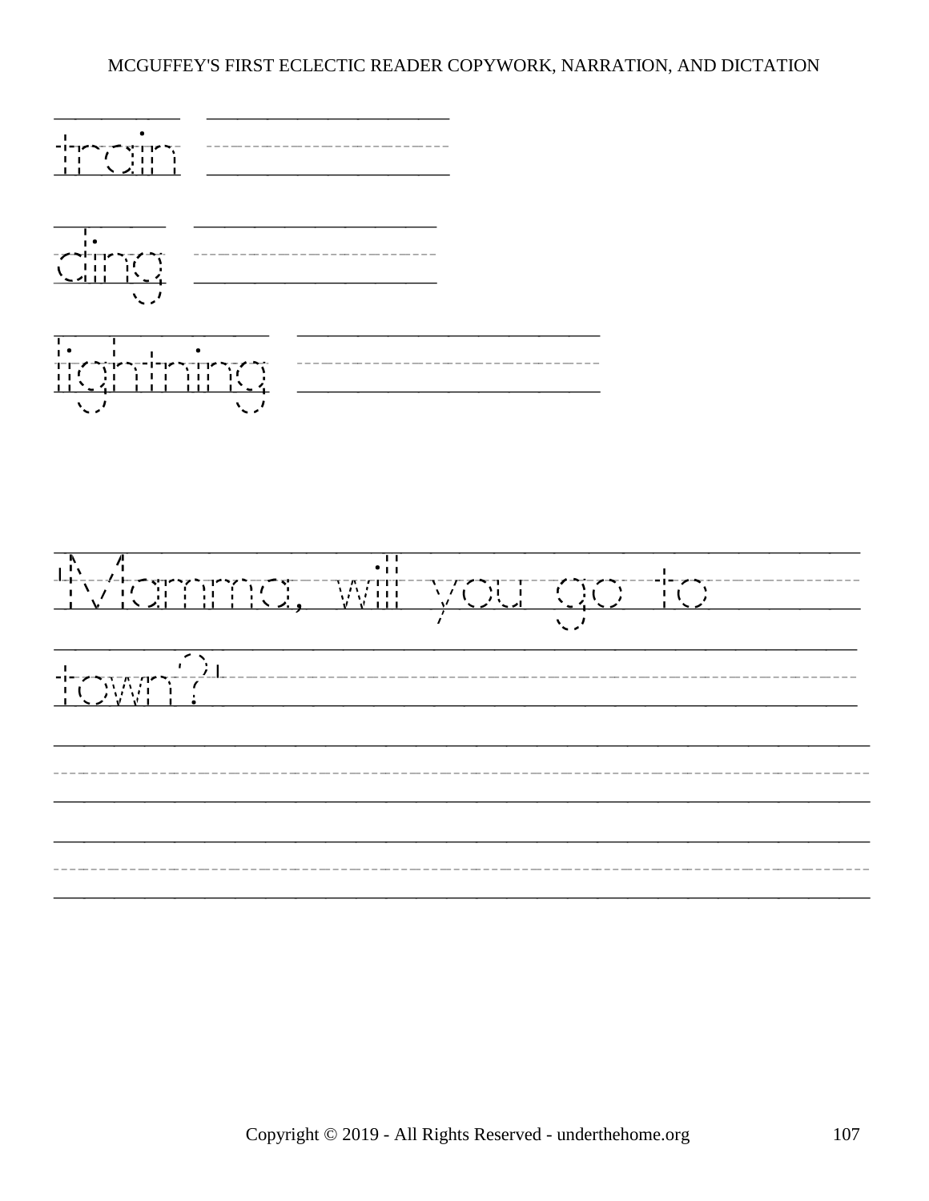train

ding

lighting

'Mamma, will you go to town?'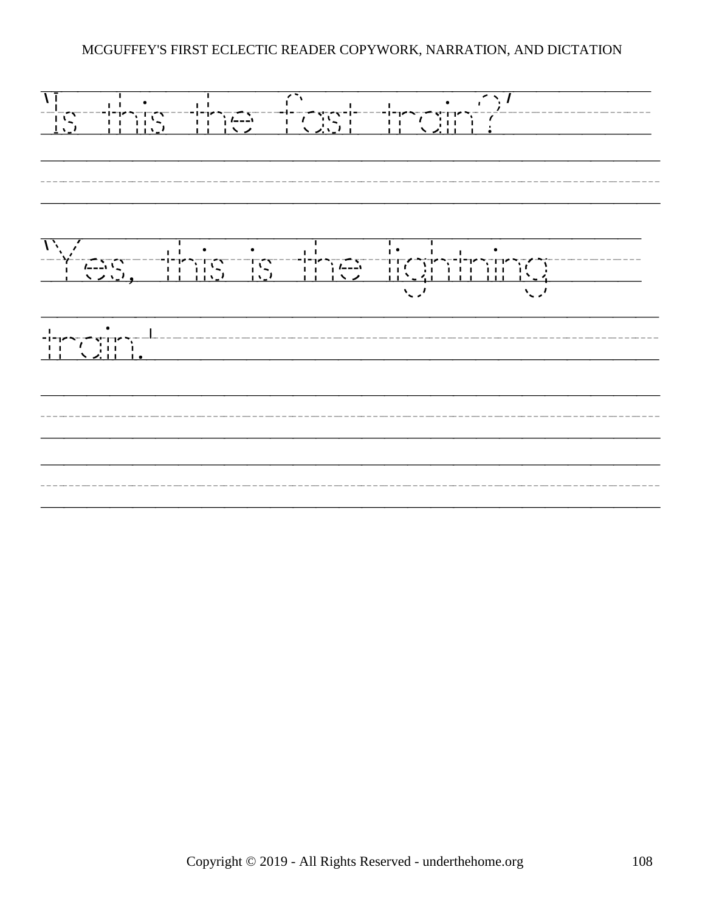'Is this the fast train?'

'Yes, this is the lightning train.'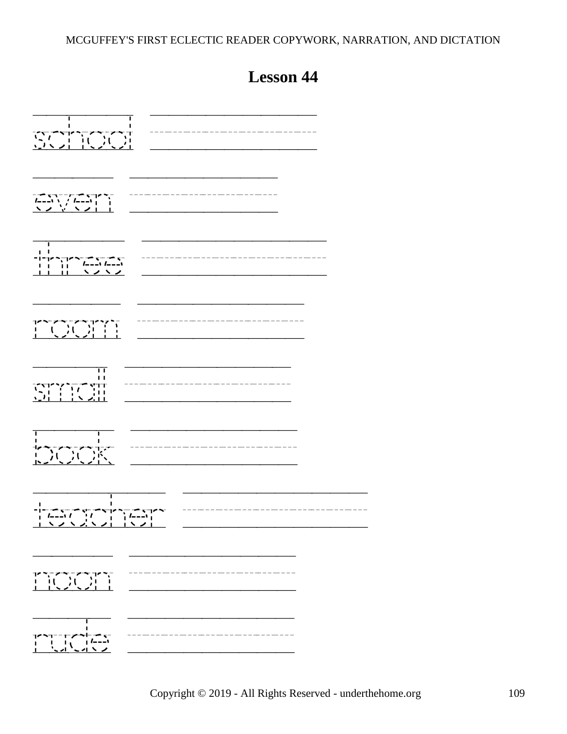# Lesson 44

school

even

three

room

small

book

teacher

noon

rude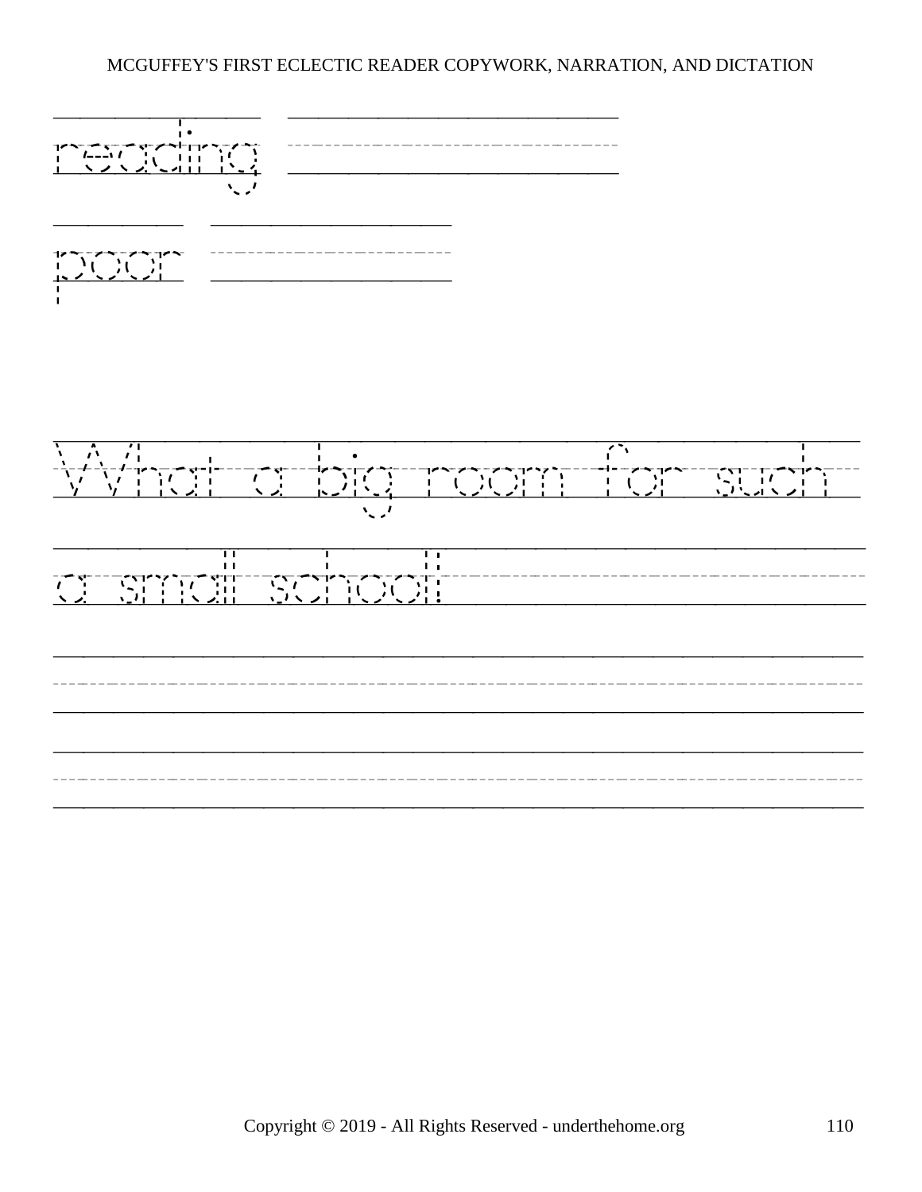reading

poor

What a big room for such a small school!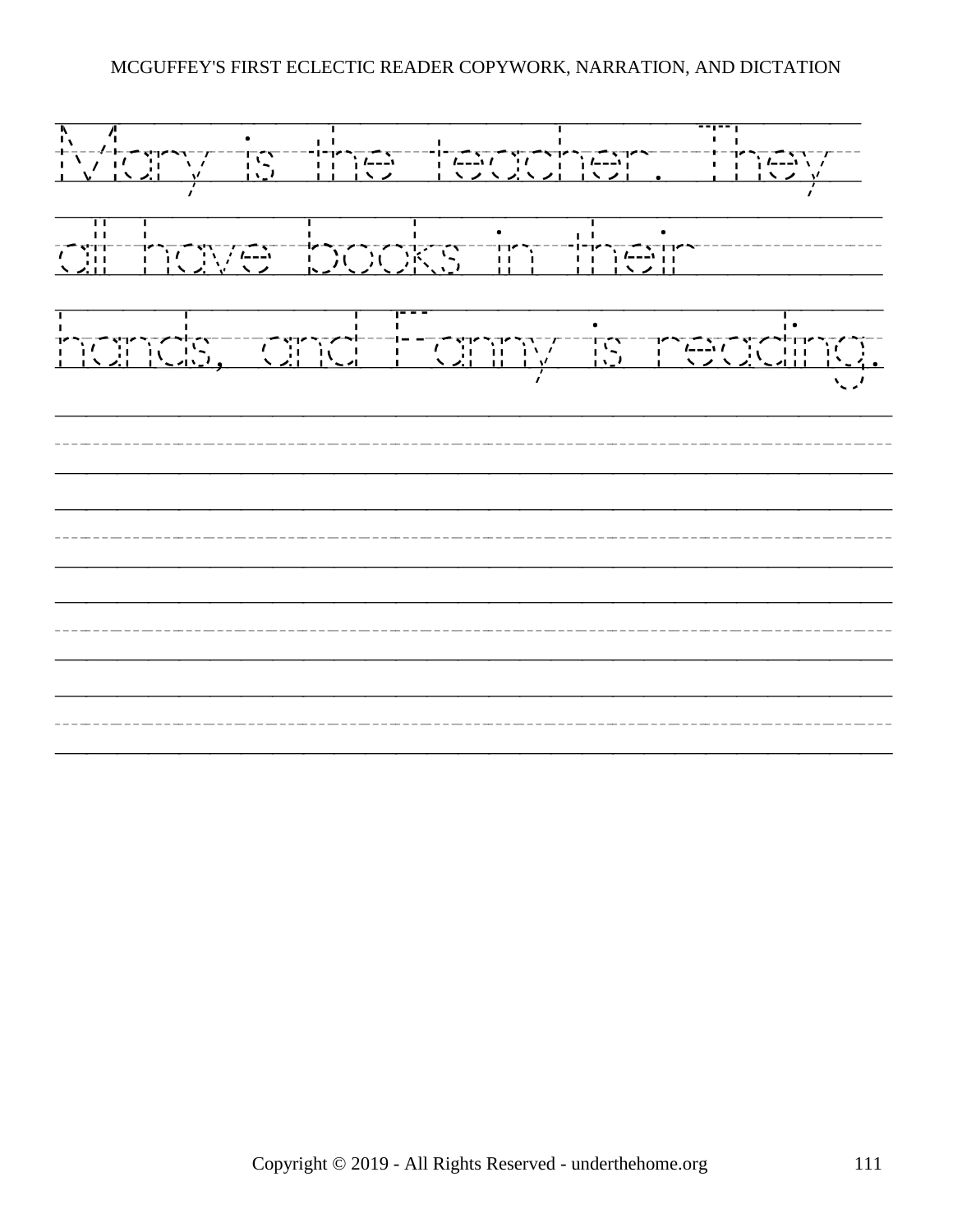Mary is the teacher. They all have books in their hands, and Fanny is reading.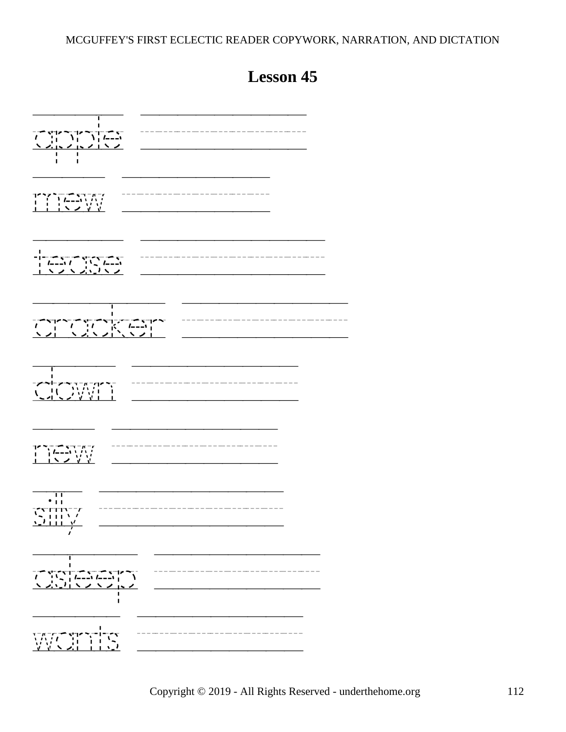## Lesson 45

apple

mew

tease

cracker

down

new

silly

asleep

wants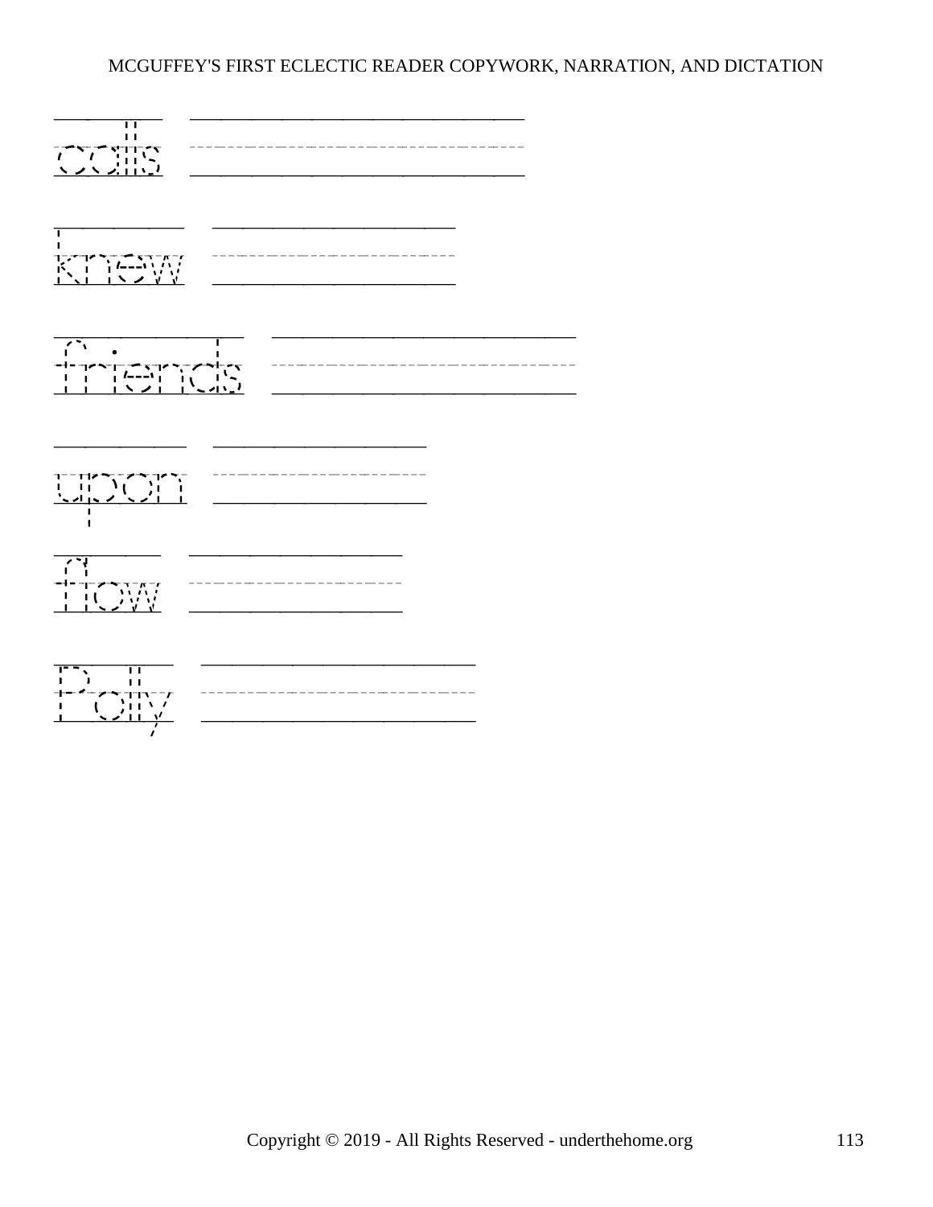calls

knew

friends

upon

flow

Polly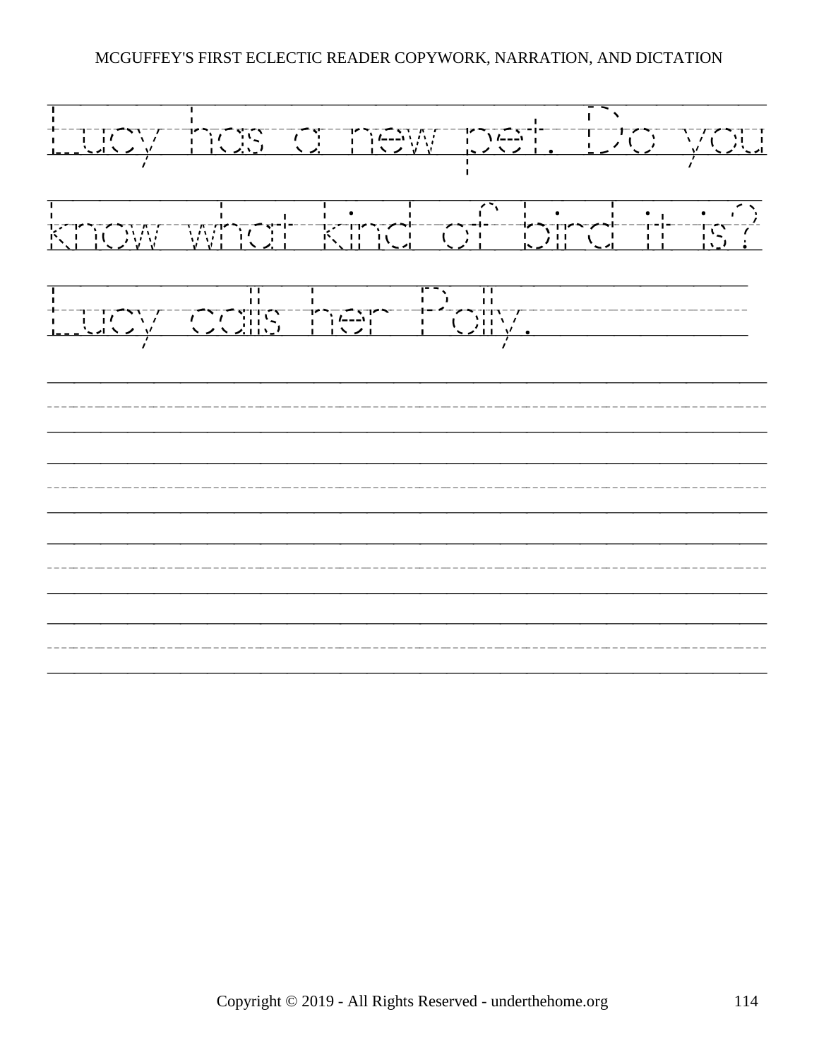Lucy has a new pet. Do you know what kind of bird it is? Lucy calls her Polly.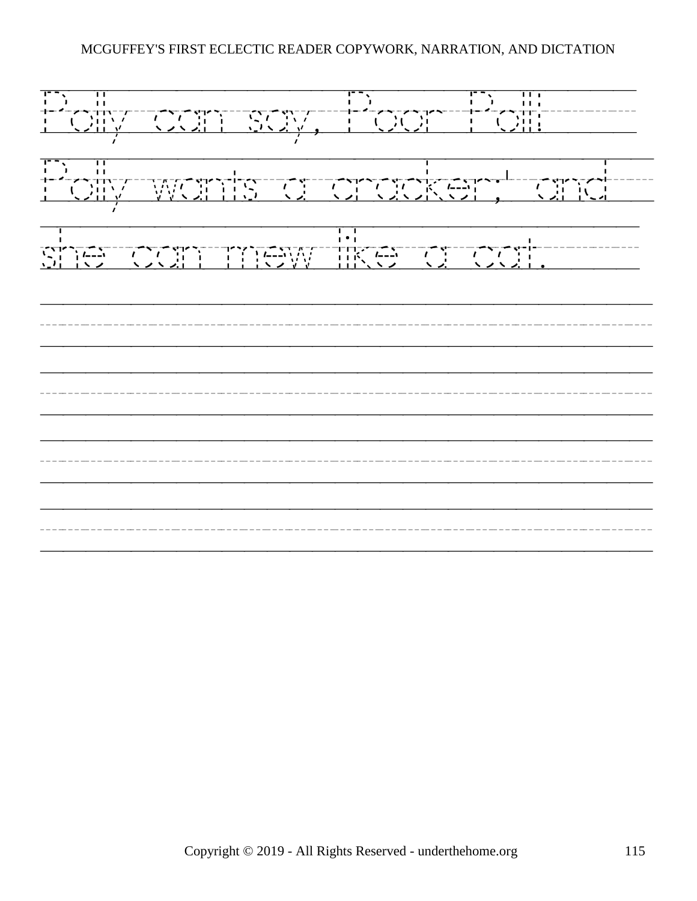Polly can say, 'Poor Poll!

Polly wants a cracker;' and

she can mew like a cat.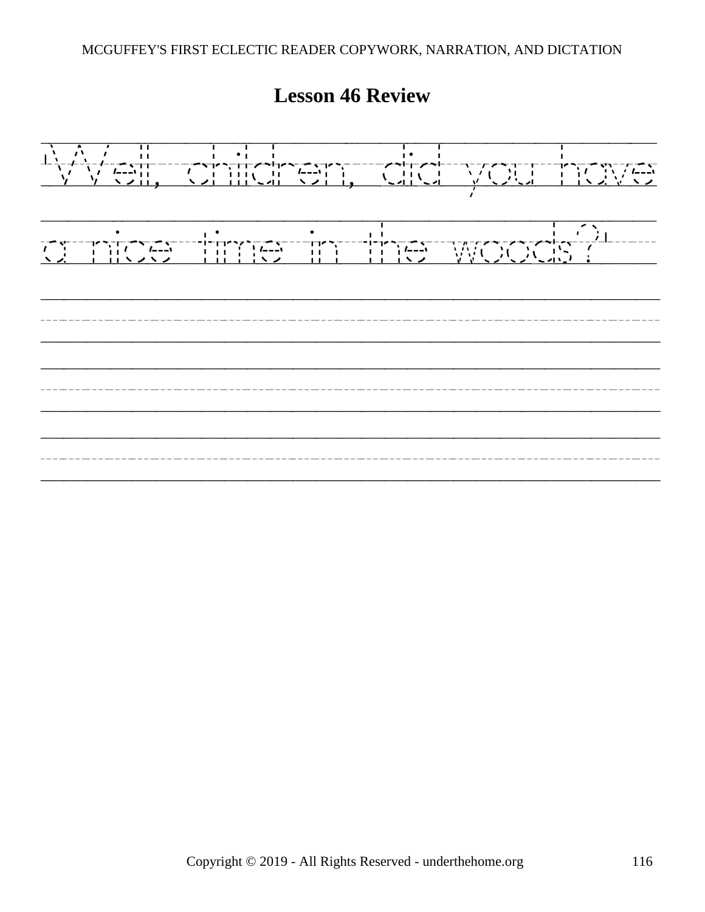# Lesson 46 Review

'Well, children, did you have a nice time in the woods?'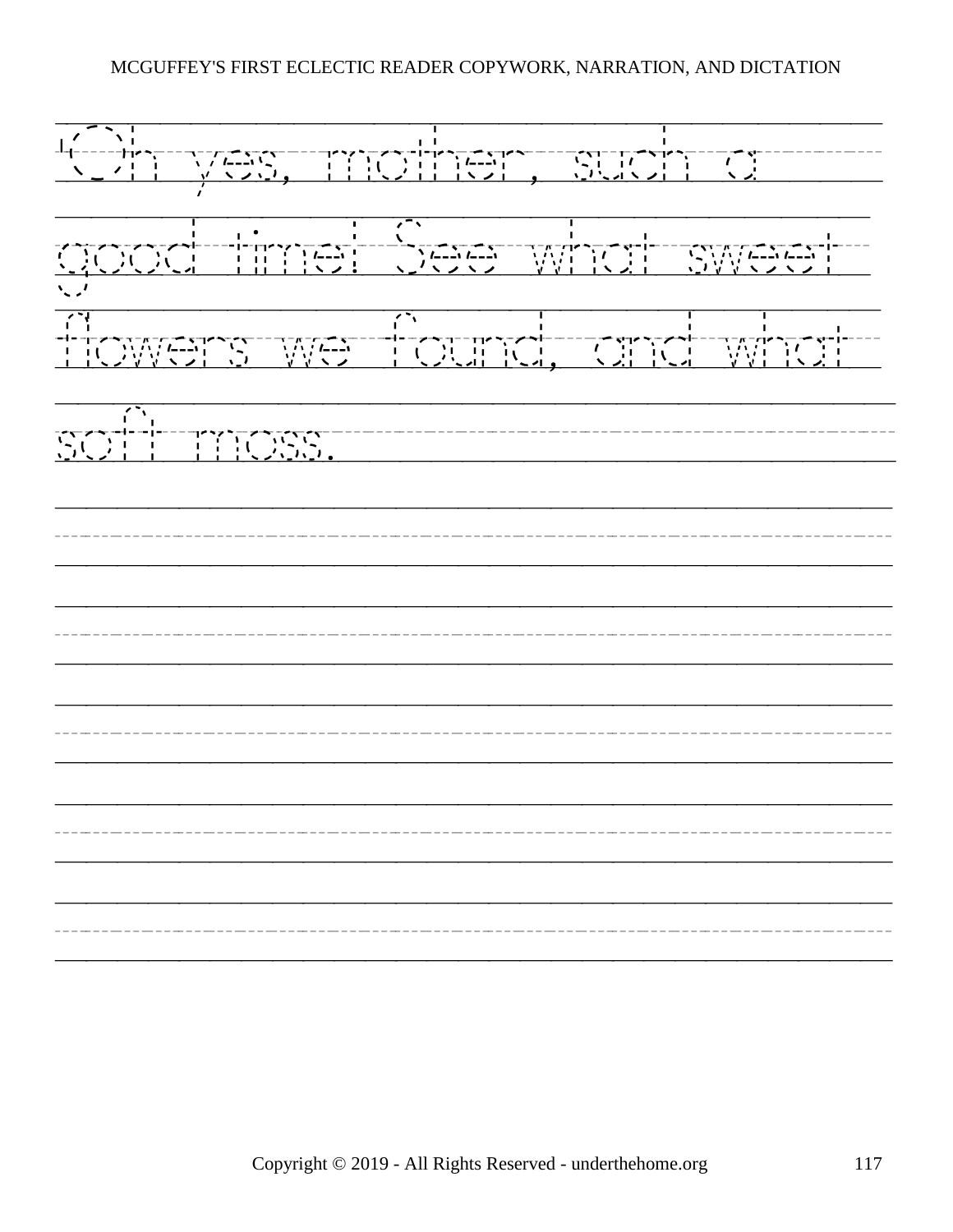'Oh yes, mother, such a good time! See what sweet flowers we found, and what soft moss.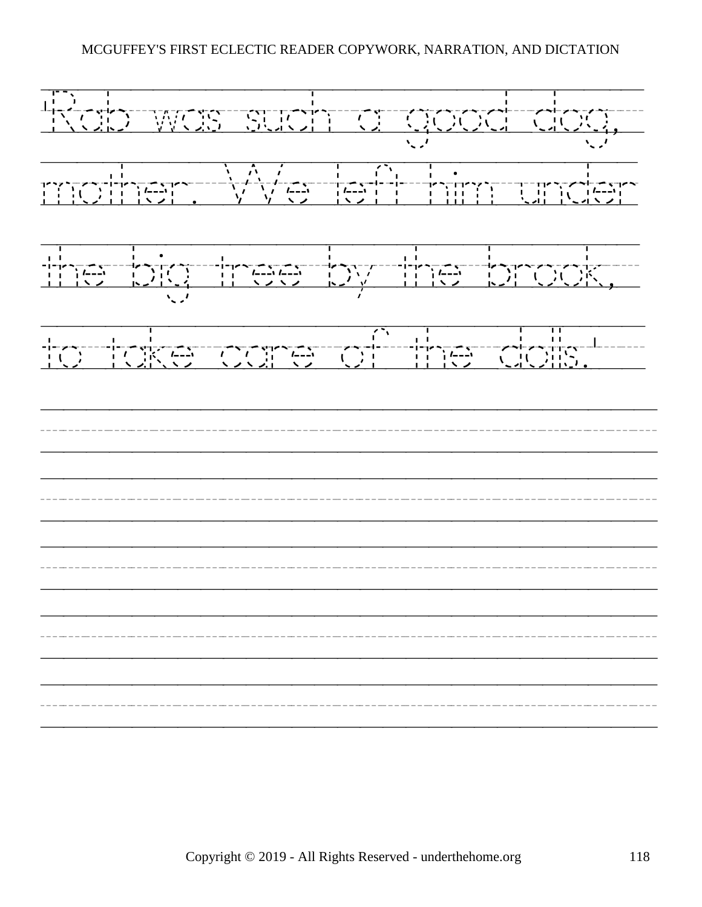'Rab was such a good dog, mother. We left him under the big tree by the brook, to take care of the dolls.'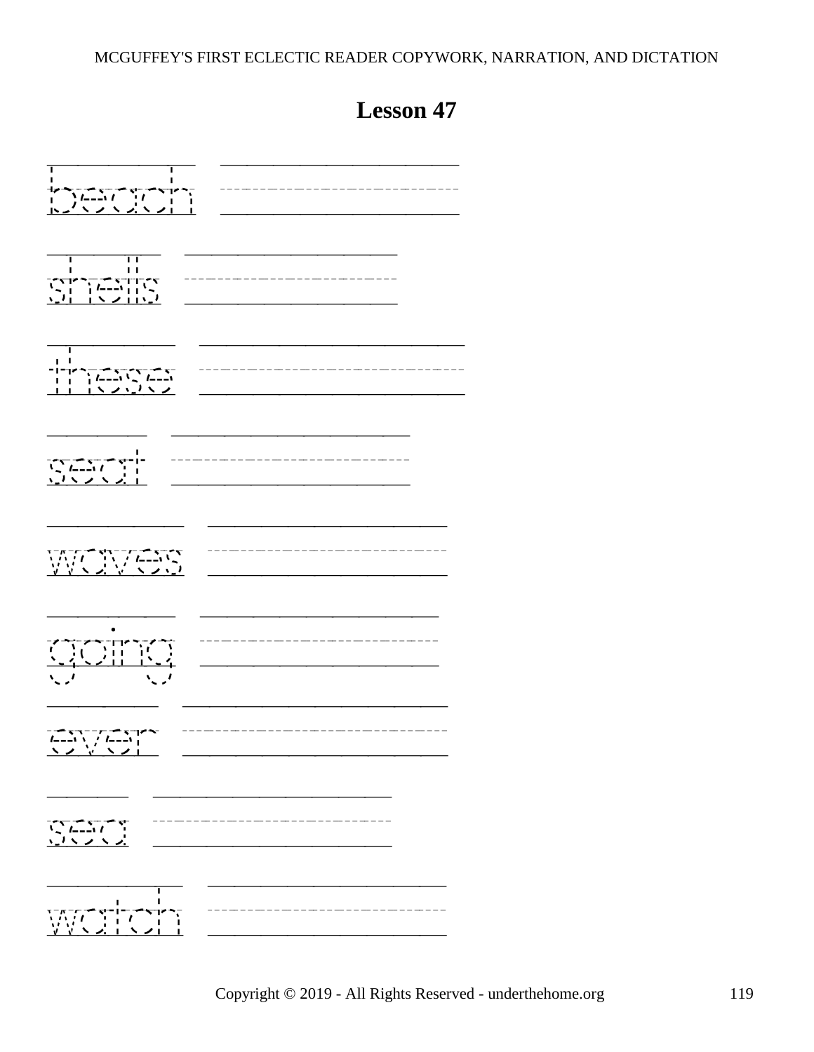# Lesson 47

beach

shells

these

seat

waves

going

ever

sea

watch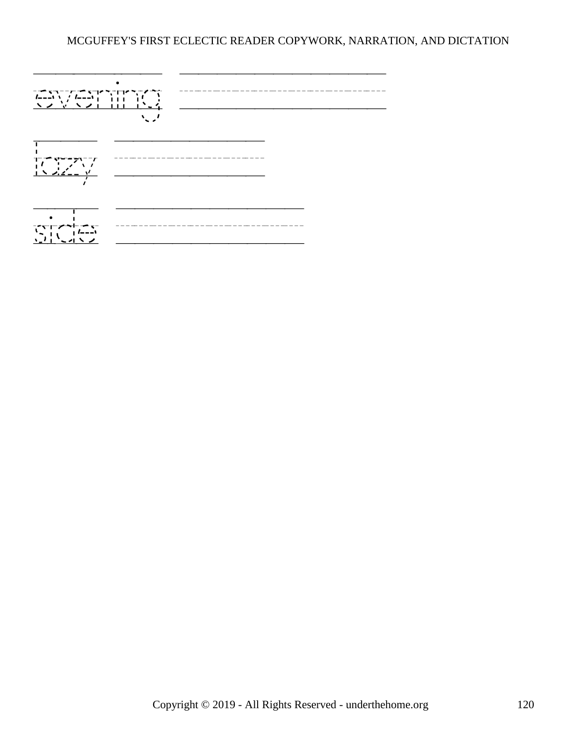evening

lazy

side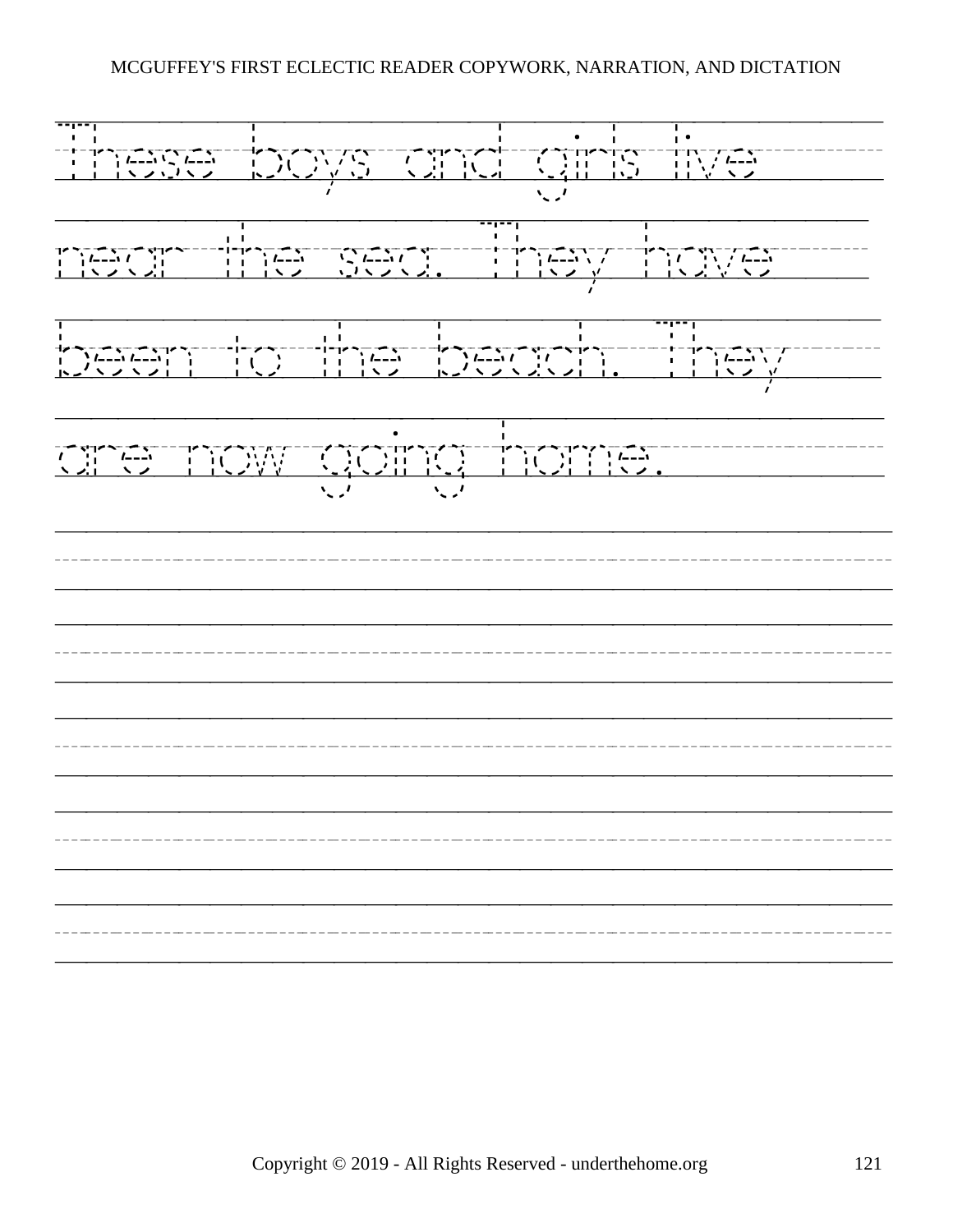These boys and girls live near the sea. They have been to the beach. They are now going home.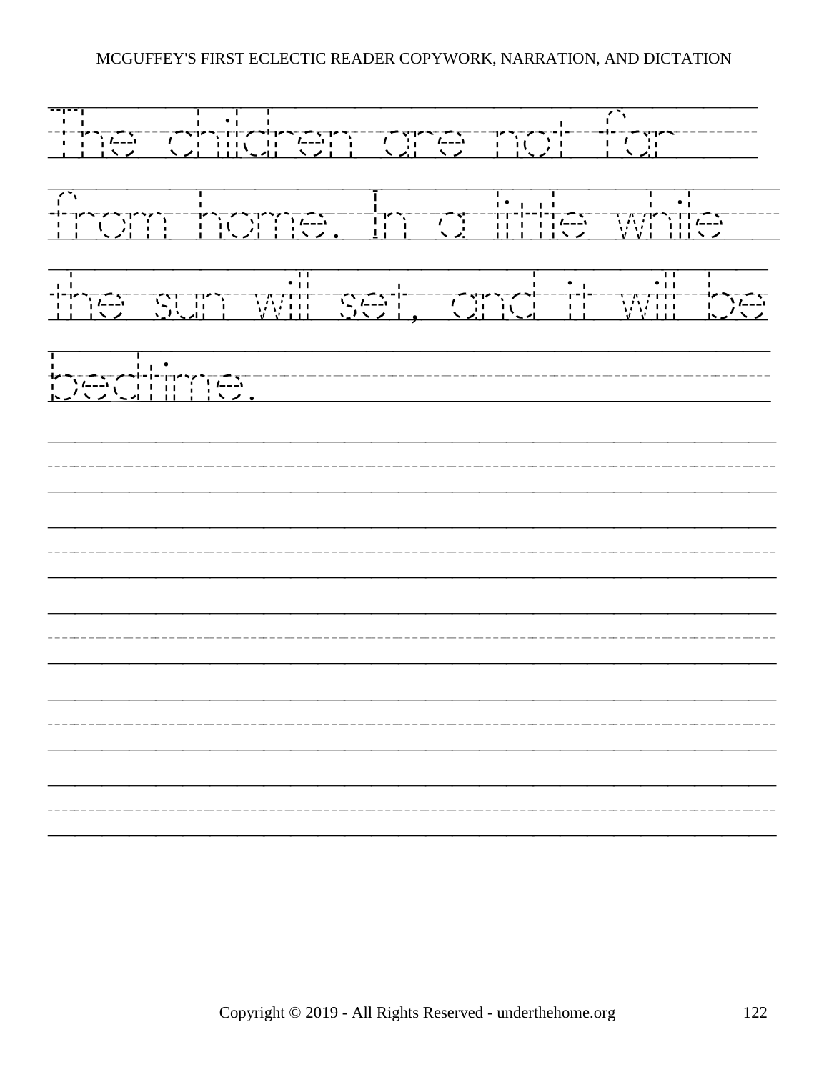The children are not far from home. In a little while the sun will set, and it will be bedtime.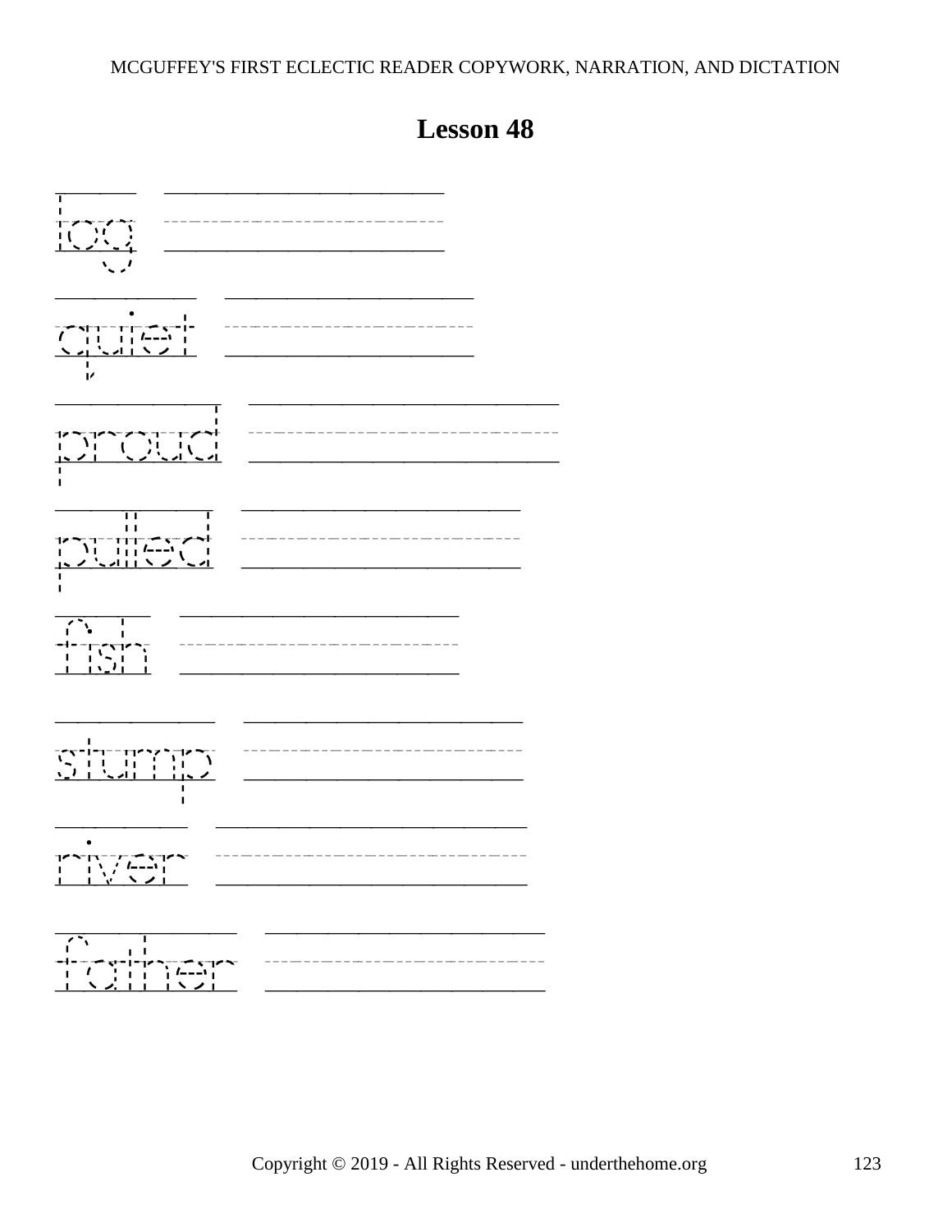## Lesson 48

log

quiet

proud

pulled

fish

stump

river

father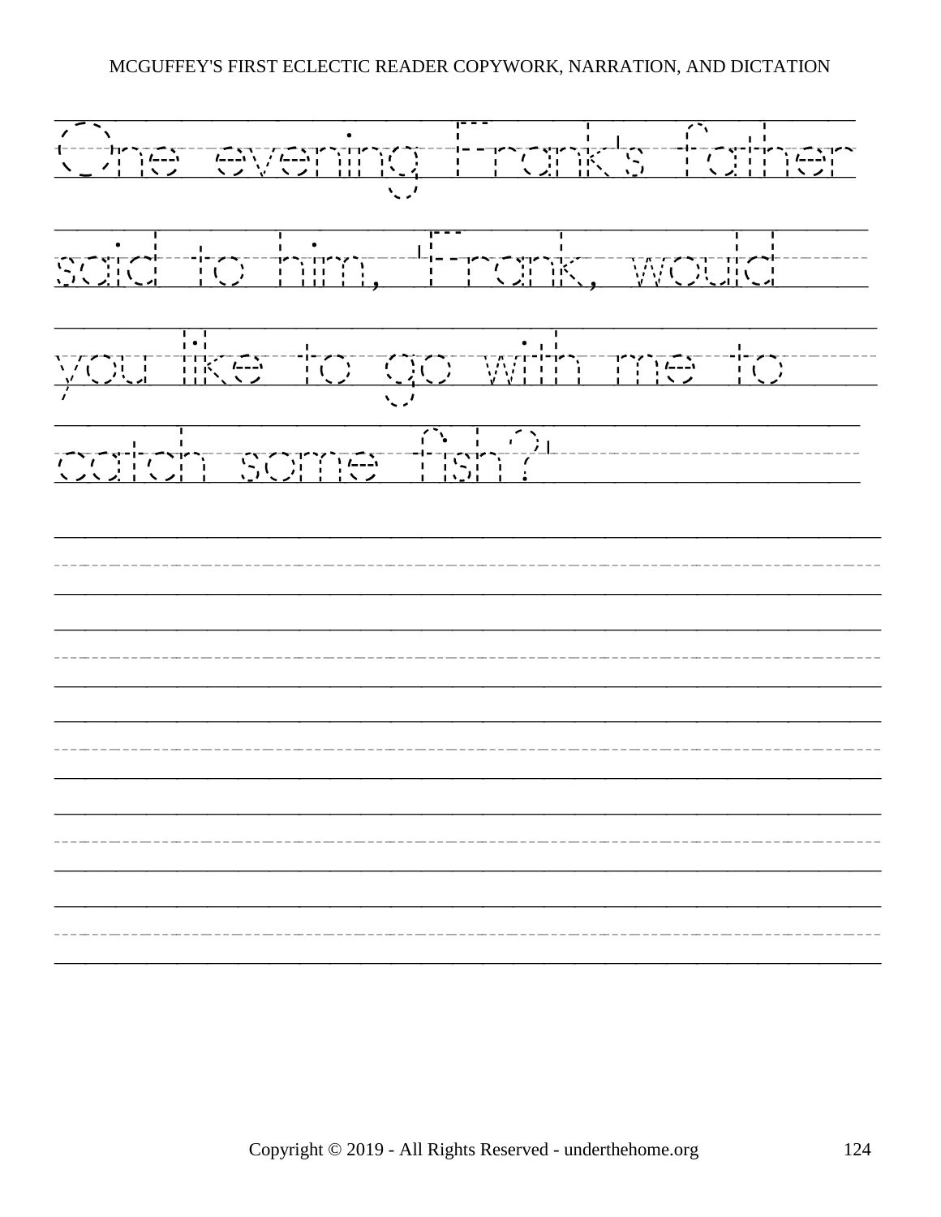One evening Frank's father said to him, "Frank, would you like to go with me to catch some fish?"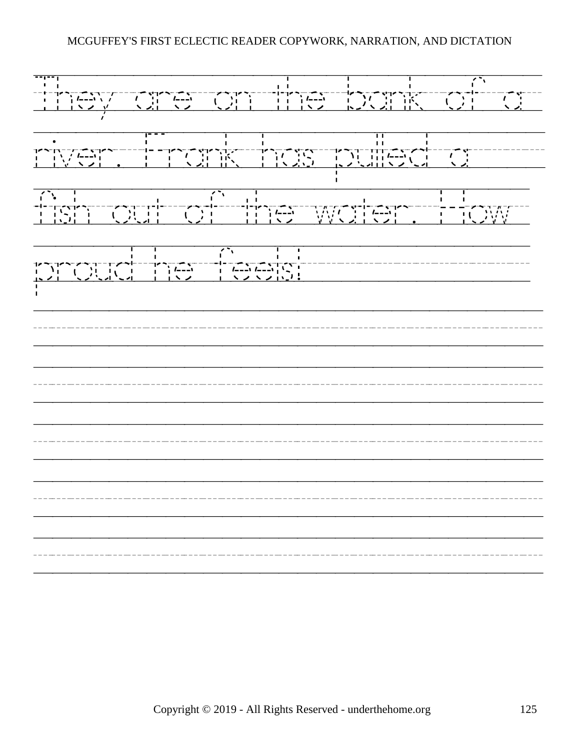They are on the bank of a river. Frank has pulled a fish out of the water. How proud he feels!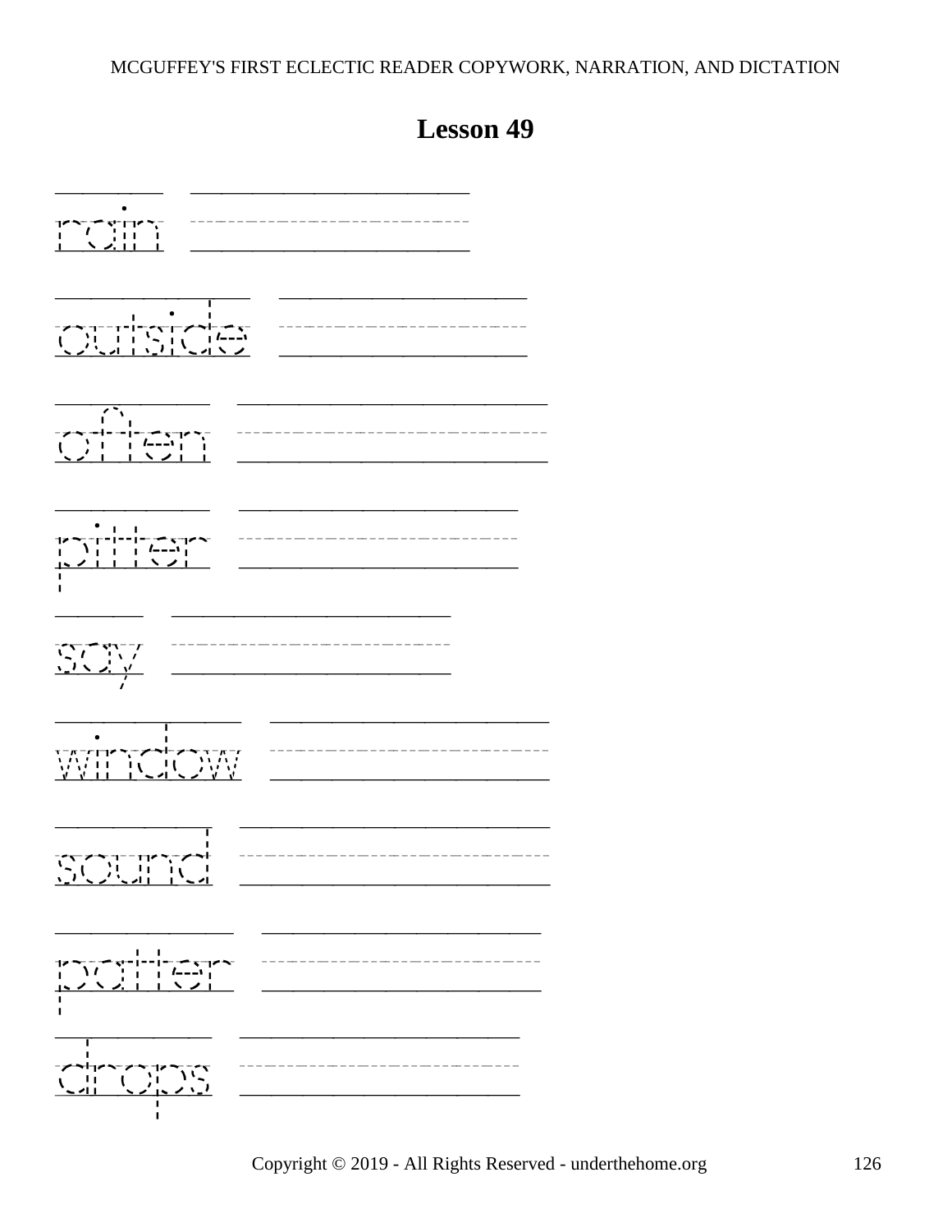# Lesson 49

rain

outside

often

pitter

say

window

sound

patter

drops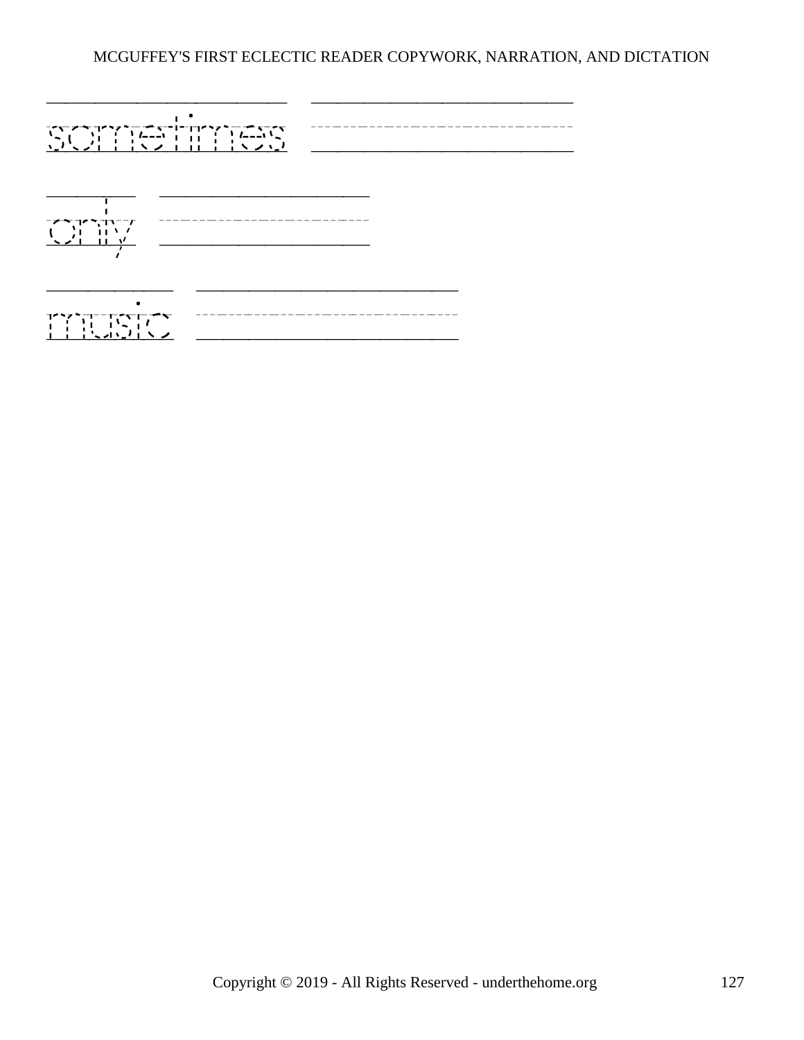sometimes ______________________

only ______________________

music ______________________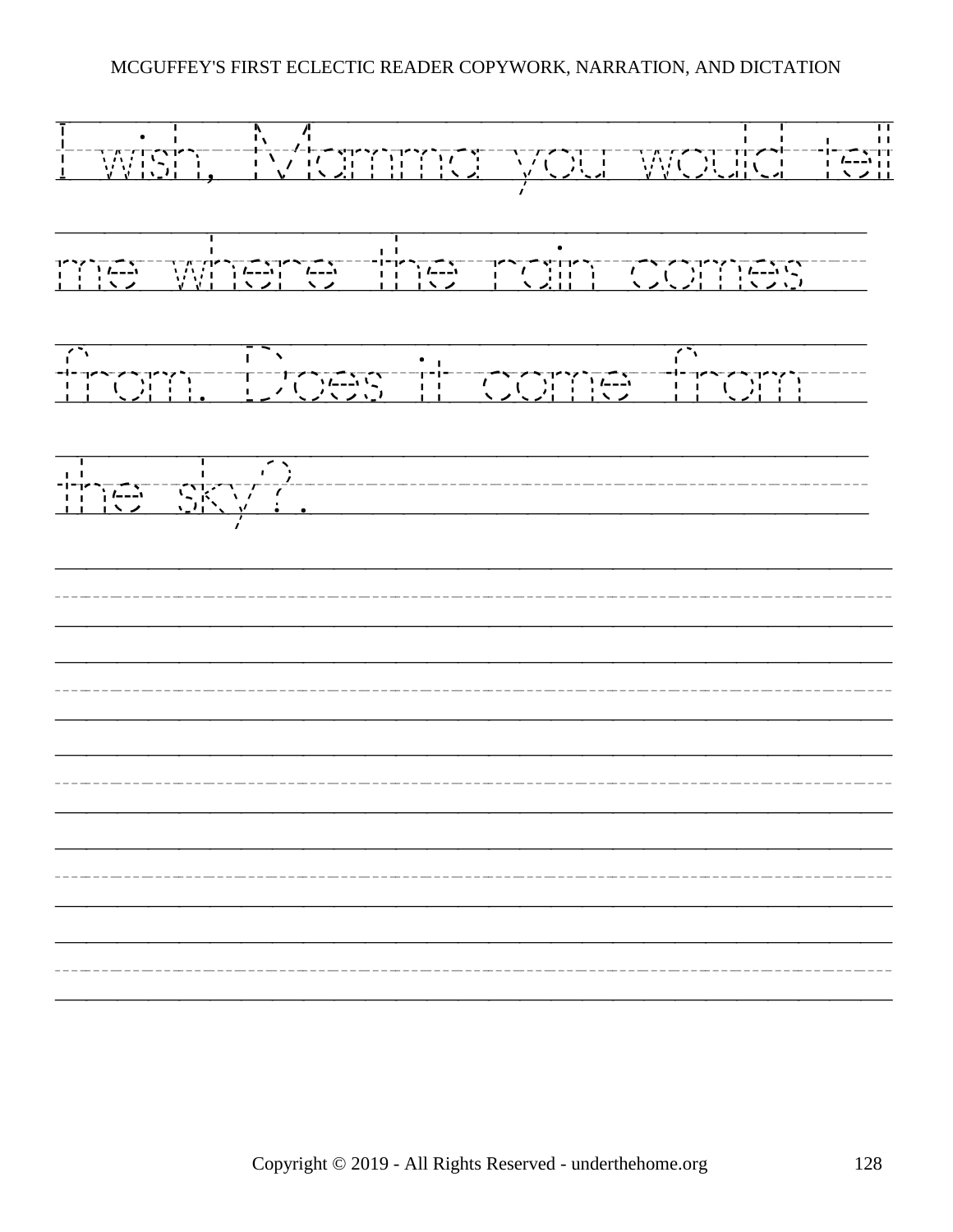I wish, Mamma you would tell me where the rain comes from. Does it come from the sky?.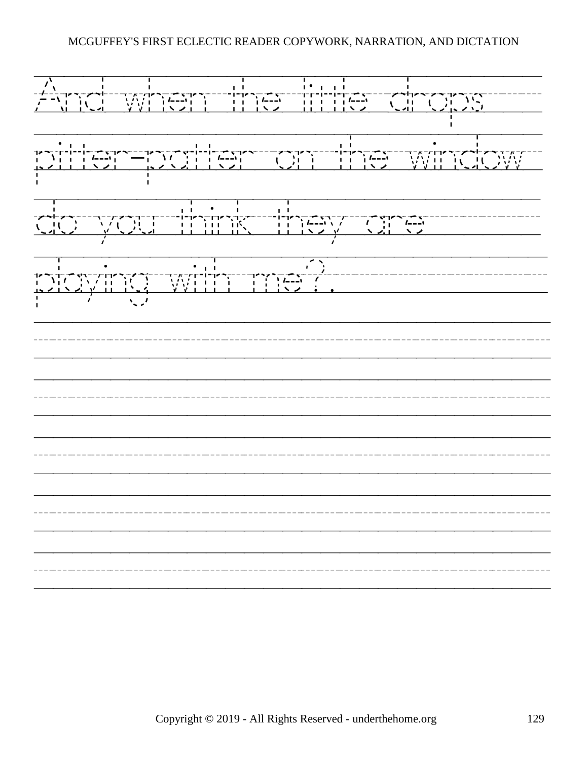And when the little drops

pitter-patter on the window

do you think they are

playing with me?.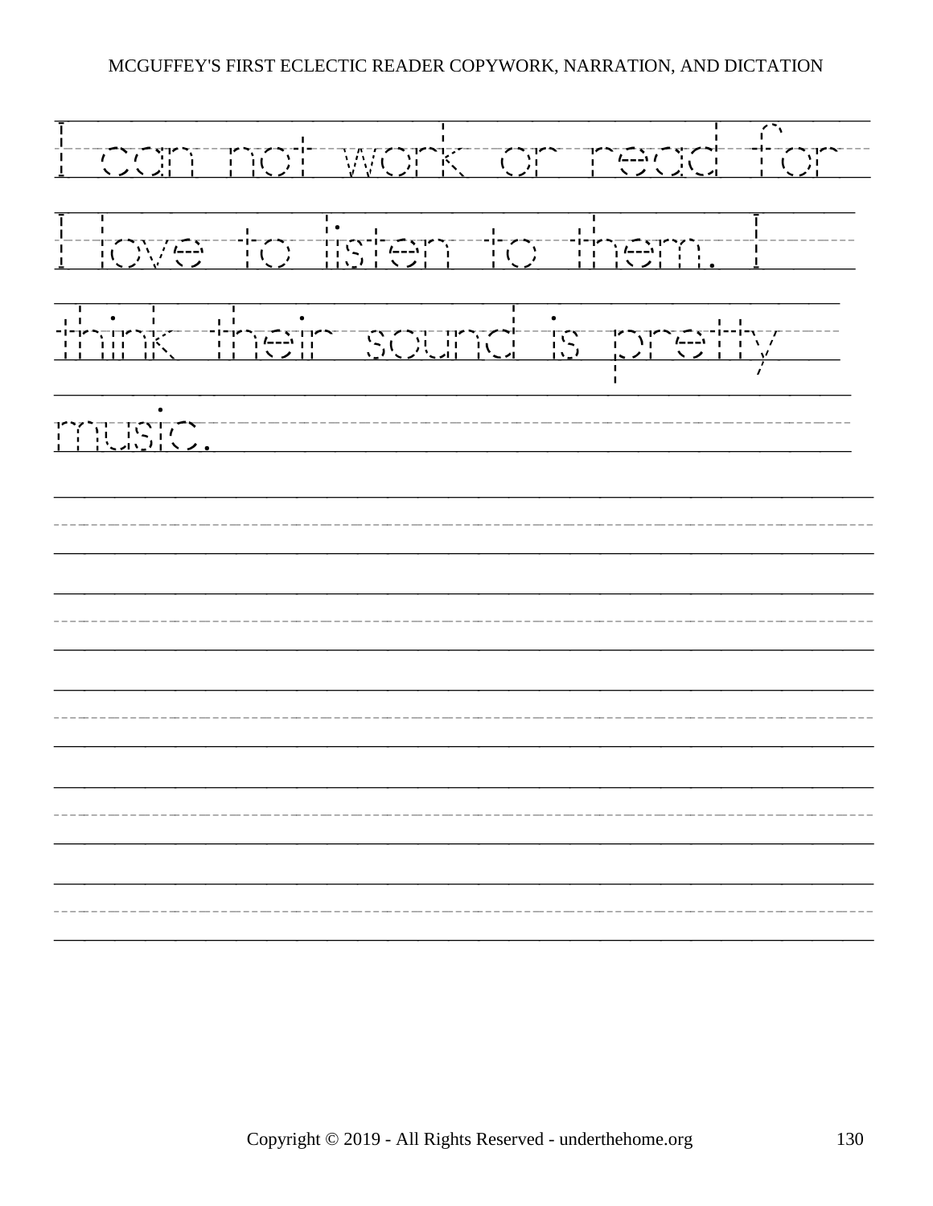I can not work or read for I love to listen to them. I think their sound is pretty music.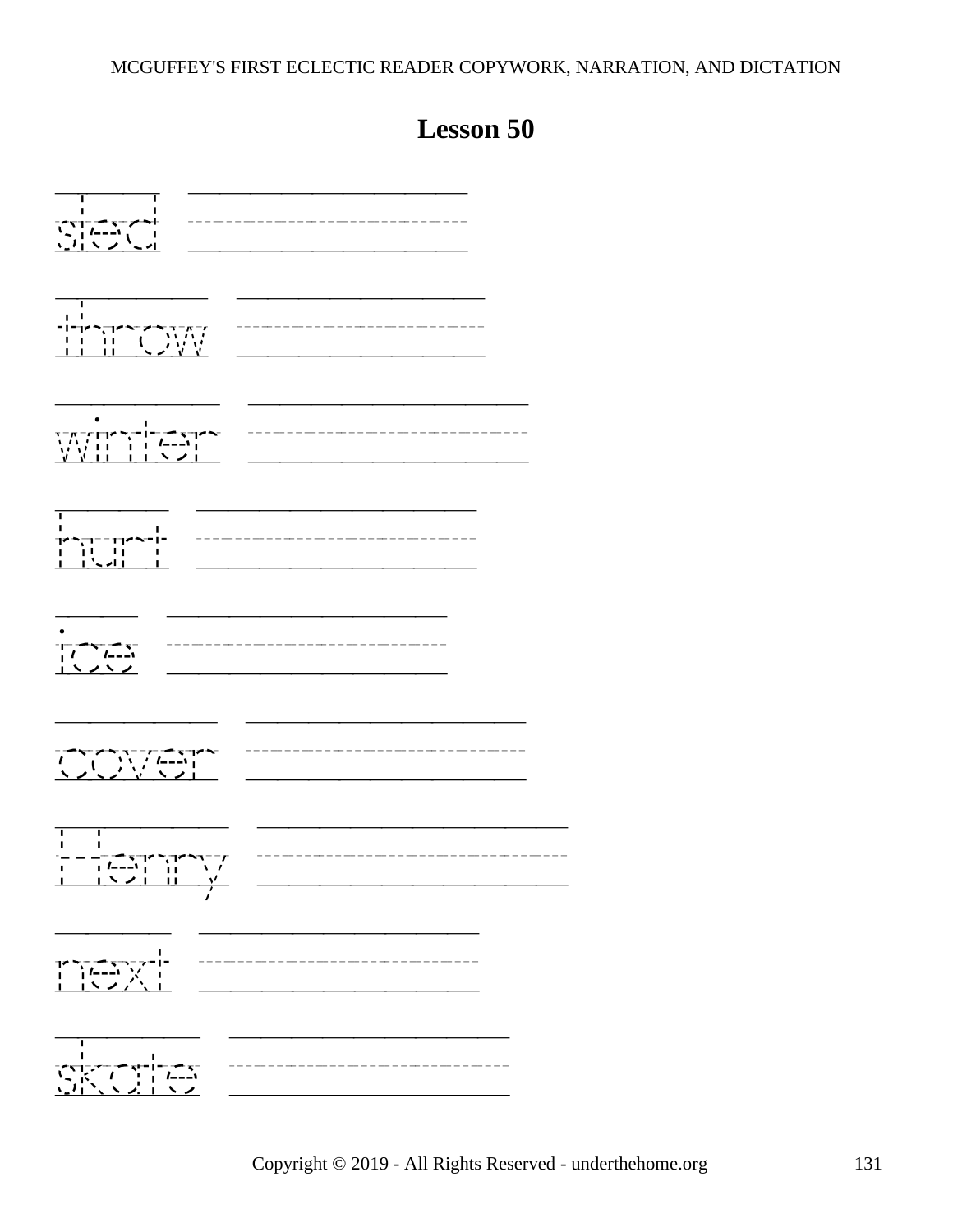# Lesson 50

sled

throw

winter

hurt

ice

cover

Henry

next

skate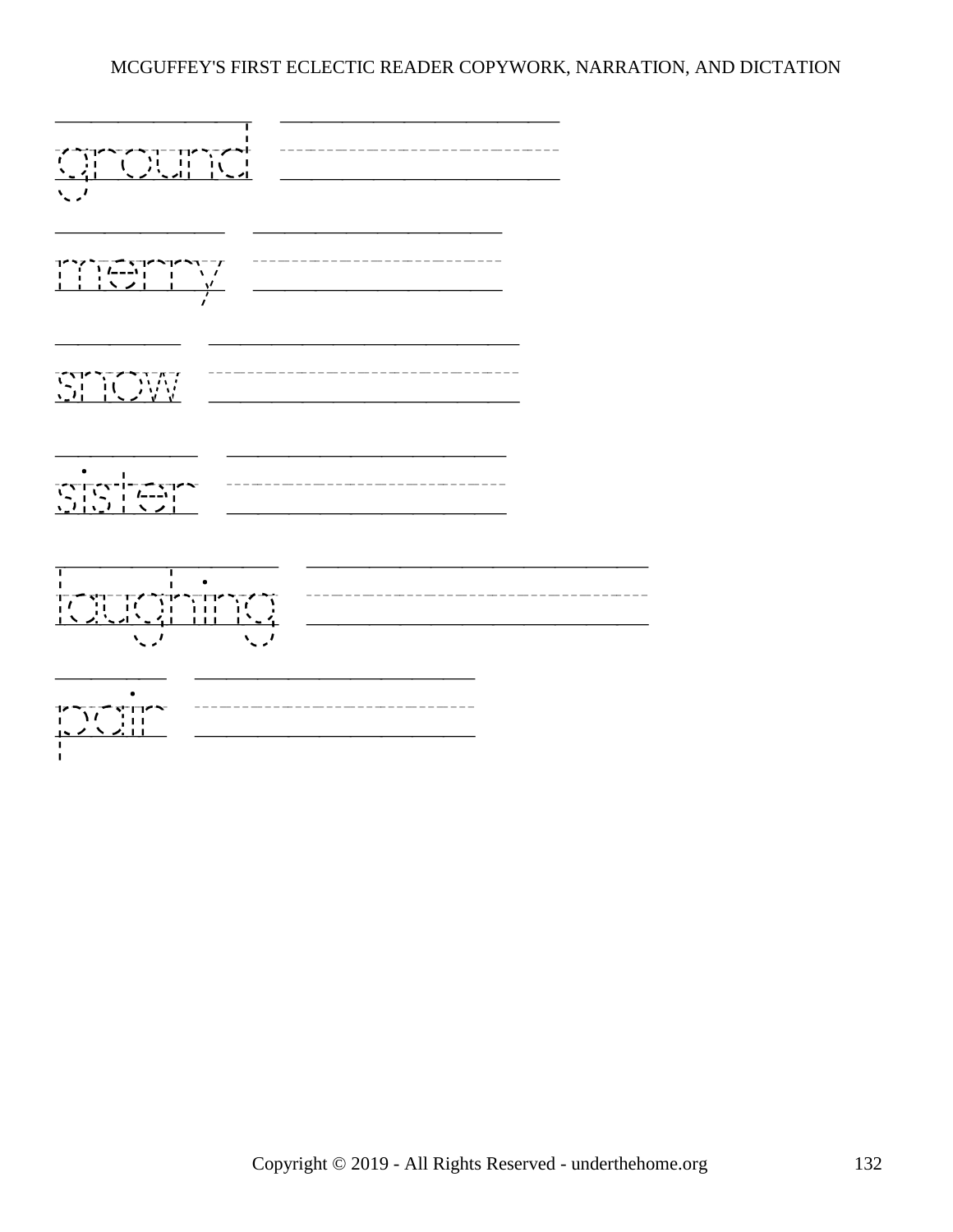ground

merry

snow

sister

laughing

pair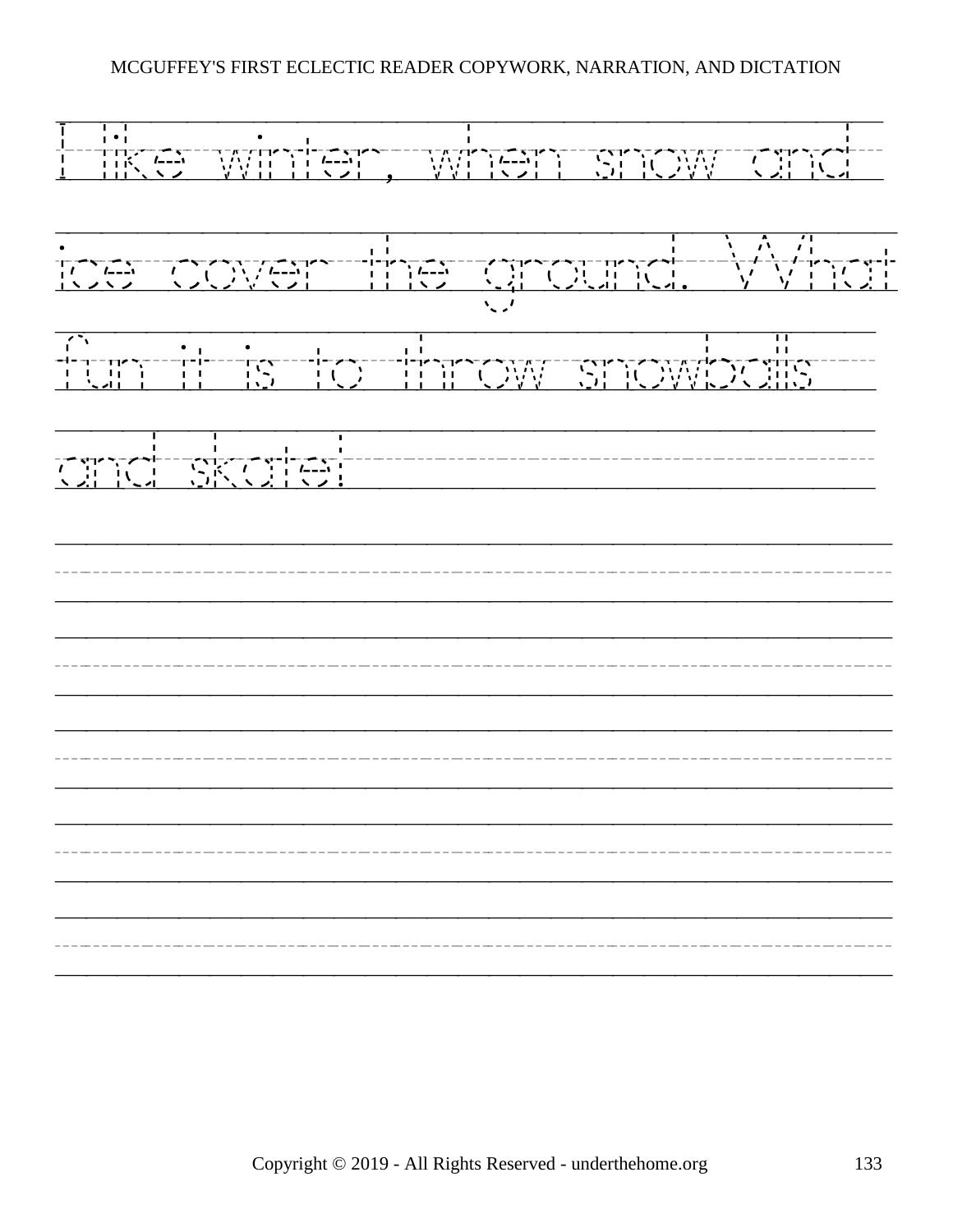I like winter, when snow and ice cover the ground. What fun it is to throw snowballs and skate!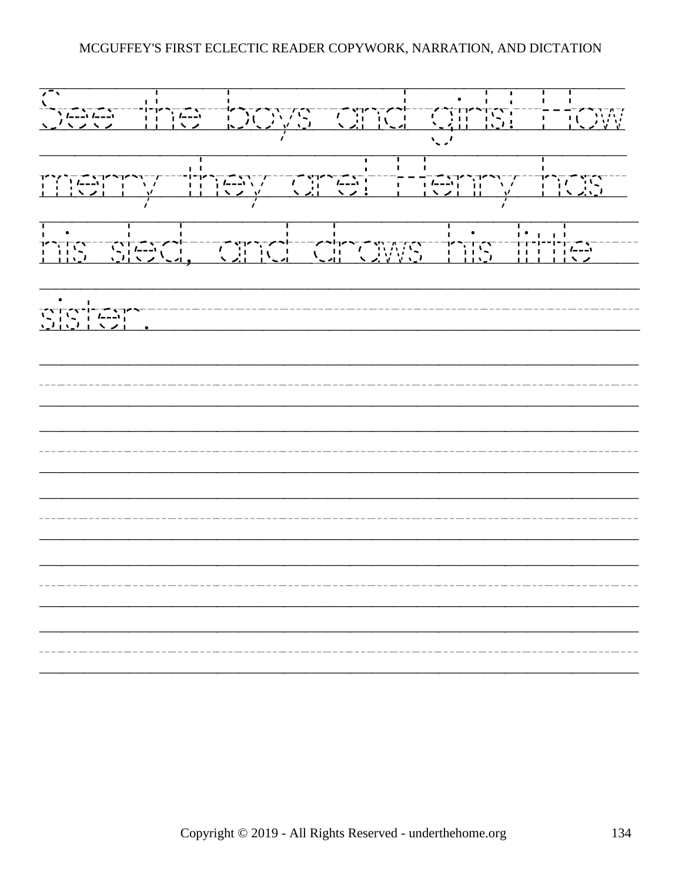See the boys and girls! How merry they are! Henry has his sled, and draws his little sister.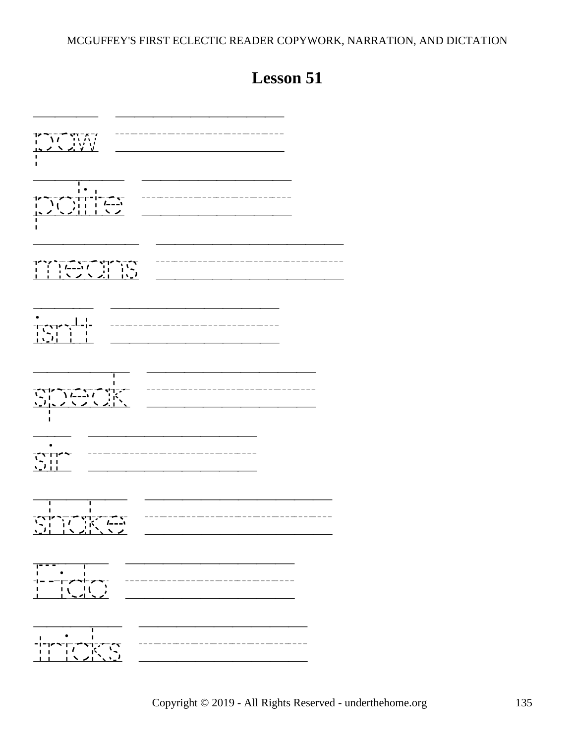# Lesson 51

paw

polite

means

isn't

speak

sir

shake

Fido

tricks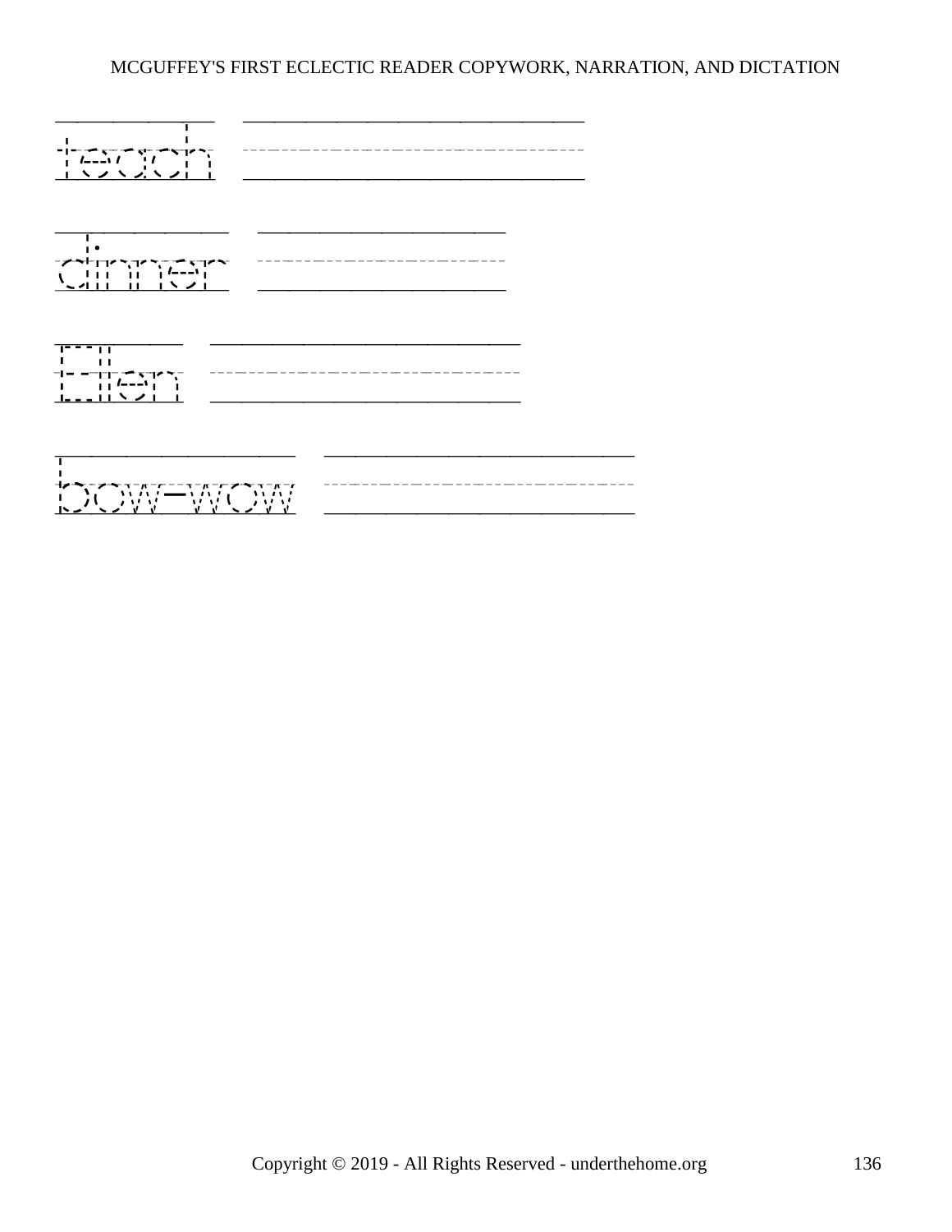teach

dinner

Ellen

bow-wow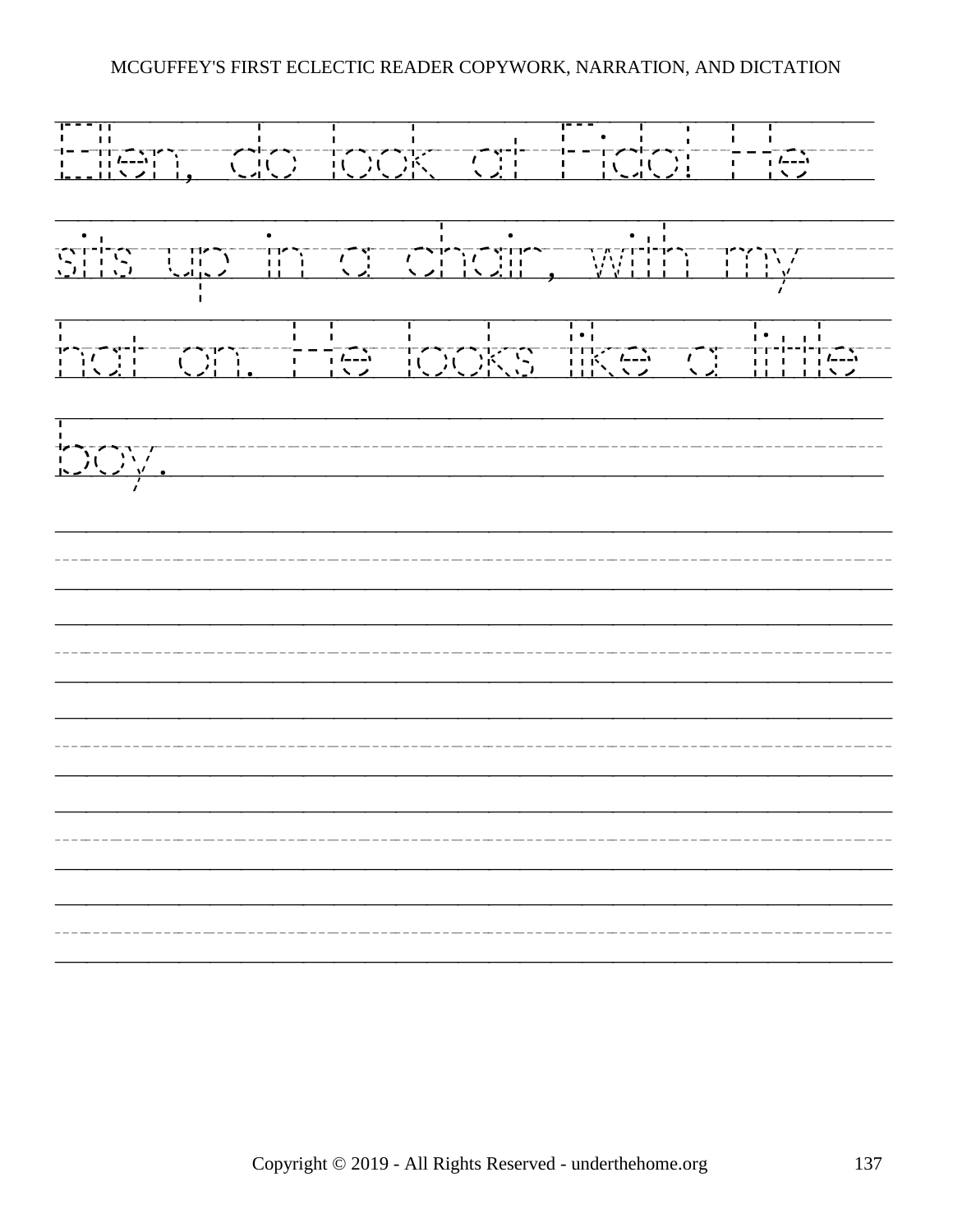Ellen, do look at Fido! He sits up in a chair, with my hat on. He looks like a little boy.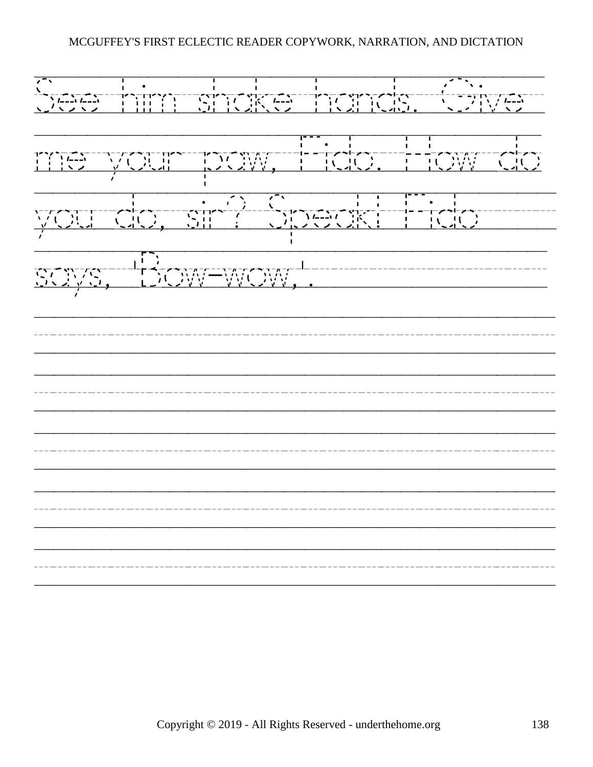See him shake hands. Give me your paw, Fido. How do you do, sir? Speak! Fido says, 'Bow-wow,'.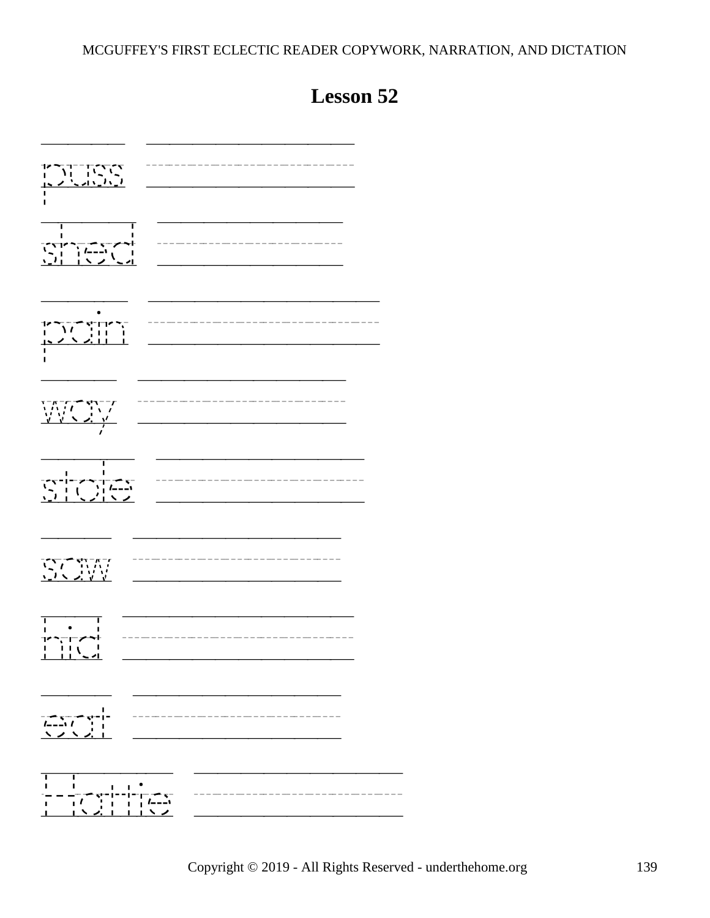# Lesson 52

puss

shed

pain

way

stole

saw

hid

eat

Hattie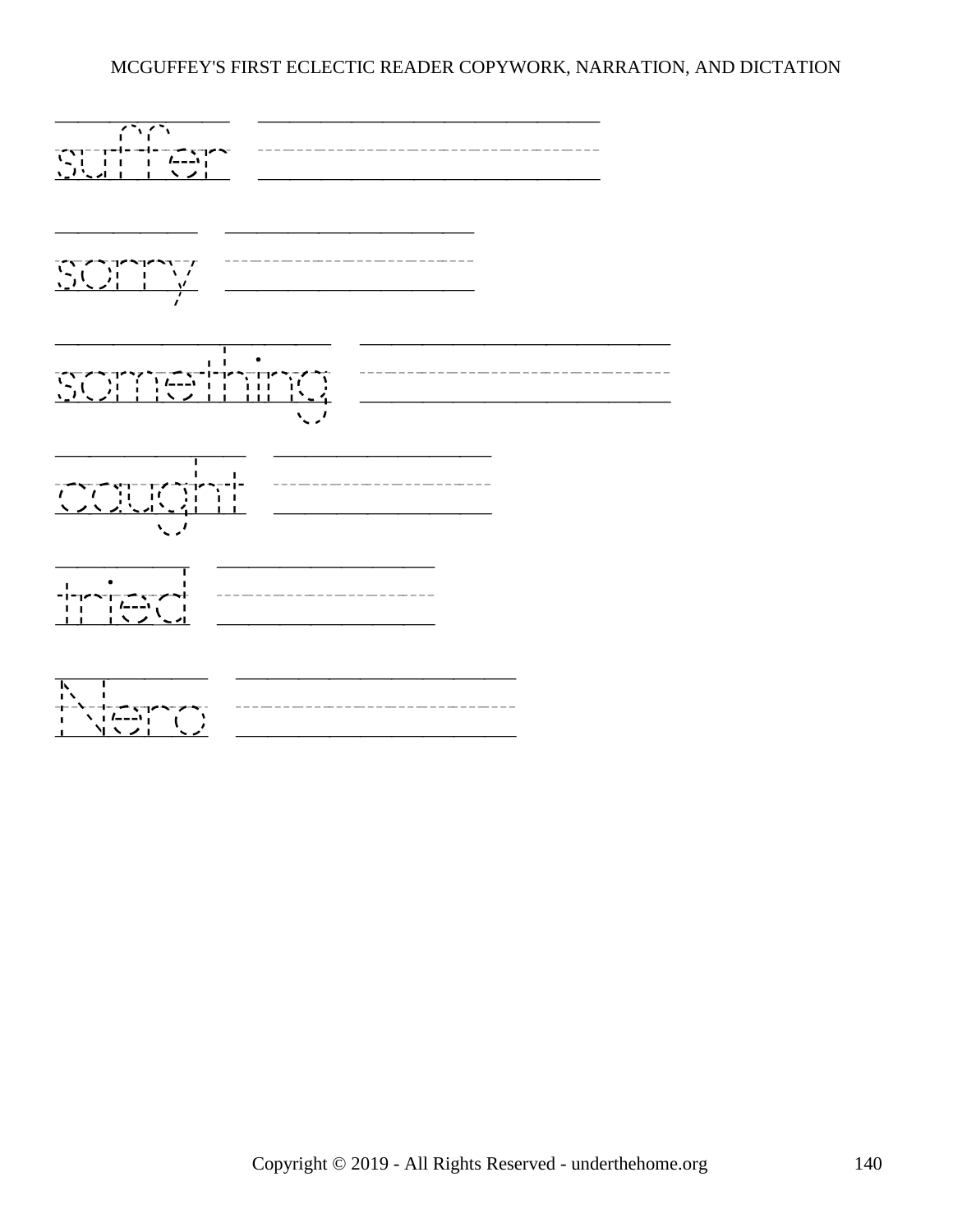suffer

sorry

something

caught

tried

Nero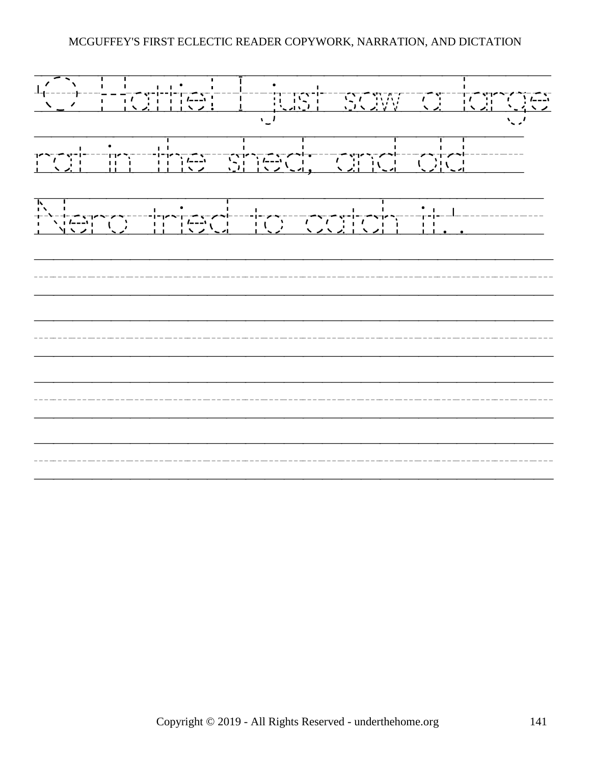O Hattie! I just saw a large rat in the shed; and old Nero tried to catch it.'.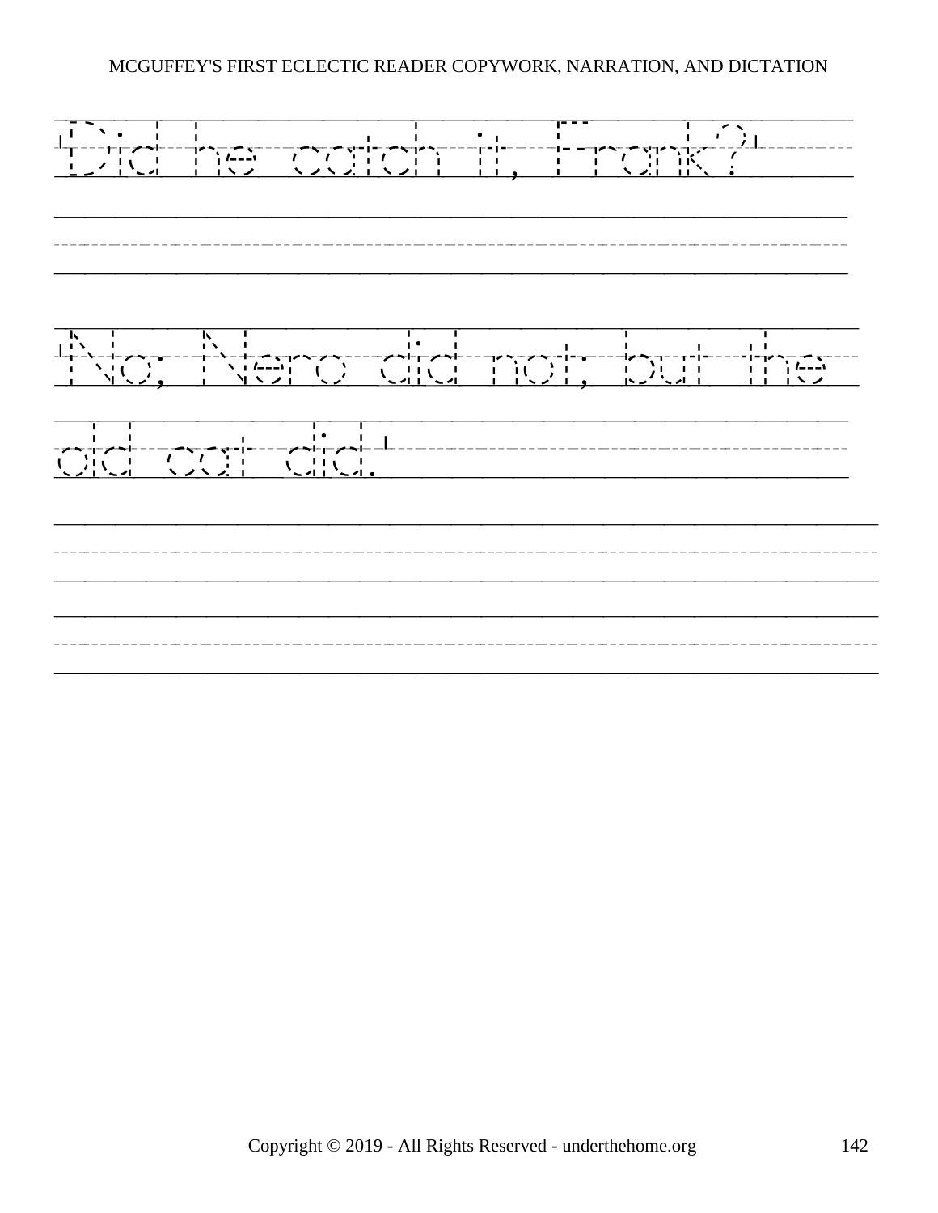'Did he catch it, Frank?'

'No; Nero did not; but the old cat did.'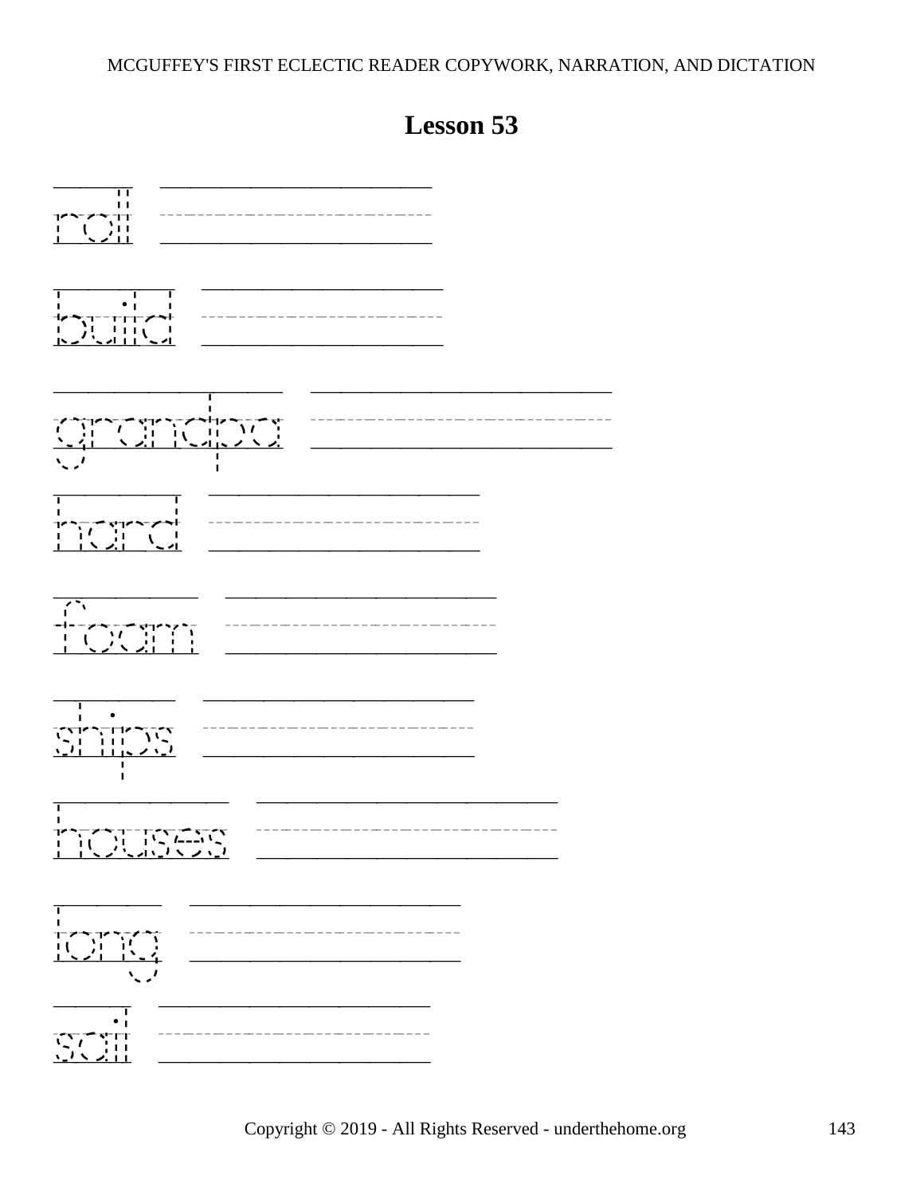# Lesson 53

roll

build

grandpa

hard

foam

ships

houses

long

sail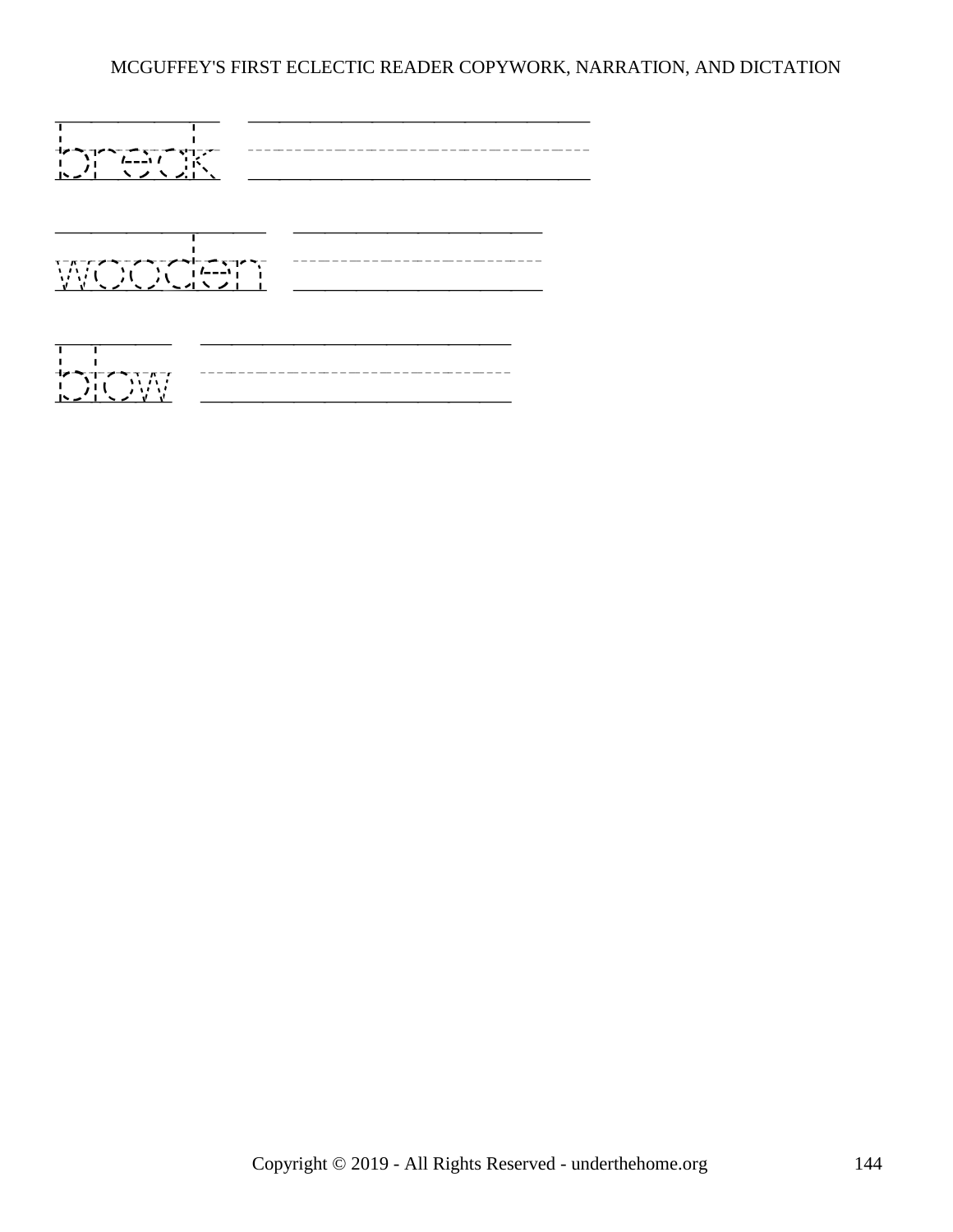break

wooden

blow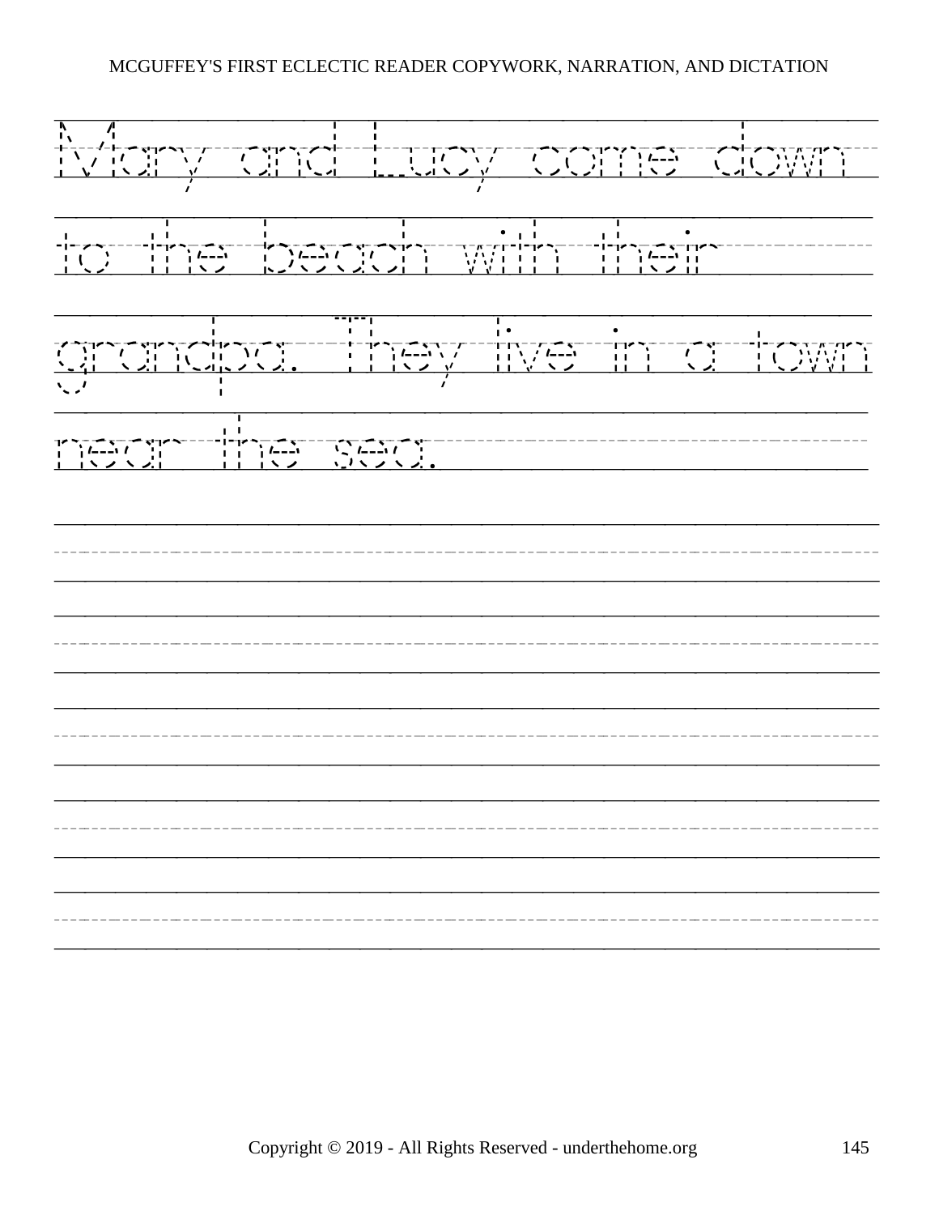Mary and Lucy come down to the beach with their grandpa. They live in a town near the sea.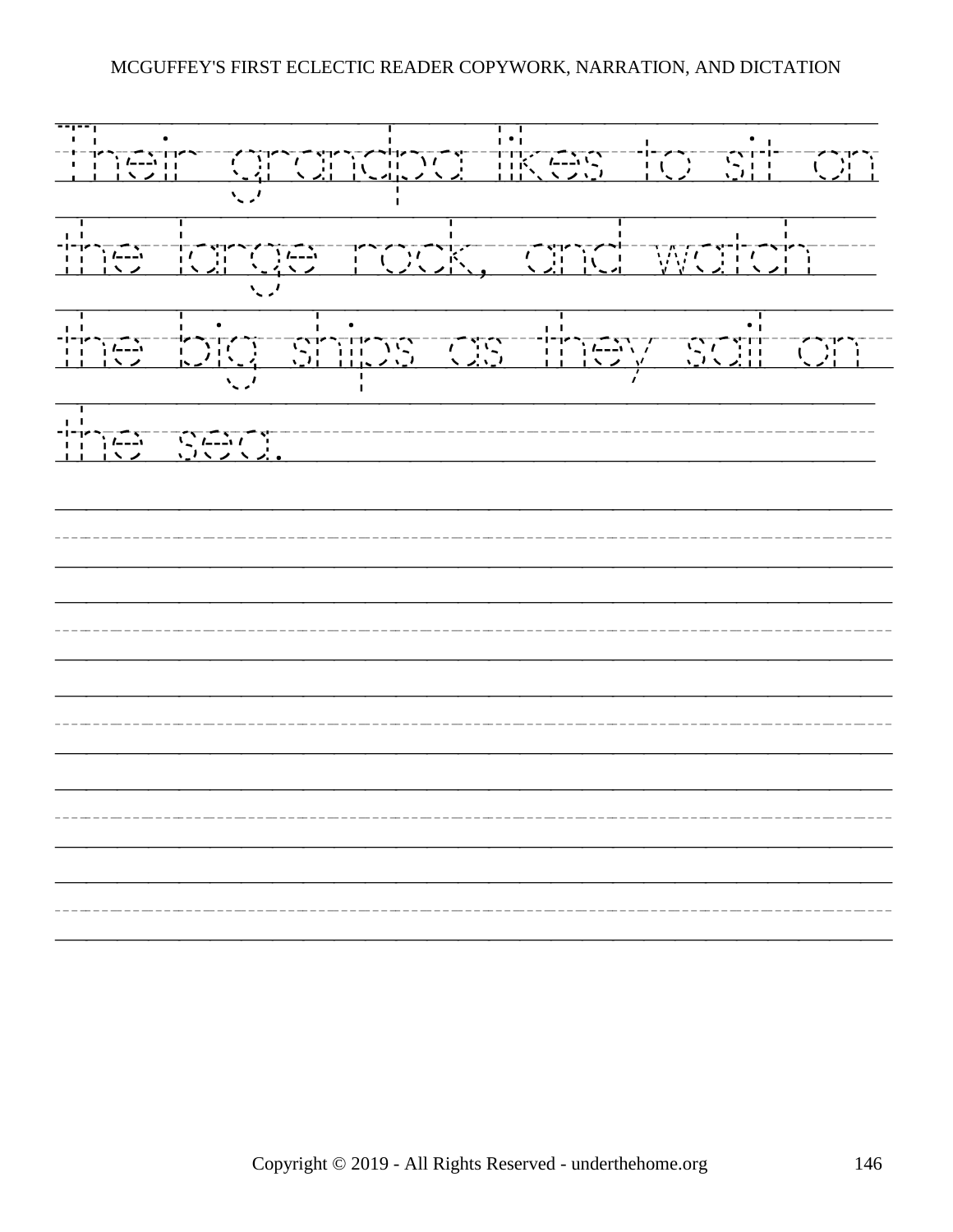Their grandpa likes to sit on the large rock, and watch the big ships as they sail on the sea.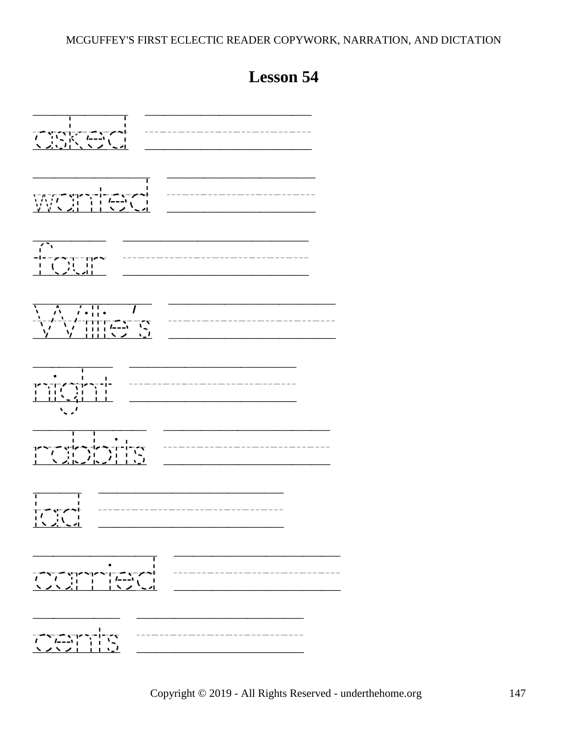## Lesson 54

asked

wanted

four

Willie's

night

rabbits

lad

carried

cents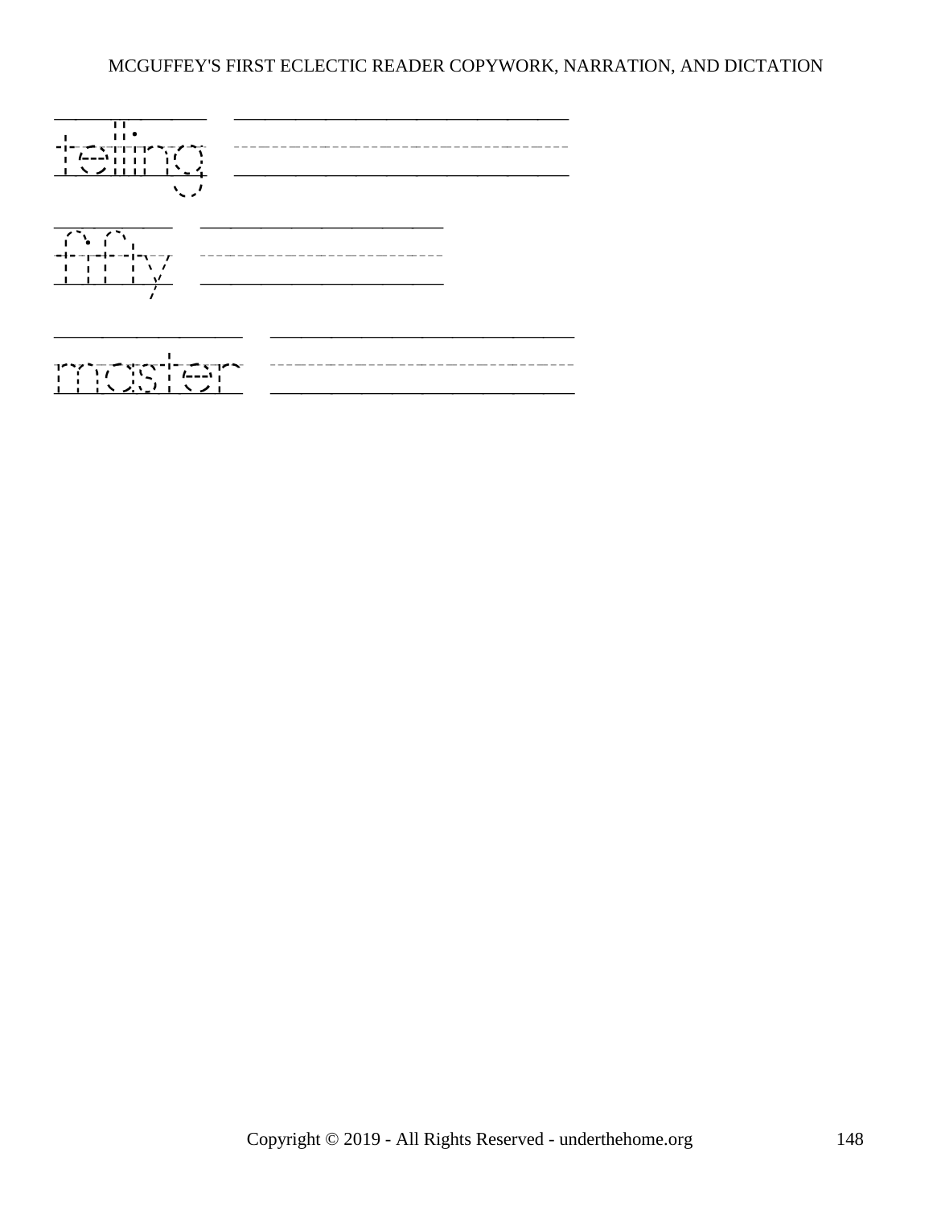telling

fifty

master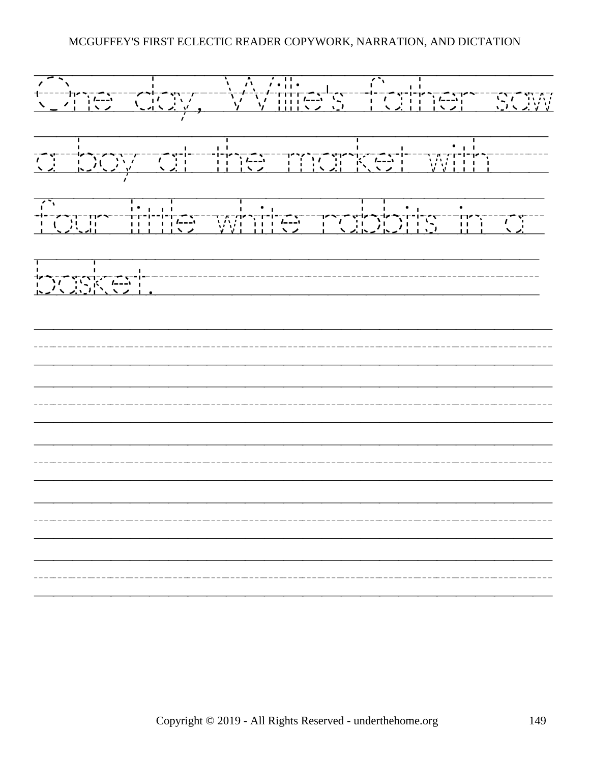One day, Willie's father saw
a boy at the market with
four little white rabbits in a
basket.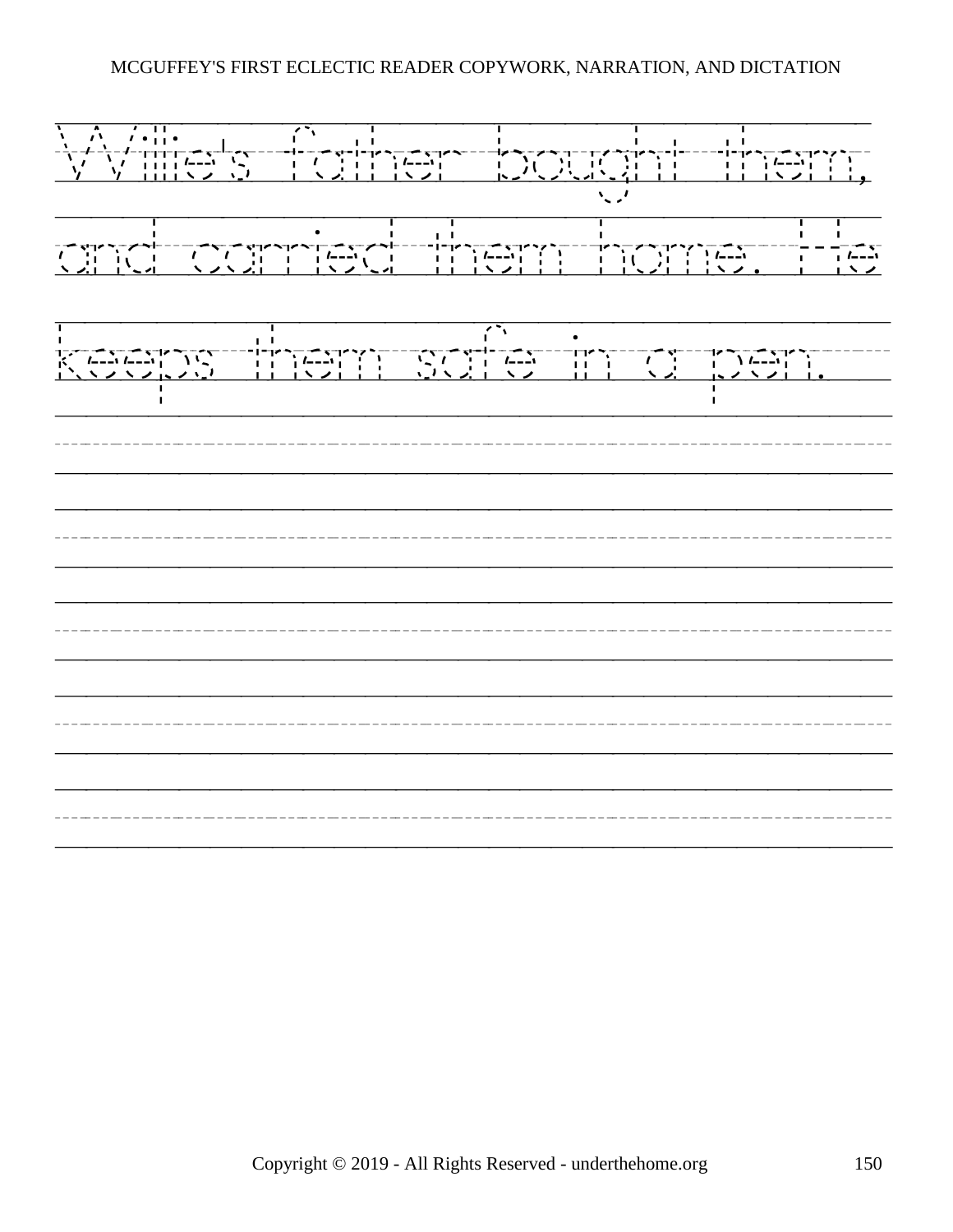Willie's father bought them, and carried them home. He keeps them safe in a pen.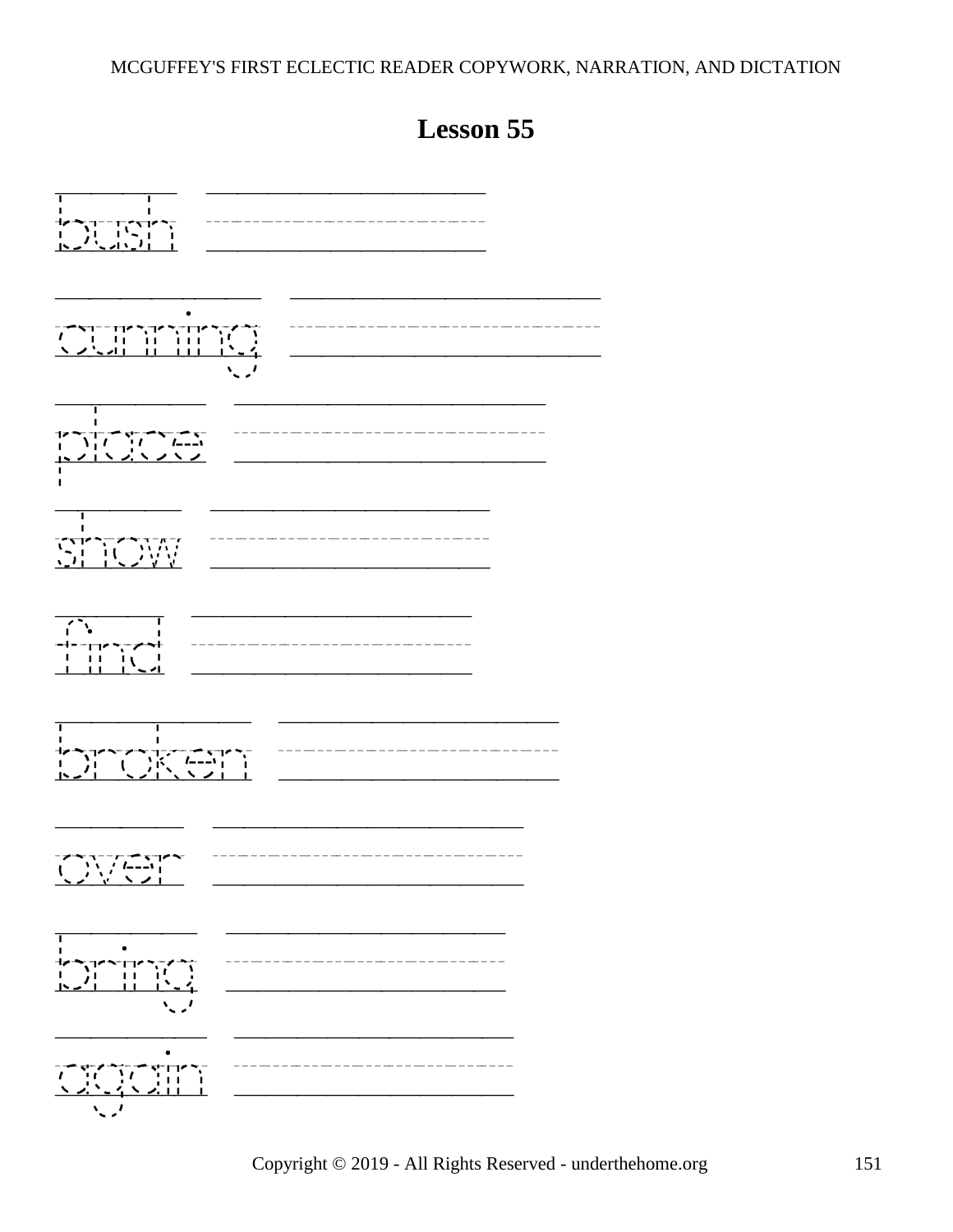# Lesson 55

bush

cunning

place

show

find

broken

over

bring

again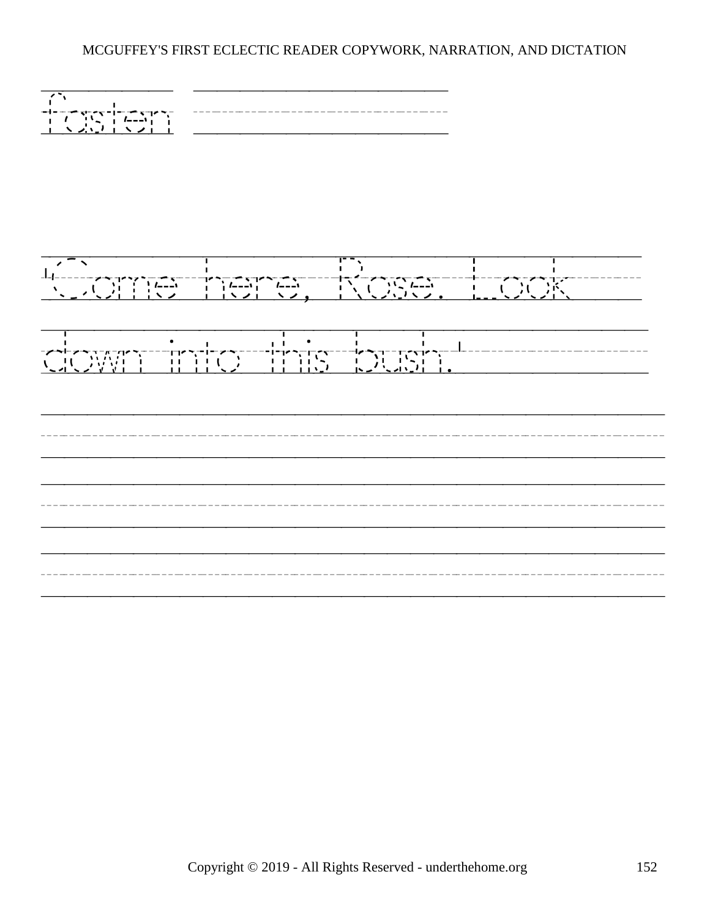fasten

'Come here, Rose. Look down into this bush.'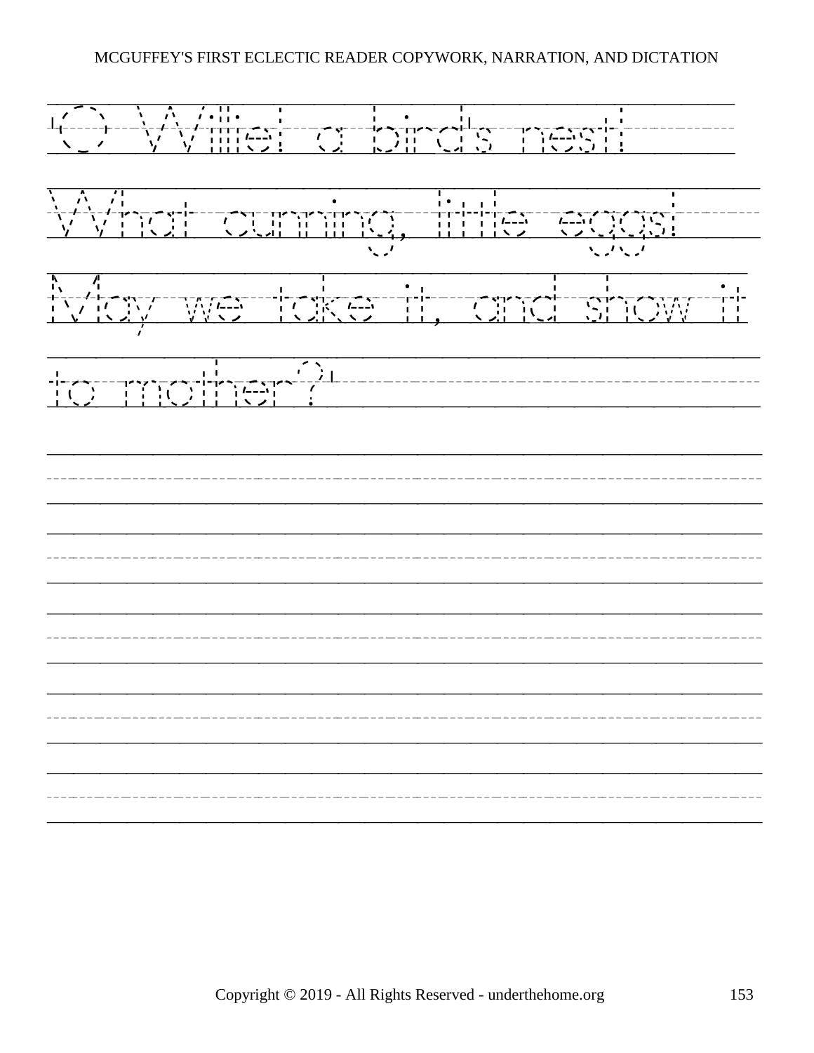O Willie! a bird's nest!

What cunning, little eggs!

May we take it, and show it

to mother?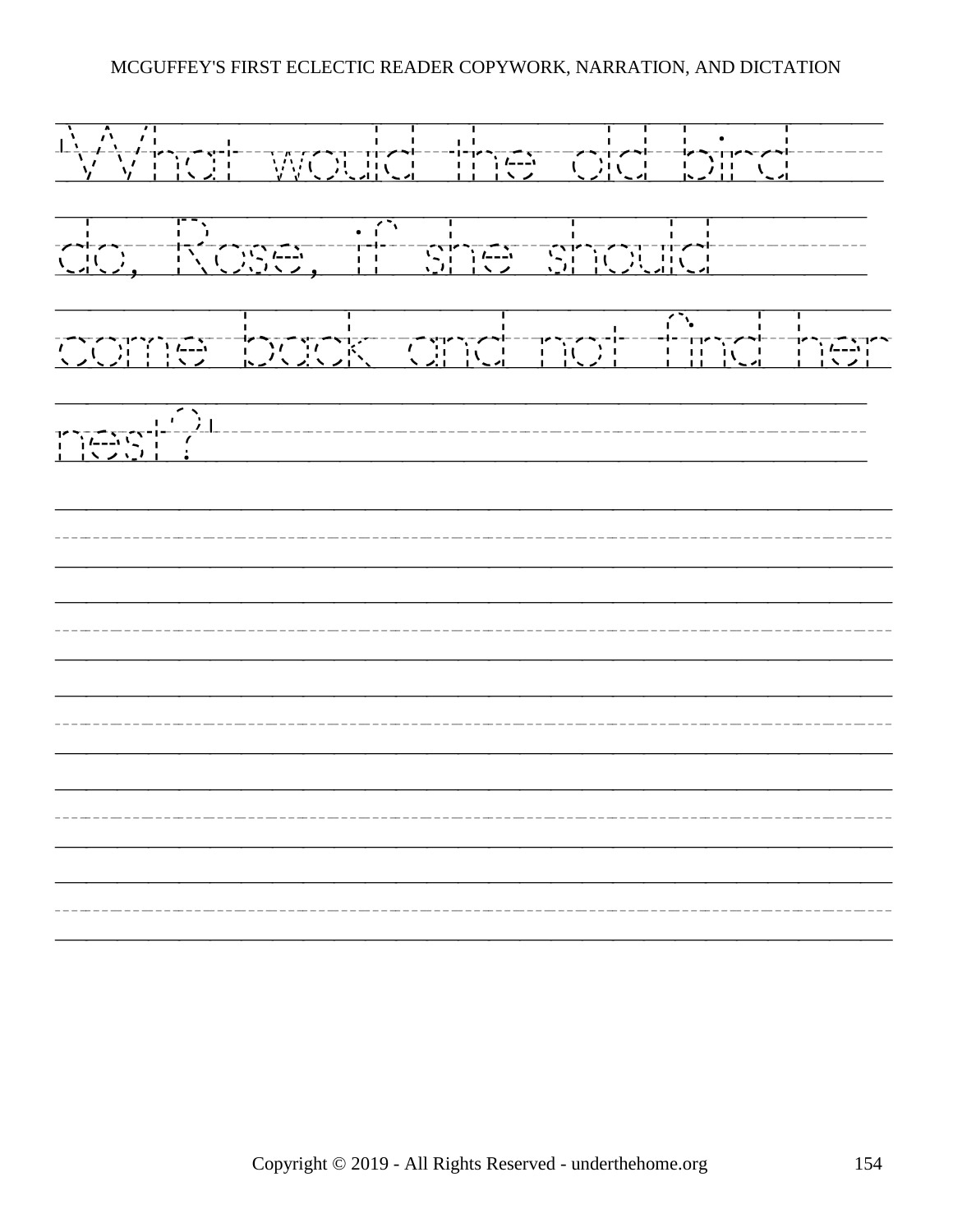'What would the old bird do, Rose, if she should come back and not find her nest?'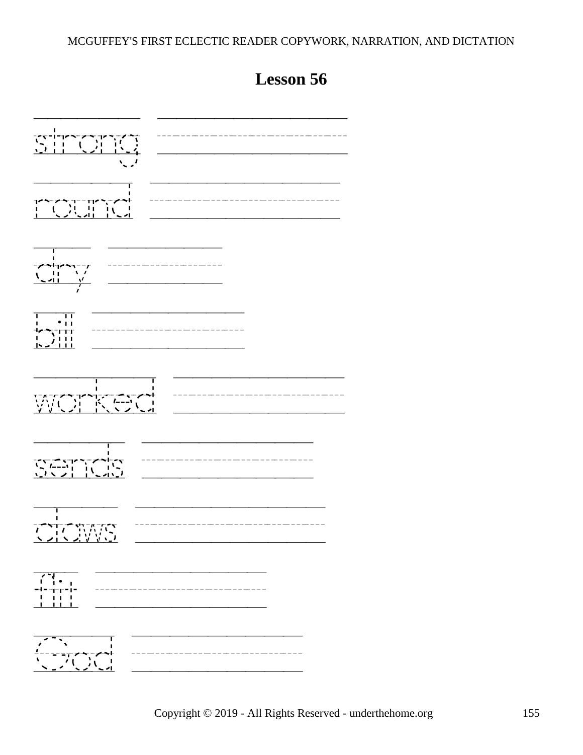## Lesson 56

strong

round

dry

bill

worked

sends

claws

fit

God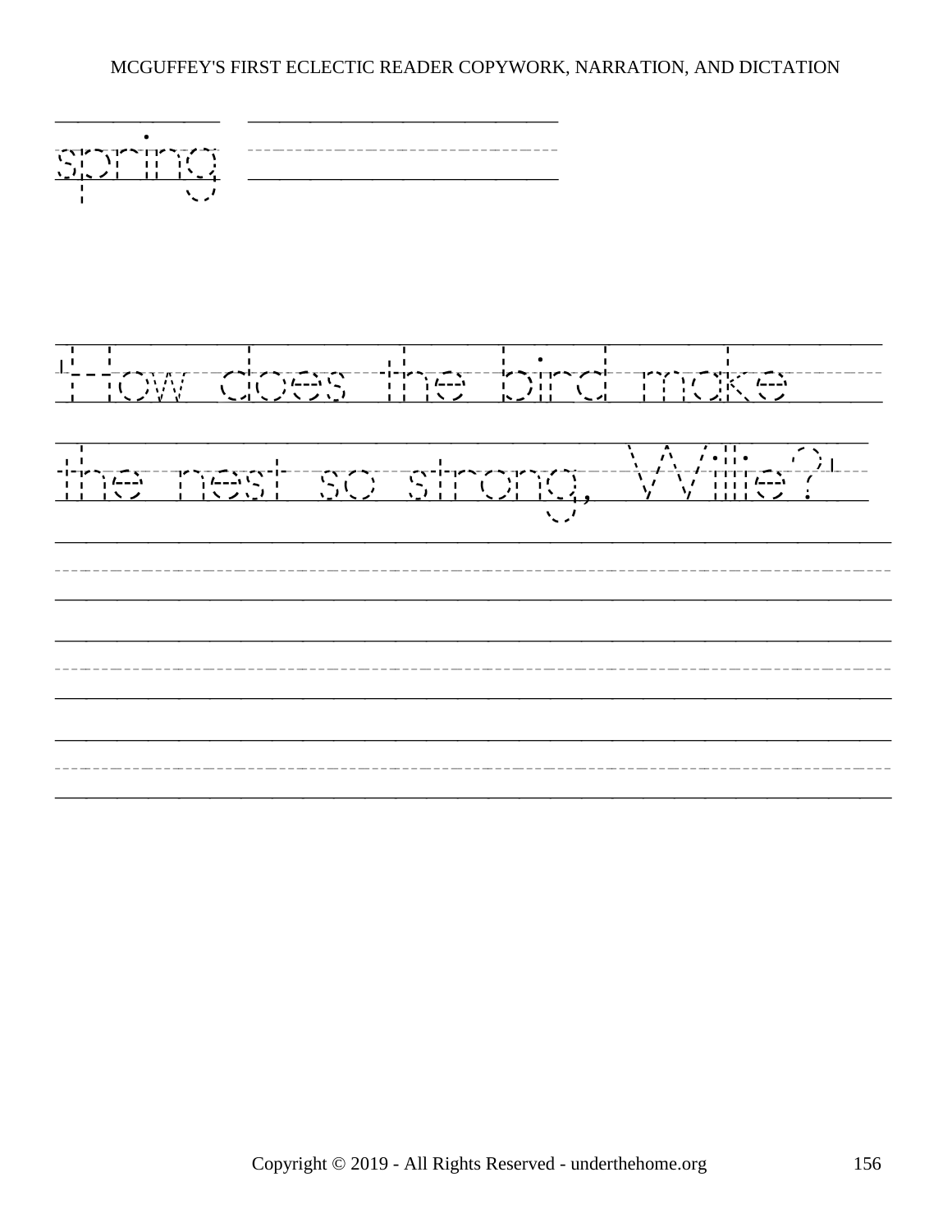spring

'How does the bird make the nest so strong, Willie?'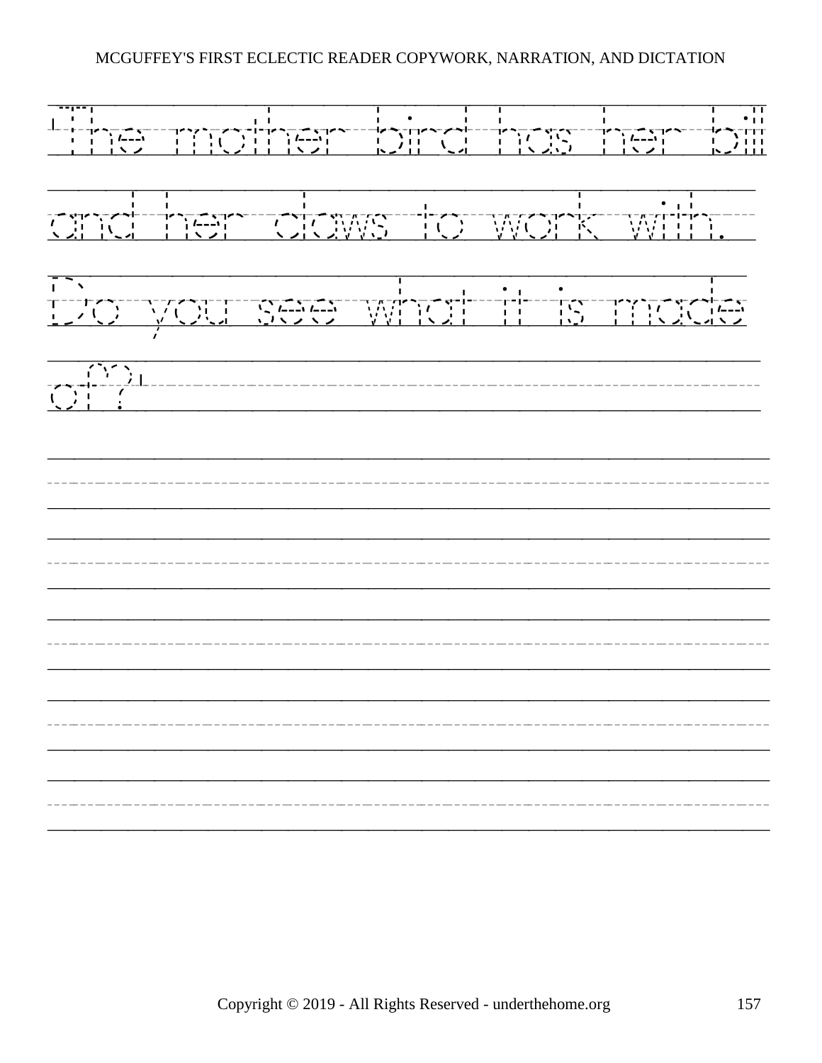"The mother bird has her bill and her claws to work with. Do you see what it is made of?"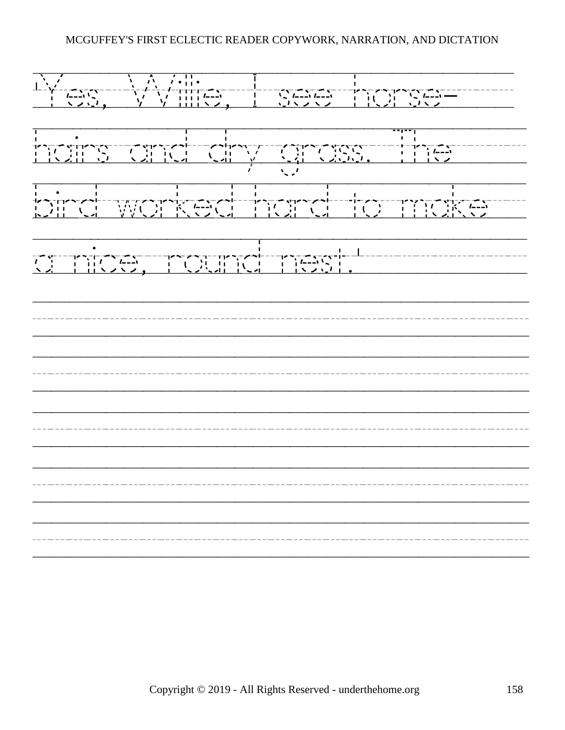'Yes, Willie, I see horse-

hairs and dry grass. The

bird worked hard to make

a nice, round nest.'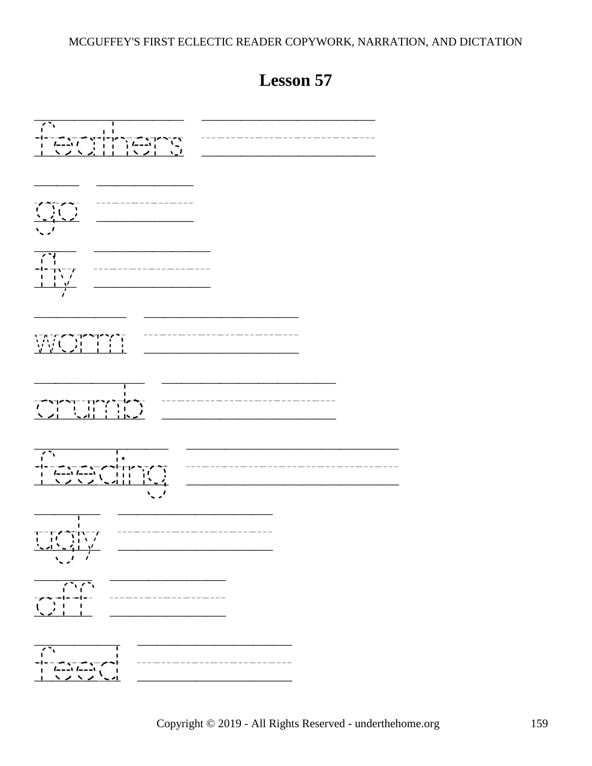# Lesson 57

feathers

go

fly

worm

crumb

feeding

ugly

off

feed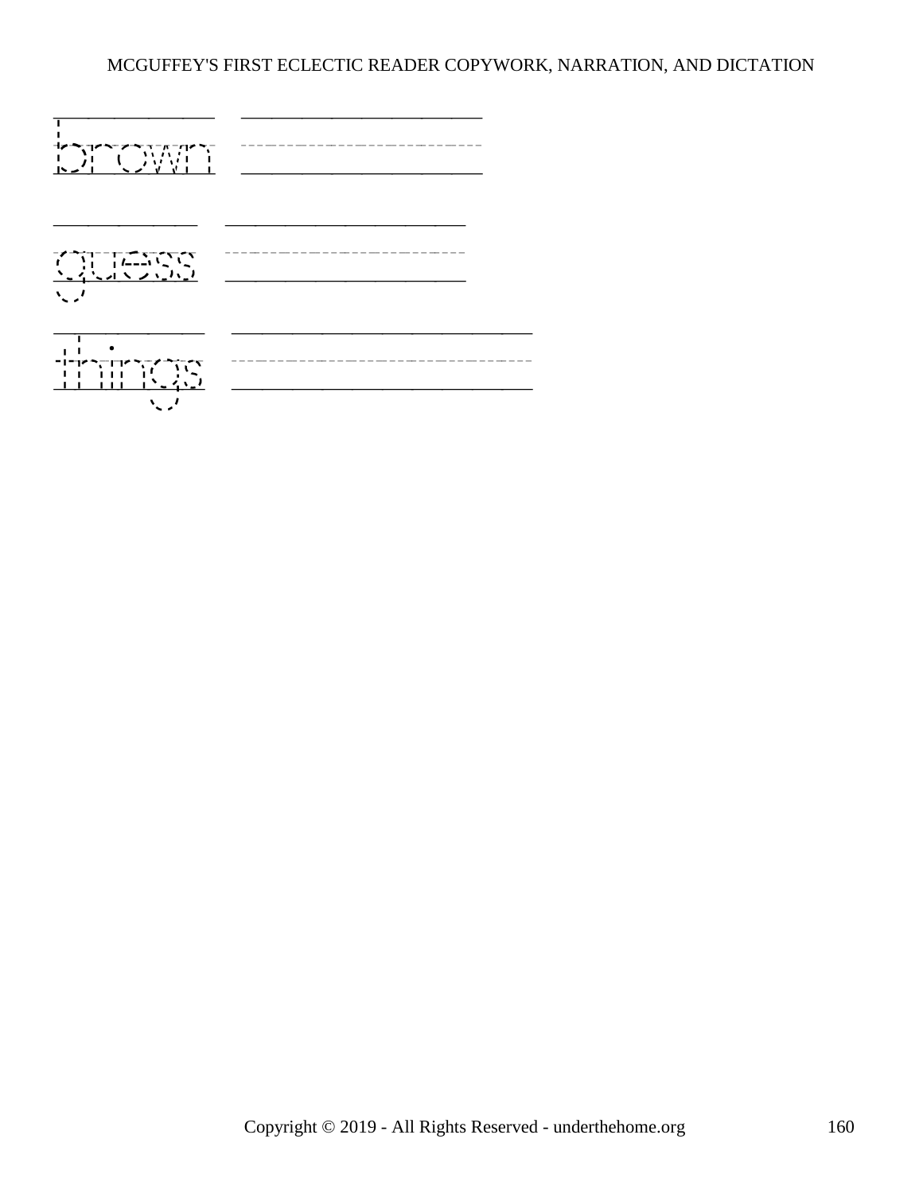brown

guess

things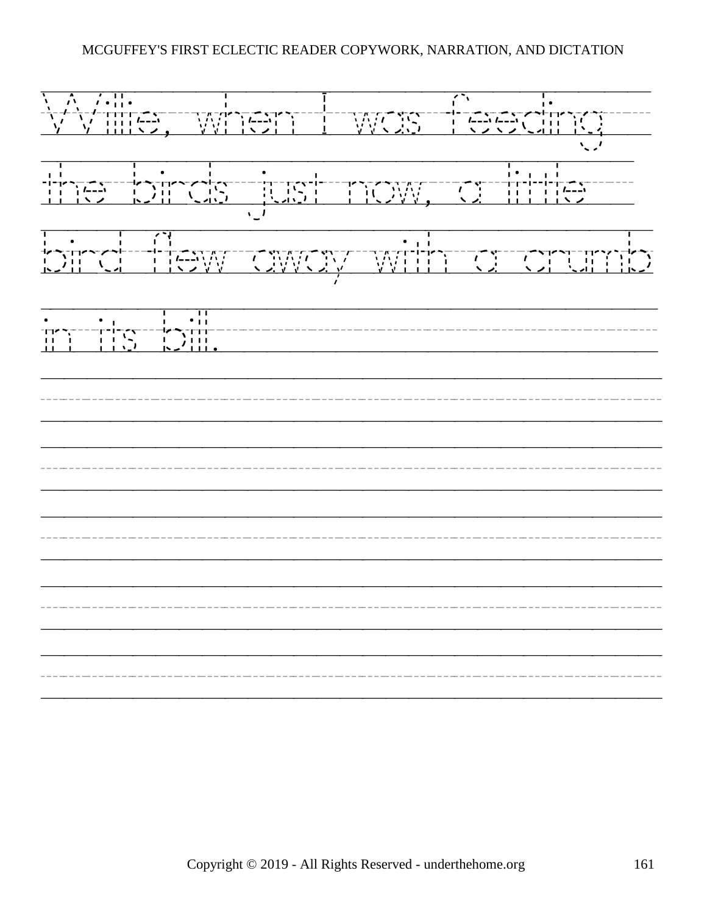Willie, when I was feeding the birds just now, a little bird flew away with a crumb in its bill.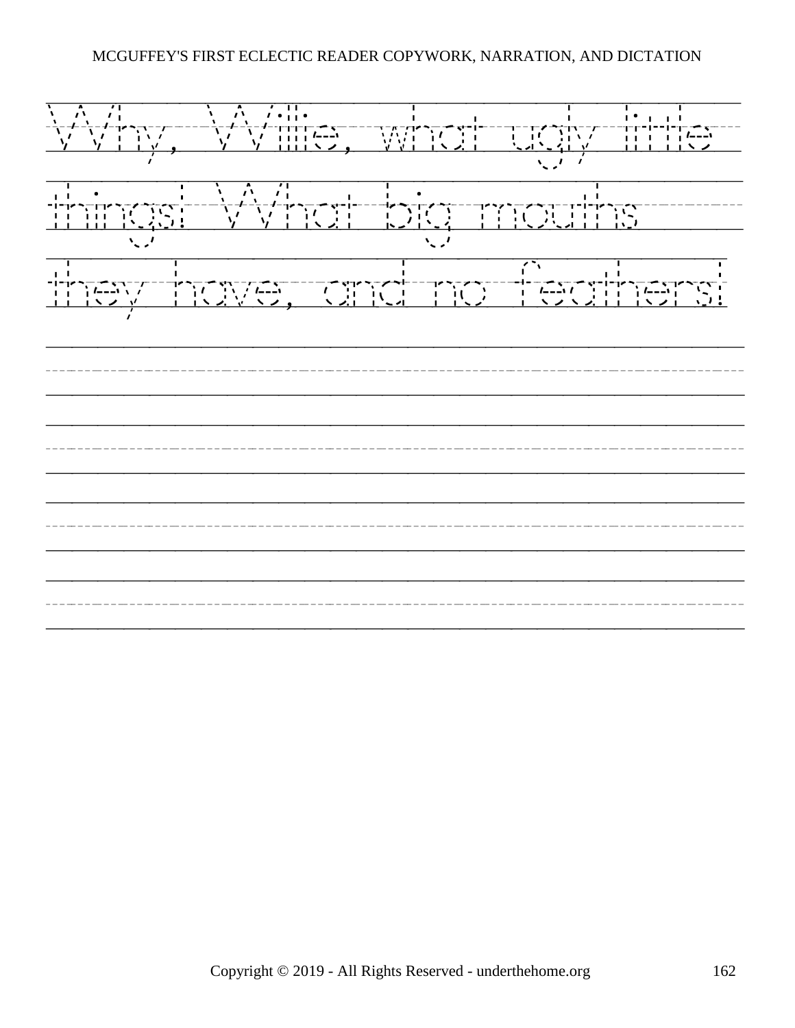Why, Willie, what ugly little things! What big mouths they have, and no feathers!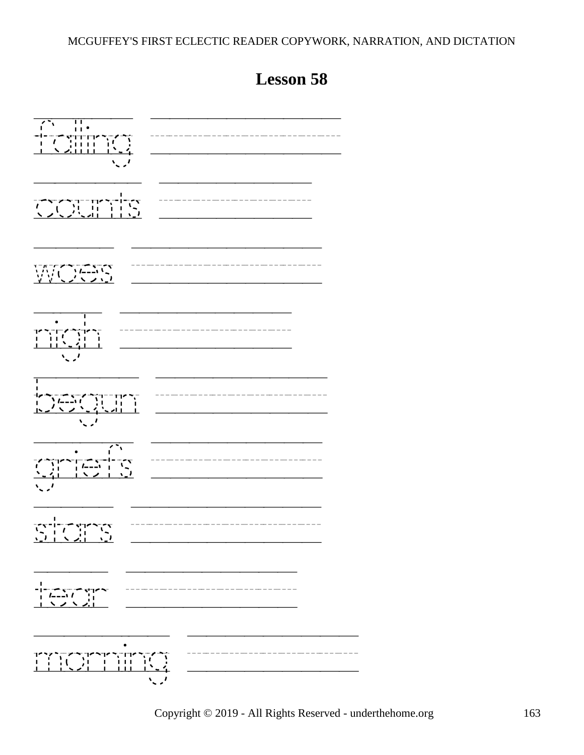# Lesson 58

falling

counts

woes

nigh

begun

griefs

stars

tear

morning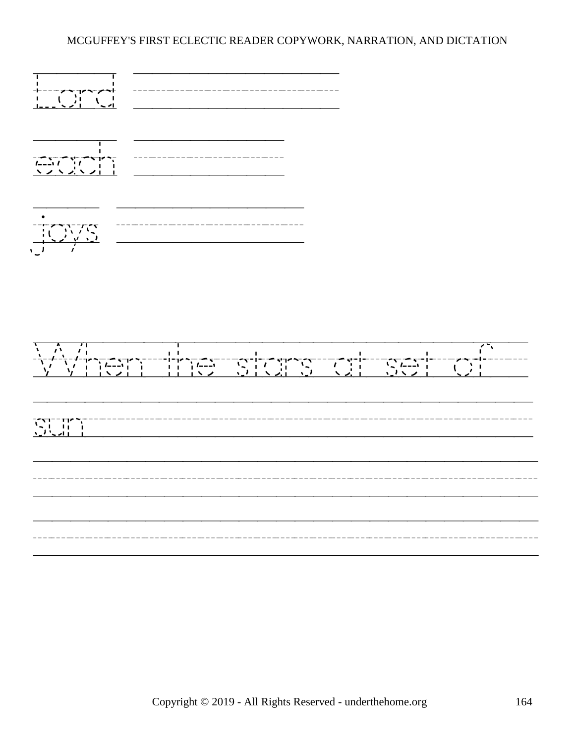Lord

each

joys

When the stars at set of sun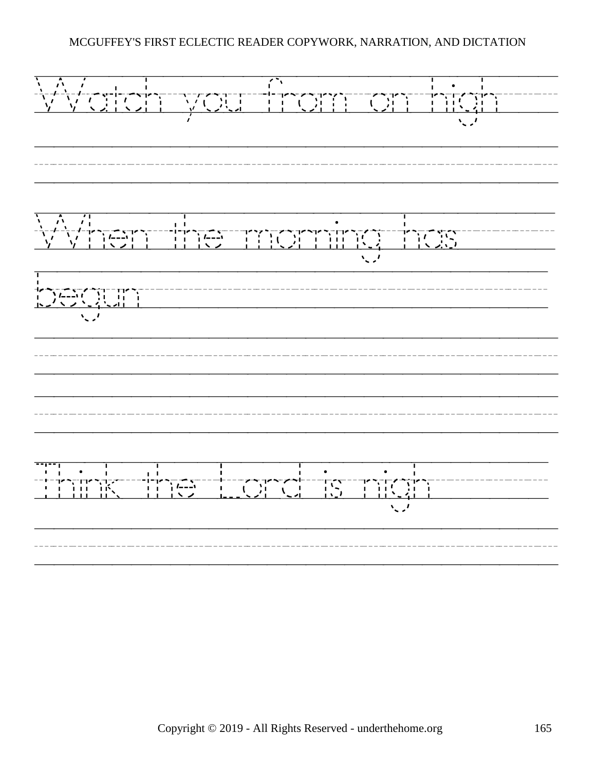Watch you from on high

When the morning has begun

Think the Lord is nigh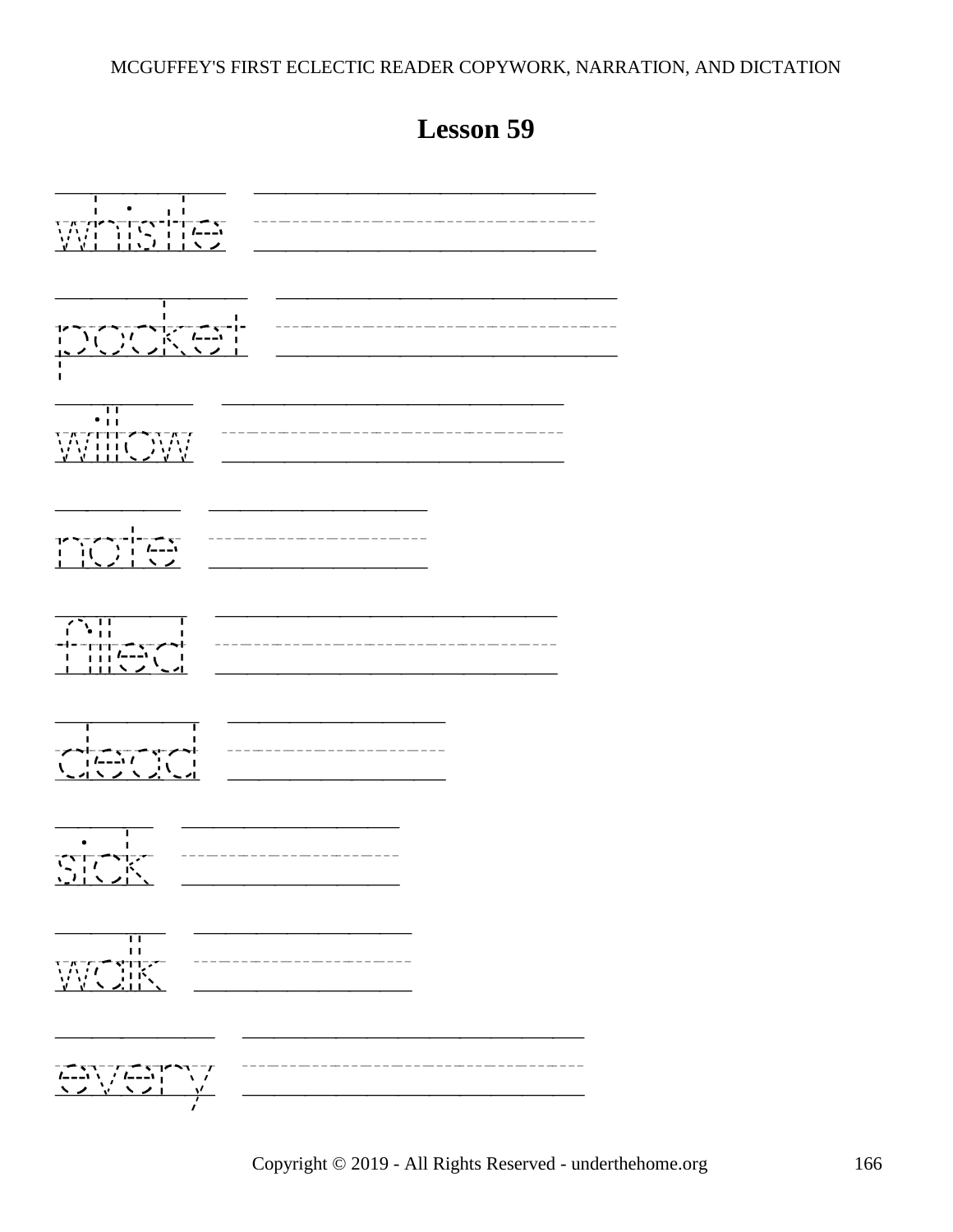# Lesson 59

whistle

pocket

willow

note

filled

dead

sick

walk

every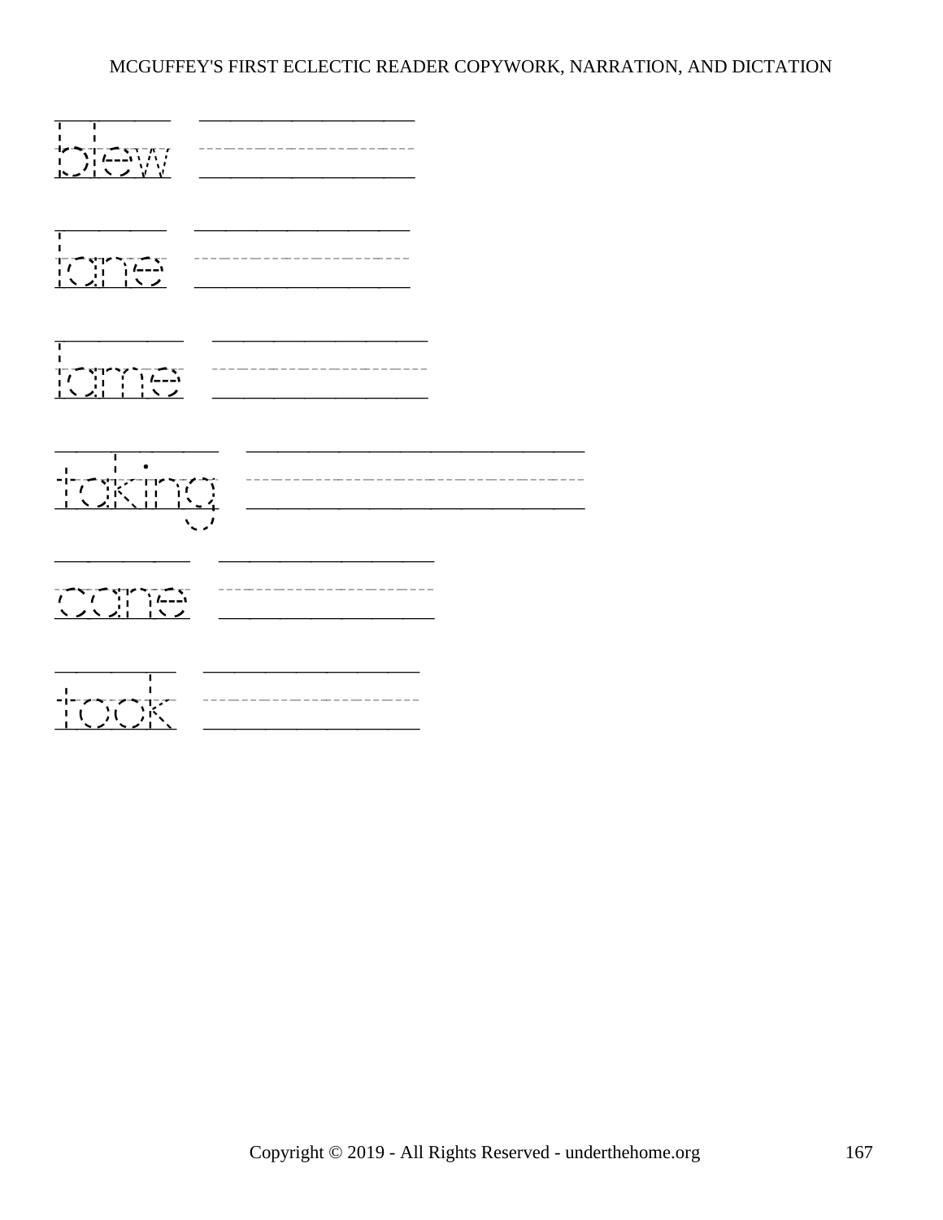blew

lane

lame

taking

cane

took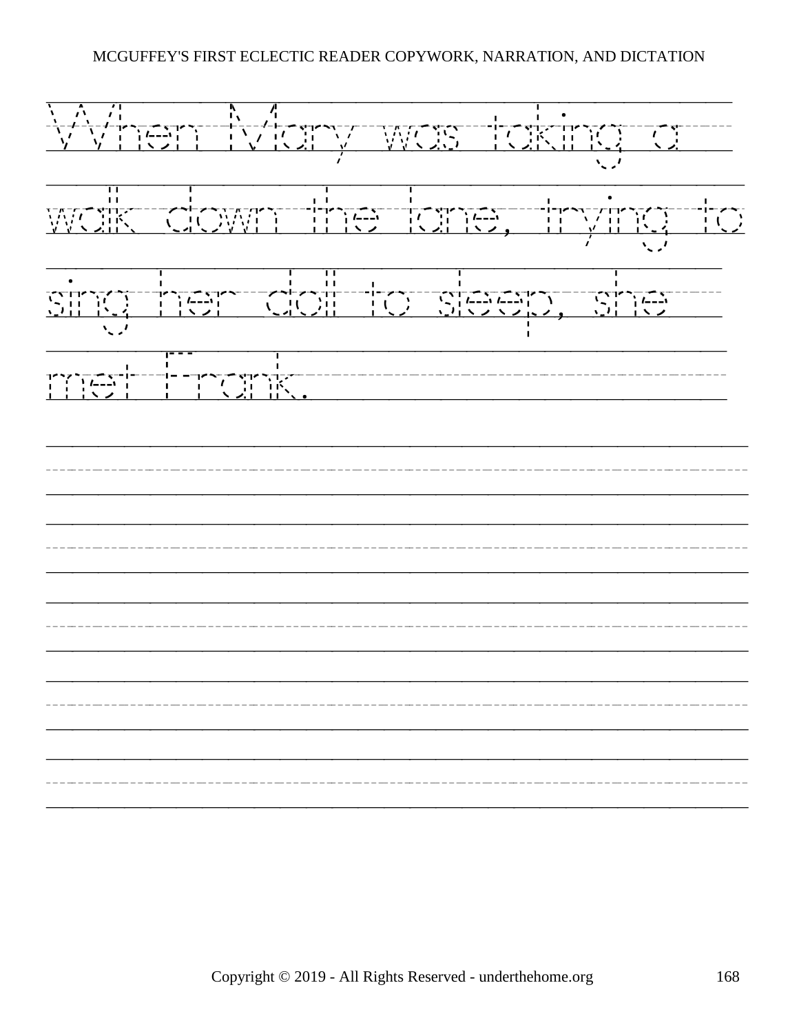When Mary was taking a walk down the lane, trying to sing her doll to sleep, she met Frank.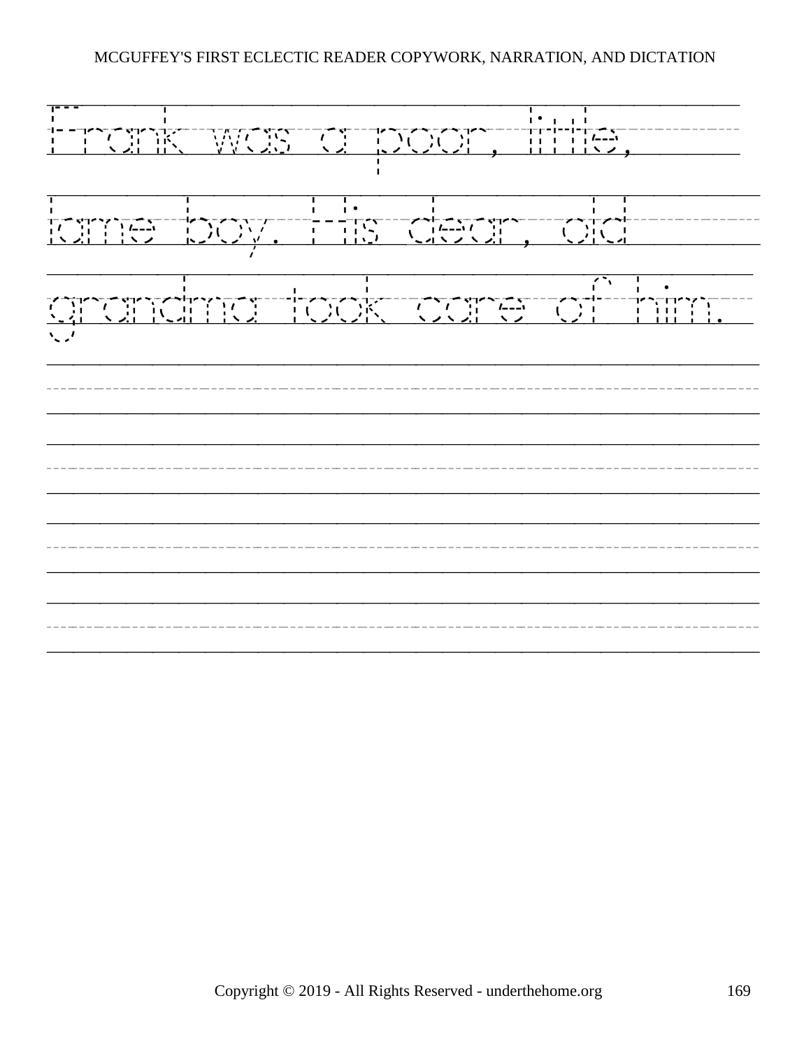Frank was a poor, little,

lame boy. His dear, old

grandma took care of him.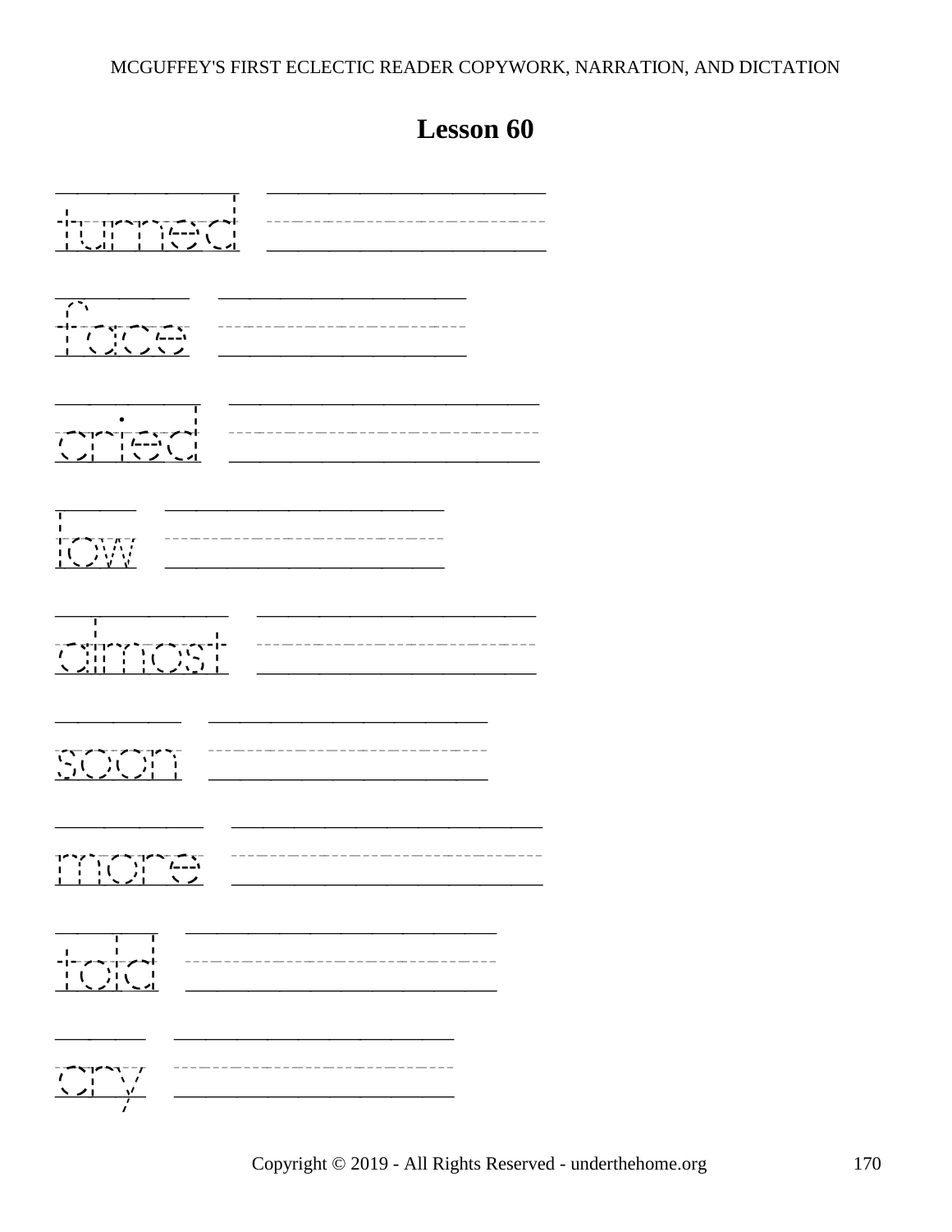# Lesson 60

turned

face

cried

low

almost

soon

more

told

cry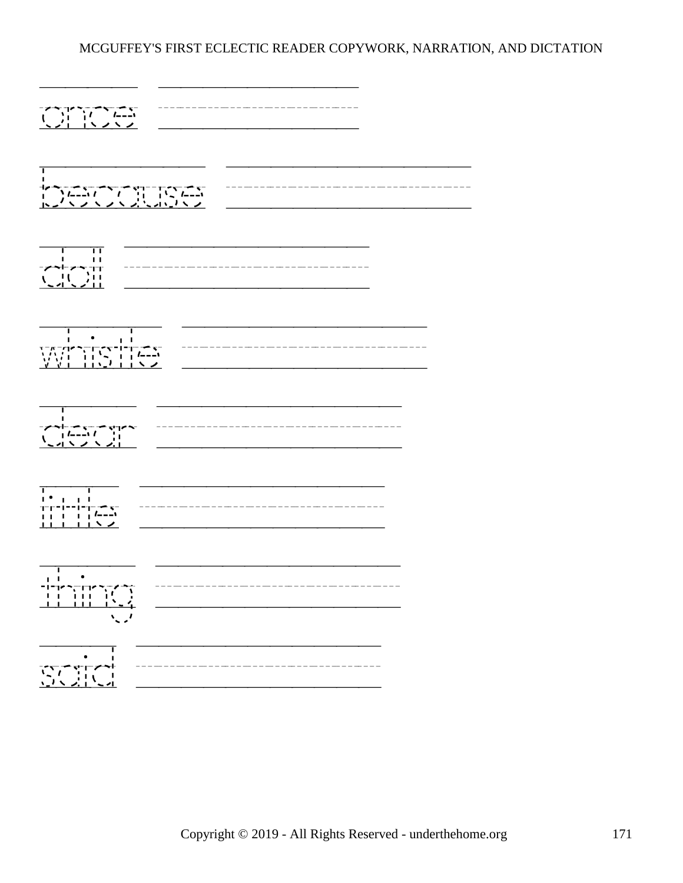once

because

doll

whistle

dear

little

thing

said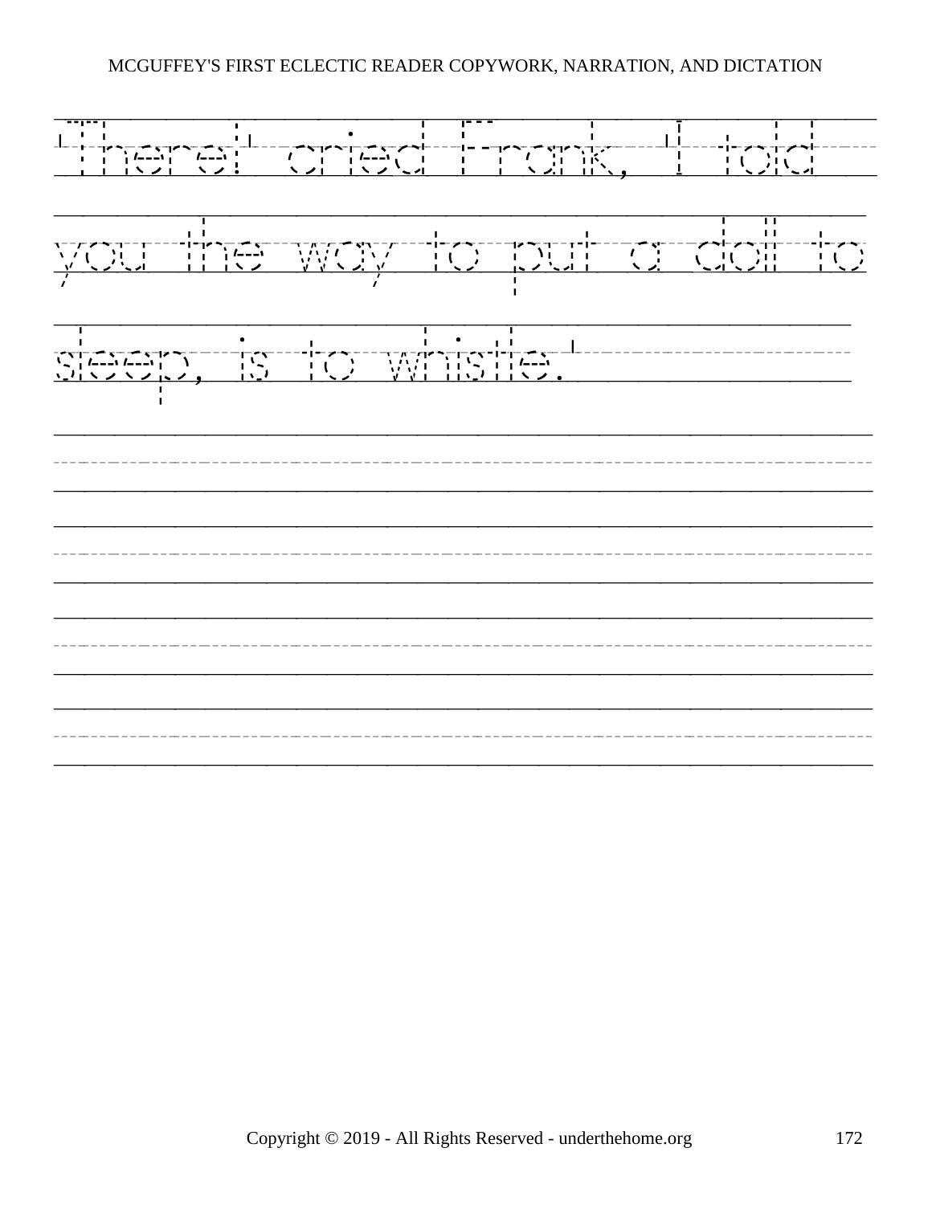"There!" cried Frank, "I told you the way to put a doll to sleep, is to whistle."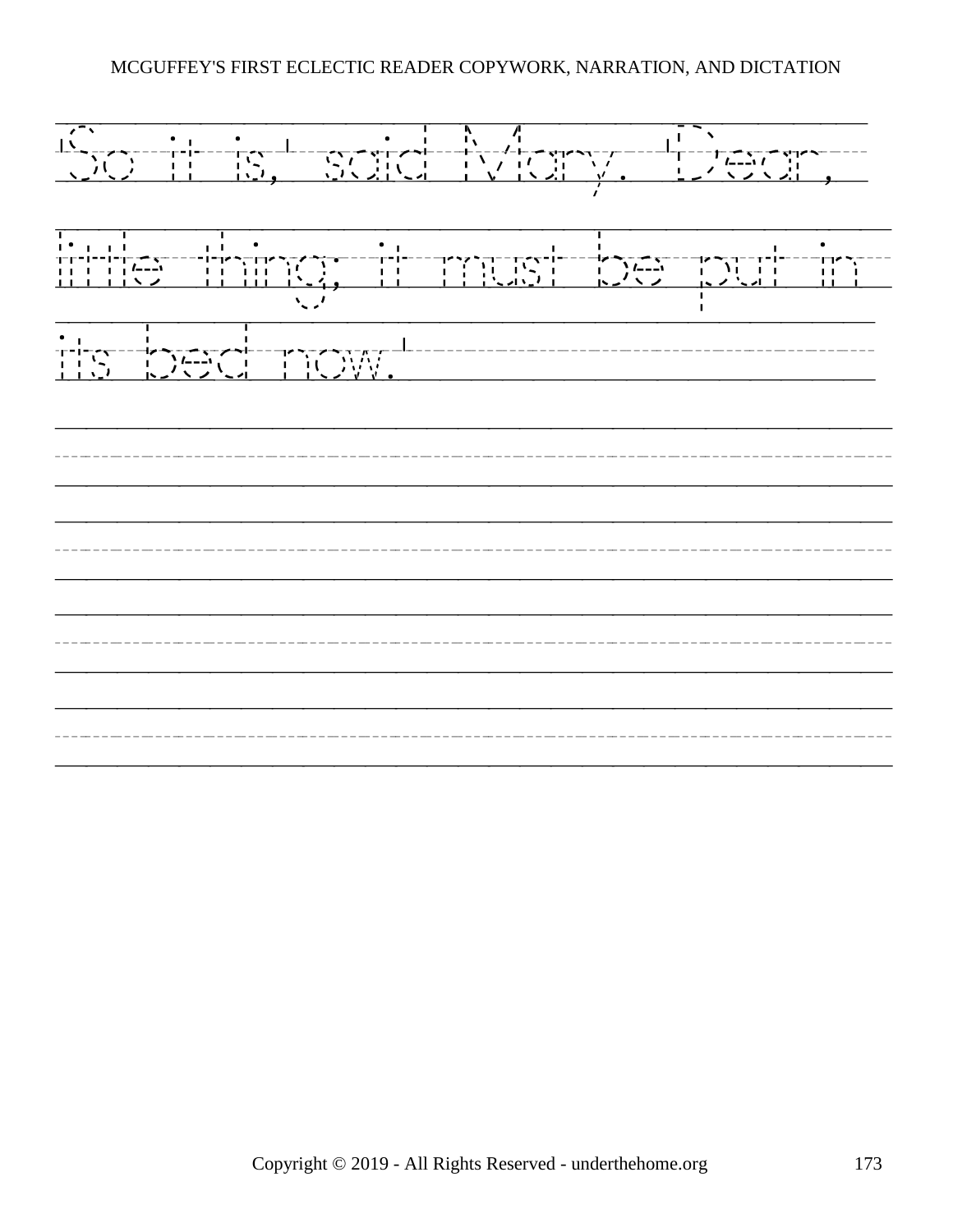'So it is,' said Mary. 'Dear, little thing; it must be put in its bed now.'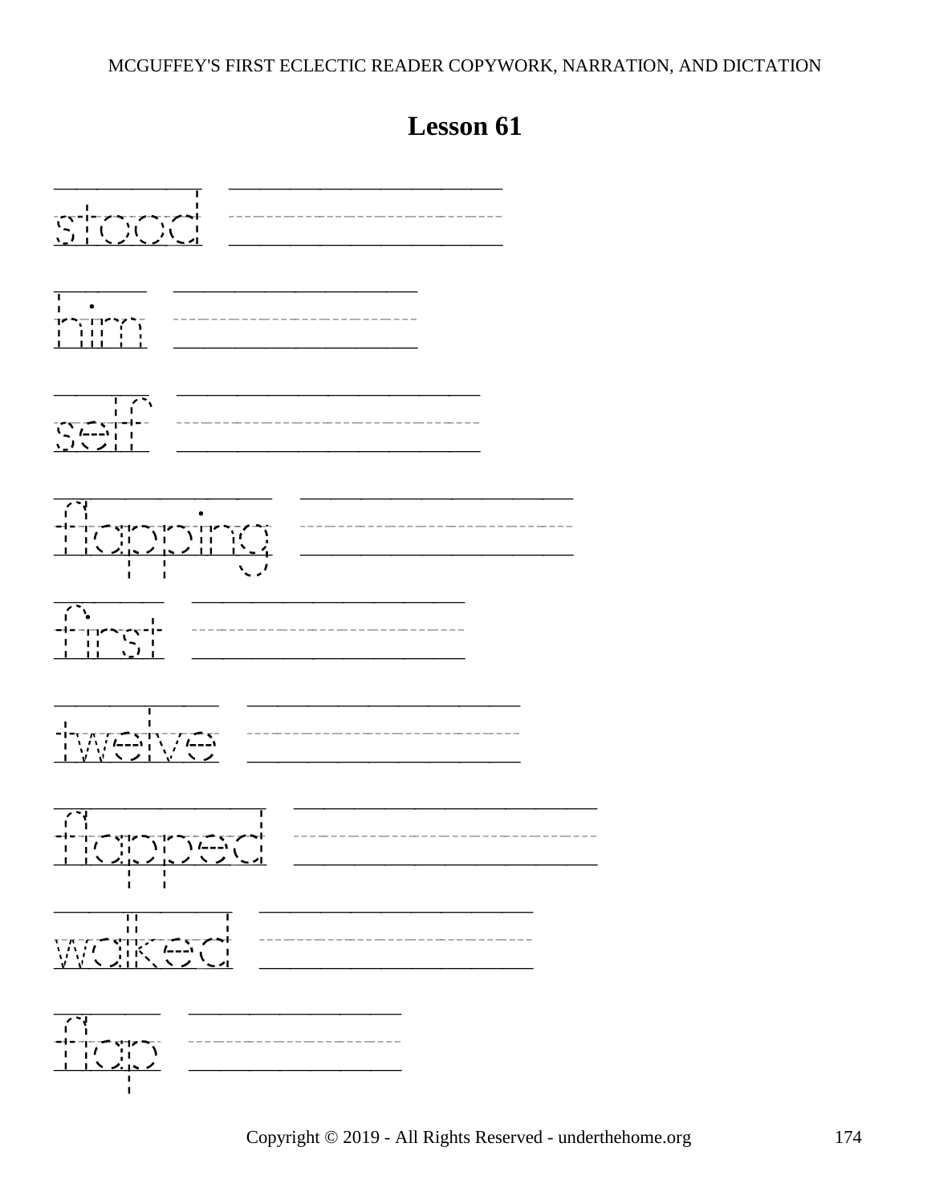# Lesson 61

stood

him

self

flapping

first

twelve

flapped

walked

flap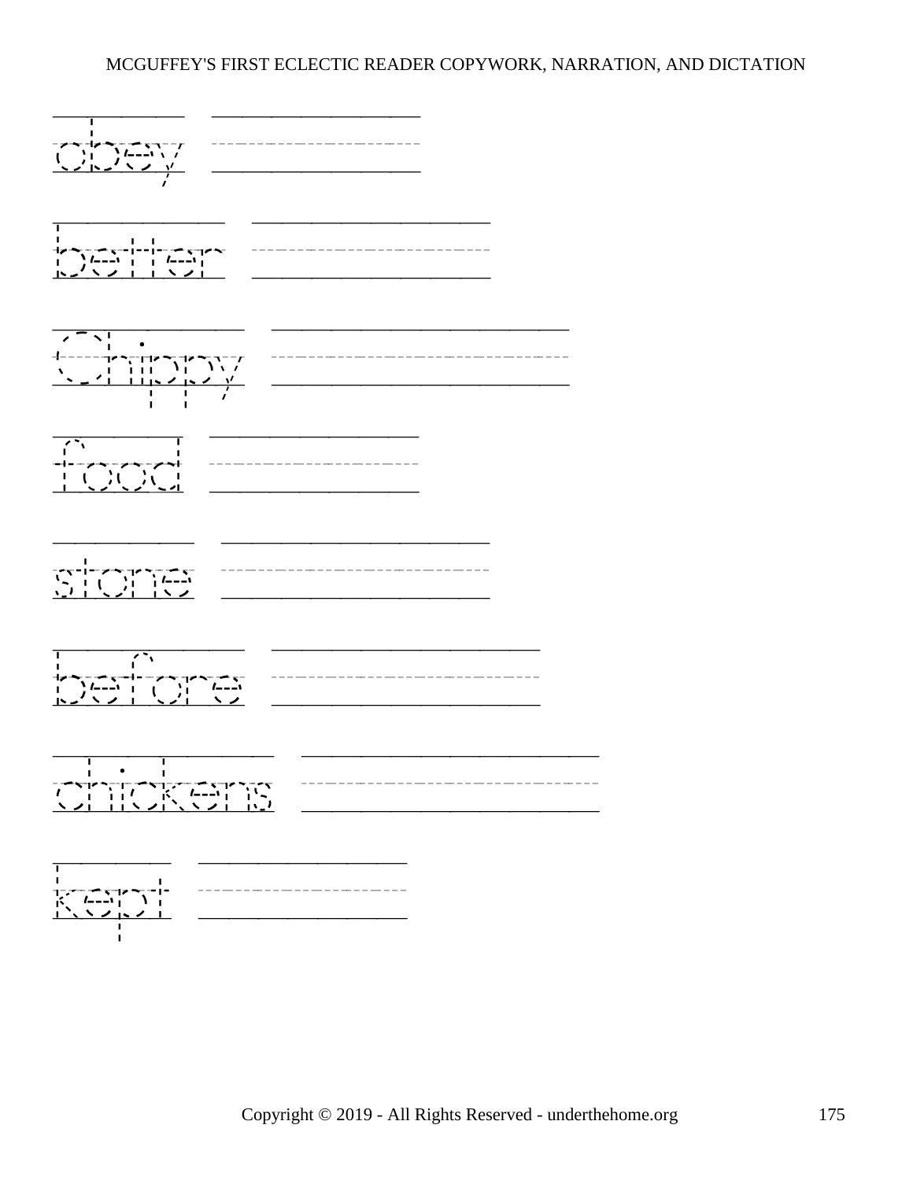obey

better

Chippy

food

stone

before

chickens

kept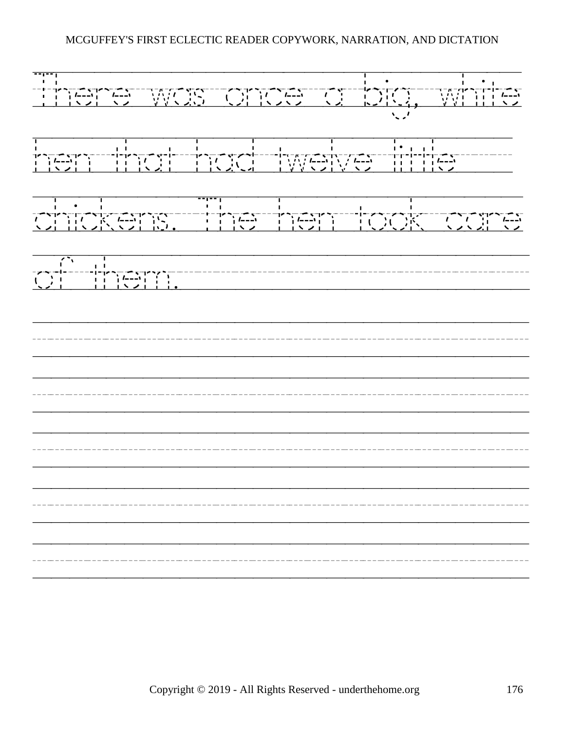There was once a big, white hen that had twelve little chickens. The hen took care of them.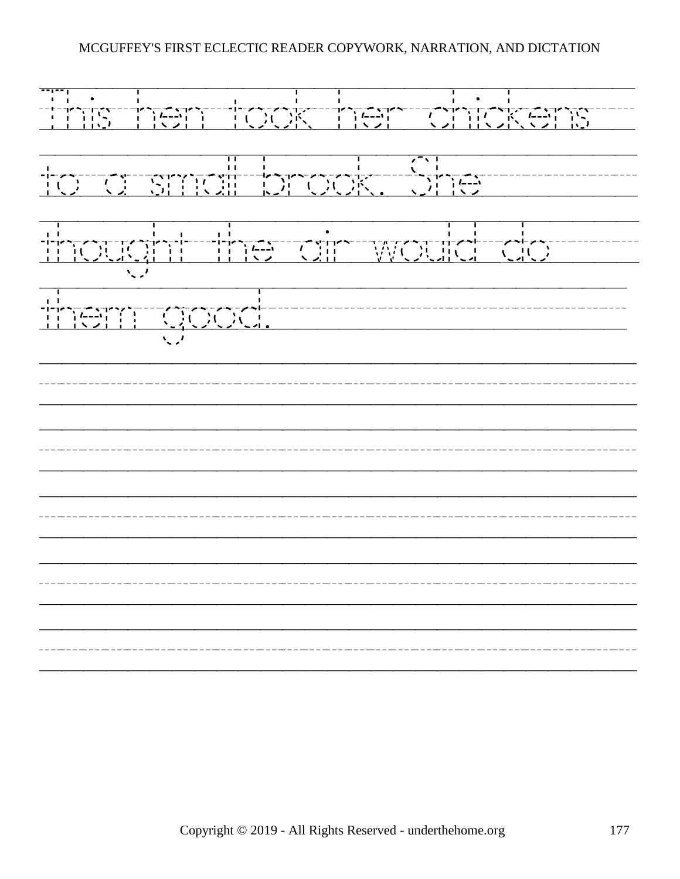This hen took her chickens to a small brook. She thought the air would do them good.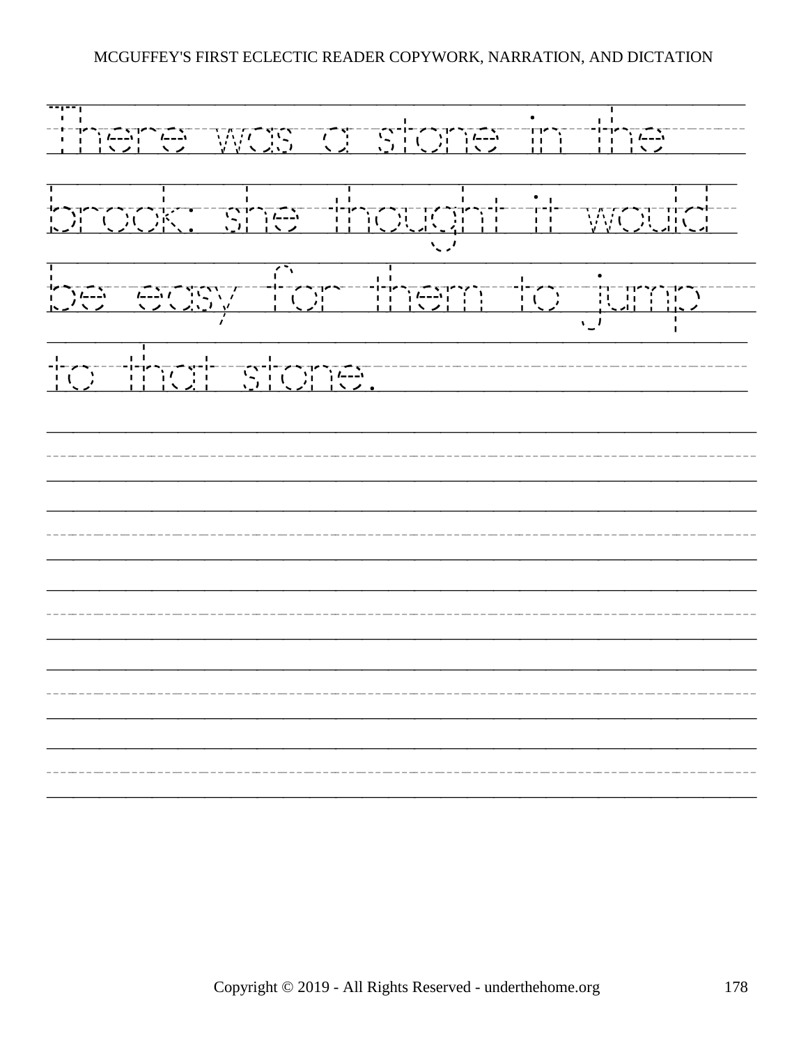There was a stone in the brook: she thought it would be easy for them to jump to that stone.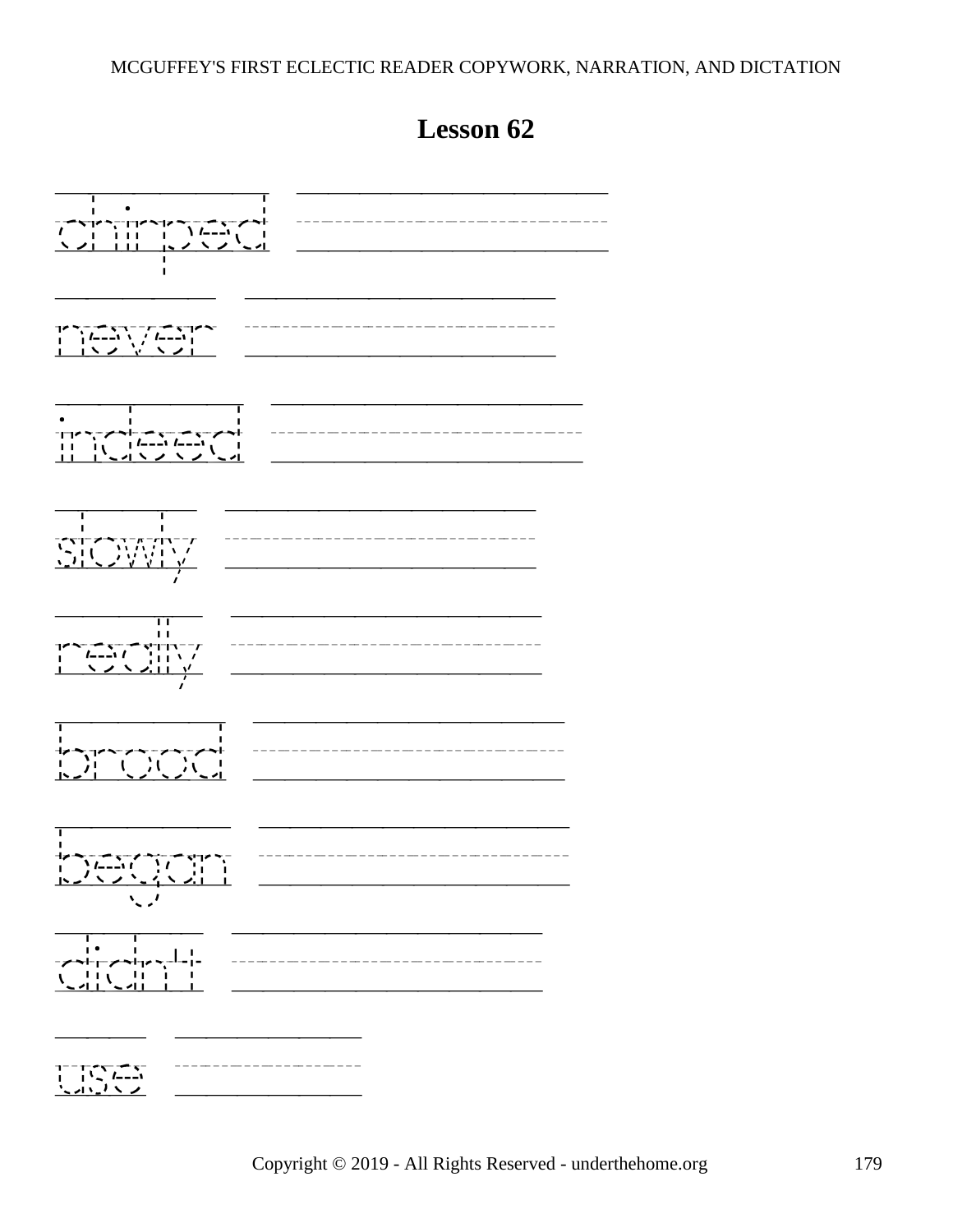# Lesson 62

chirped

never

indeed

slowly

really

brood

began

didn't

use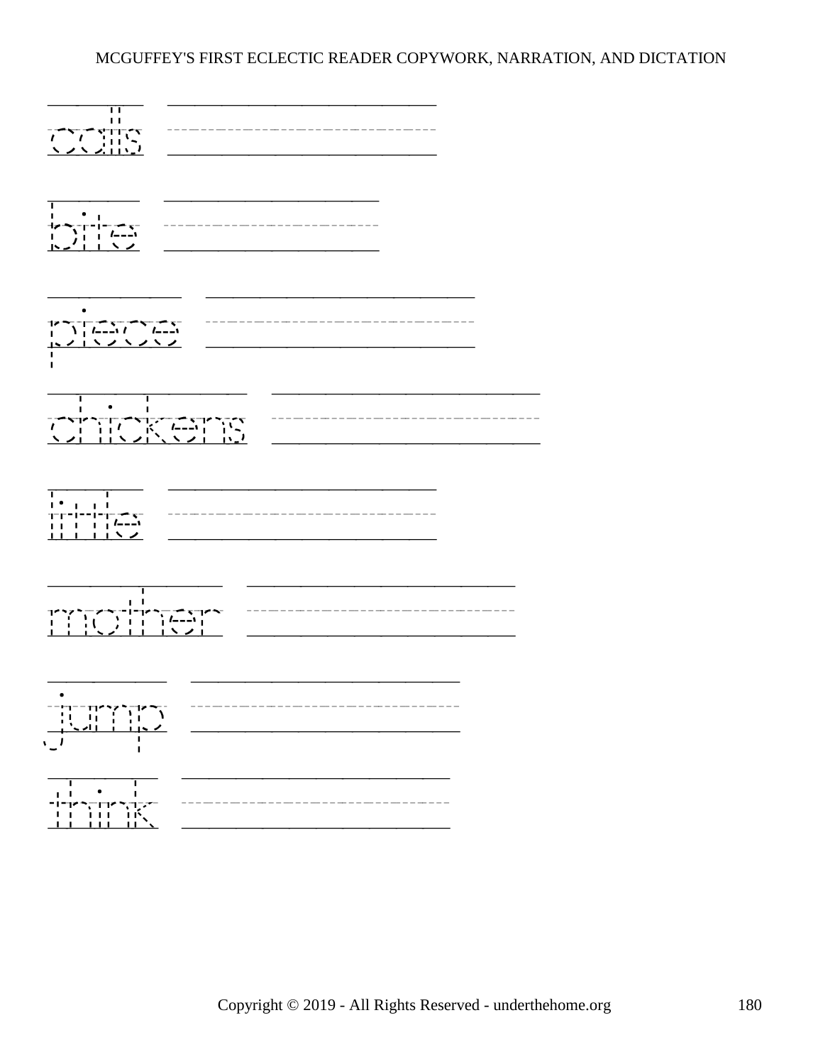cats

bite

piece

chickens

little

mother

jump

think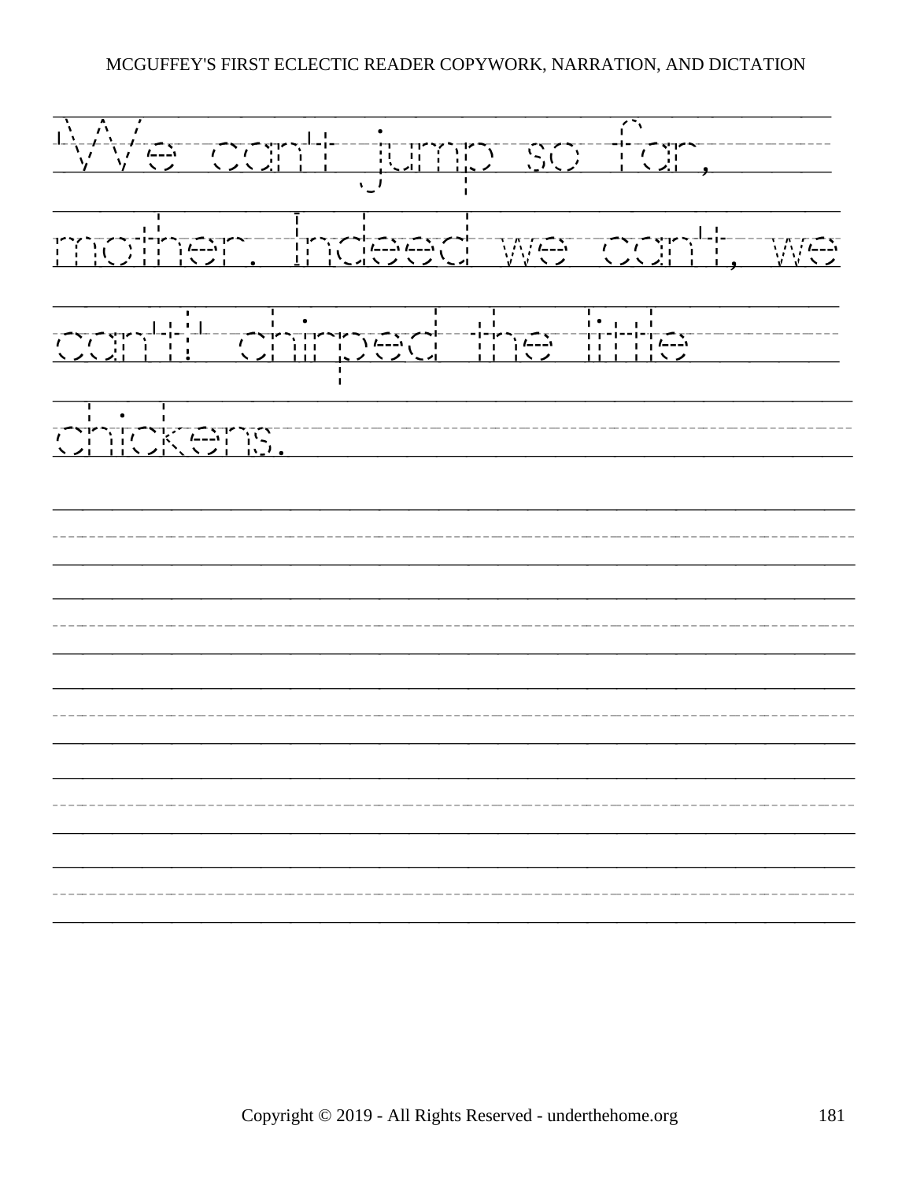"We can't jump so far, mother. Indeed we can't, we can't!" chirped the little chickens.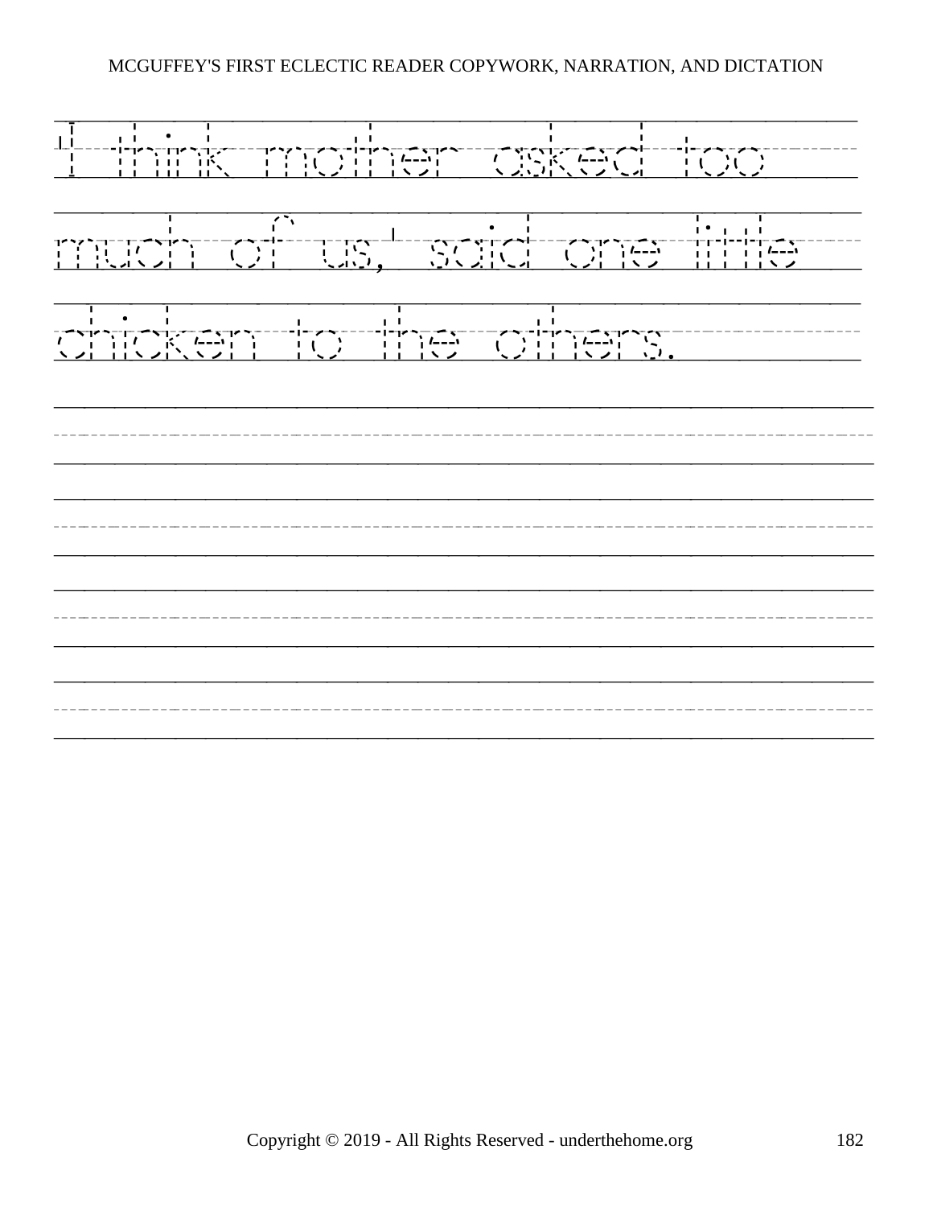I think mother asked too much of us,' said one little chicken to the others.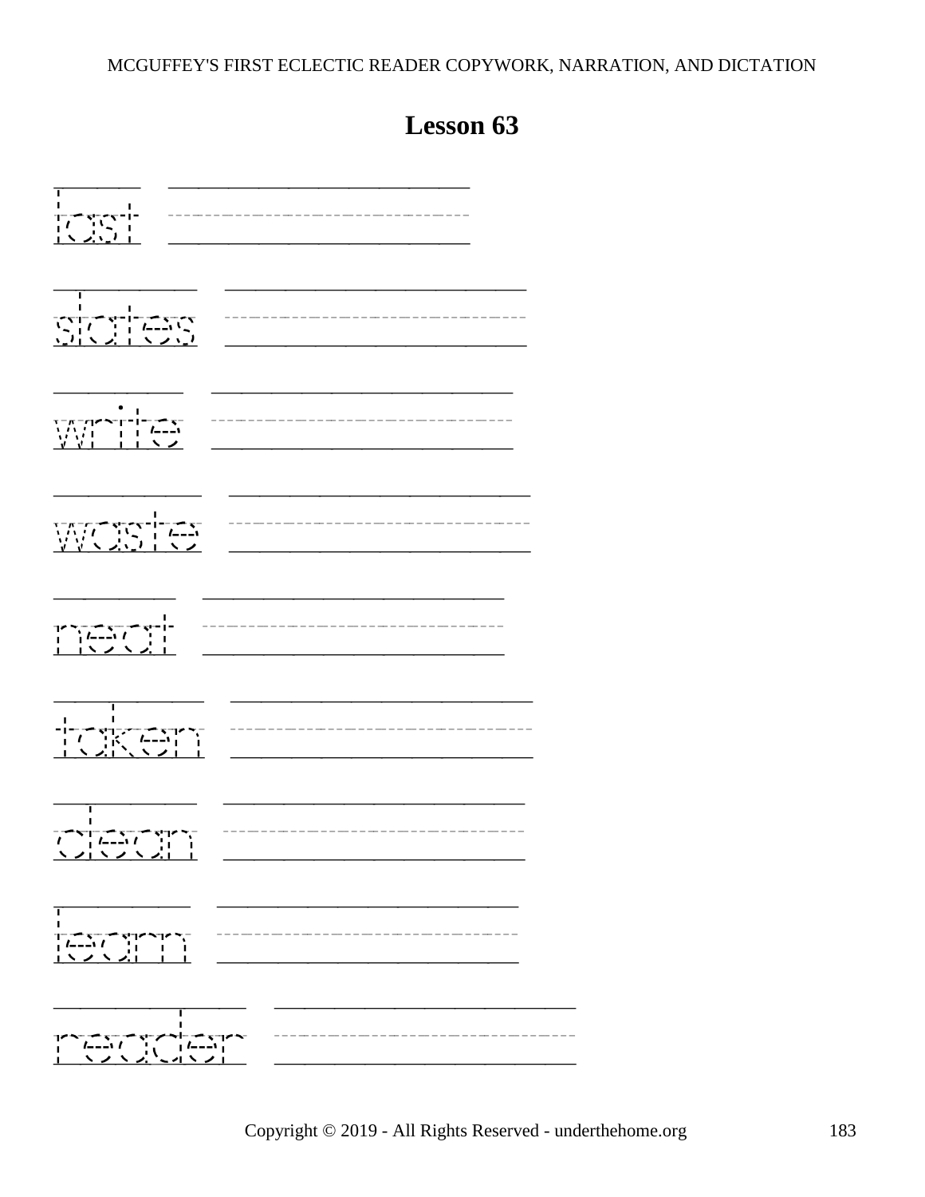## Lesson 63

last

slates

write

waste

neat

taken

clean

learn

reader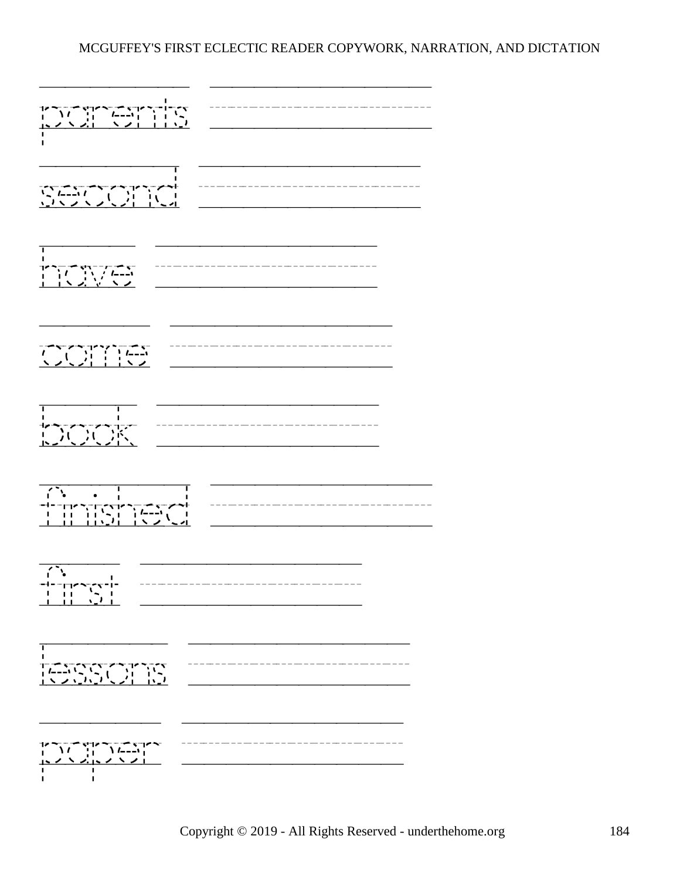parents

second

have

come

book

finished

first

lessons

paper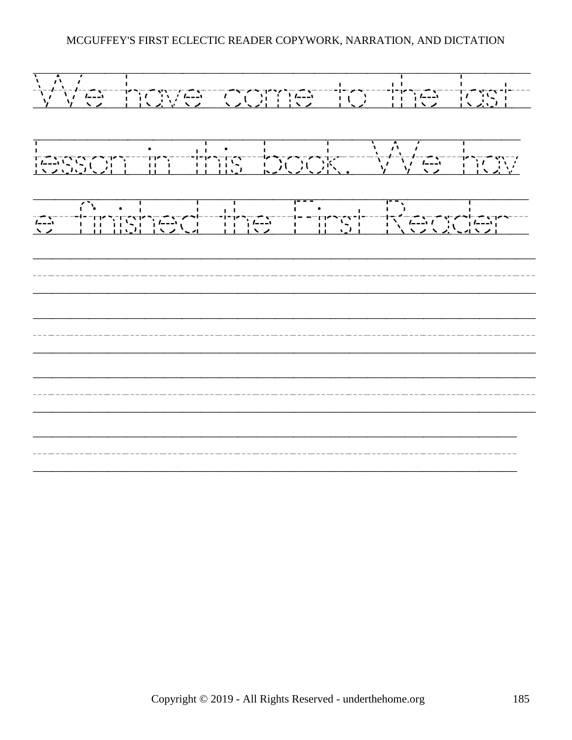We have come to the last

lesson in this book. We hav

e finished the First Reader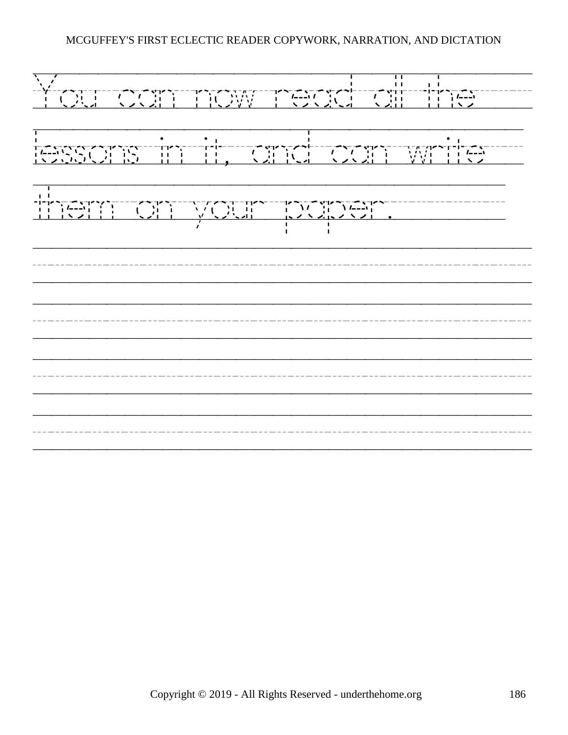You can now read all the

lessons in it, and can write

them on your paper.